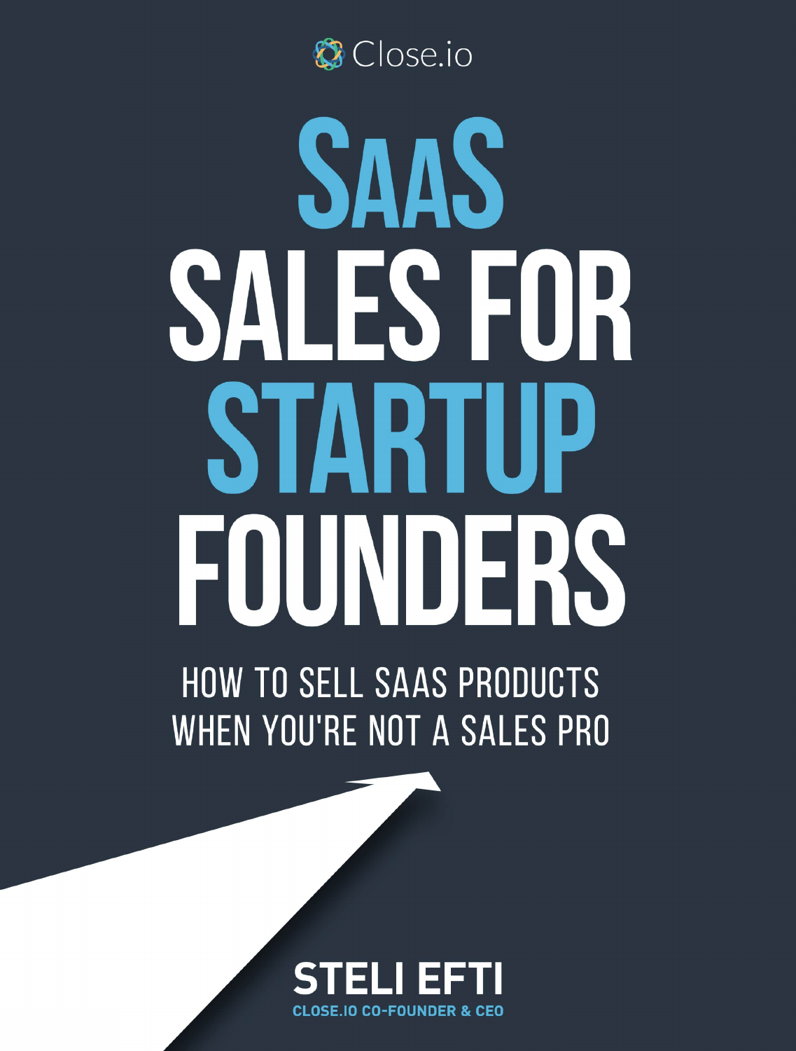Close.io

# SaaS Sales for Startup Founders

## How to Sell SaaS Products When You're Not a Sales Pro

**STELI EFTI**

**CLOSE.IO CO-FOUNDER & CEO**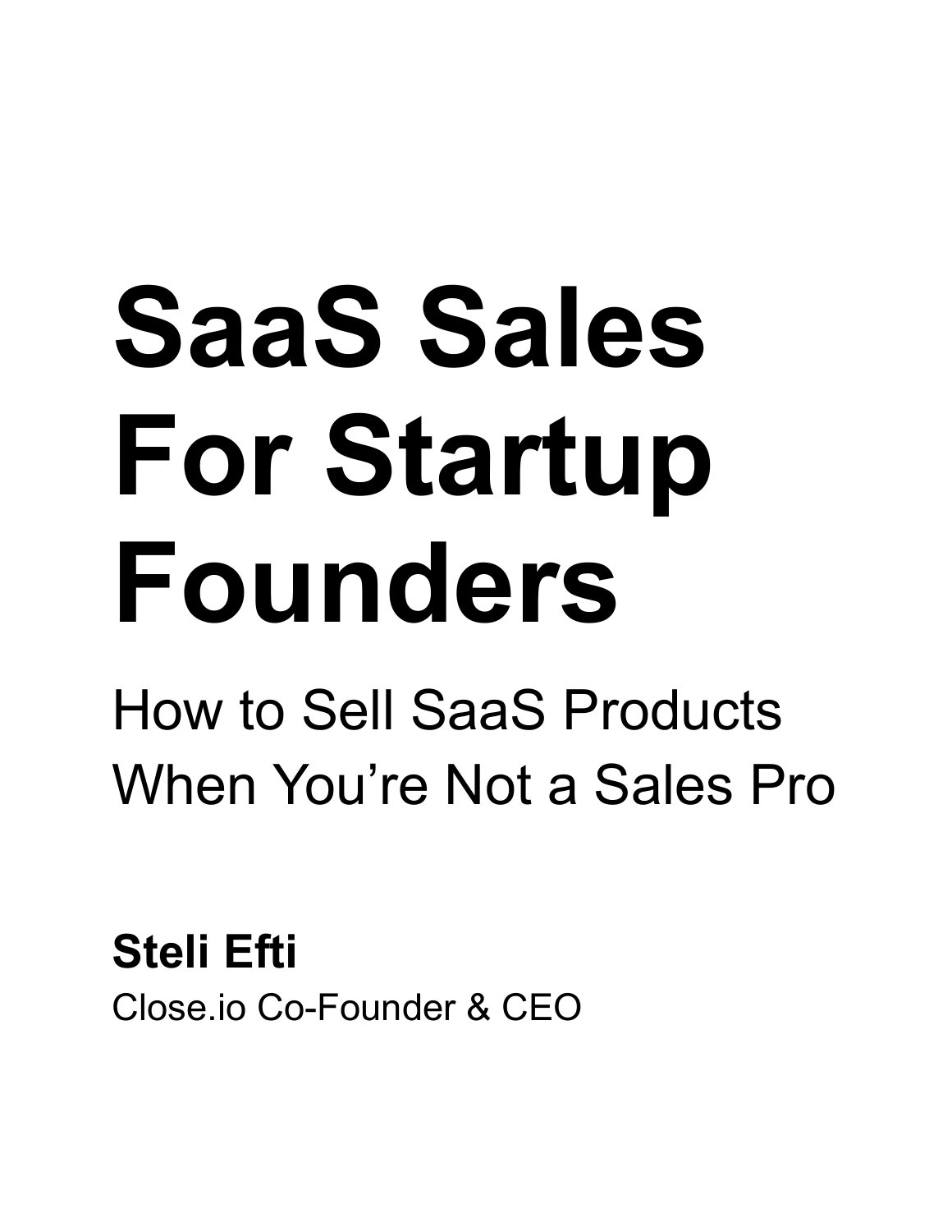# SaaS Sales For Startup Founders

## How to Sell SaaS Products When You're Not a Sales Pro

**Steli Efti**

Close.io Co-Founder & CEO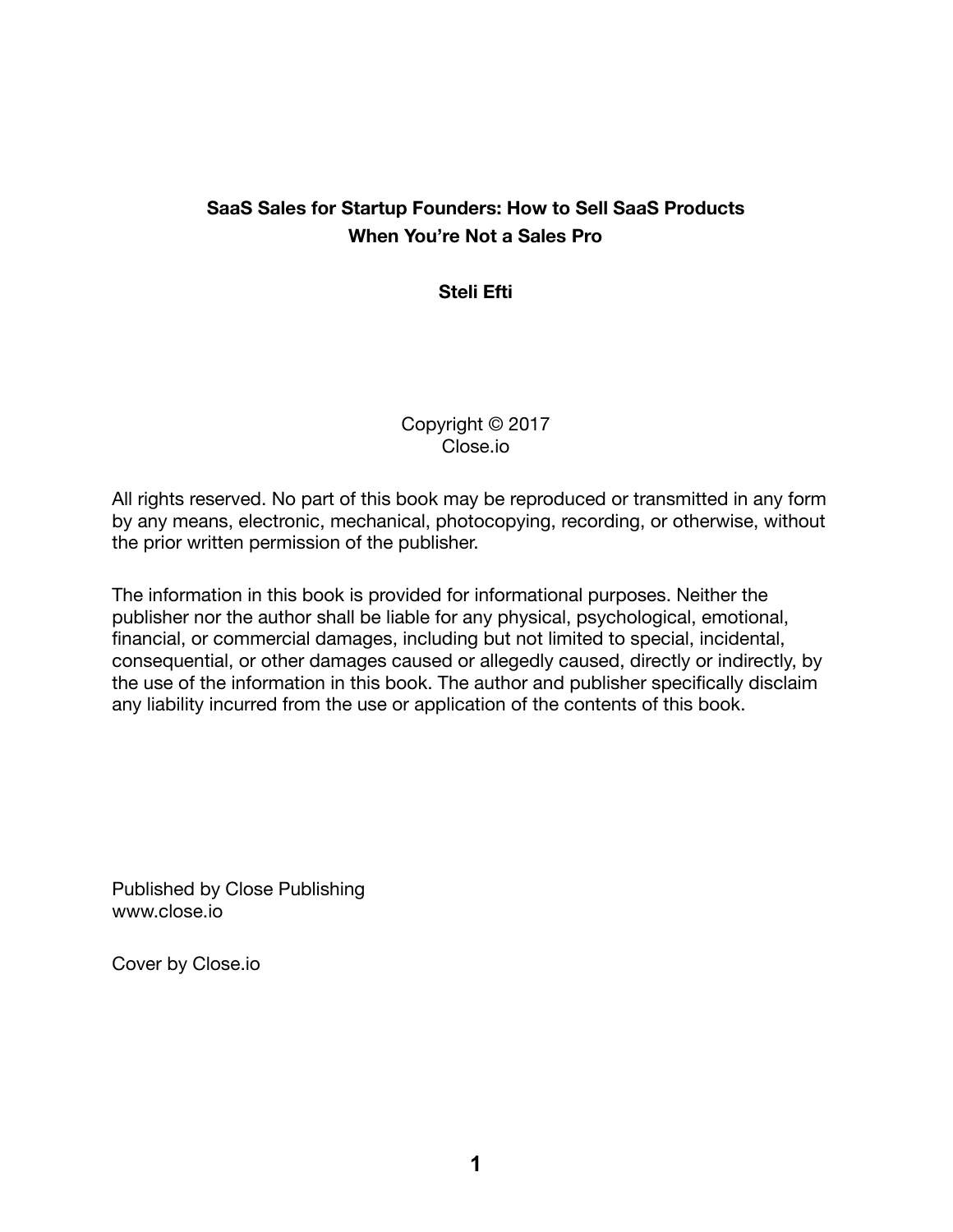**SaaS Sales for Startup Founders: How to Sell SaaS Products When You're Not a Sales Pro**

**Steli Efti**

Copyright © 2017
Close.io

All rights reserved. No part of this book may be reproduced or transmitted in any form by any means, electronic, mechanical, photocopying, recording, or otherwise, without the prior written permission of the publisher.

The information in this book is provided for informational purposes. Neither the publisher nor the author shall be liable for any physical, psychological, emotional, financial, or commercial damages, including but not limited to special, incidental, consequential, or other damages caused or allegedly caused, directly or indirectly, by the use of the information in this book. The author and publisher specifically disclaim any liability incurred from the use or application of the contents of this book.

Published by Close Publishing
www.close.io

Cover by Close.io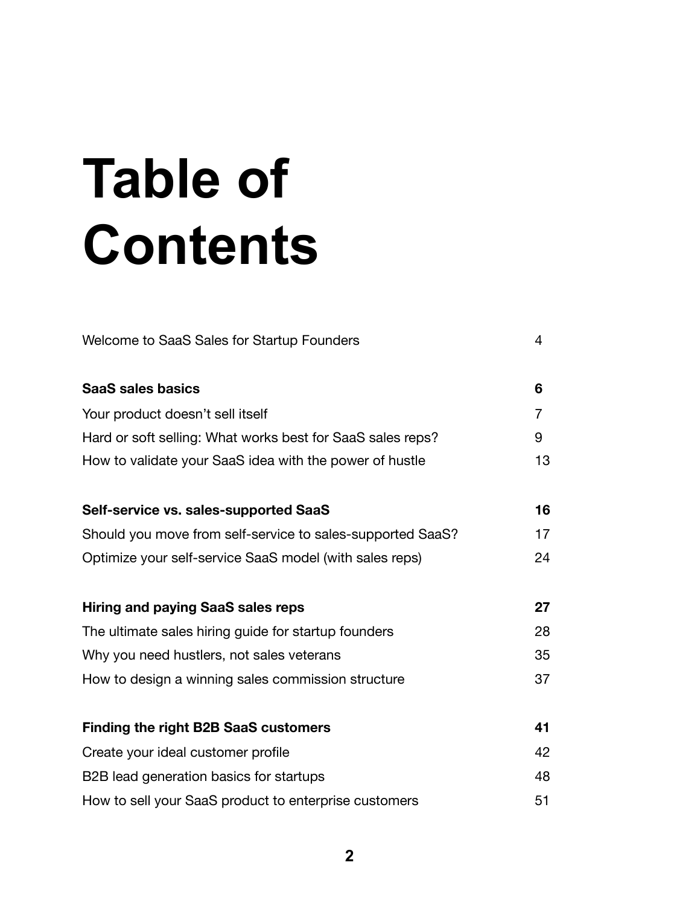# Table of Contents

| | |
|---|---|
| Welcome to SaaS Sales for Startup Founders | 4 |
| **SaaS sales basics** | **6** |
| Your product doesn't sell itself | 7 |
| Hard or soft selling: What works best for SaaS sales reps? | 9 |
| How to validate your SaaS idea with the power of hustle | 13 |
| **Self-service vs. sales-supported SaaS** | **16** |
| Should you move from self-service to sales-supported SaaS? | 17 |
| Optimize your self-service SaaS model (with sales reps) | 24 |
| **Hiring and paying SaaS sales reps** | **27** |
| The ultimate sales hiring guide for startup founders | 28 |
| Why you need hustlers, not sales veterans | 35 |
| How to design a winning sales commission structure | 37 |
| **Finding the right B2B SaaS customers** | **41** |
| Create your ideal customer profile | 42 |
| B2B lead generation basics for startups | 48 |
| How to sell your SaaS product to enterprise customers | 51 |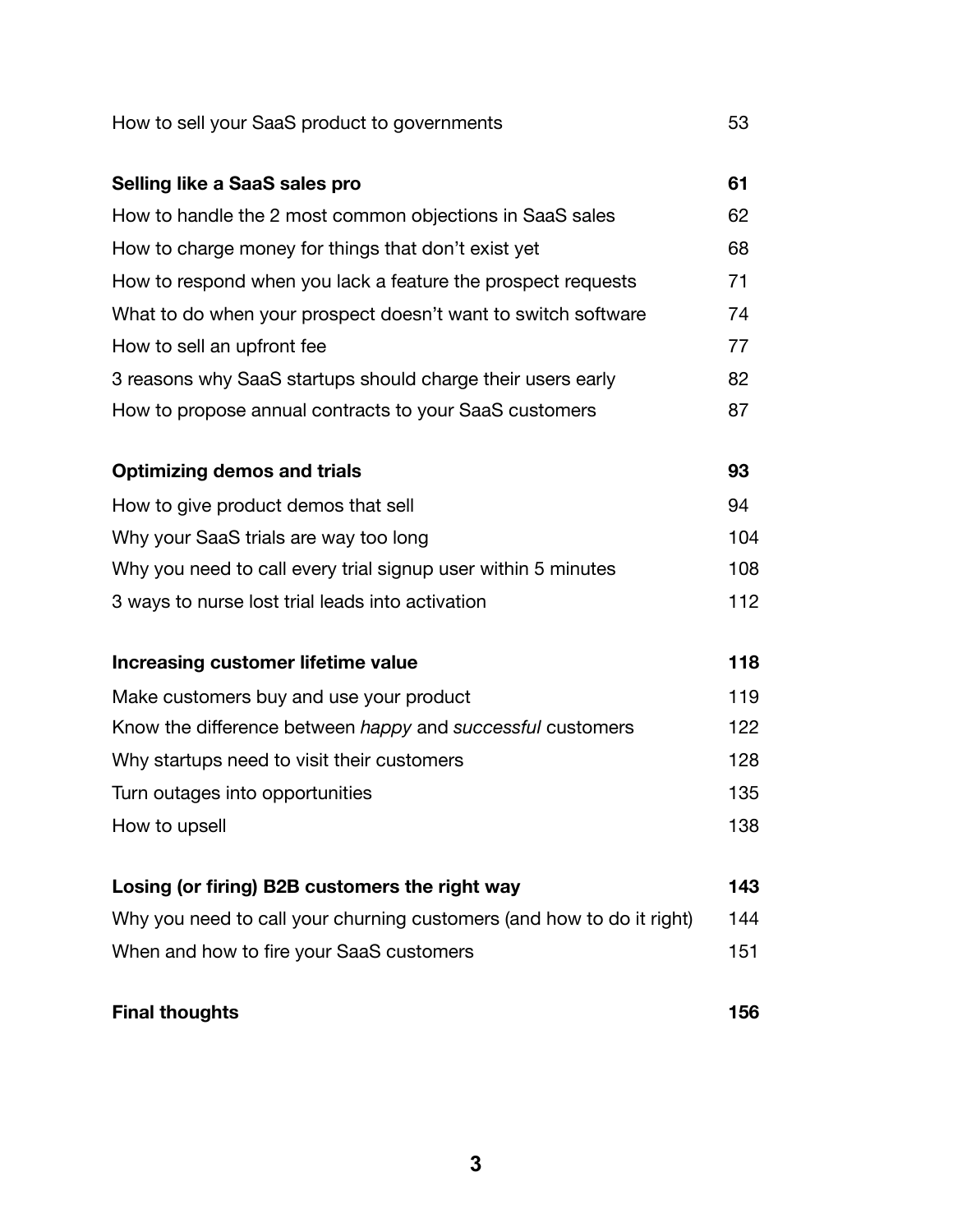How to sell your SaaS product to governments 53

**Selling like a SaaS sales pro** **61**

How to handle the 2 most common objections in SaaS sales 62

How to charge money for things that don't exist yet 68

How to respond when you lack a feature the prospect requests 71

What to do when your prospect doesn't want to switch software 74

How to sell an upfront fee 77

3 reasons why SaaS startups should charge their users early 82

How to propose annual contracts to your SaaS customers 87

**Optimizing demos and trials** **93**

How to give product demos that sell 94

Why your SaaS trials are way too long 104

Why you need to call every trial signup user within 5 minutes 108

3 ways to nurse lost trial leads into activation 112

**Increasing customer lifetime value** **118**

Make customers buy and use your product 119

Know the difference between *happy* and *successful* customers 122

Why startups need to visit their customers 128

Turn outages into opportunities 135

How to upsell 138

**Losing (or firing) B2B customers the right way** **143**

Why you need to call your churning customers (and how to do it right) 144

When and how to fire your SaaS customers 151

**Final thoughts** **156**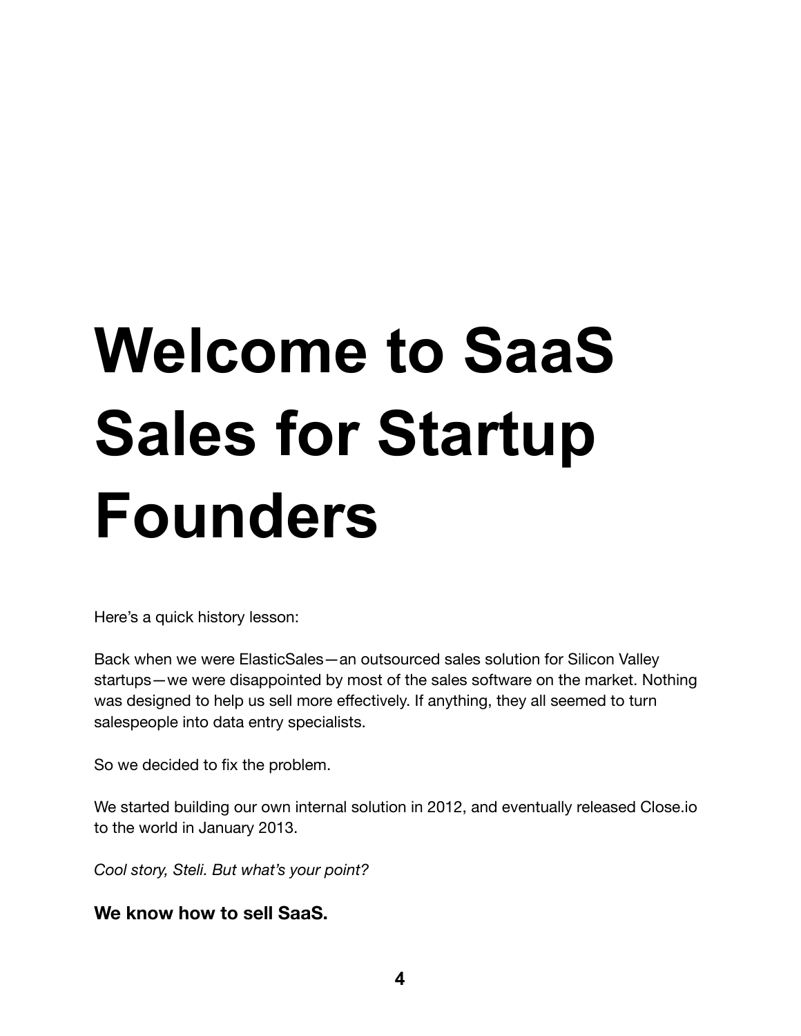# Welcome to SaaS Sales for Startup Founders

Here's a quick history lesson:

Back when we were ElasticSales—an outsourced sales solution for Silicon Valley startups—we were disappointed by most of the sales software on the market. Nothing was designed to help us sell more effectively. If anything, they all seemed to turn salespeople into data entry specialists.

So we decided to fix the problem.

We started building our own internal solution in 2012, and eventually released Close.io to the world in January 2013.

*Cool story, Steli. But what's your point?*

**We know how to sell SaaS.**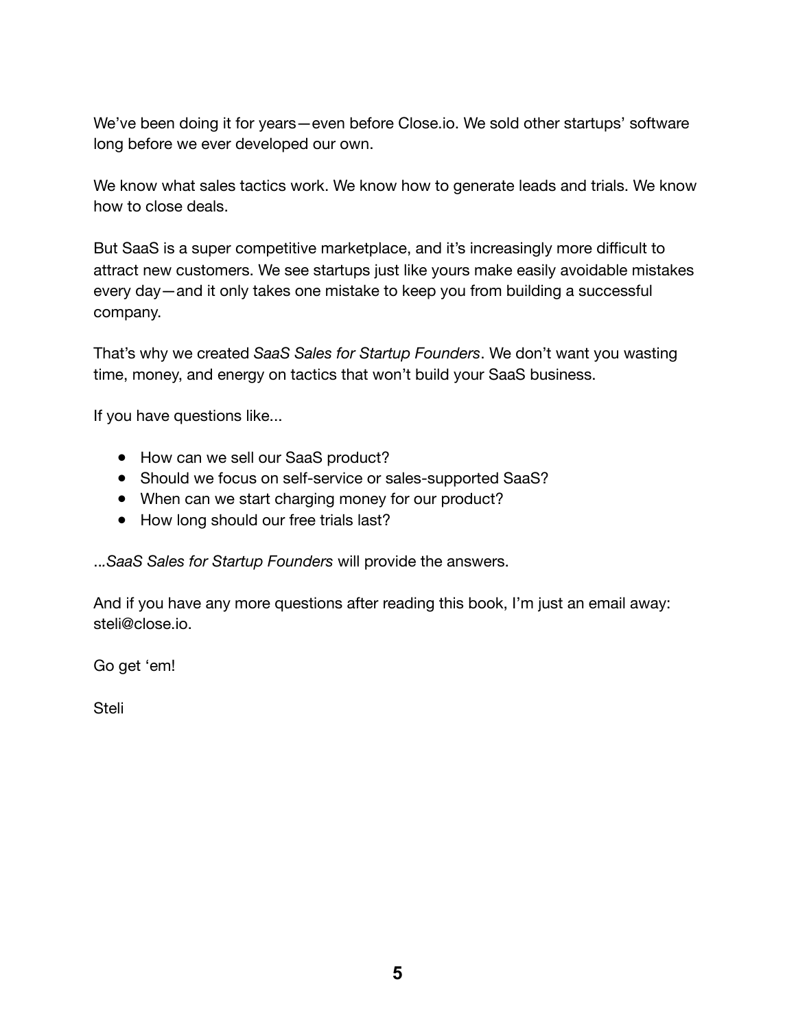We've been doing it for years—even before Close.io. We sold other startups' software long before we ever developed our own.

We know what sales tactics work. We know how to generate leads and trials. We know how to close deals.

But SaaS is a super competitive marketplace, and it's increasingly more difficult to attract new customers. We see startups just like yours make easily avoidable mistakes every day—and it only takes one mistake to keep you from building a successful company.

That's why we created *SaaS Sales for Startup Founders*. We don't want you wasting time, money, and energy on tactics that won't build your SaaS business.

If you have questions like...

- How can we sell our SaaS product?
- Should we focus on self-service or sales-supported SaaS?
- When can we start charging money for our product?
- How long should our free trials last?

...*SaaS Sales for Startup Founders* will provide the answers.

And if you have any more questions after reading this book, I'm just an email away: steli@close.io.

Go get 'em!

Steli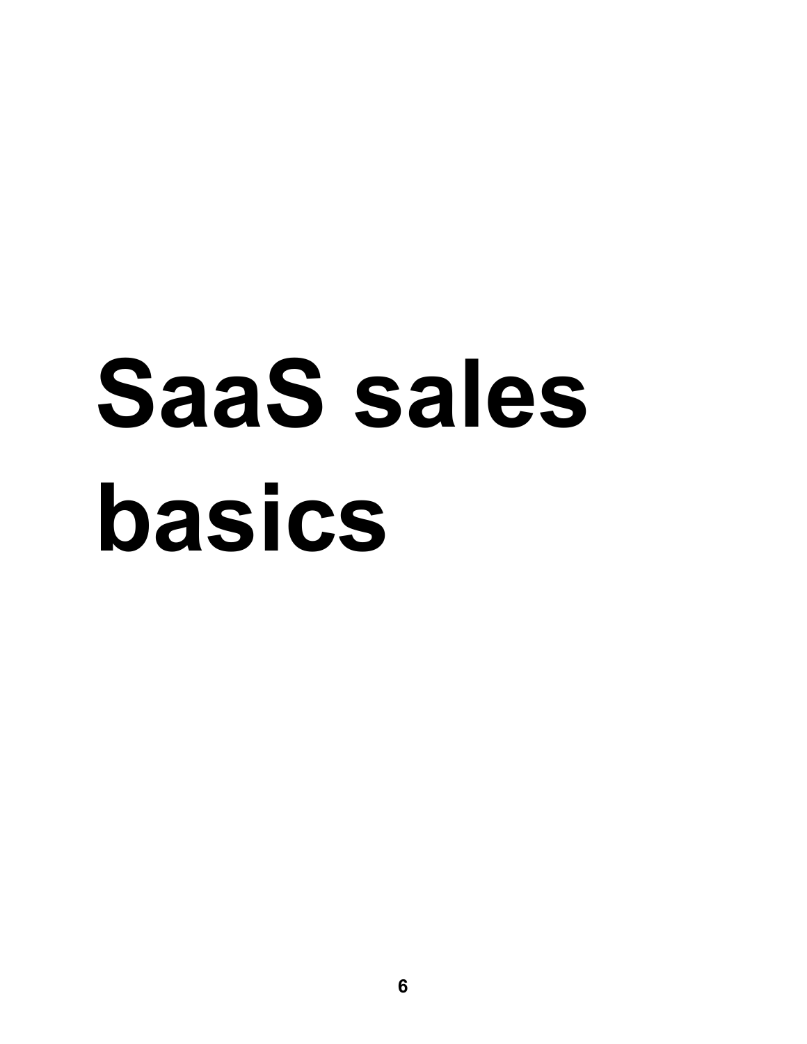# SaaS sales basics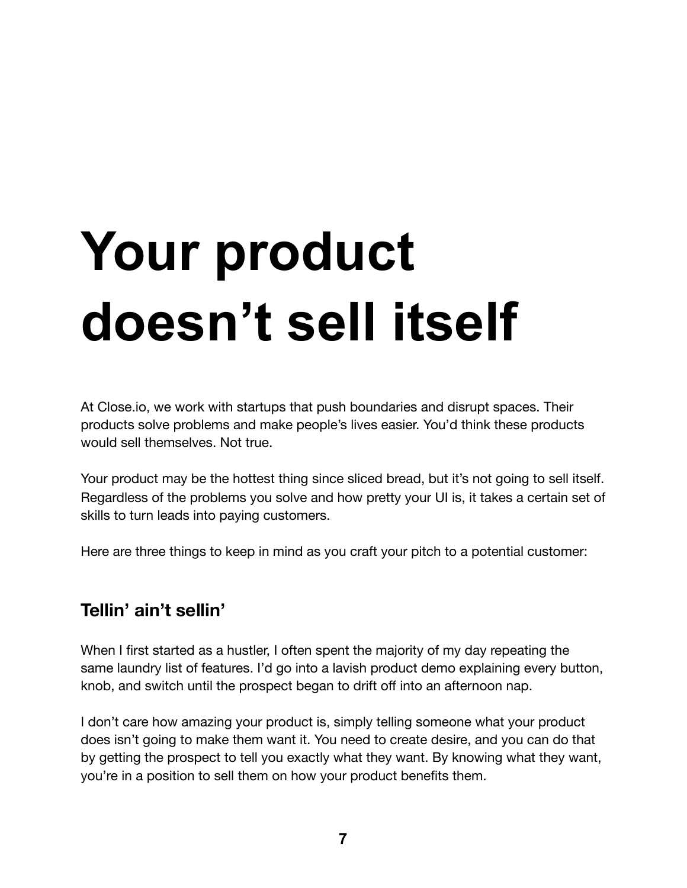# Your product doesn't sell itself

At Close.io, we work with startups that push boundaries and disrupt spaces. Their products solve problems and make people's lives easier. You'd think these products would sell themselves. Not true.

Your product may be the hottest thing since sliced bread, but it's not going to sell itself. Regardless of the problems you solve and how pretty your UI is, it takes a certain set of skills to turn leads into paying customers.

Here are three things to keep in mind as you craft your pitch to a potential customer:

## Tellin' ain't sellin'

When I first started as a hustler, I often spent the majority of my day repeating the same laundry list of features. I'd go into a lavish product demo explaining every button, knob, and switch until the prospect began to drift off into an afternoon nap.

I don't care how amazing your product is, simply telling someone what your product does isn't going to make them want it. You need to create desire, and you can do that by getting the prospect to tell you exactly what they want. By knowing what they want, you're in a position to sell them on how your product benefits them.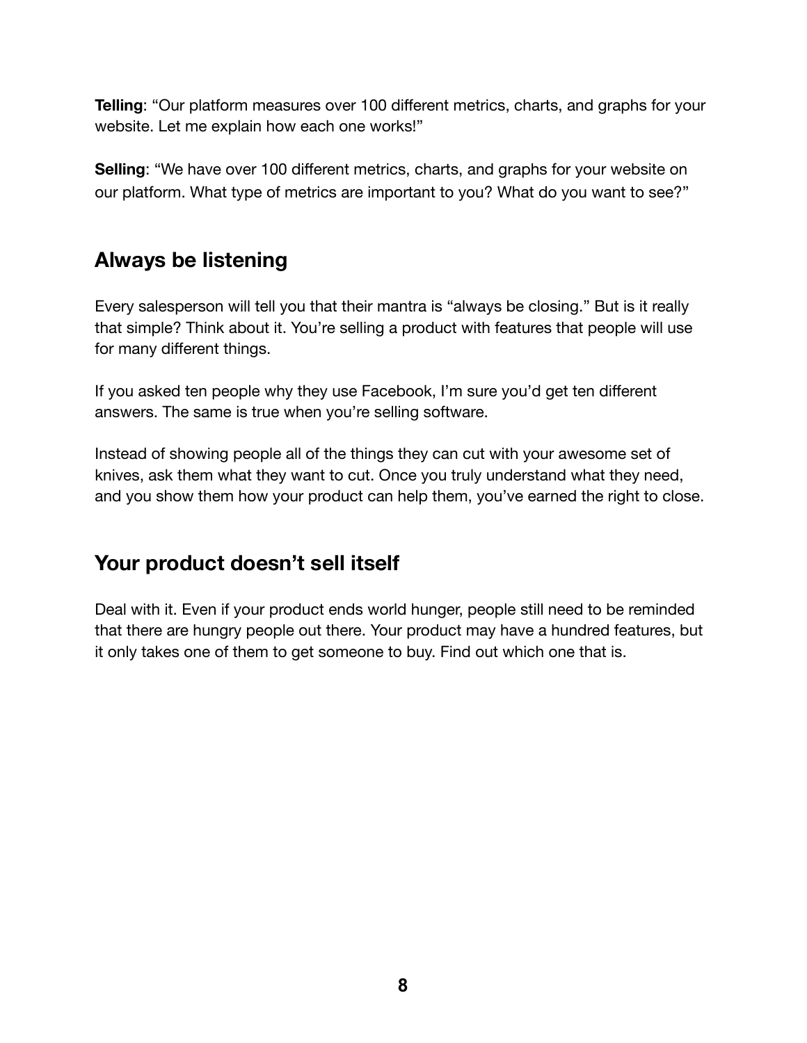**Telling**: “Our platform measures over 100 different metrics, charts, and graphs for your website. Let me explain how each one works!”

**Selling**: “We have over 100 different metrics, charts, and graphs for your website on our platform. What type of metrics are important to you? What do you want to see?”

## Always be listening

Every salesperson will tell you that their mantra is “always be closing.” But is it really that simple? Think about it. You’re selling a product with features that people will use for many different things.

If you asked ten people why they use Facebook, I’m sure you’d get ten different answers. The same is true when you’re selling software.

Instead of showing people all of the things they can cut with your awesome set of knives, ask them what they want to cut. Once you truly understand what they need, and you show them how your product can help them, you’ve earned the right to close.

## Your product doesn’t sell itself

Deal with it. Even if your product ends world hunger, people still need to be reminded that there are hungry people out there. Your product may have a hundred features, but it only takes one of them to get someone to buy. Find out which one that is.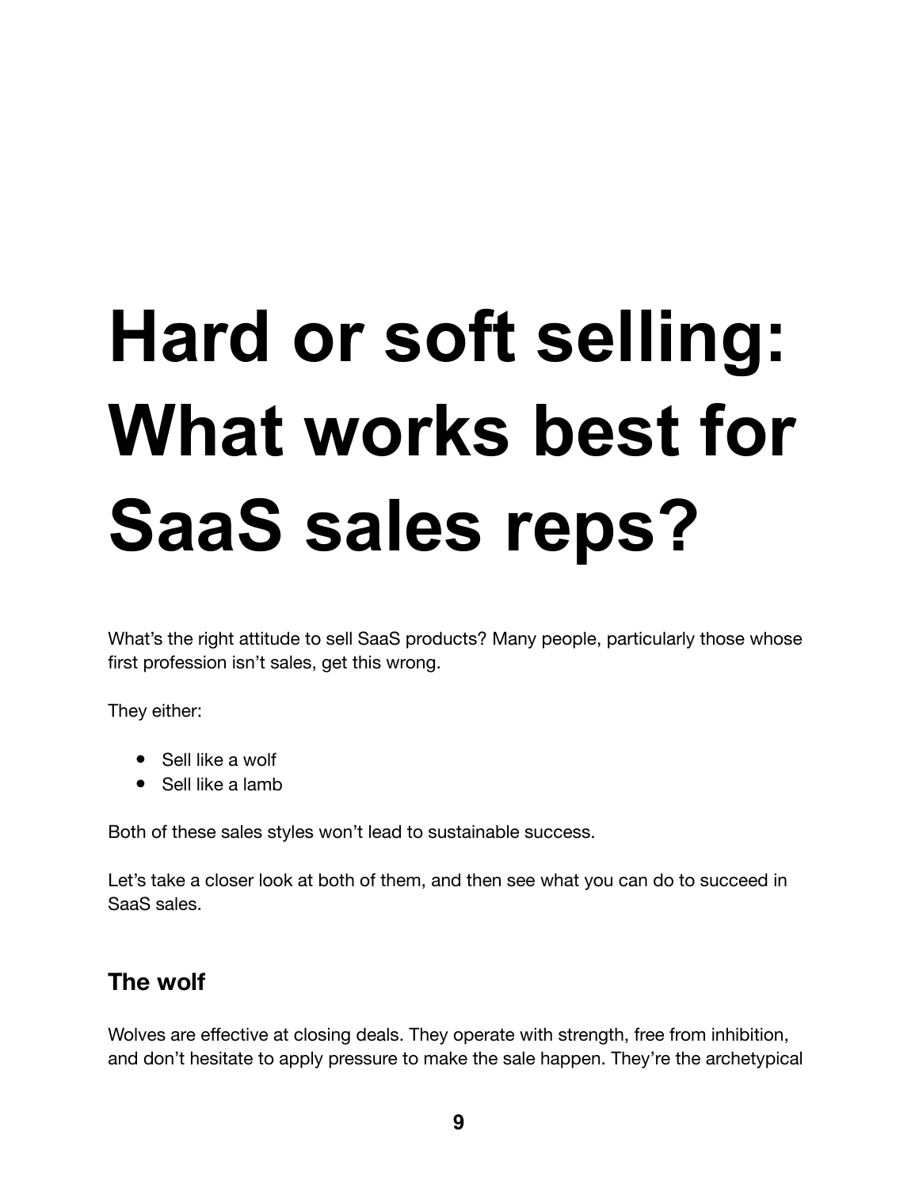# Hard or soft selling: What works best for SaaS sales reps?

What's the right attitude to sell SaaS products? Many people, particularly those whose first profession isn't sales, get this wrong.

They either:

- Sell like a wolf
- Sell like a lamb

Both of these sales styles won't lead to sustainable success.

Let's take a closer look at both of them, and then see what you can do to succeed in SaaS sales.

## The wolf

Wolves are effective at closing deals. They operate with strength, free from inhibition, and don't hesitate to apply pressure to make the sale happen. They're the archetypical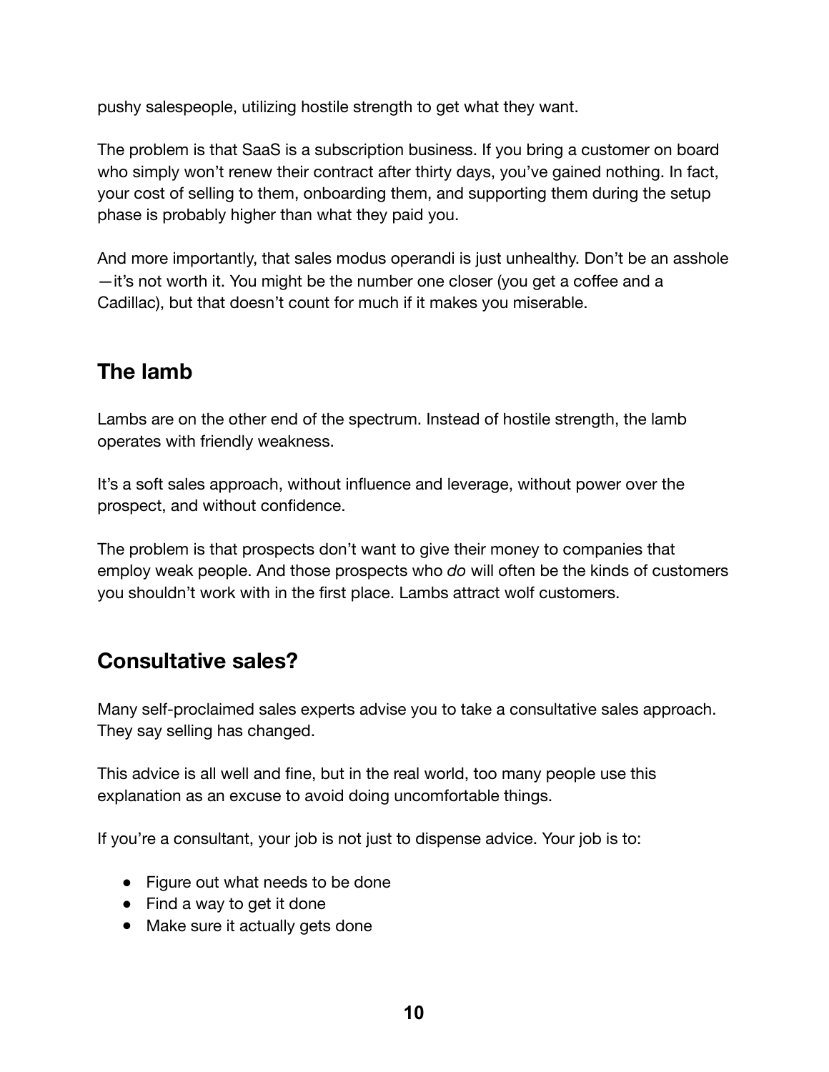pushy salespeople, utilizing hostile strength to get what they want.

The problem is that SaaS is a subscription business. If you bring a customer on board who simply won't renew their contract after thirty days, you've gained nothing. In fact, your cost of selling to them, onboarding them, and supporting them during the setup phase is probably higher than what they paid you.

And more importantly, that sales modus operandi is just unhealthy. Don't be an asshole —it's not worth it. You might be the number one closer (you get a coffee and a Cadillac), but that doesn't count for much if it makes you miserable.

## The lamb

Lambs are on the other end of the spectrum. Instead of hostile strength, the lamb operates with friendly weakness.

It's a soft sales approach, without influence and leverage, without power over the prospect, and without confidence.

The problem is that prospects don't want to give their money to companies that employ weak people. And those prospects who *do* will often be the kinds of customers you shouldn't work with in the first place. Lambs attract wolf customers.

## Consultative sales?

Many self-proclaimed sales experts advise you to take a consultative sales approach. They say selling has changed.

This advice is all well and fine, but in the real world, too many people use this explanation as an excuse to avoid doing uncomfortable things.

If you're a consultant, your job is not just to dispense advice. Your job is to:

- Figure out what needs to be done
- Find a way to get it done
- Make sure it actually gets done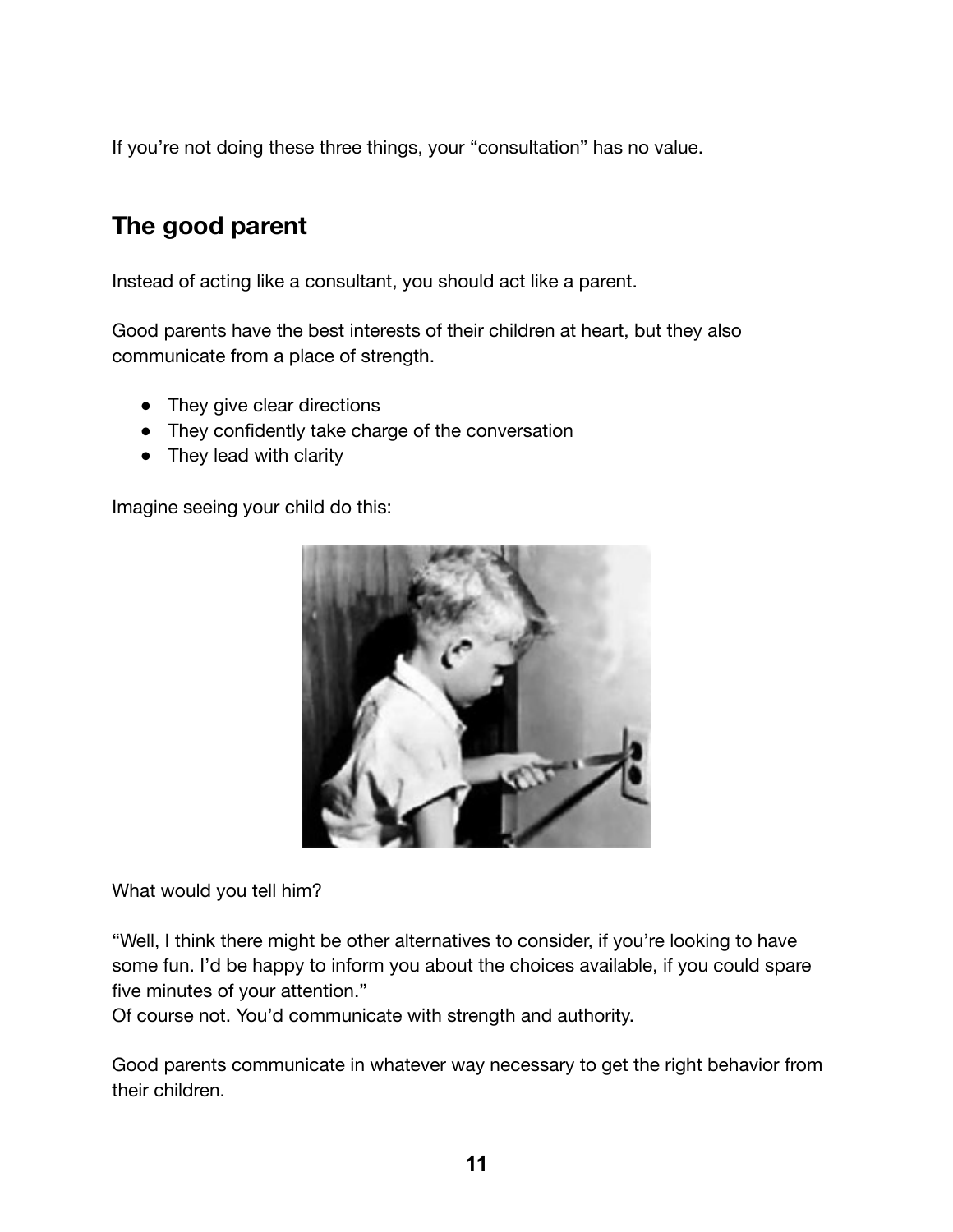If you're not doing these three things, your "consultation" has no value.

## The good parent

Instead of acting like a consultant, you should act like a parent.

Good parents have the best interests of their children at heart, but they also communicate from a place of strength.

- They give clear directions
- They confidently take charge of the conversation
- They lead with clarity

Imagine seeing your child do this:

What would you tell him?

"Well, I think there might be other alternatives to consider, if you're looking to have some fun. I'd be happy to inform you about the choices available, if you could spare five minutes of your attention."
Of course not. You'd communicate with strength and authority.

Good parents communicate in whatever way necessary to get the right behavior from their children.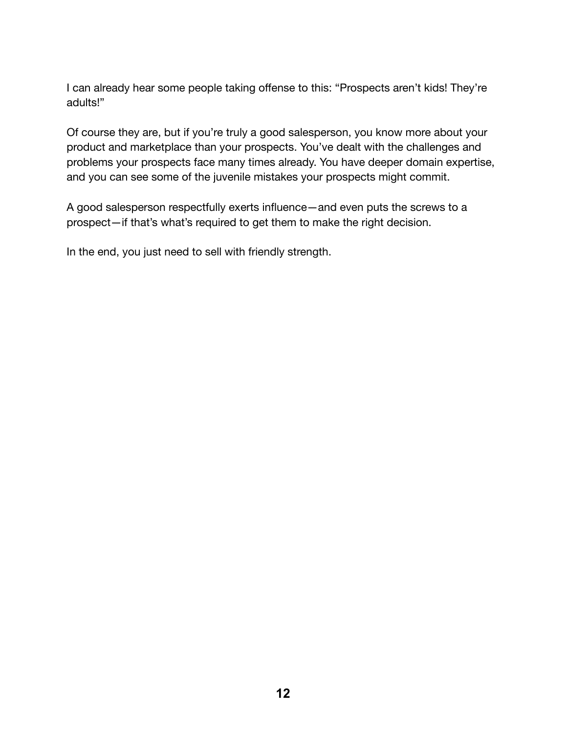I can already hear some people taking offense to this: "Prospects aren't kids! They're adults!"

Of course they are, but if you're truly a good salesperson, you know more about your product and marketplace than your prospects. You've dealt with the challenges and problems your prospects face many times already. You have deeper domain expertise, and you can see some of the juvenile mistakes your prospects might commit.

A good salesperson respectfully exerts influence—and even puts the screws to a prospect—if that's what's required to get them to make the right decision.

In the end, you just need to sell with friendly strength.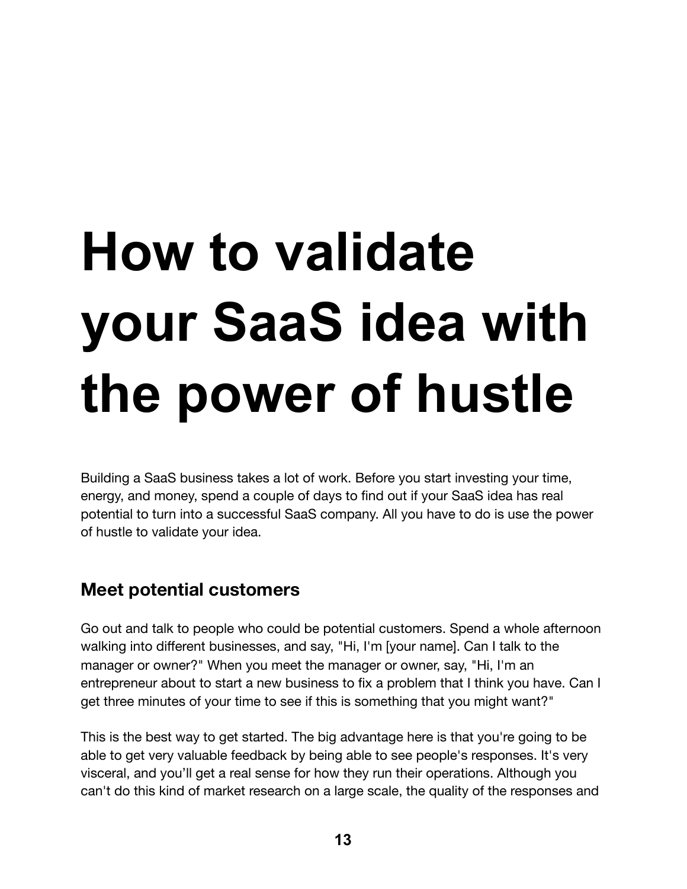# How to validate your SaaS idea with the power of hustle

Building a SaaS business takes a lot of work. Before you start investing your time, energy, and money, spend a couple of days to find out if your SaaS idea has real potential to turn into a successful SaaS company. All you have to do is use the power of hustle to validate your idea.

## Meet potential customers

Go out and talk to people who could be potential customers. Spend a whole afternoon walking into different businesses, and say, "Hi, I'm [your name]. Can I talk to the manager or owner?" When you meet the manager or owner, say, "Hi, I'm an entrepreneur about to start a new business to fix a problem that I think you have. Can I get three minutes of your time to see if this is something that you might want?"

This is the best way to get started. The big advantage here is that you're going to be able to get very valuable feedback by being able to see people's responses. It's very visceral, and you'll get a real sense for how they run their operations. Although you can't do this kind of market research on a large scale, the quality of the responses and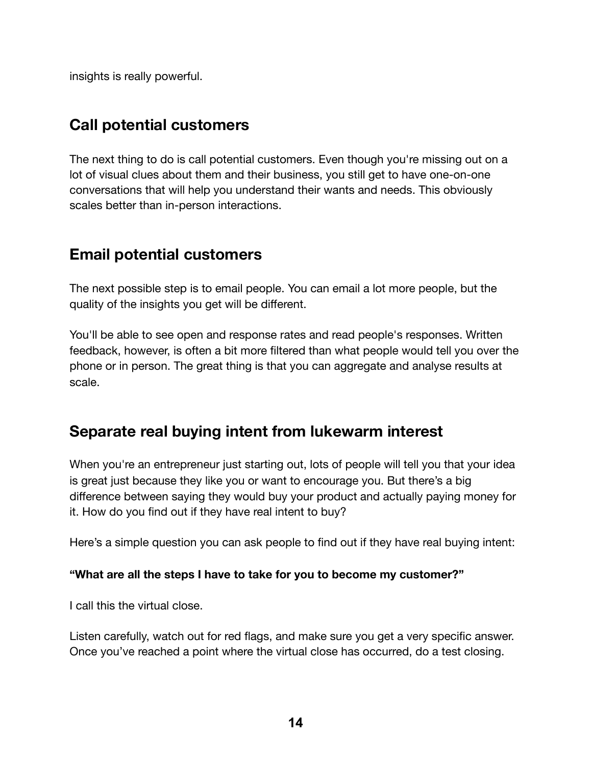insights is really powerful.

## Call potential customers

The next thing to do is call potential customers. Even though you're missing out on a lot of visual clues about them and their business, you still get to have one-on-one conversations that will help you understand their wants and needs. This obviously scales better than in-person interactions.

## Email potential customers

The next possible step is to email people. You can email a lot more people, but the quality of the insights you get will be different.

You'll be able to see open and response rates and read people's responses. Written feedback, however, is often a bit more filtered than what people would tell you over the phone or in person. The great thing is that you can aggregate and analyse results at scale.

## Separate real buying intent from lukewarm interest

When you're an entrepreneur just starting out, lots of people will tell you that your idea is great just because they like you or want to encourage you. But there's a big difference between saying they would buy your product and actually paying money for it. How do you find out if they have real intent to buy?

Here's a simple question you can ask people to find out if they have real buying intent:

**"What are all the steps I have to take for you to become my customer?"**

I call this the virtual close.

Listen carefully, watch out for red flags, and make sure you get a very specific answer. Once you've reached a point where the virtual close has occurred, do a test closing.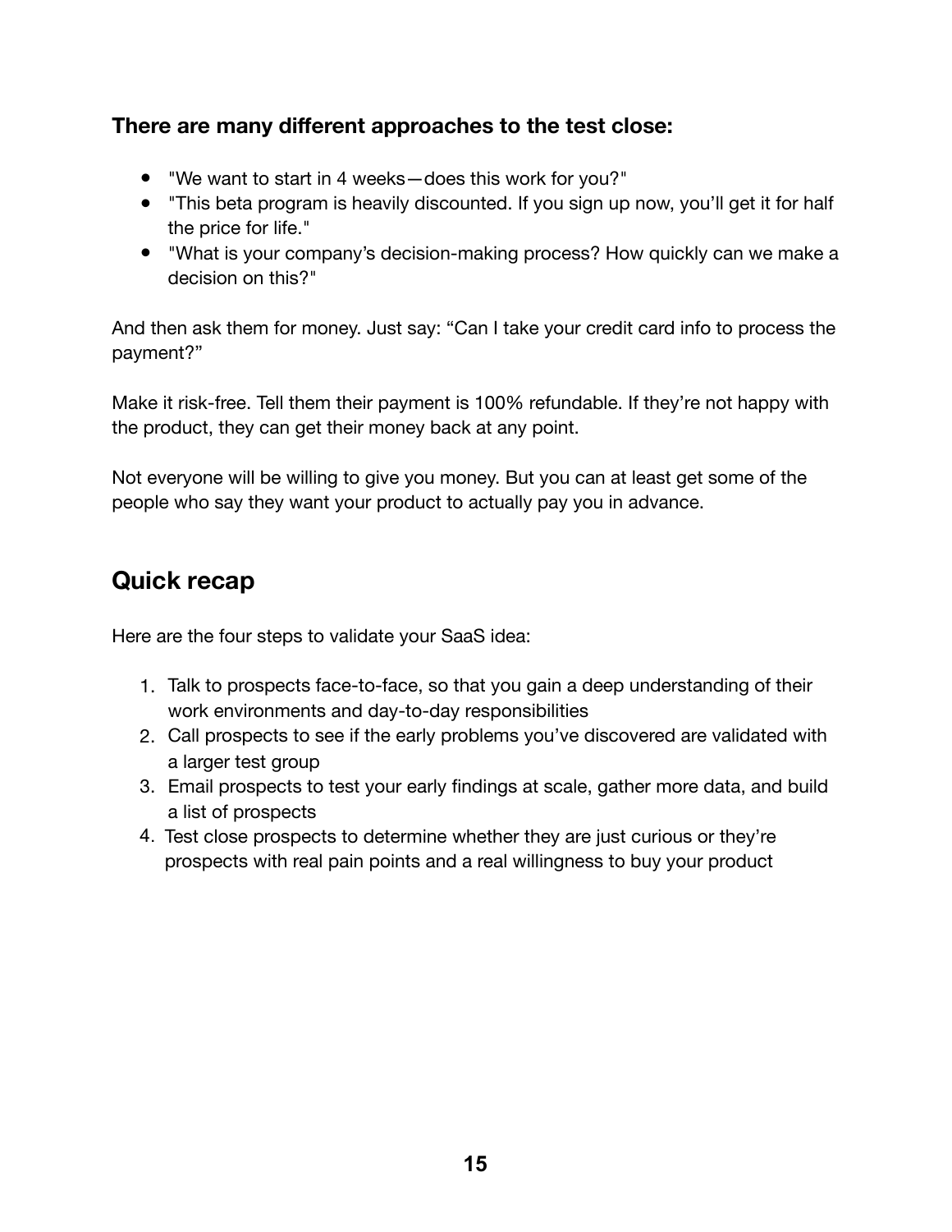**There are many different approaches to the test close:**

- "We want to start in 4 weeks—does this work for you?"
- "This beta program is heavily discounted. If you sign up now, you'll get it for half the price for life."
- "What is your company's decision-making process? How quickly can we make a decision on this?"

And then ask them for money. Just say: "Can I take your credit card info to process the payment?"

Make it risk-free. Tell them their payment is 100% refundable. If they're not happy with the product, they can get their money back at any point.

Not everyone will be willing to give you money. But you can at least get some of the people who say they want your product to actually pay you in advance.

## Quick recap

Here are the four steps to validate your SaaS idea:

1. Talk to prospects face-to-face, so that you gain a deep understanding of their work environments and day-to-day responsibilities
2. Call prospects to see if the early problems you've discovered are validated with a larger test group
3. Email prospects to test your early findings at scale, gather more data, and build a list of prospects
4. Test close prospects to determine whether they are just curious or they're prospects with real pain points and a real willingness to buy your product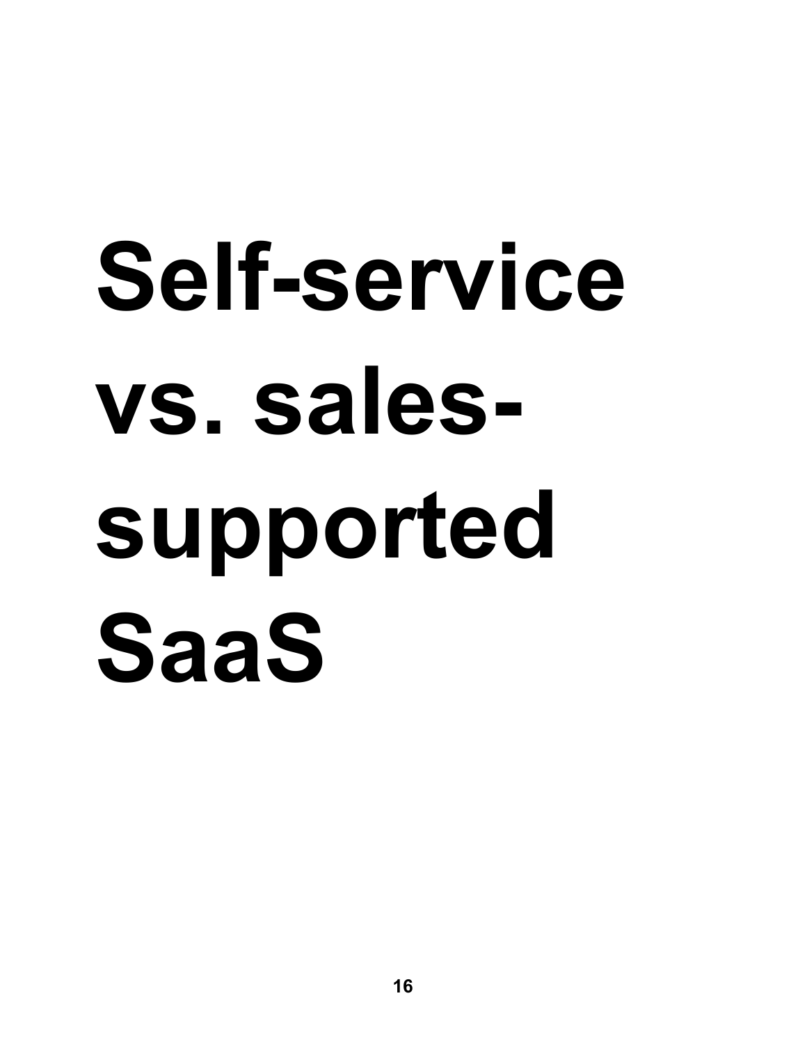# Self-service vs. sales-supported SaaS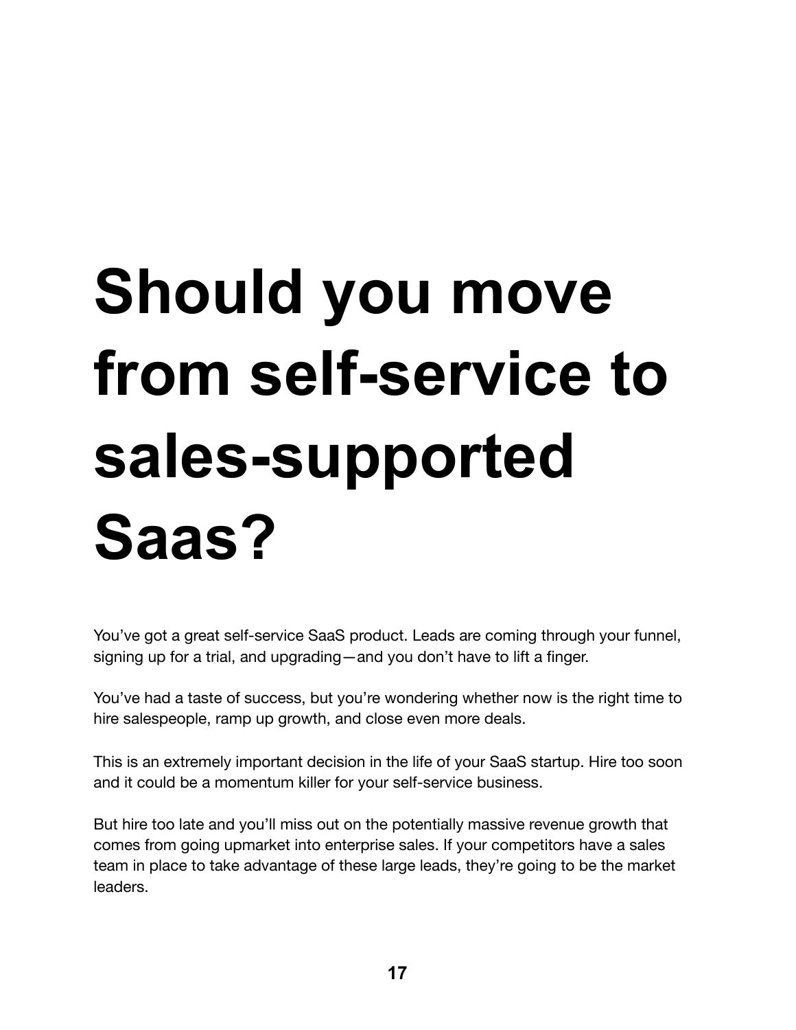# Should you move from self-service to sales-supported Saas?

You've got a great self-service SaaS product. Leads are coming through your funnel, signing up for a trial, and upgrading—and you don't have to lift a finger.

You've had a taste of success, but you're wondering whether now is the right time to hire salespeople, ramp up growth, and close even more deals.

This is an extremely important decision in the life of your SaaS startup. Hire too soon and it could be a momentum killer for your self-service business.

But hire too late and you'll miss out on the potentially massive revenue growth that comes from going upmarket into enterprise sales. If your competitors have a sales team in place to take advantage of these large leads, they're going to be the market leaders.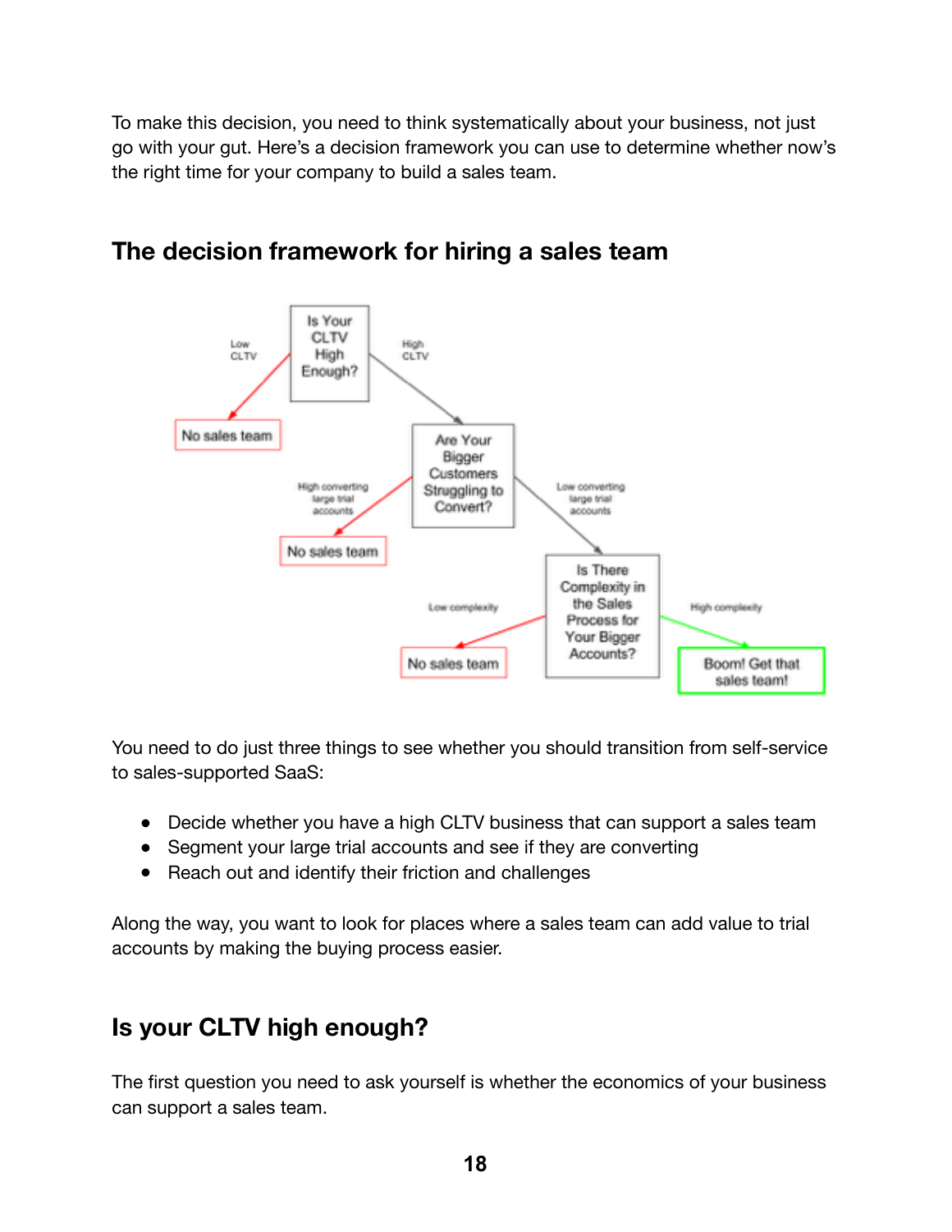To make this decision, you need to think systematically about your business, not just go with your gut. Here's a decision framework you can use to determine whether now's the right time for your company to build a sales team.

## The decision framework for hiring a sales team

You need to do just three things to see whether you should transition from self-service to sales-supported SaaS:

- Decide whether you have a high CLTV business that can support a sales team
- Segment your large trial accounts and see if they are converting
- Reach out and identify their friction and challenges

Along the way, you want to look for places where a sales team can add value to trial accounts by making the buying process easier.

## Is your CLTV high enough?

The first question you need to ask yourself is whether the economics of your business can support a sales team.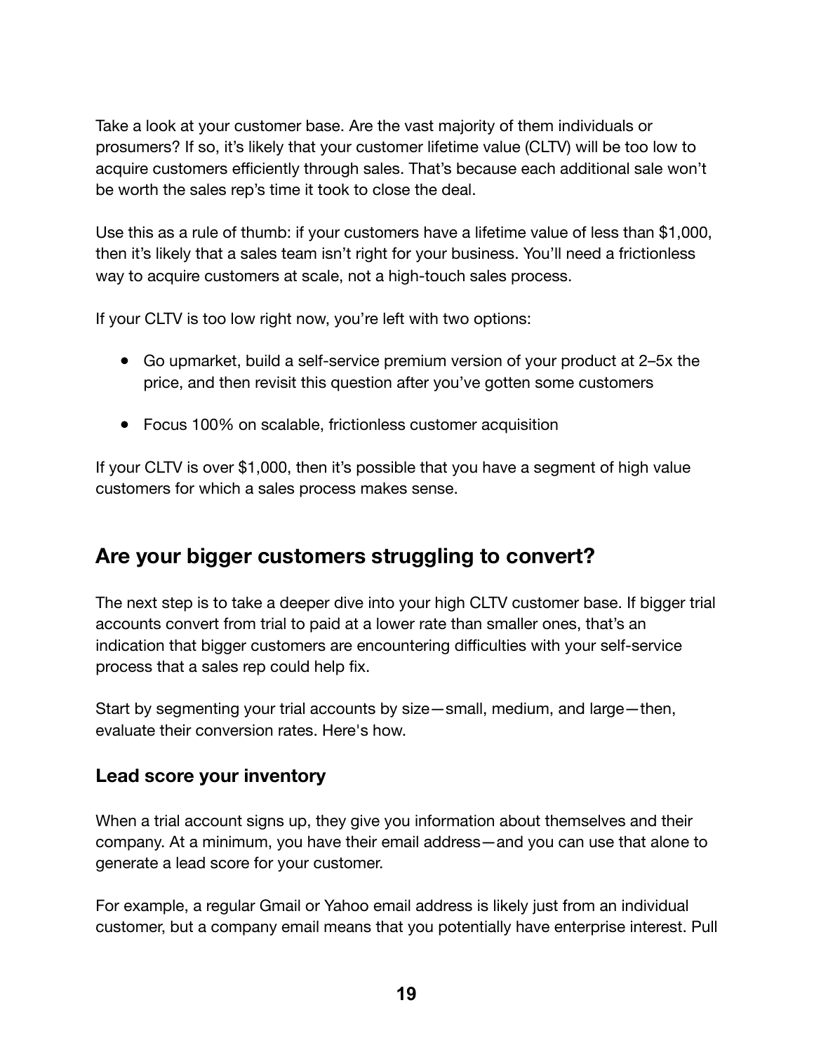Take a look at your customer base. Are the vast majority of them individuals or prosumers? If so, it's likely that your customer lifetime value (CLTV) will be too low to acquire customers efficiently through sales. That's because each additional sale won't be worth the sales rep's time it took to close the deal.

Use this as a rule of thumb: if your customers have a lifetime value of less than $1,000, then it's likely that a sales team isn't right for your business. You'll need a frictionless way to acquire customers at scale, not a high-touch sales process.

If your CLTV is too low right now, you're left with two options:

- Go upmarket, build a self-service premium version of your product at 2–5x the price, and then revisit this question after you've gotten some customers
- Focus 100% on scalable, frictionless customer acquisition

If your CLTV is over $1,000, then it's possible that you have a segment of high value customers for which a sales process makes sense.

## Are your bigger customers struggling to convert?

The next step is to take a deeper dive into your high CLTV customer base. If bigger trial accounts convert from trial to paid at a lower rate than smaller ones, that's an indication that bigger customers are encountering difficulties with your self-service process that a sales rep could help fix.

Start by segmenting your trial accounts by size—small, medium, and large—then, evaluate their conversion rates. Here's how.

### Lead score your inventory

When a trial account signs up, they give you information about themselves and their company. At a minimum, you have their email address—and you can use that alone to generate a lead score for your customer.

For example, a regular Gmail or Yahoo email address is likely just from an individual customer, but a company email means that you potentially have enterprise interest. Pull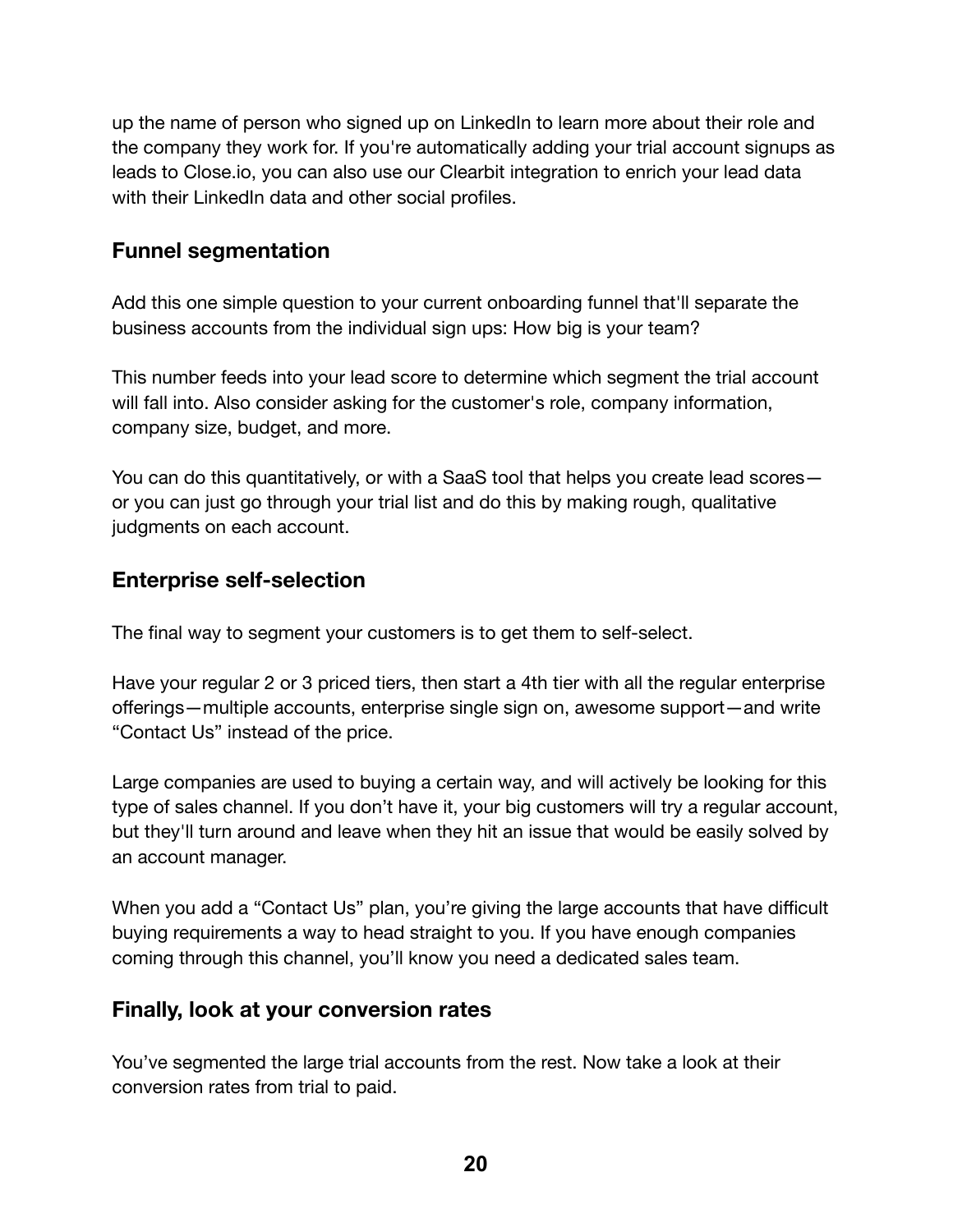up the name of person who signed up on LinkedIn to learn more about their role and the company they work for. If you're automatically adding your trial account signups as leads to Close.io, you can also use our Clearbit integration to enrich your lead data with their LinkedIn data and other social profiles.

### Funnel segmentation

Add this one simple question to your current onboarding funnel that'll separate the business accounts from the individual sign ups: How big is your team?

This number feeds into your lead score to determine which segment the trial account will fall into. Also consider asking for the customer's role, company information, company size, budget, and more.

You can do this quantitatively, or with a SaaS tool that helps you create lead scores—or you can just go through your trial list and do this by making rough, qualitative judgments on each account.

### Enterprise self-selection

The final way to segment your customers is to get them to self-select.

Have your regular 2 or 3 priced tiers, then start a 4th tier with all the regular enterprise offerings—multiple accounts, enterprise single sign on, awesome support—and write "Contact Us" instead of the price.

Large companies are used to buying a certain way, and will actively be looking for this type of sales channel. If you don't have it, your big customers will try a regular account, but they'll turn around and leave when they hit an issue that would be easily solved by an account manager.

When you add a "Contact Us" plan, you're giving the large accounts that have difficult buying requirements a way to head straight to you. If you have enough companies coming through this channel, you'll know you need a dedicated sales team.

### Finally, look at your conversion rates

You've segmented the large trial accounts from the rest. Now take a look at their conversion rates from trial to paid.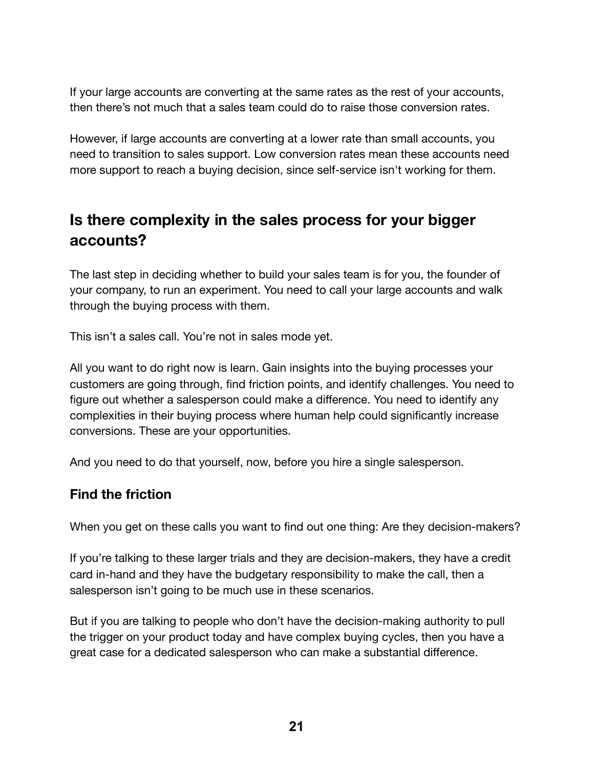If your large accounts are converting at the same rates as the rest of your accounts, then there's not much that a sales team could do to raise those conversion rates.

However, if large accounts are converting at a lower rate than small accounts, you need to transition to sales support. Low conversion rates mean these accounts need more support to reach a buying decision, since self-service isn't working for them.

## Is there complexity in the sales process for your bigger accounts?

The last step in deciding whether to build your sales team is for you, the founder of your company, to run an experiment. You need to call your large accounts and walk through the buying process with them.

This isn't a sales call. You're not in sales mode yet.

All you want to do right now is learn. Gain insights into the buying processes your customers are going through, find friction points, and identify challenges. You need to figure out whether a salesperson could make a difference. You need to identify any complexities in their buying process where human help could significantly increase conversions. These are your opportunities.

And you need to do that yourself, now, before you hire a single salesperson.

### Find the friction

When you get on these calls you want to find out one thing: Are they decision-makers?

If you're talking to these larger trials and they are decision-makers, they have a credit card in-hand and they have the budgetary responsibility to make the call, then a salesperson isn't going to be much use in these scenarios.

But if you are talking to people who don't have the decision-making authority to pull the trigger on your product today and have complex buying cycles, then you have a great case for a dedicated salesperson who can make a substantial difference.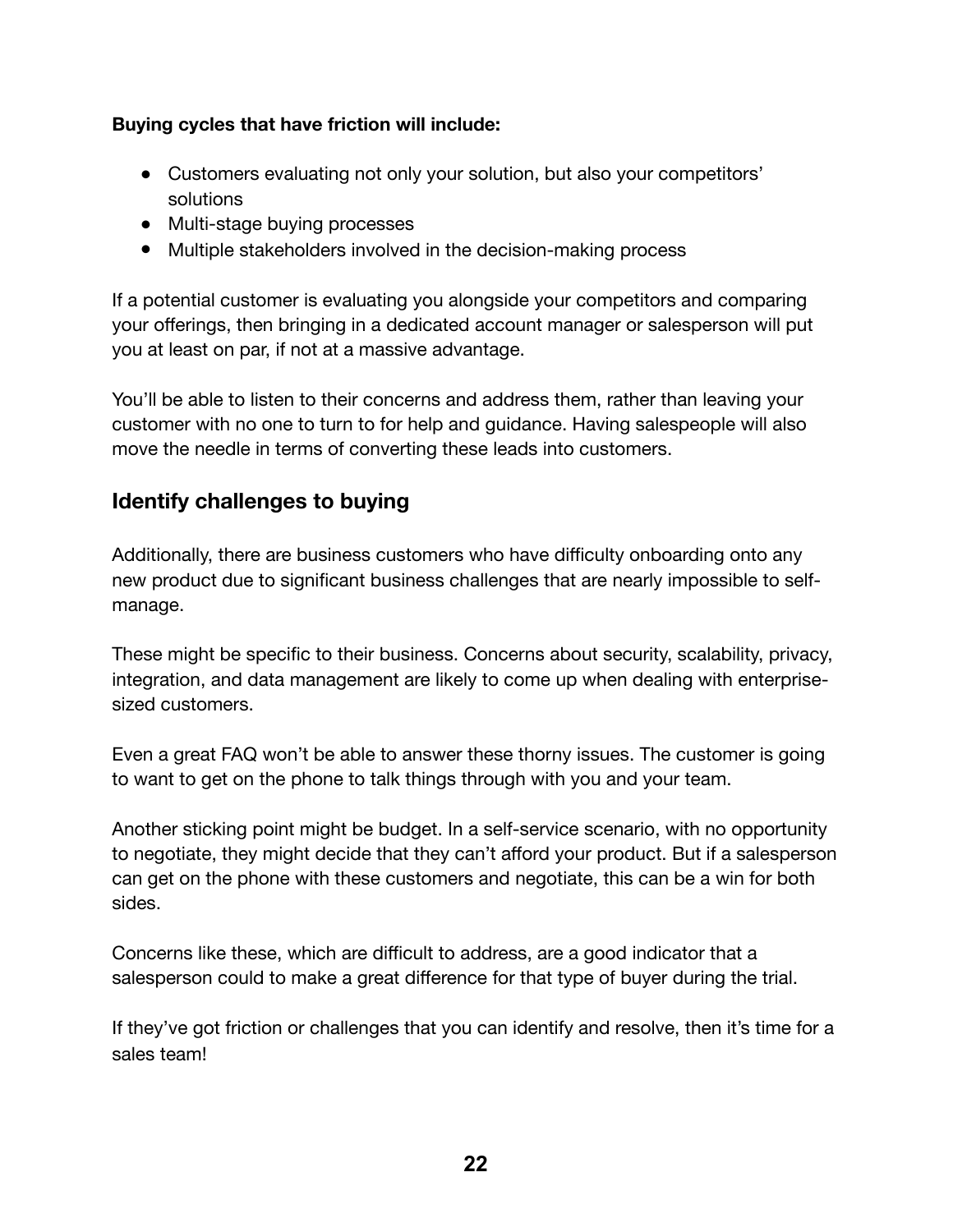**Buying cycles that have friction will include:**

- Customers evaluating not only your solution, but also your competitors' solutions
- Multi-stage buying processes
- Multiple stakeholders involved in the decision-making process

If a potential customer is evaluating you alongside your competitors and comparing your offerings, then bringing in a dedicated account manager or salesperson will put you at least on par, if not at a massive advantage.

You'll be able to listen to their concerns and address them, rather than leaving your customer with no one to turn to for help and guidance. Having salespeople will also move the needle in terms of converting these leads into customers.

## Identify challenges to buying

Additionally, there are business customers who have difficulty onboarding onto any new product due to significant business challenges that are nearly impossible to self-manage.

These might be specific to their business. Concerns about security, scalability, privacy, integration, and data management are likely to come up when dealing with enterprise-sized customers.

Even a great FAQ won't be able to answer these thorny issues. The customer is going to want to get on the phone to talk things through with you and your team.

Another sticking point might be budget. In a self-service scenario, with no opportunity to negotiate, they might decide that they can't afford your product. But if a salesperson can get on the phone with these customers and negotiate, this can be a win for both sides.

Concerns like these, which are difficult to address, are a good indicator that a salesperson could to make a great difference for that type of buyer during the trial.

If they've got friction or challenges that you can identify and resolve, then it's time for a sales team!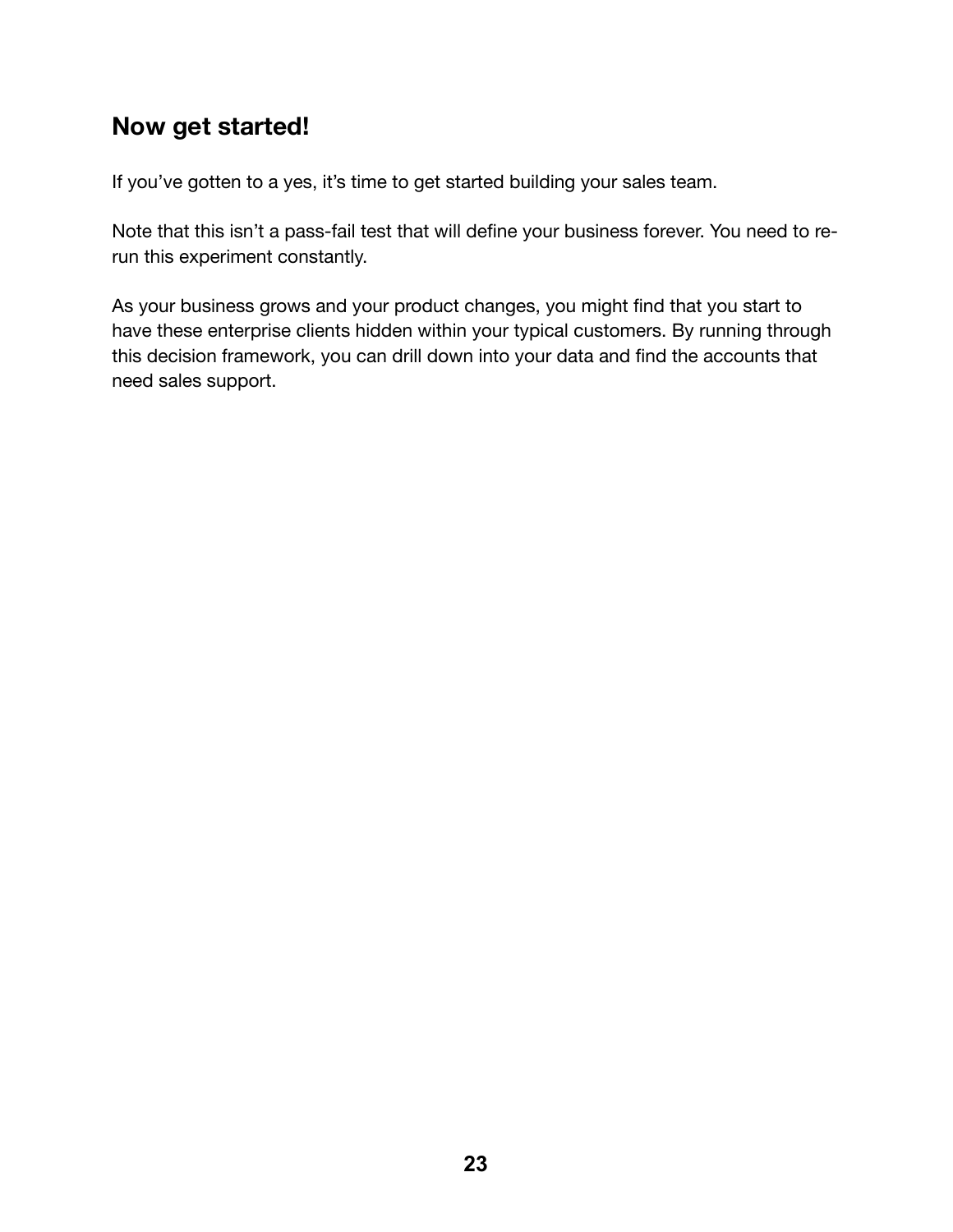## Now get started!

If you've gotten to a yes, it's time to get started building your sales team.

Note that this isn't a pass-fail test that will define your business forever. You need to re-run this experiment constantly.

As your business grows and your product changes, you might find that you start to have these enterprise clients hidden within your typical customers. By running through this decision framework, you can drill down into your data and find the accounts that need sales support.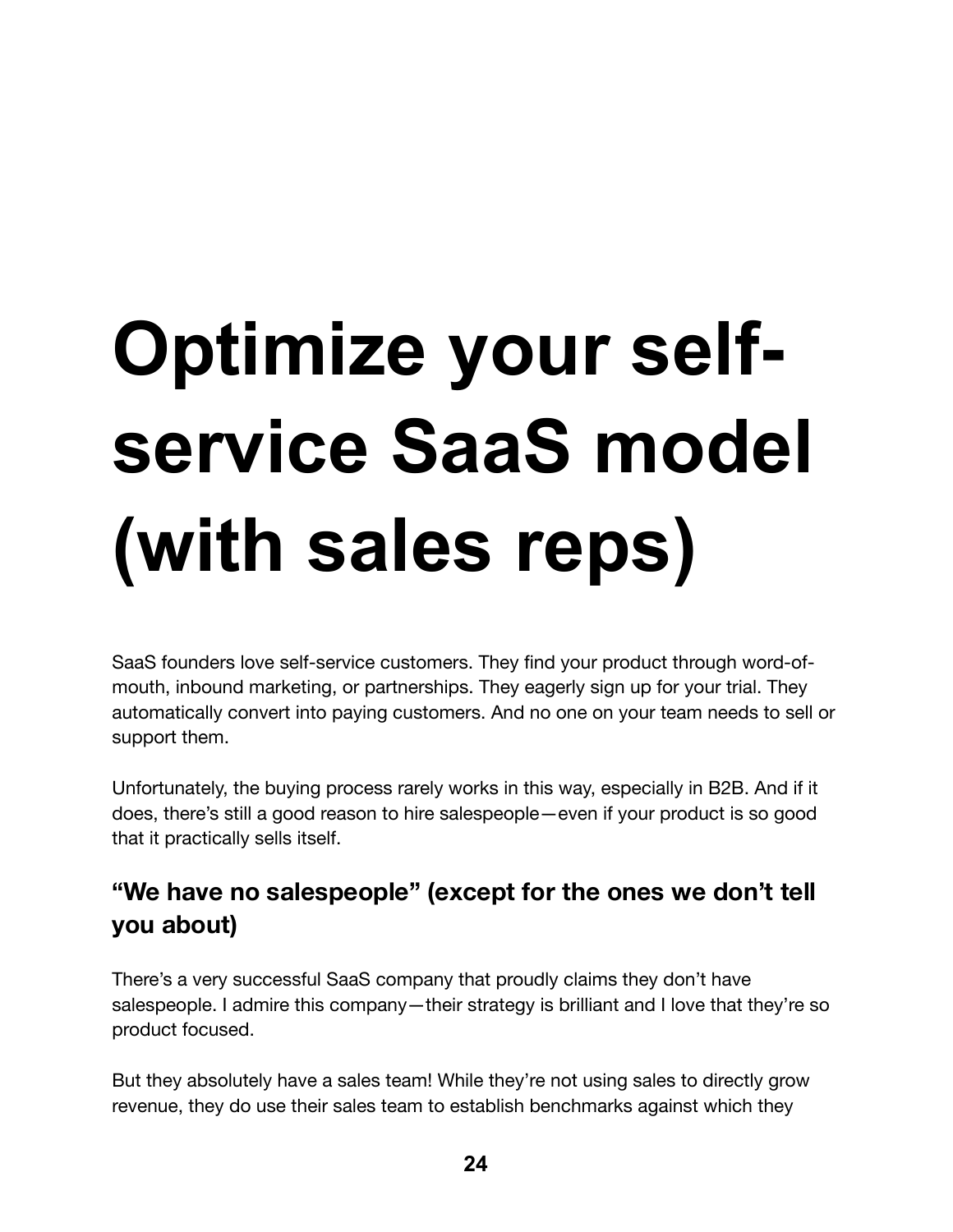# Optimize your self-service SaaS model (with sales reps)

SaaS founders love self-service customers. They find your product through word-of-mouth, inbound marketing, or partnerships. They eagerly sign up for your trial. They automatically convert into paying customers. And no one on your team needs to sell or support them.

Unfortunately, the buying process rarely works in this way, especially in B2B. And if it does, there's still a good reason to hire salespeople—even if your product is so good that it practically sells itself.

## "We have no salespeople" (except for the ones we don't tell you about)

There's a very successful SaaS company that proudly claims they don't have salespeople. I admire this company—their strategy is brilliant and I love that they're so product focused.

But they absolutely have a sales team! While they're not using sales to directly grow revenue, they do use their sales team to establish benchmarks against which they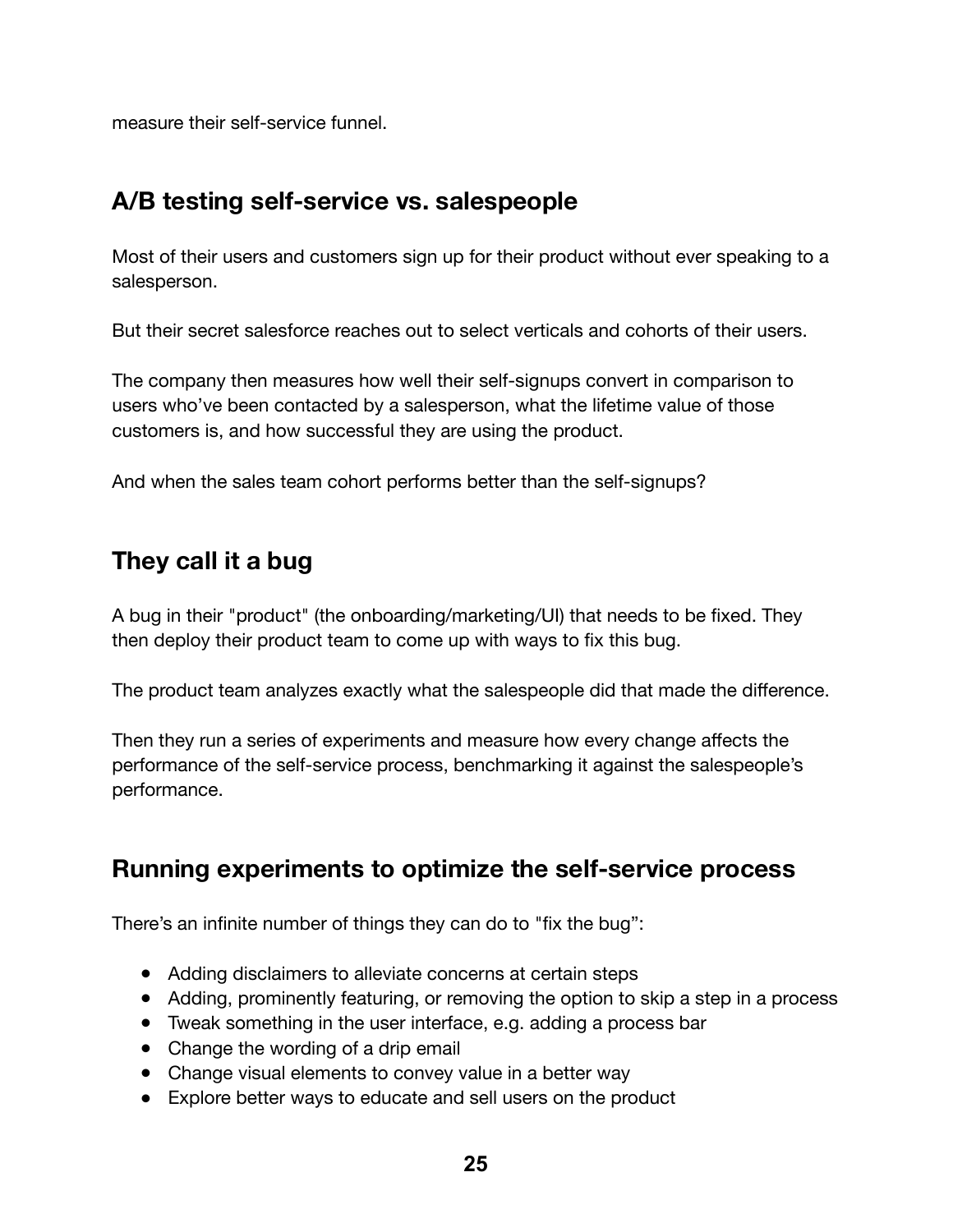measure their self-service funnel.

## A/B testing self-service vs. salespeople

Most of their users and customers sign up for their product without ever speaking to a salesperson.

But their secret salesforce reaches out to select verticals and cohorts of their users.

The company then measures how well their self-signups convert in comparison to users who've been contacted by a salesperson, what the lifetime value of those customers is, and how successful they are using the product.

And when the sales team cohort performs better than the self-signups?

## They call it a bug

A bug in their "product" (the onboarding/marketing/UI) that needs to be fixed. They then deploy their product team to come up with ways to fix this bug.

The product team analyzes exactly what the salespeople did that made the difference.

Then they run a series of experiments and measure how every change affects the performance of the self-service process, benchmarking it against the salespeople's performance.

## Running experiments to optimize the self-service process

There's an infinite number of things they can do to "fix the bug":

- Adding disclaimers to alleviate concerns at certain steps
- Adding, prominently featuring, or removing the option to skip a step in a process
- Tweak something in the user interface, e.g. adding a process bar
- Change the wording of a drip email
- Change visual elements to convey value in a better way
- Explore better ways to educate and sell users on the product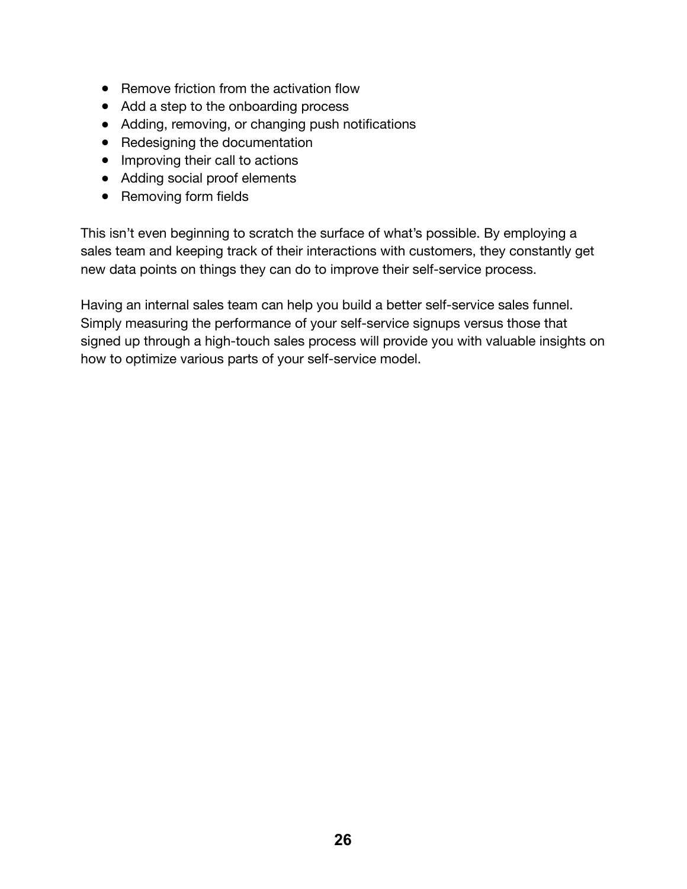- Remove friction from the activation flow
- Add a step to the onboarding process
- Adding, removing, or changing push notifications
- Redesigning the documentation
- Improving their call to actions
- Adding social proof elements
- Removing form fields

This isn't even beginning to scratch the surface of what's possible. By employing a sales team and keeping track of their interactions with customers, they constantly get new data points on things they can do to improve their self-service process.

Having an internal sales team can help you build a better self-service sales funnel. Simply measuring the performance of your self-service signups versus those that signed up through a high-touch sales process will provide you with valuable insights on how to optimize various parts of your self-service model.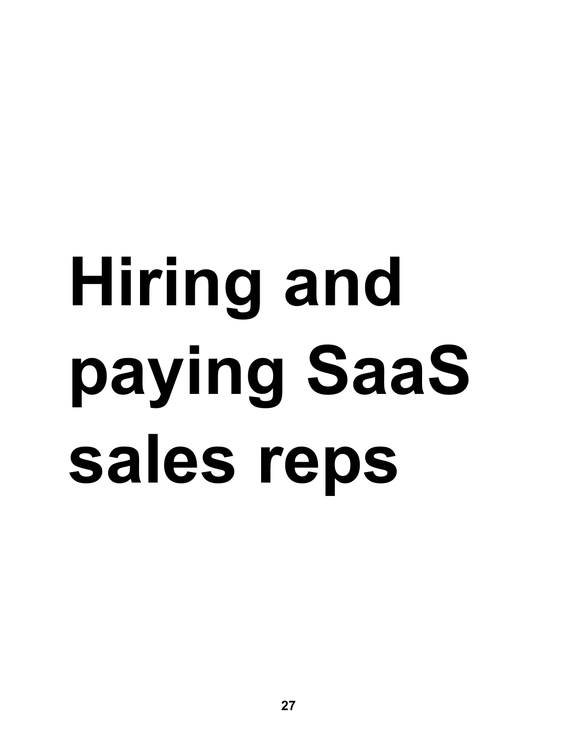# Hiring and paying SaaS sales reps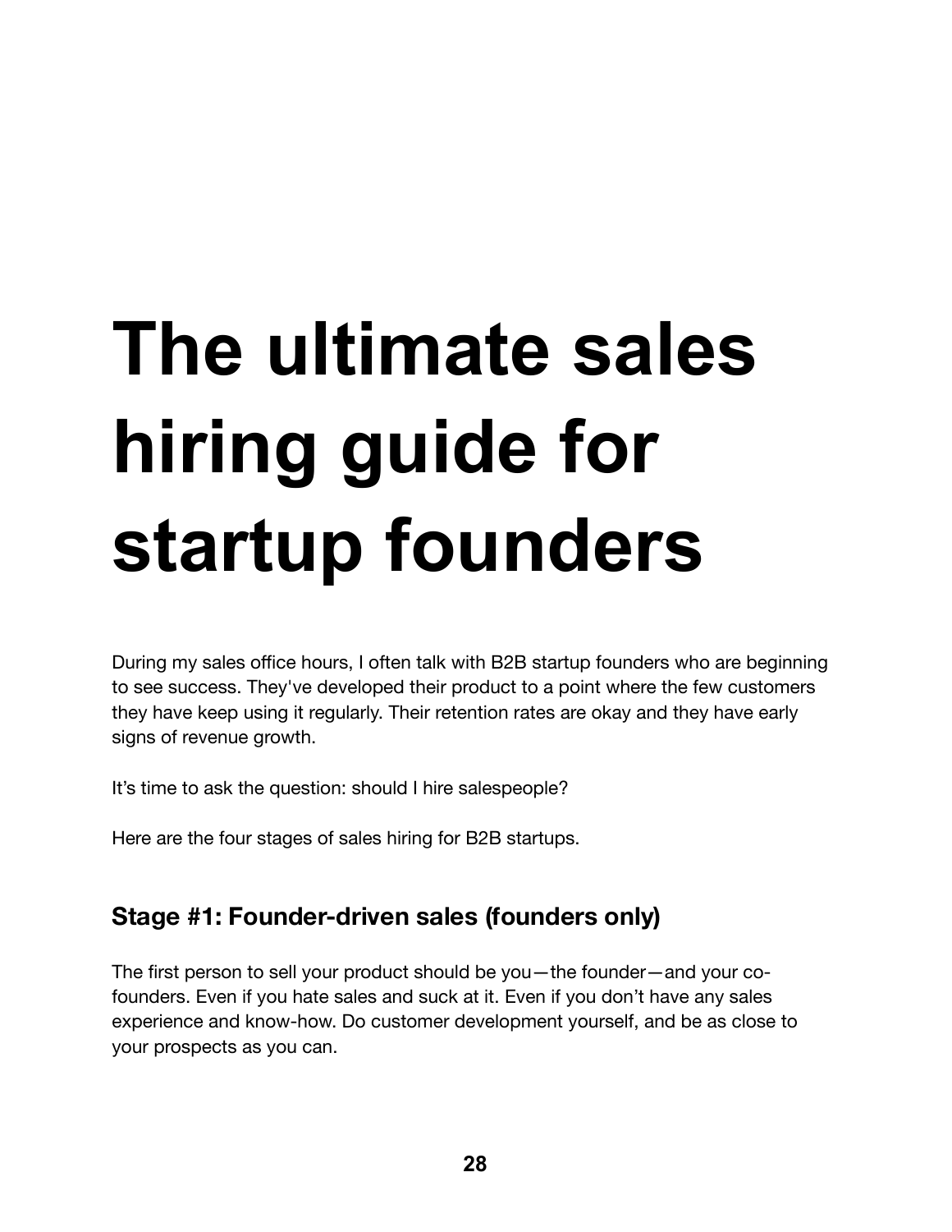# The ultimate sales hiring guide for startup founders

During my sales office hours, I often talk with B2B startup founders who are beginning to see success. They've developed their product to a point where the few customers they have keep using it regularly. Their retention rates are okay and they have early signs of revenue growth.

It's time to ask the question: should I hire salespeople?

Here are the four stages of sales hiring for B2B startups.

## Stage #1: Founder-driven sales (founders only)

The first person to sell your product should be you—the founder—and your co-founders. Even if you hate sales and suck at it. Even if you don't have any sales experience and know-how. Do customer development yourself, and be as close to your prospects as you can.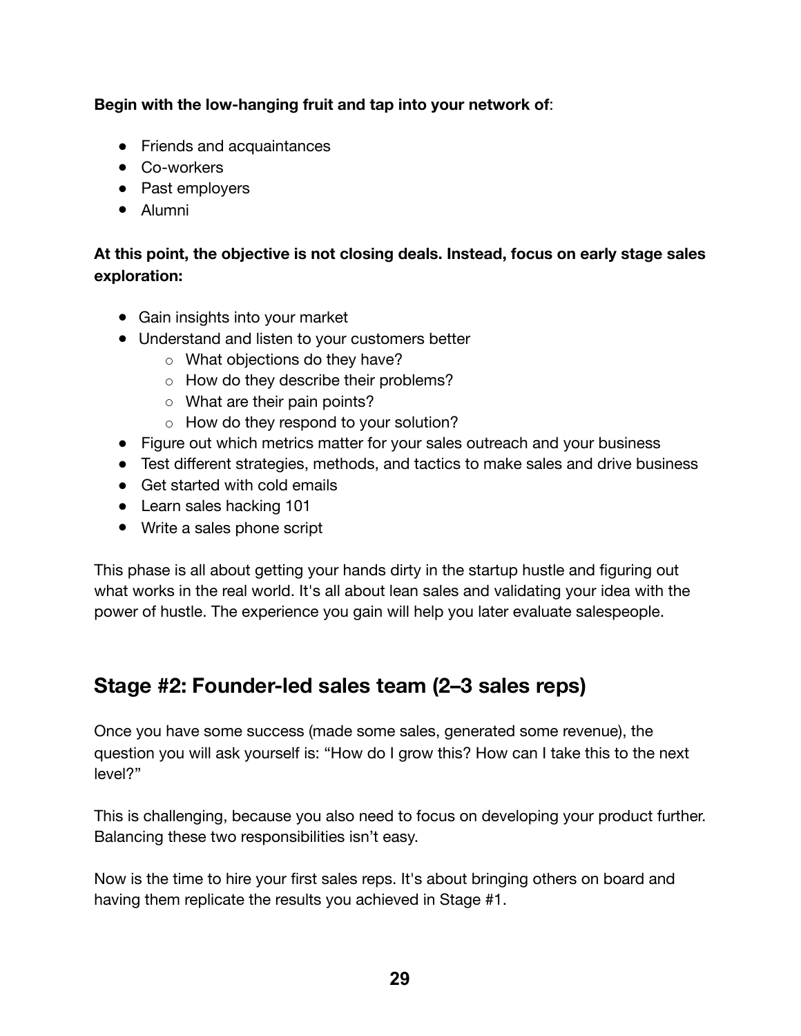**Begin with the low-hanging fruit and tap into your network of**:

- Friends and acquaintances
- Co-workers
- Past employers
- Alumni

**At this point, the objective is not closing deals. Instead, focus on early stage sales exploration:**

- Gain insights into your market
- Understand and listen to your customers better
    - What objections do they have?
    - How do they describe their problems?
    - What are their pain points?
    - How do they respond to your solution?
- Figure out which metrics matter for your sales outreach and your business
- Test different strategies, methods, and tactics to make sales and drive business
- Get started with cold emails
- Learn sales hacking 101
- Write a sales phone script

This phase is all about getting your hands dirty in the startup hustle and figuring out what works in the real world. It's all about lean sales and validating your idea with the power of hustle. The experience you gain will help you later evaluate salespeople.

## Stage #2: Founder-led sales team (2–3 sales reps)

Once you have some success (made some sales, generated some revenue), the question you will ask yourself is: "How do I grow this? How can I take this to the next level?"

This is challenging, because you also need to focus on developing your product further. Balancing these two responsibilities isn't easy.

Now is the time to hire your first sales reps. It's about bringing others on board and having them replicate the results you achieved in Stage #1.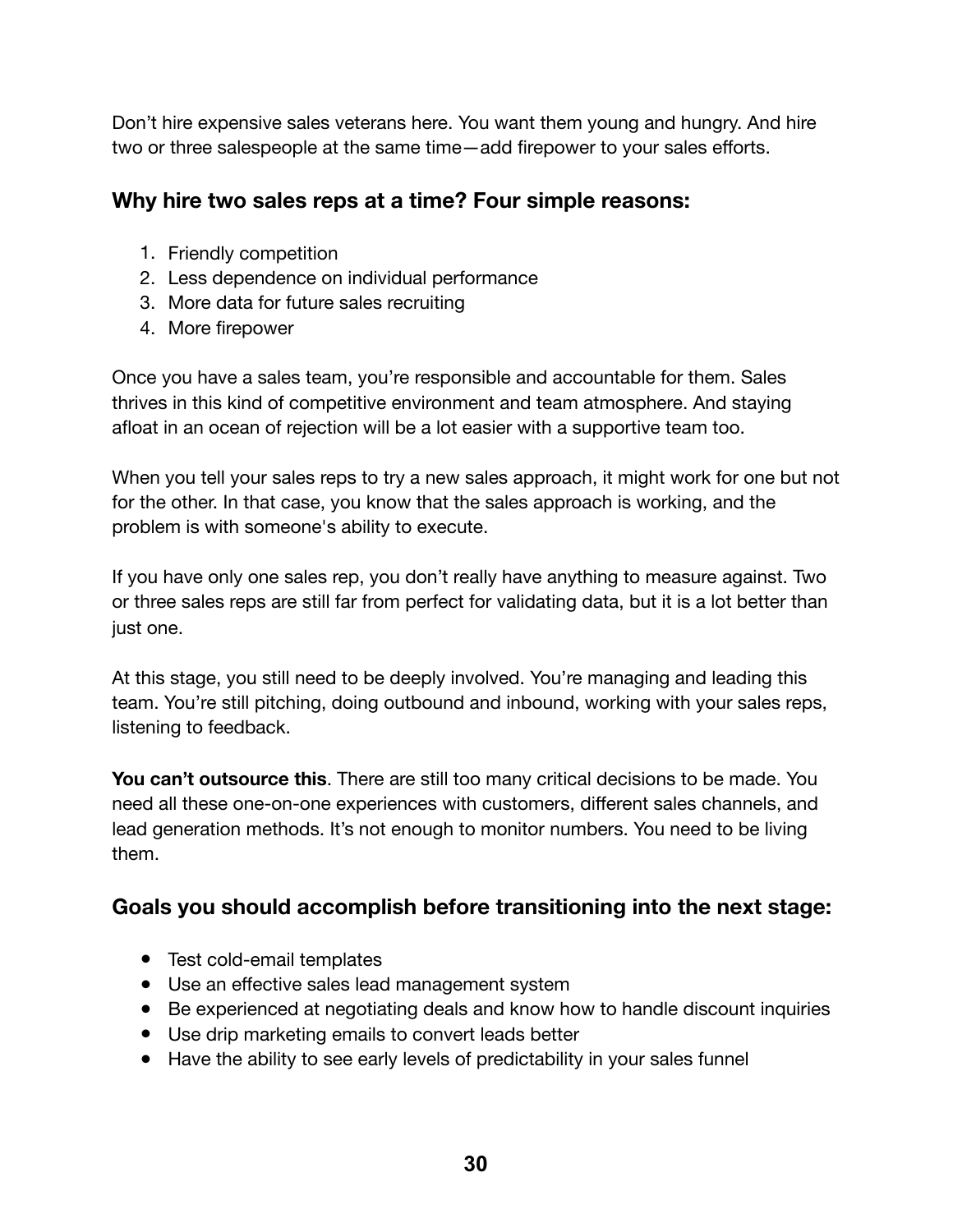Don’t hire expensive sales veterans here. You want them young and hungry. And hire two or three salespeople at the same time—add firepower to your sales efforts.

### Why hire two sales reps at a time? Four simple reasons:

1. Friendly competition
2. Less dependence on individual performance
3. More data for future sales recruiting
4. More firepower

Once you have a sales team, you’re responsible and accountable for them. Sales thrives in this kind of competitive environment and team atmosphere. And staying afloat in an ocean of rejection will be a lot easier with a supportive team too.

When you tell your sales reps to try a new sales approach, it might work for one but not for the other. In that case, you know that the sales approach is working, and the problem is with someone's ability to execute.

If you have only one sales rep, you don’t really have anything to measure against. Two or three sales reps are still far from perfect for validating data, but it is a lot better than just one.

At this stage, you still need to be deeply involved. You’re managing and leading this team. You’re still pitching, doing outbound and inbound, working with your sales reps, listening to feedback.

**You can’t outsource this**. There are still too many critical decisions to be made. You need all these one-on-one experiences with customers, different sales channels, and lead generation methods. It’s not enough to monitor numbers. You need to be living them.

### Goals you should accomplish before transitioning into the next stage:

- Test cold-email templates
- Use an effective sales lead management system
- Be experienced at negotiating deals and know how to handle discount inquiries
- Use drip marketing emails to convert leads better
- Have the ability to see early levels of predictability in your sales funnel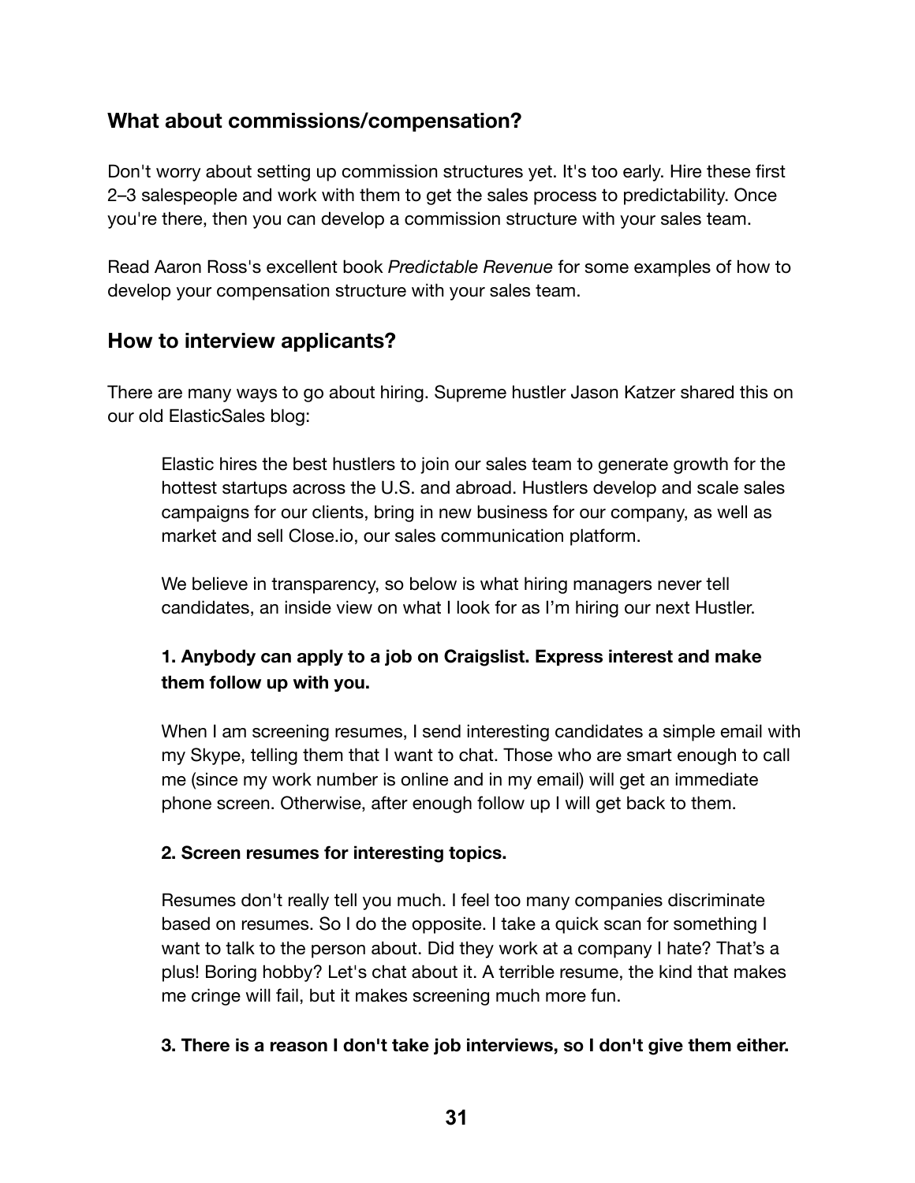## What about commissions/compensation?

Don't worry about setting up commission structures yet. It's too early. Hire these first 2–3 salespeople and work with them to get the sales process to predictability. Once you're there, then you can develop a commission structure with your sales team.

Read Aaron Ross's excellent book *Predictable Revenue* for some examples of how to develop your compensation structure with your sales team.

## How to interview applicants?

There are many ways to go about hiring. Supreme hustler Jason Katzer shared this on our old ElasticSales blog:

> Elastic hires the best hustlers to join our sales team to generate growth for the hottest startups across the U.S. and abroad. Hustlers develop and scale sales campaigns for our clients, bring in new business for our company, as well as market and sell Close.io, our sales communication platform.
>
> We believe in transparency, so below is what hiring managers never tell candidates, an inside view on what I look for as I'm hiring our next Hustler.
>
> **1. Anybody can apply to a job on Craigslist. Express interest and make them follow up with you.**
>
> When I am screening resumes, I send interesting candidates a simple email with my Skype, telling them that I want to chat. Those who are smart enough to call me (since my work number is online and in my email) will get an immediate phone screen. Otherwise, after enough follow up I will get back to them.
>
> **2. Screen resumes for interesting topics.**
>
> Resumes don't really tell you much. I feel too many companies discriminate based on resumes. So I do the opposite. I take a quick scan for something I want to talk to the person about. Did they work at a company I hate? That's a plus! Boring hobby? Let's chat about it. A terrible resume, the kind that makes me cringe will fail, but it makes screening much more fun.
>
> **3. There is a reason I don't take job interviews, so I don't give them either.**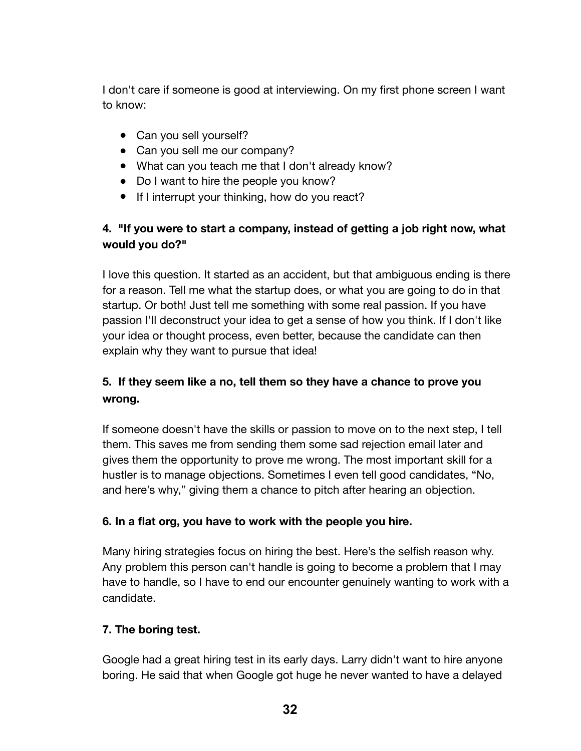I don't care if someone is good at interviewing. On my first phone screen I want to know:

- Can you sell yourself?
- Can you sell me our company?
- What can you teach me that I don't already know?
- Do I want to hire the people you know?
- If I interrupt your thinking, how do you react?

### 4. "If you were to start a company, instead of getting a job right now, what would you do?"

I love this question. It started as an accident, but that ambiguous ending is there for a reason. Tell me what the startup does, or what you are going to do in that startup. Or both! Just tell me something with some real passion. If you have passion I'll deconstruct your idea to get a sense of how you think. If I don't like your idea or thought process, even better, because the candidate can then explain why they want to pursue that idea!

### 5. If they seem like a no, tell them so they have a chance to prove you wrong.

If someone doesn't have the skills or passion to move on to the next step, I tell them. This saves me from sending them some sad rejection email later and gives them the opportunity to prove me wrong. The most important skill for a hustler is to manage objections. Sometimes I even tell good candidates, "No, and here's why," giving them a chance to pitch after hearing an objection.

### 6. In a flat org, you have to work with the people you hire.

Many hiring strategies focus on hiring the best. Here's the selfish reason why. Any problem this person can't handle is going to become a problem that I may have to handle, so I have to end our encounter genuinely wanting to work with a candidate.

### 7. The boring test.

Google had a great hiring test in its early days. Larry didn't want to hire anyone boring. He said that when Google got huge he never wanted to have a delayed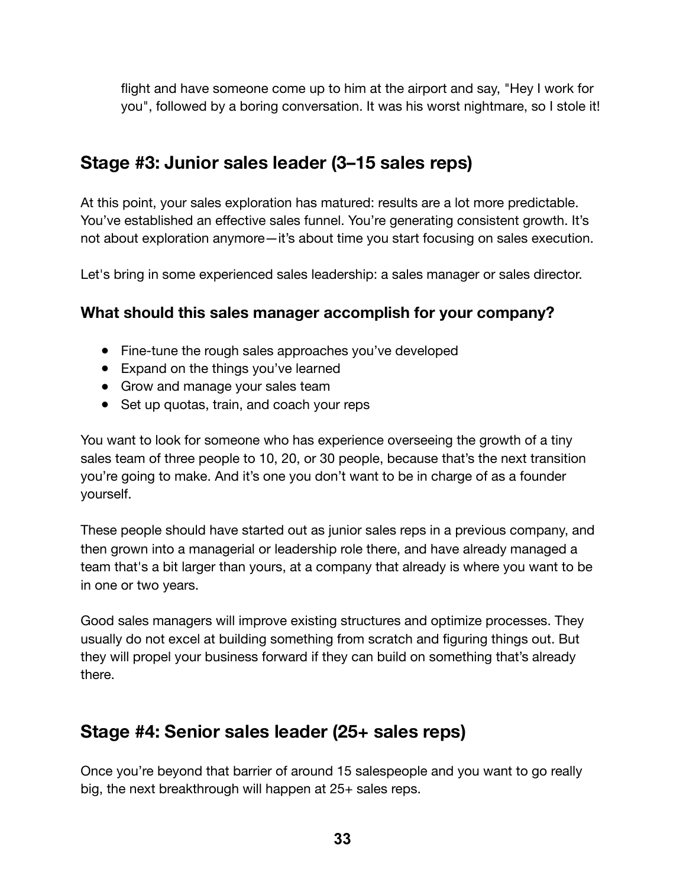flight and have someone come up to him at the airport and say, "Hey I work for you", followed by a boring conversation. It was his worst nightmare, so I stole it!

## Stage #3: Junior sales leader (3–15 sales reps)

At this point, your sales exploration has matured: results are a lot more predictable. You've established an effective sales funnel. You're generating consistent growth. It's not about exploration anymore—it's about time you start focusing on sales execution.

Let's bring in some experienced sales leadership: a sales manager or sales director.

### What should this sales manager accomplish for your company?

- Fine-tune the rough sales approaches you've developed
- Expand on the things you've learned
- Grow and manage your sales team
- Set up quotas, train, and coach your reps

You want to look for someone who has experience overseeing the growth of a tiny sales team of three people to 10, 20, or 30 people, because that's the next transition you're going to make. And it's one you don't want to be in charge of as a founder yourself.

These people should have started out as junior sales reps in a previous company, and then grown into a managerial or leadership role there, and have already managed a team that's a bit larger than yours, at a company that already is where you want to be in one or two years.

Good sales managers will improve existing structures and optimize processes. They usually do not excel at building something from scratch and figuring things out. But they will propel your business forward if they can build on something that's already there.

## Stage #4: Senior sales leader (25+ sales reps)

Once you're beyond that barrier of around 15 salespeople and you want to go really big, the next breakthrough will happen at 25+ sales reps.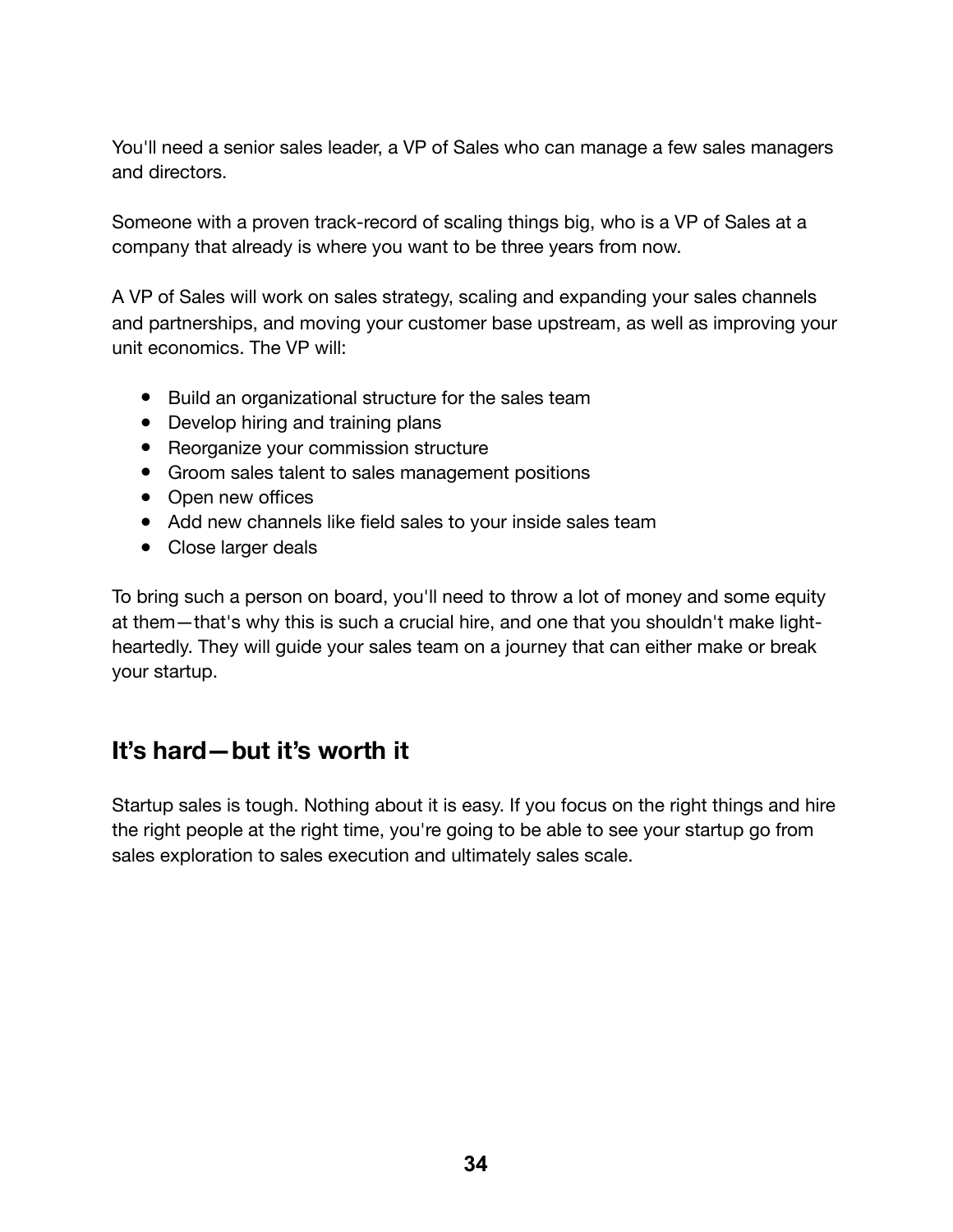You'll need a senior sales leader, a VP of Sales who can manage a few sales managers and directors.

Someone with a proven track-record of scaling things big, who is a VP of Sales at a company that already is where you want to be three years from now.

A VP of Sales will work on sales strategy, scaling and expanding your sales channels and partnerships, and moving your customer base upstream, as well as improving your unit economics. The VP will:

- Build an organizational structure for the sales team
- Develop hiring and training plans
- Reorganize your commission structure
- Groom sales talent to sales management positions
- Open new offices
- Add new channels like field sales to your inside sales team
- Close larger deals

To bring such a person on board, you'll need to throw a lot of money and some equity at them—that's why this is such a crucial hire, and one that you shouldn't make light-heartedly. They will guide your sales team on a journey that can either make or break your startup.

## It's hard—but it's worth it

Startup sales is tough. Nothing about it is easy. If you focus on the right things and hire the right people at the right time, you're going to be able to see your startup go from sales exploration to sales execution and ultimately sales scale.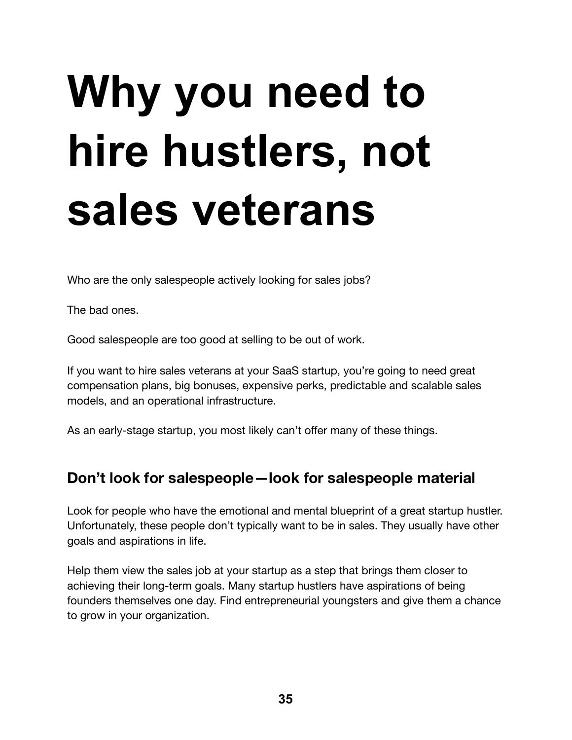# Why you need to hire hustlers, not sales veterans

Who are the only salespeople actively looking for sales jobs?

The bad ones.

Good salespeople are too good at selling to be out of work.

If you want to hire sales veterans at your SaaS startup, you're going to need great compensation plans, big bonuses, expensive perks, predictable and scalable sales models, and an operational infrastructure.

As an early-stage startup, you most likely can't offer many of these things.

## Don't look for salespeople—look for salespeople material

Look for people who have the emotional and mental blueprint of a great startup hustler. Unfortunately, these people don't typically want to be in sales. They usually have other goals and aspirations in life.

Help them view the sales job at your startup as a step that brings them closer to achieving their long-term goals. Many startup hustlers have aspirations of being founders themselves one day. Find entrepreneurial youngsters and give them a chance to grow in your organization.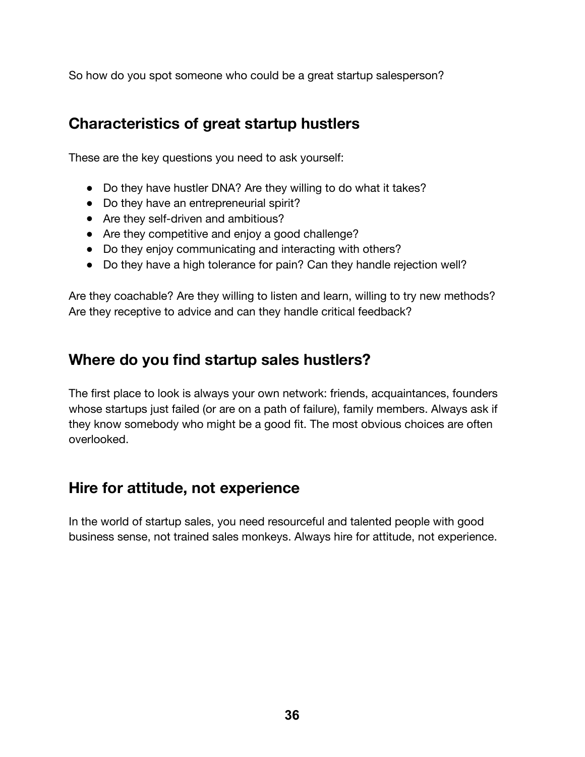So how do you spot someone who could be a great startup salesperson?

## Characteristics of great startup hustlers

These are the key questions you need to ask yourself:

- Do they have hustler DNA? Are they willing to do what it takes?
- Do they have an entrepreneurial spirit?
- Are they self-driven and ambitious?
- Are they competitive and enjoy a good challenge?
- Do they enjoy communicating and interacting with others?
- Do they have a high tolerance for pain? Can they handle rejection well?

Are they coachable? Are they willing to listen and learn, willing to try new methods? Are they receptive to advice and can they handle critical feedback?

## Where do you find startup sales hustlers?

The first place to look is always your own network: friends, acquaintances, founders whose startups just failed (or are on a path of failure), family members. Always ask if they know somebody who might be a good fit. The most obvious choices are often overlooked.

## Hire for attitude, not experience

In the world of startup sales, you need resourceful and talented people with good business sense, not trained sales monkeys. Always hire for attitude, not experience.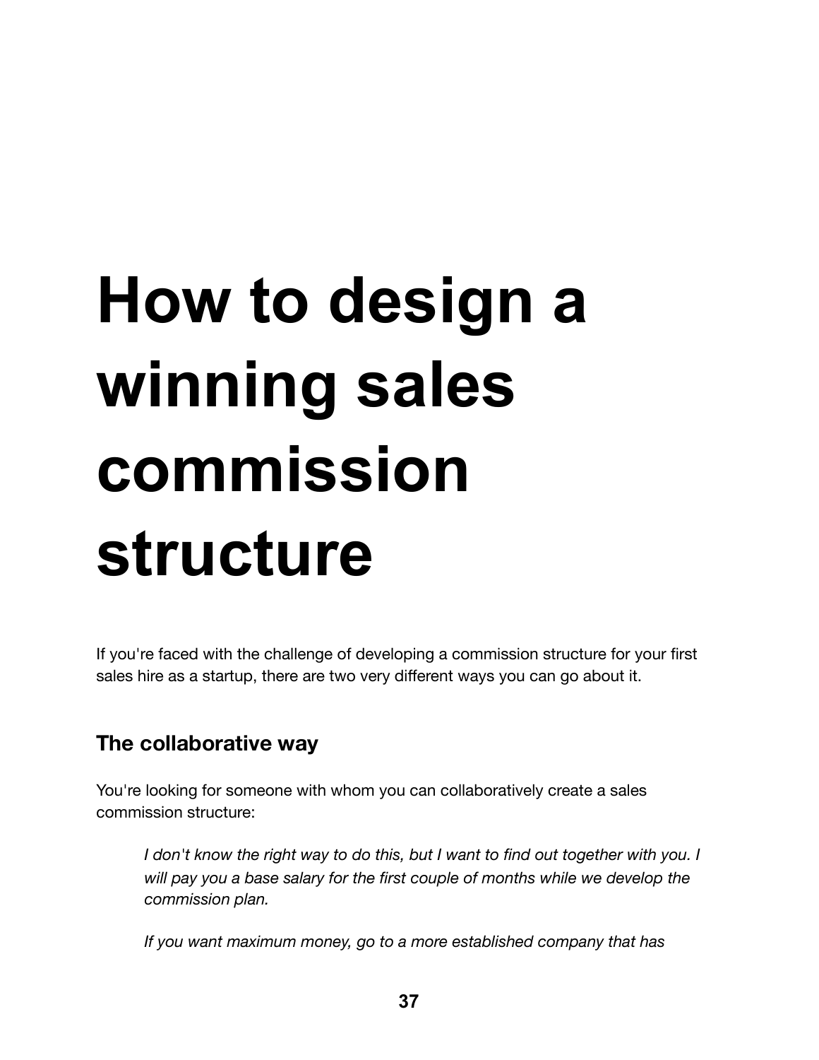# How to design a winning sales commission structure

If you're faced with the challenge of developing a commission structure for your first sales hire as a startup, there are two very different ways you can go about it.

## The collaborative way

You're looking for someone with whom you can collaboratively create a sales commission structure:

> *I don't know the right way to do this, but I want to find out together with you. I will pay you a base salary for the first couple of months while we develop the commission plan.*
>
> *If you want maximum money, go to a more established company that has*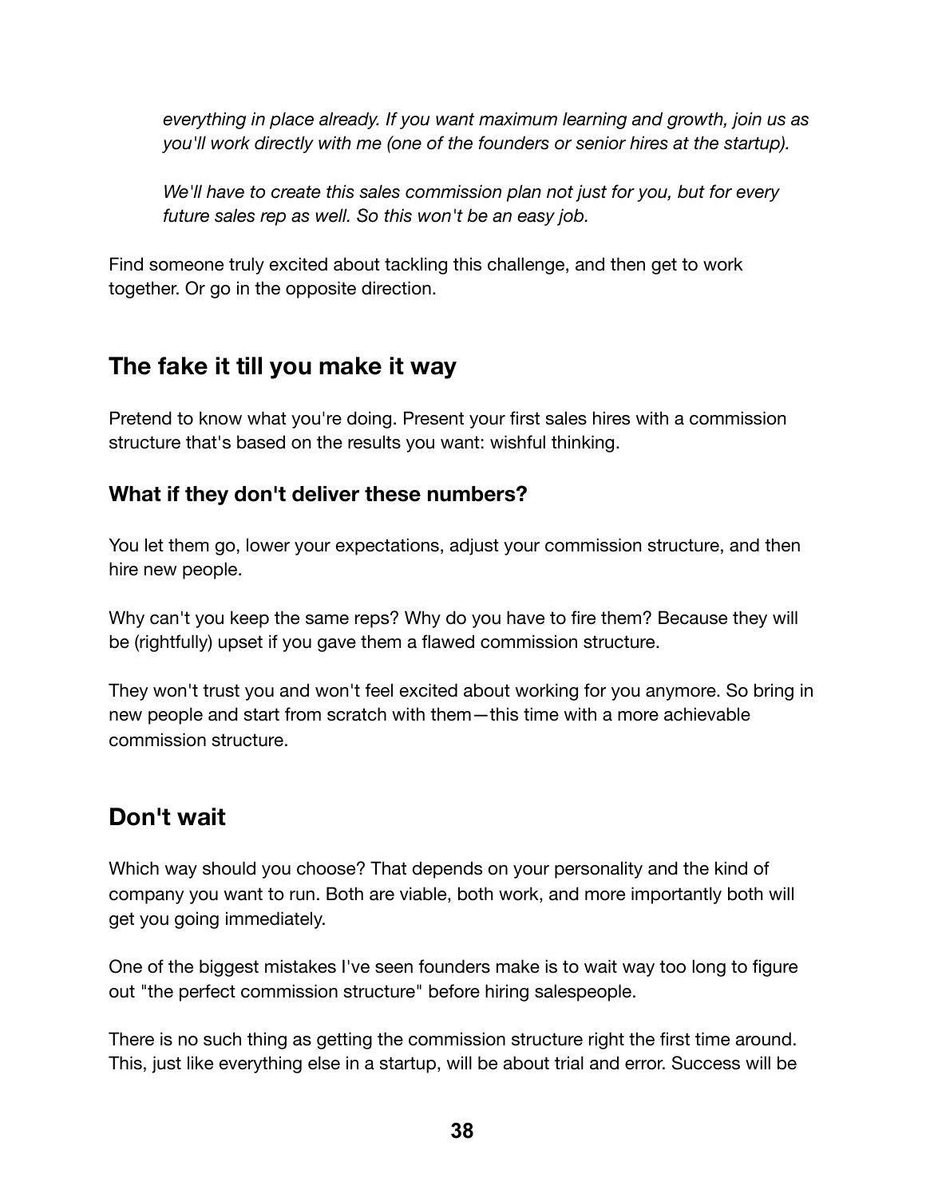*everything in place already. If you want maximum learning and growth, join us as you'll work directly with me (one of the founders or senior hires at the startup).*

*We'll have to create this sales commission plan not just for you, but for every future sales rep as well. So this won't be an easy job.*

Find someone truly excited about tackling this challenge, and then get to work together. Or go in the opposite direction.

## The fake it till you make it way

Pretend to know what you're doing. Present your first sales hires with a commission structure that's based on the results you want: wishful thinking.

### What if they don't deliver these numbers?

You let them go, lower your expectations, adjust your commission structure, and then hire new people.

Why can't you keep the same reps? Why do you have to fire them? Because they will be (rightfully) upset if you gave them a flawed commission structure.

They won't trust you and won't feel excited about working for you anymore. So bring in new people and start from scratch with them—this time with a more achievable commission structure.

## Don't wait

Which way should you choose? That depends on your personality and the kind of company you want to run. Both are viable, both work, and more importantly both will get you going immediately.

One of the biggest mistakes I've seen founders make is to wait way too long to figure out "the perfect commission structure" before hiring salespeople.

There is no such thing as getting the commission structure right the first time around. This, just like everything else in a startup, will be about trial and error. Success will be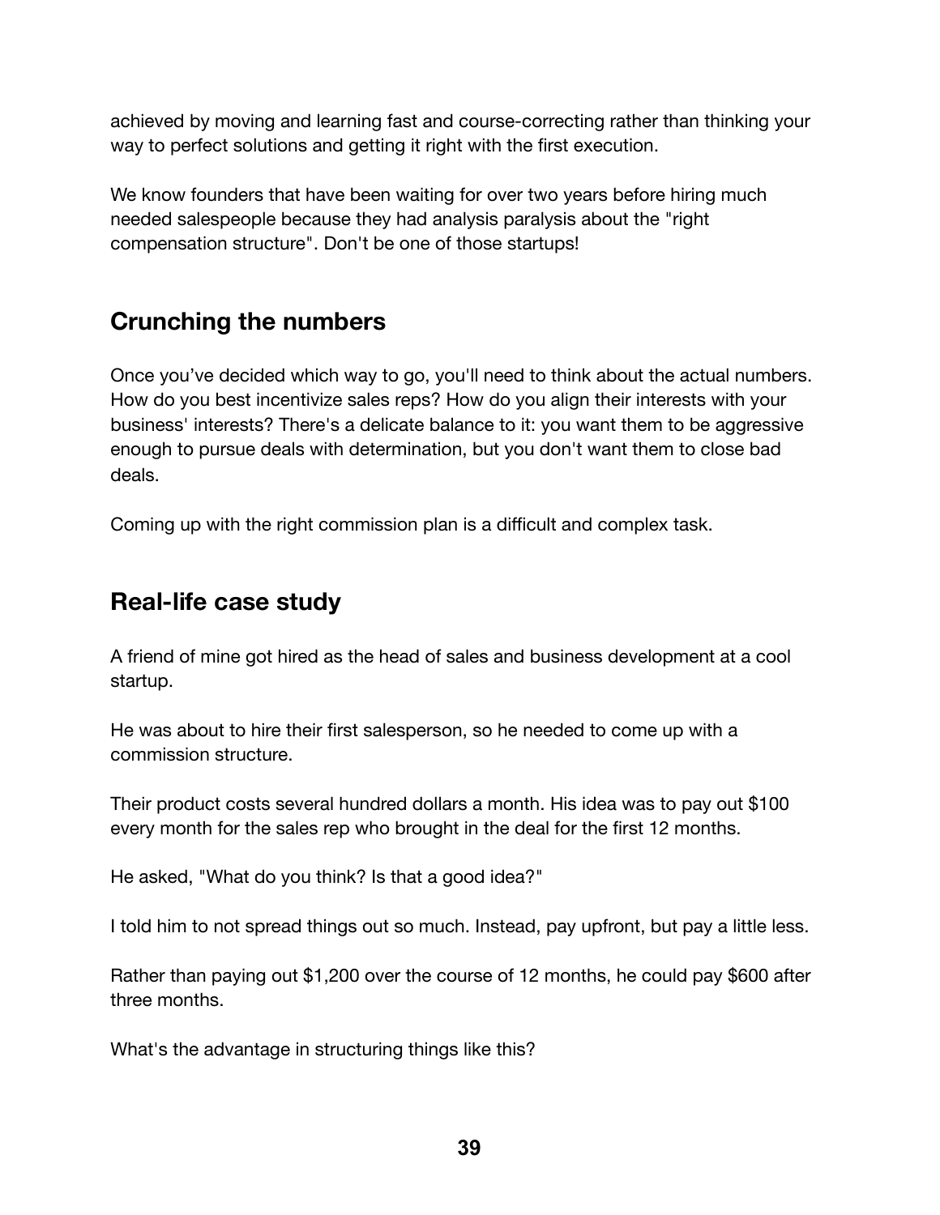achieved by moving and learning fast and course-correcting rather than thinking your way to perfect solutions and getting it right with the first execution.

We know founders that have been waiting for over two years before hiring much needed salespeople because they had analysis paralysis about the "right compensation structure". Don't be one of those startups!

## Crunching the numbers

Once you’ve decided which way to go, you'll need to think about the actual numbers. How do you best incentivize sales reps? How do you align their interests with your business' interests? There's a delicate balance to it: you want them to be aggressive enough to pursue deals with determination, but you don't want them to close bad deals.

Coming up with the right commission plan is a difficult and complex task.

## Real-life case study

A friend of mine got hired as the head of sales and business development at a cool startup.

He was about to hire their first salesperson, so he needed to come up with a commission structure.

Their product costs several hundred dollars a month. His idea was to pay out $100 every month for the sales rep who brought in the deal for the first 12 months.

He asked, "What do you think? Is that a good idea?"

I told him to not spread things out so much. Instead, pay upfront, but pay a little less.

Rather than paying out $1,200 over the course of 12 months, he could pay $600 after three months.

What's the advantage in structuring things like this?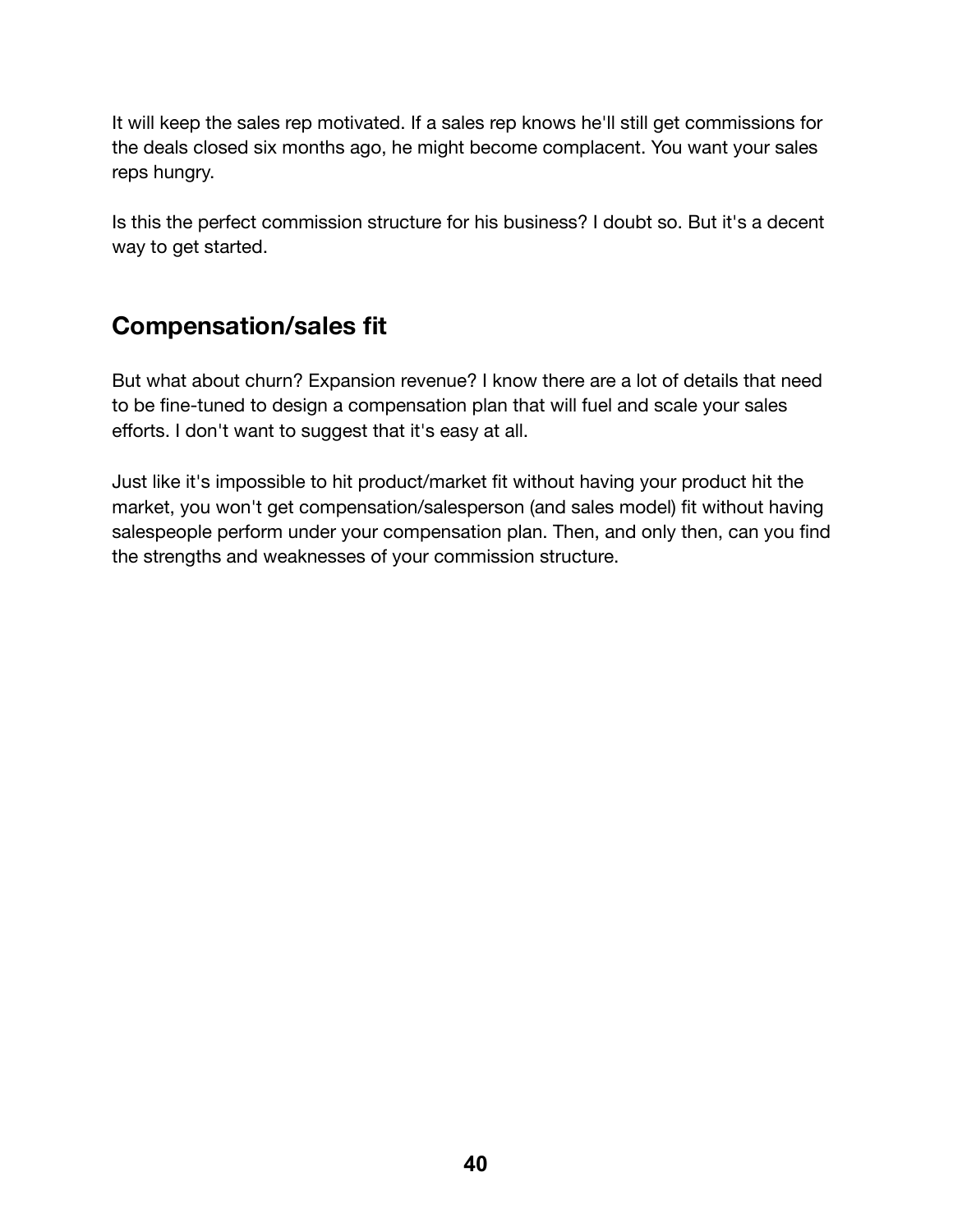It will keep the sales rep motivated. If a sales rep knows he'll still get commissions for the deals closed six months ago, he might become complacent. You want your sales reps hungry.

Is this the perfect commission structure for his business? I doubt so. But it's a decent way to get started.

## Compensation/sales fit

But what about churn? Expansion revenue? I know there are a lot of details that need to be fine-tuned to design a compensation plan that will fuel and scale your sales efforts. I don't want to suggest that it's easy at all.

Just like it's impossible to hit product/market fit without having your product hit the market, you won't get compensation/salesperson (and sales model) fit without having salespeople perform under your compensation plan. Then, and only then, can you find the strengths and weaknesses of your commission structure.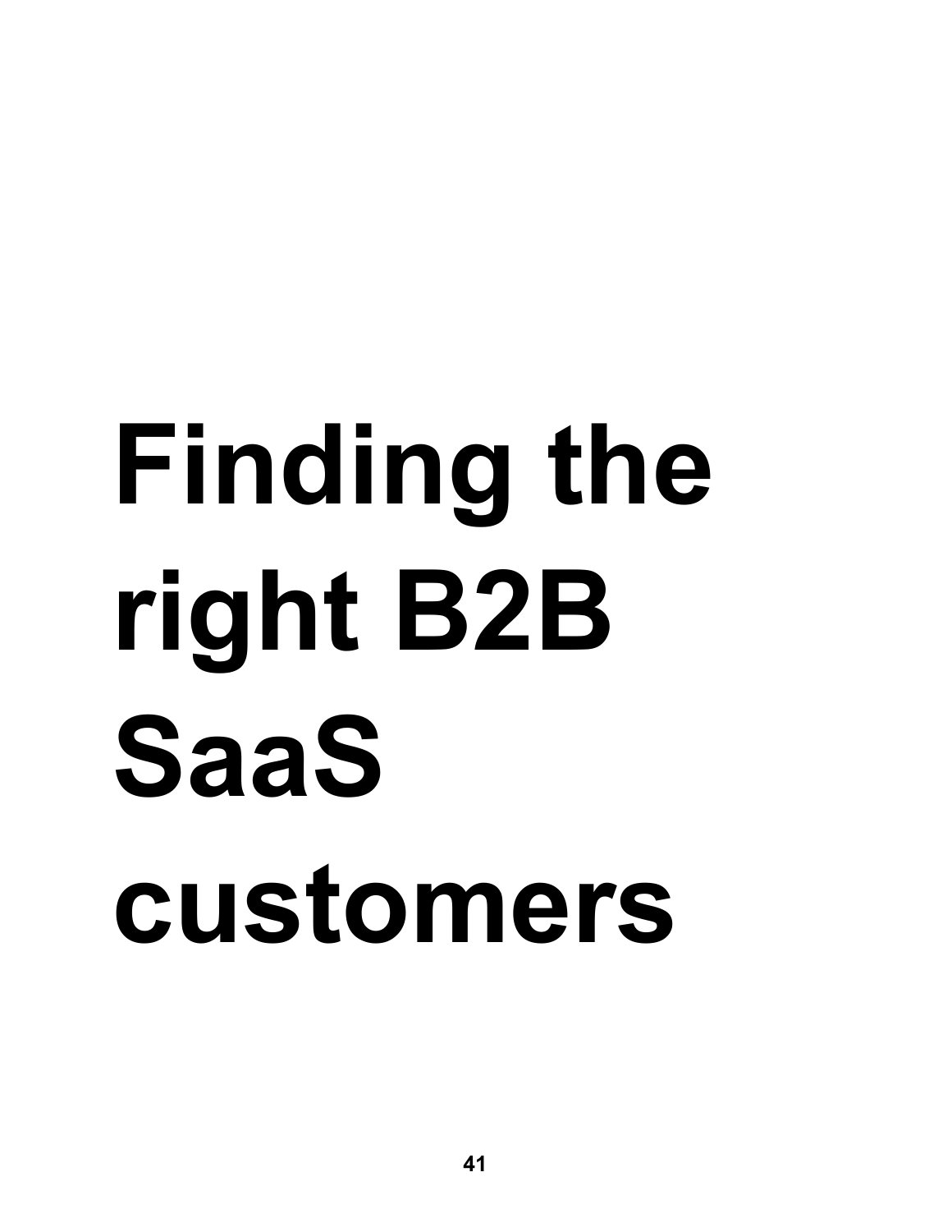# Finding the right B2B SaaS customers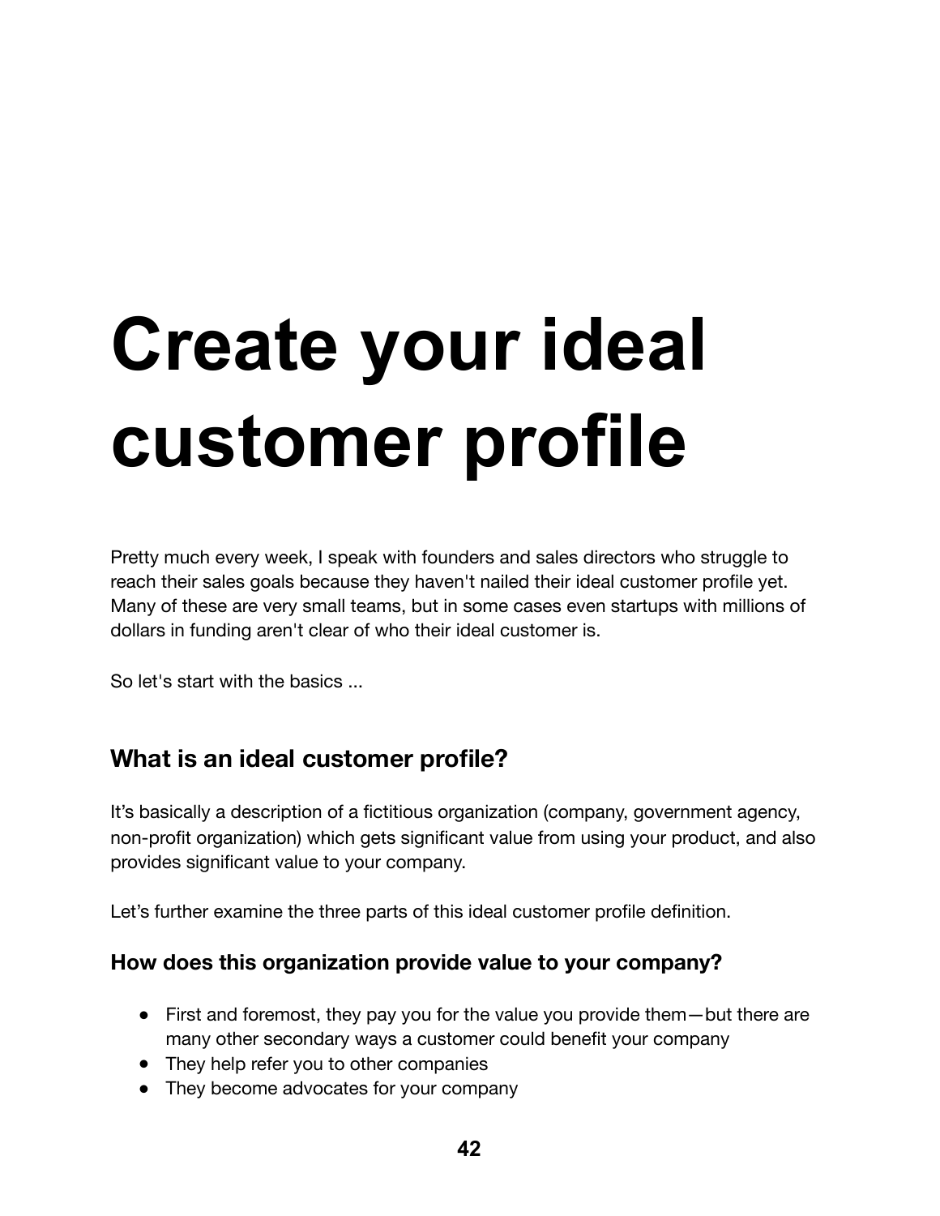# Create your ideal customer profile

Pretty much every week, I speak with founders and sales directors who struggle to reach their sales goals because they haven't nailed their ideal customer profile yet. Many of these are very small teams, but in some cases even startups with millions of dollars in funding aren't clear of who their ideal customer is.

So let's start with the basics ...

## What is an ideal customer profile?

It's basically a description of a fictitious organization (company, government agency, non-profit organization) which gets significant value from using your product, and also provides significant value to your company.

Let's further examine the three parts of this ideal customer profile definition.

### How does this organization provide value to your company?

- First and foremost, they pay you for the value you provide them—but there are many other secondary ways a customer could benefit your company
- They help refer you to other companies
- They become advocates for your company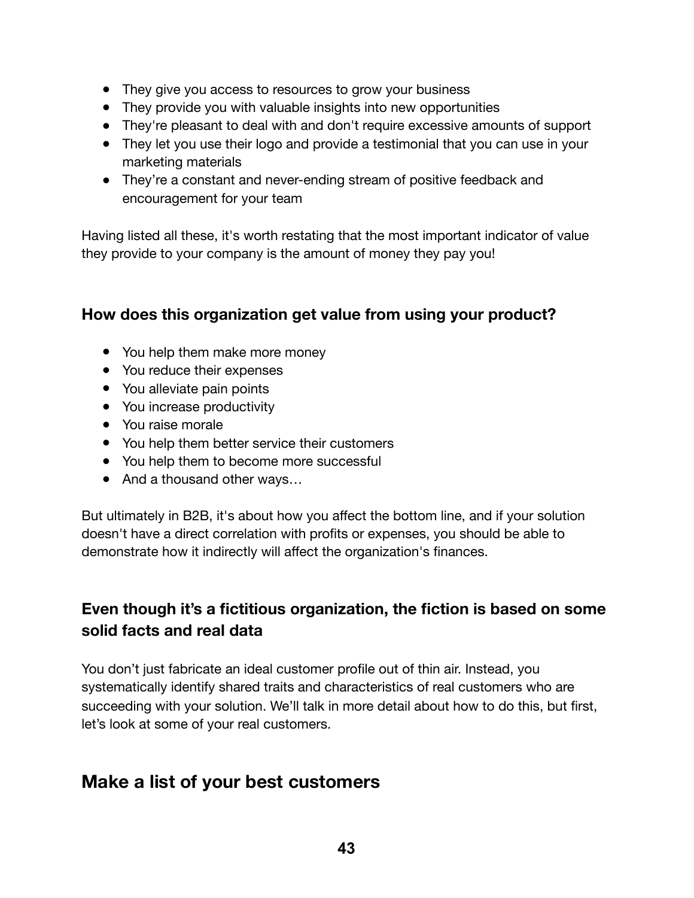- They give you access to resources to grow your business
- They provide you with valuable insights into new opportunities
- They're pleasant to deal with and don't require excessive amounts of support
- They let you use their logo and provide a testimonial that you can use in your marketing materials
- They're a constant and never-ending stream of positive feedback and encouragement for your team

Having listed all these, it's worth restating that the most important indicator of value they provide to your company is the amount of money they pay you!

### How does this organization get value from using your product?

- You help them make more money
- You reduce their expenses
- You alleviate pain points
- You increase productivity
- You raise morale
- You help them better service their customers
- You help them to become more successful
- And a thousand other ways…

But ultimately in B2B, it's about how you affect the bottom line, and if your solution doesn't have a direct correlation with profits or expenses, you should be able to demonstrate how it indirectly will affect the organization's finances.

### Even though it's a fictitious organization, the fiction is based on some solid facts and real data

You don't just fabricate an ideal customer profile out of thin air. Instead, you systematically identify shared traits and characteristics of real customers who are succeeding with your solution. We'll talk in more detail about how to do this, but first, let's look at some of your real customers.

## Make a list of your best customers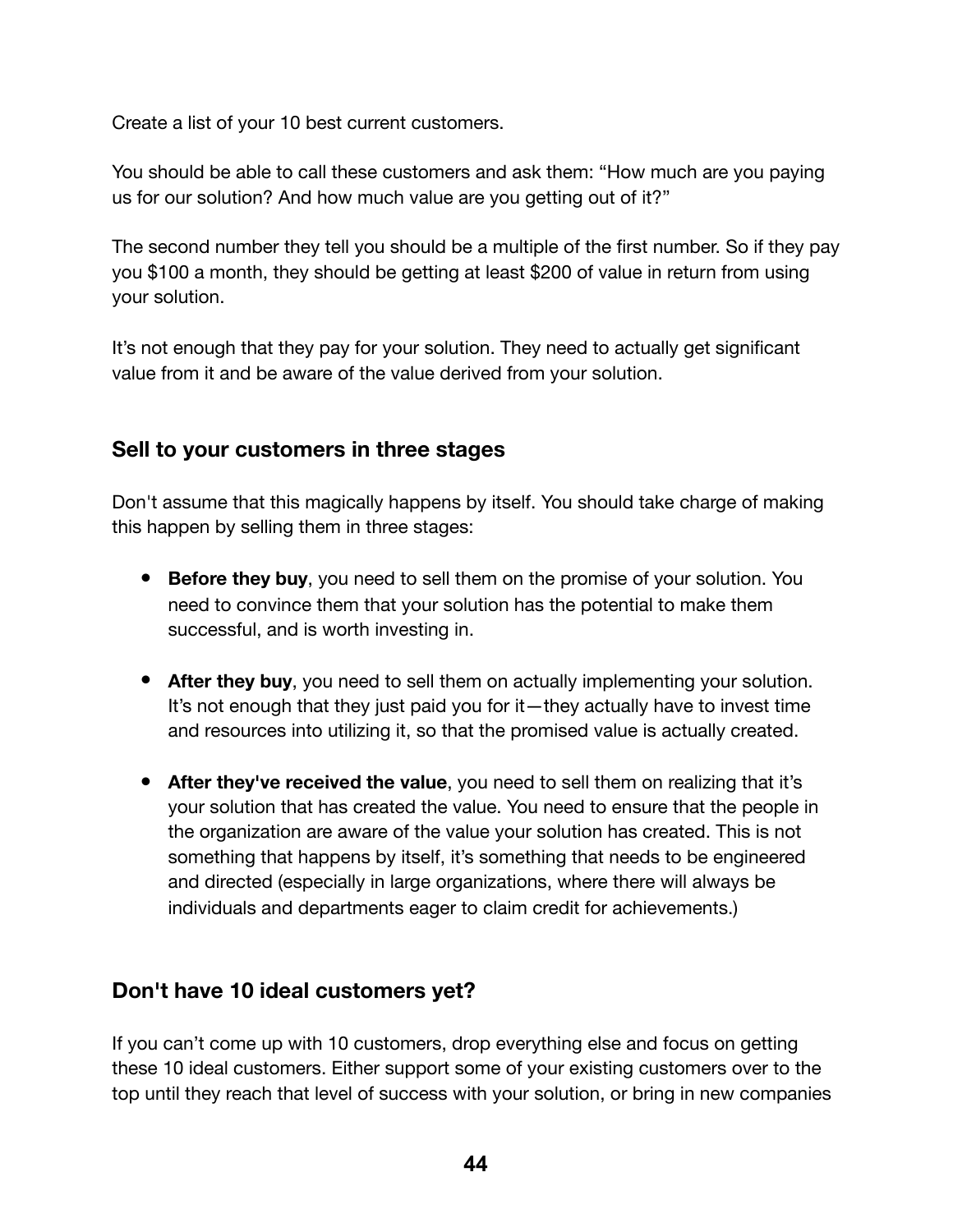Create a list of your 10 best current customers.

You should be able to call these customers and ask them: “How much are you paying us for our solution? And how much value are you getting out of it?”

The second number they tell you should be a multiple of the first number. So if they pay you $100 a month, they should be getting at least $200 of value in return from using your solution.

It’s not enough that they pay for your solution. They need to actually get significant value from it and be aware of the value derived from your solution.

### Sell to your customers in three stages

Don't assume that this magically happens by itself. You should take charge of making this happen by selling them in three stages:

- **Before they buy**, you need to sell them on the promise of your solution. You need to convince them that your solution has the potential to make them successful, and is worth investing in.

- **After they buy**, you need to sell them on actually implementing your solution. It’s not enough that they just paid you for it—they actually have to invest time and resources into utilizing it, so that the promised value is actually created.

- **After they've received the value**, you need to sell them on realizing that it’s your solution that has created the value. You need to ensure that the people in the organization are aware of the value your solution has created. This is not something that happens by itself, it’s something that needs to be engineered and directed (especially in large organizations, where there will always be individuals and departments eager to claim credit for achievements.)

### Don't have 10 ideal customers yet?

If you can’t come up with 10 customers, drop everything else and focus on getting these 10 ideal customers. Either support some of your existing customers over to the top until they reach that level of success with your solution, or bring in new companies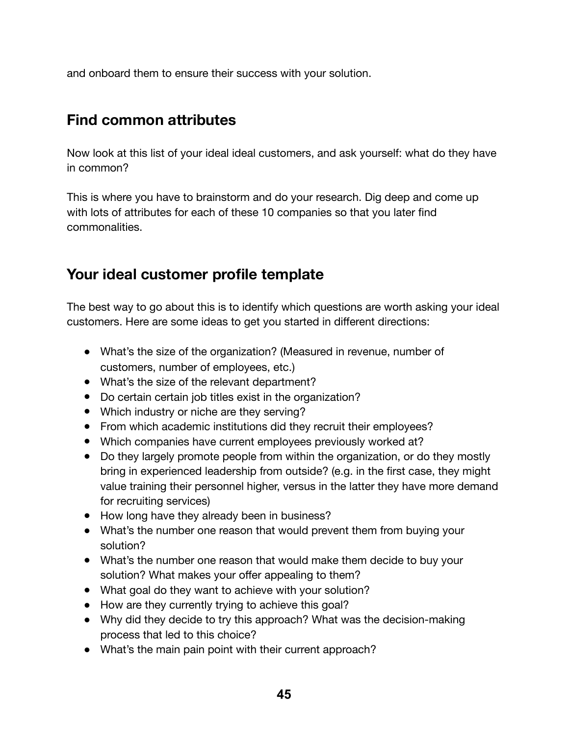and onboard them to ensure their success with your solution.

## Find common attributes

Now look at this list of your ideal ideal customers, and ask yourself: what do they have in common?

This is where you have to brainstorm and do your research. Dig deep and come up with lots of attributes for each of these 10 companies so that you later find commonalities.

## Your ideal customer profile template

The best way to go about this is to identify which questions are worth asking your ideal customers. Here are some ideas to get you started in different directions:

- What's the size of the organization? (Measured in revenue, number of customers, number of employees, etc.)
- What's the size of the relevant department?
- Do certain certain job titles exist in the organization?
- Which industry or niche are they serving?
- From which academic institutions did they recruit their employees?
- Which companies have current employees previously worked at?
- Do they largely promote people from within the organization, or do they mostly bring in experienced leadership from outside? (e.g. in the first case, they might value training their personnel higher, versus in the latter they have more demand for recruiting services)
- How long have they already been in business?
- What's the number one reason that would prevent them from buying your solution?
- What's the number one reason that would make them decide to buy your solution? What makes your offer appealing to them?
- What goal do they want to achieve with your solution?
- How are they currently trying to achieve this goal?
- Why did they decide to try this approach? What was the decision-making process that led to this choice?
- What's the main pain point with their current approach?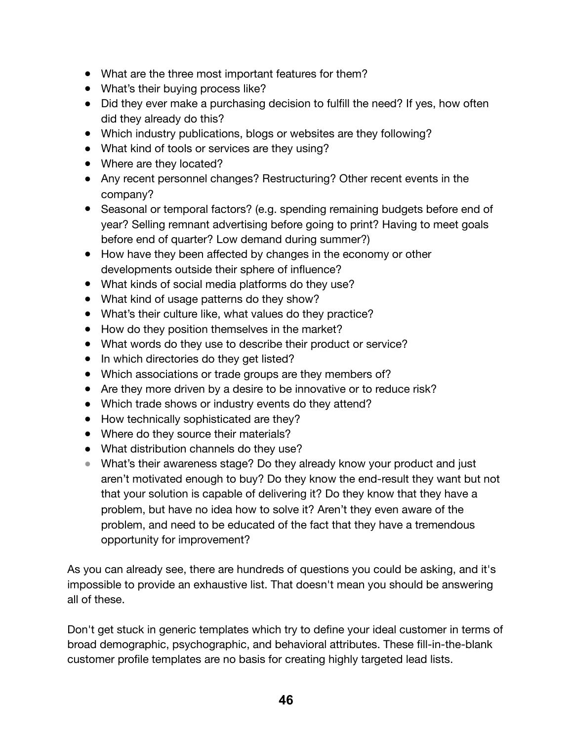- What are the three most important features for them?
- What's their buying process like?
- Did they ever make a purchasing decision to fulfill the need? If yes, how often did they already do this?
- Which industry publications, blogs or websites are they following?
- What kind of tools or services are they using?
- Where are they located?
- Any recent personnel changes? Restructuring? Other recent events in the company?
- Seasonal or temporal factors? (e.g. spending remaining budgets before end of year? Selling remnant advertising before going to print? Having to meet goals before end of quarter? Low demand during summer?)
- How have they been affected by changes in the economy or other developments outside their sphere of influence?
- What kinds of social media platforms do they use?
- What kind of usage patterns do they show?
- What's their culture like, what values do they practice?
- How do they position themselves in the market?
- What words do they use to describe their product or service?
- In which directories do they get listed?
- Which associations or trade groups are they members of?
- Are they more driven by a desire to be innovative or to reduce risk?
- Which trade shows or industry events do they attend?
- How technically sophisticated are they?
- Where do they source their materials?
- What distribution channels do they use?
- What's their awareness stage? Do they already know your product and just aren't motivated enough to buy? Do they know the end-result they want but not that your solution is capable of delivering it? Do they know that they have a problem, but have no idea how to solve it? Aren't they even aware of the problem, and need to be educated of the fact that they have a tremendous opportunity for improvement?

As you can already see, there are hundreds of questions you could be asking, and it's impossible to provide an exhaustive list. That doesn't mean you should be answering all of these.

Don't get stuck in generic templates which try to define your ideal customer in terms of broad demographic, psychographic, and behavioral attributes. These fill-in-the-blank customer profile templates are no basis for creating highly targeted lead lists.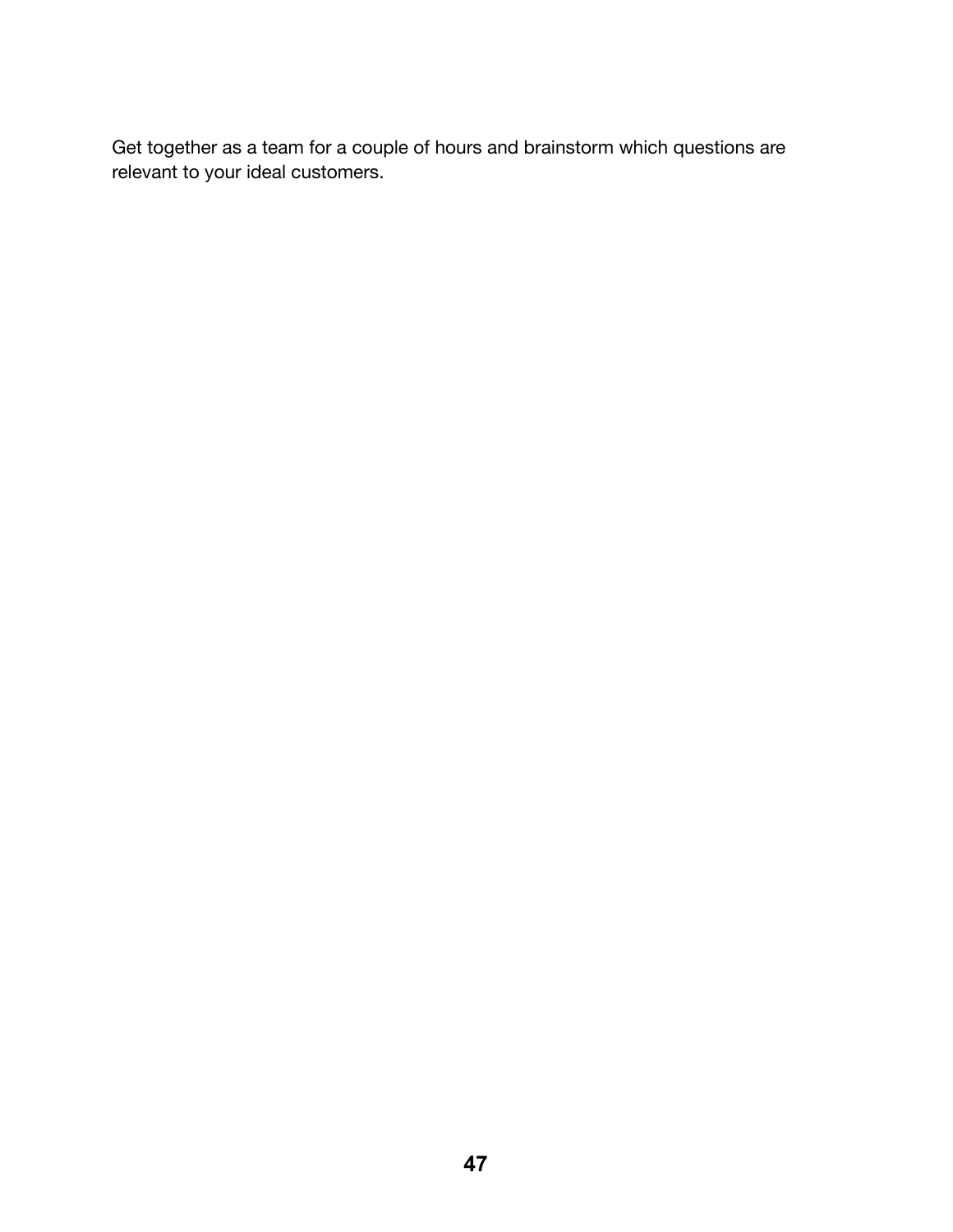Get together as a team for a couple of hours and brainstorm which questions are relevant to your ideal customers.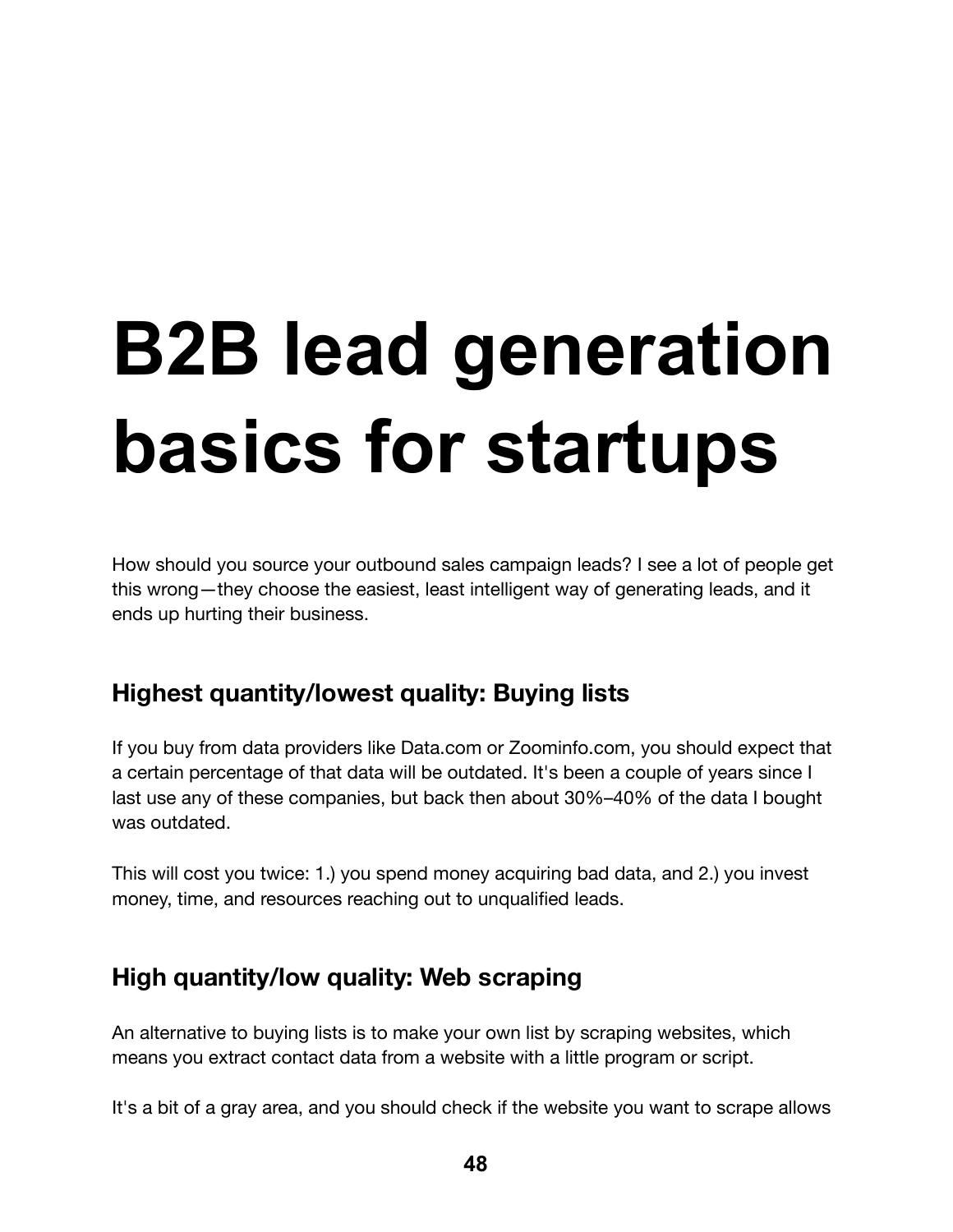# B2B lead generation basics for startups

How should you source your outbound sales campaign leads? I see a lot of people get this wrong—they choose the easiest, least intelligent way of generating leads, and it ends up hurting their business.

## Highest quantity/lowest quality: Buying lists

If you buy from data providers like Data.com or Zoominfo.com, you should expect that a certain percentage of that data will be outdated. It's been a couple of years since I last use any of these companies, but back then about 30%–40% of the data I bought was outdated.

This will cost you twice: 1.) you spend money acquiring bad data, and 2.) you invest money, time, and resources reaching out to unqualified leads.

## High quantity/low quality: Web scraping

An alternative to buying lists is to make your own list by scraping websites, which means you extract contact data from a website with a little program or script.

It's a bit of a gray area, and you should check if the website you want to scrape allows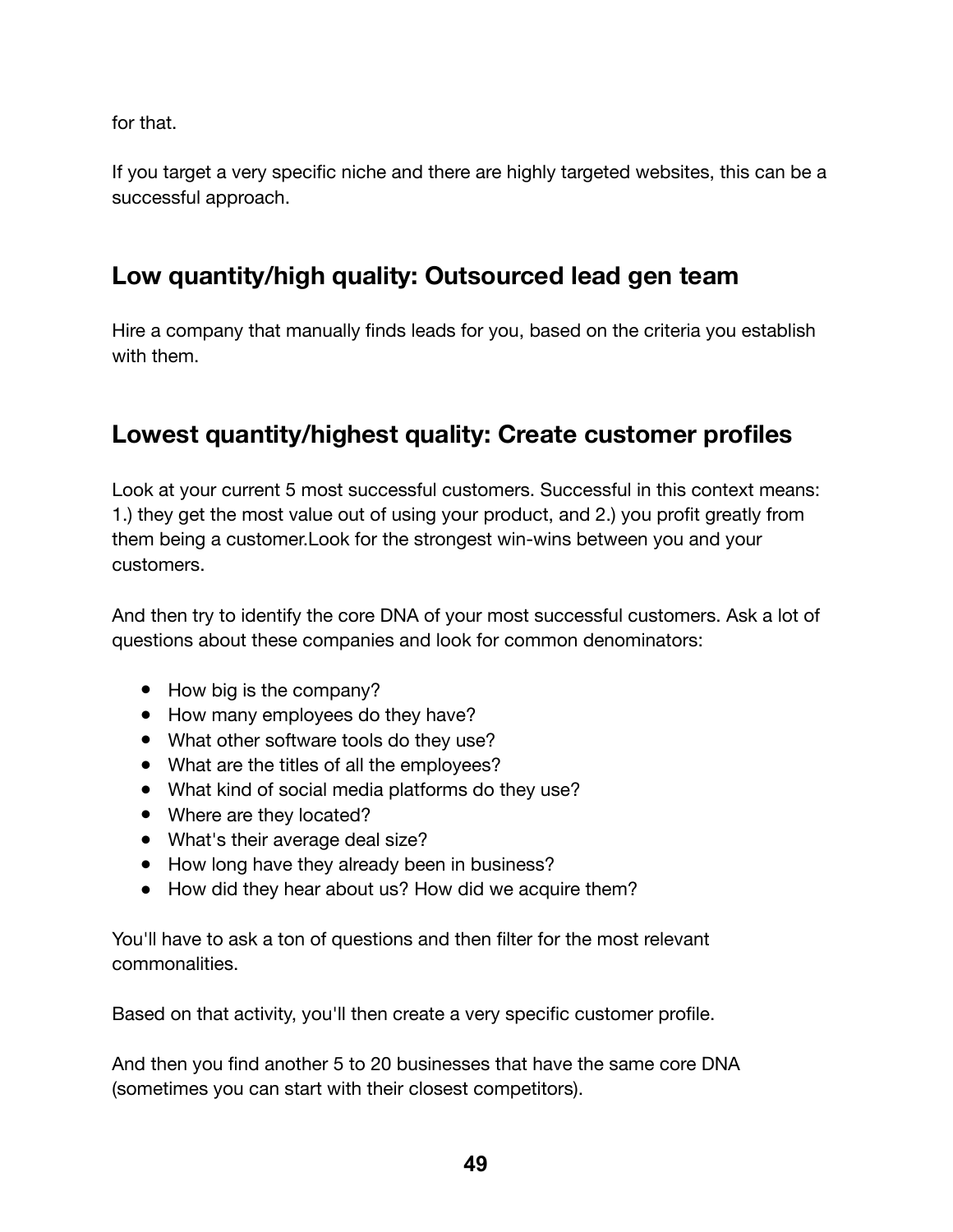for that.

If you target a very specific niche and there are highly targeted websites, this can be a successful approach.

## Low quantity/high quality: Outsourced lead gen team

Hire a company that manually finds leads for you, based on the criteria you establish with them.

## Lowest quantity/highest quality: Create customer profiles

Look at your current 5 most successful customers. Successful in this context means: 1.) they get the most value out of using your product, and 2.) you profit greatly from them being a customer.Look for the strongest win-wins between you and your customers.

And then try to identify the core DNA of your most successful customers. Ask a lot of questions about these companies and look for common denominators:

- How big is the company?
- How many employees do they have?
- What other software tools do they use?
- What are the titles of all the employees?
- What kind of social media platforms do they use?
- Where are they located?
- What's their average deal size?
- How long have they already been in business?
- How did they hear about us? How did we acquire them?

You'll have to ask a ton of questions and then filter for the most relevant commonalities.

Based on that activity, you'll then create a very specific customer profile.

And then you find another 5 to 20 businesses that have the same core DNA (sometimes you can start with their closest competitors).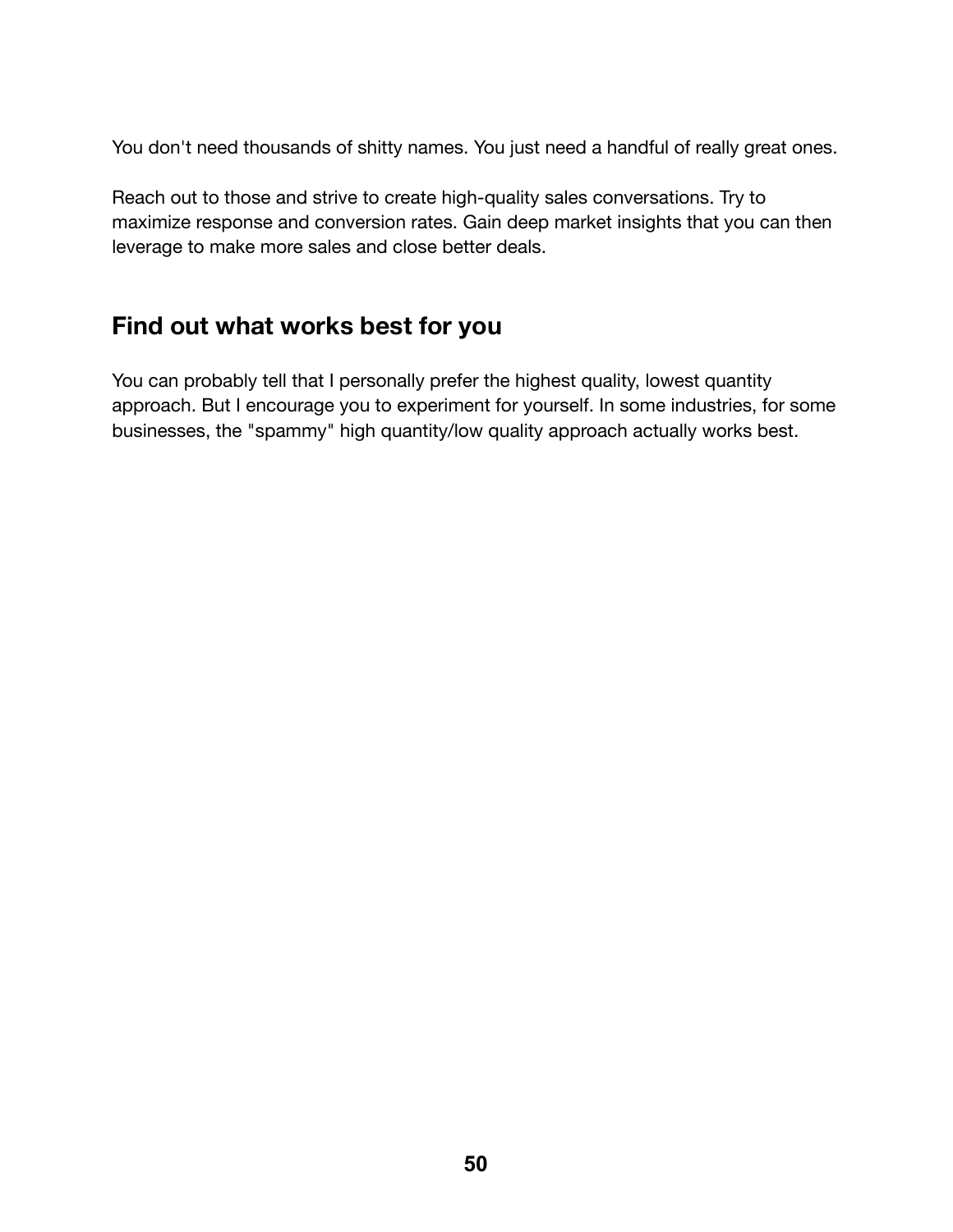You don't need thousands of shitty names. You just need a handful of really great ones.

Reach out to those and strive to create high-quality sales conversations. Try to maximize response and conversion rates. Gain deep market insights that you can then leverage to make more sales and close better deals.

## Find out what works best for you

You can probably tell that I personally prefer the highest quality, lowest quantity approach. But I encourage you to experiment for yourself. In some industries, for some businesses, the "spammy" high quantity/low quality approach actually works best.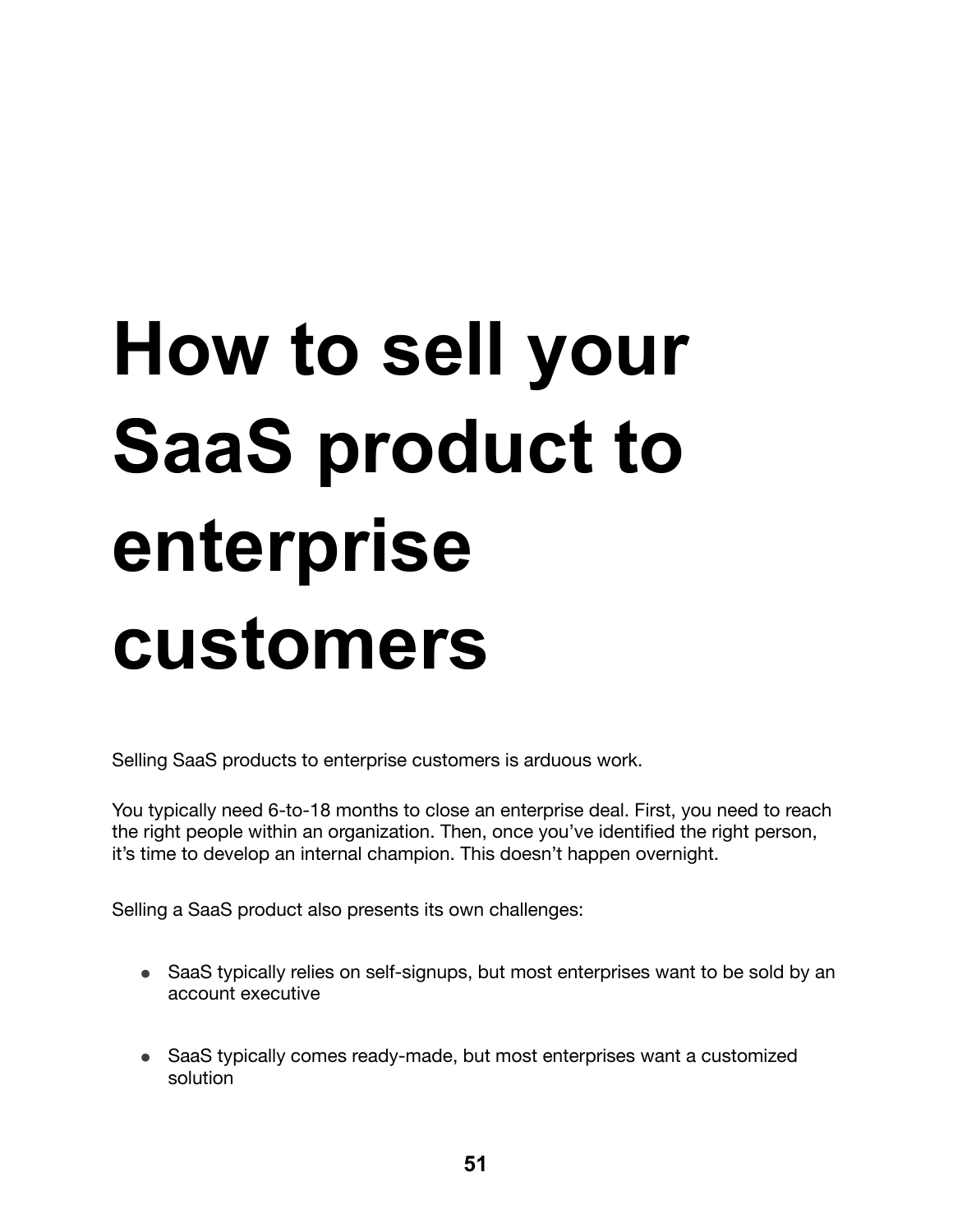# How to sell your SaaS product to enterprise customers

Selling SaaS products to enterprise customers is arduous work.

You typically need 6-to-18 months to close an enterprise deal. First, you need to reach the right people within an organization. Then, once you've identified the right person, it's time to develop an internal champion. This doesn't happen overnight.

Selling a SaaS product also presents its own challenges:

- SaaS typically relies on self-signups, but most enterprises want to be sold by an account executive

- SaaS typically comes ready-made, but most enterprises want a customized solution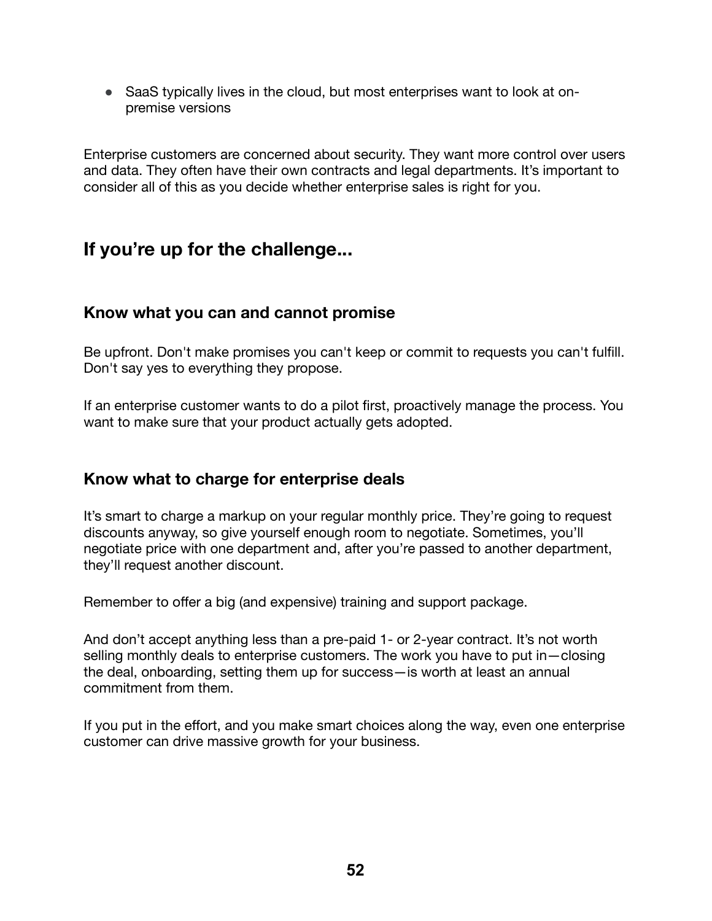- SaaS typically lives in the cloud, but most enterprises want to look at on-premise versions

Enterprise customers are concerned about security. They want more control over users and data. They often have their own contracts and legal departments. It's important to consider all of this as you decide whether enterprise sales is right for you.

## If you're up for the challenge...

### Know what you can and cannot promise

Be upfront. Don't make promises you can't keep or commit to requests you can't fulfill. Don't say yes to everything they propose.

If an enterprise customer wants to do a pilot first, proactively manage the process. You want to make sure that your product actually gets adopted.

### Know what to charge for enterprise deals

It's smart to charge a markup on your regular monthly price. They're going to request discounts anyway, so give yourself enough room to negotiate. Sometimes, you'll negotiate price with one department and, after you're passed to another department, they'll request another discount.

Remember to offer a big (and expensive) training and support package.

And don't accept anything less than a pre-paid 1- or 2-year contract. It's not worth selling monthly deals to enterprise customers. The work you have to put in—closing the deal, onboarding, setting them up for success—is worth at least an annual commitment from them.

If you put in the effort, and you make smart choices along the way, even one enterprise customer can drive massive growth for your business.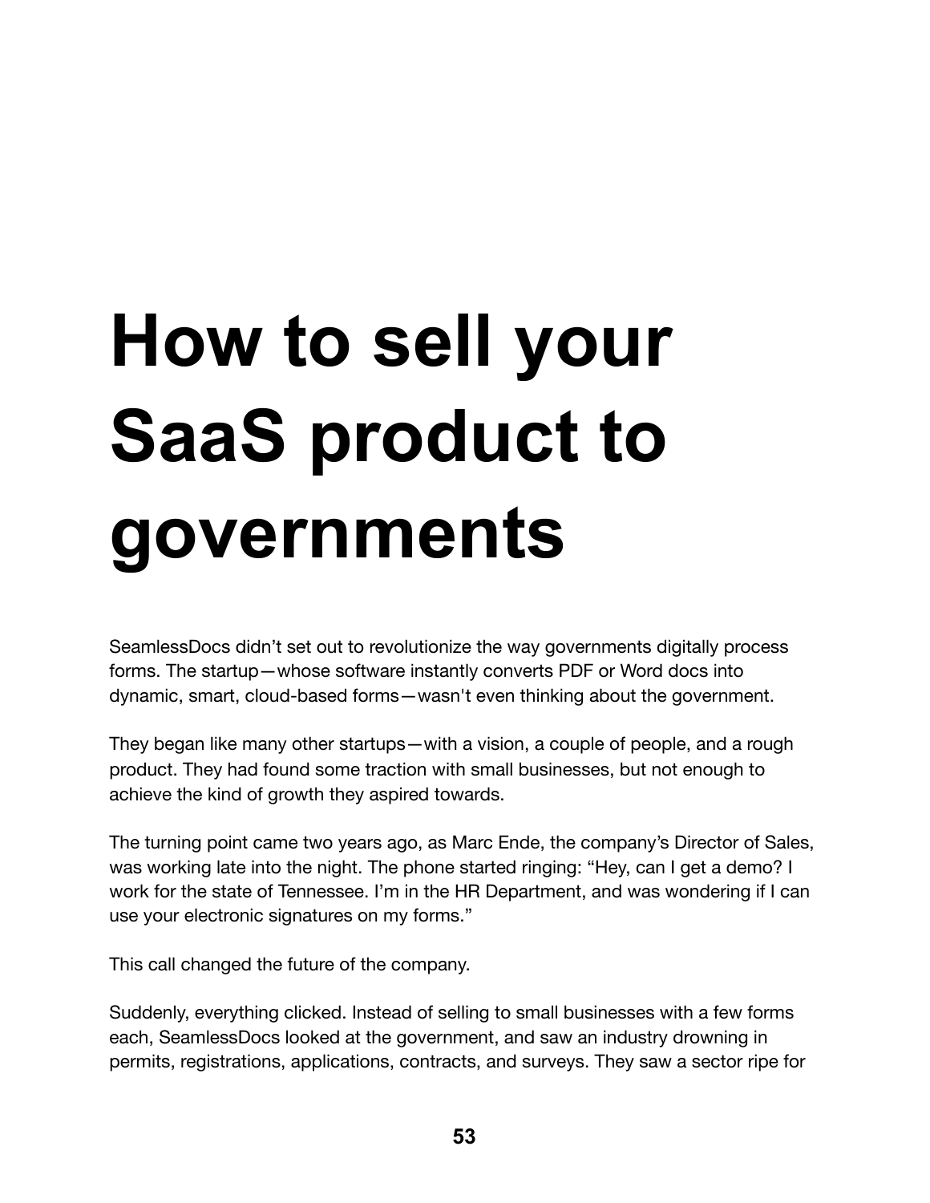# How to sell your SaaS product to governments

SeamlessDocs didn't set out to revolutionize the way governments digitally process forms. The startup—whose software instantly converts PDF or Word docs into dynamic, smart, cloud-based forms—wasn't even thinking about the government.

They began like many other startups—with a vision, a couple of people, and a rough product. They had found some traction with small businesses, but not enough to achieve the kind of growth they aspired towards.

The turning point came two years ago, as Marc Ende, the company's Director of Sales, was working late into the night. The phone started ringing: "Hey, can I get a demo? I work for the state of Tennessee. I'm in the HR Department, and was wondering if I can use your electronic signatures on my forms."

This call changed the future of the company.

Suddenly, everything clicked. Instead of selling to small businesses with a few forms each, SeamlessDocs looked at the government, and saw an industry drowning in permits, registrations, applications, contracts, and surveys. They saw a sector ripe for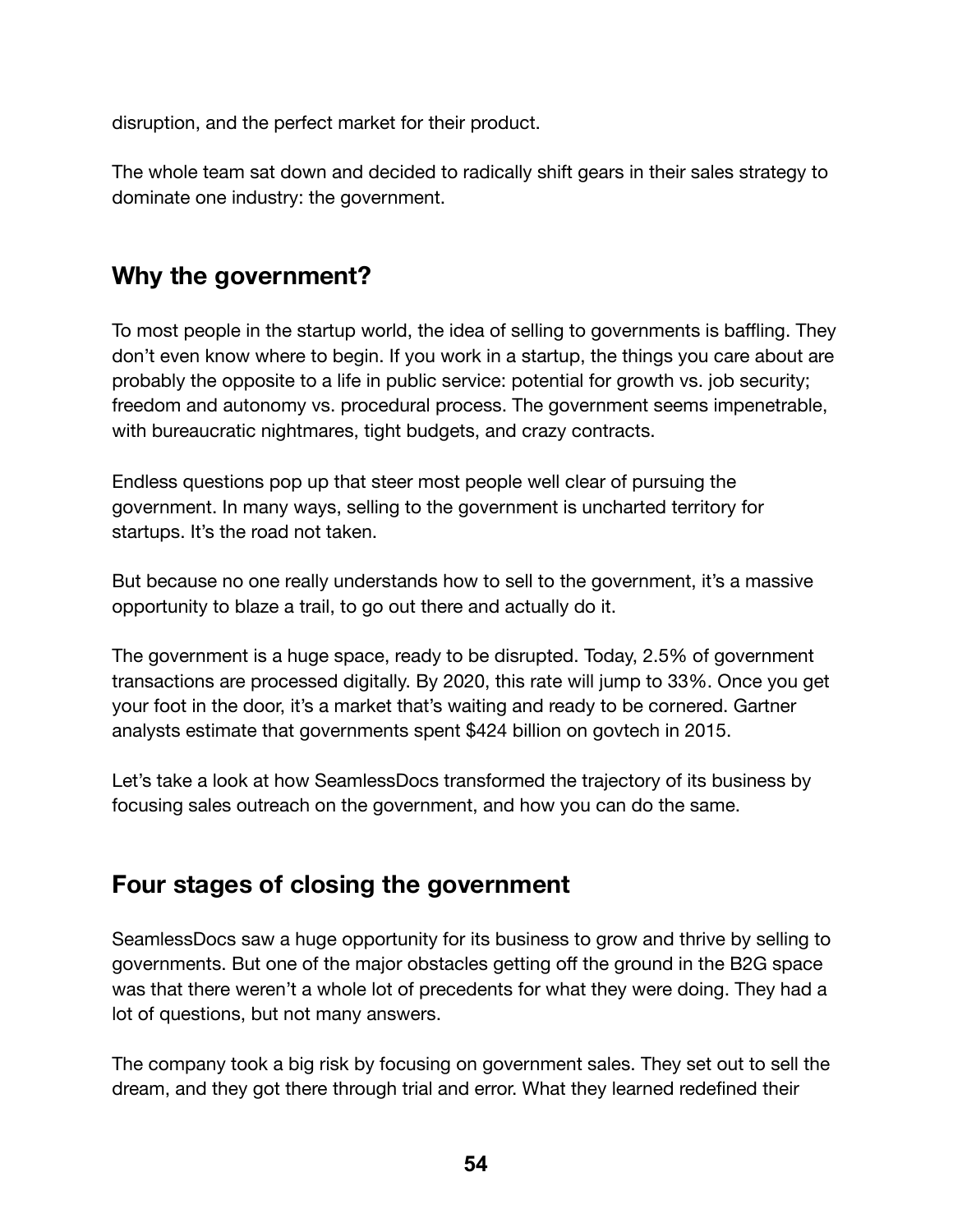disruption, and the perfect market for their product.

The whole team sat down and decided to radically shift gears in their sales strategy to dominate one industry: the government.

## Why the government?

To most people in the startup world, the idea of selling to governments is baffling. They don't even know where to begin. If you work in a startup, the things you care about are probably the opposite to a life in public service: potential for growth vs. job security; freedom and autonomy vs. procedural process. The government seems impenetrable, with bureaucratic nightmares, tight budgets, and crazy contracts.

Endless questions pop up that steer most people well clear of pursuing the government. In many ways, selling to the government is uncharted territory for startups. It's the road not taken.

But because no one really understands how to sell to the government, it's a massive opportunity to blaze a trail, to go out there and actually do it.

The government is a huge space, ready to be disrupted. Today, 2.5% of government transactions are processed digitally. By 2020, this rate will jump to 33%. Once you get your foot in the door, it's a market that's waiting and ready to be cornered. Gartner analysts estimate that governments spent $424 billion on govtech in 2015.

Let's take a look at how SeamlessDocs transformed the trajectory of its business by focusing sales outreach on the government, and how you can do the same.

## Four stages of closing the government

SeamlessDocs saw a huge opportunity for its business to grow and thrive by selling to governments. But one of the major obstacles getting off the ground in the B2G space was that there weren't a whole lot of precedents for what they were doing. They had a lot of questions, but not many answers.

The company took a big risk by focusing on government sales. They set out to sell the dream, and they got there through trial and error. What they learned redefined their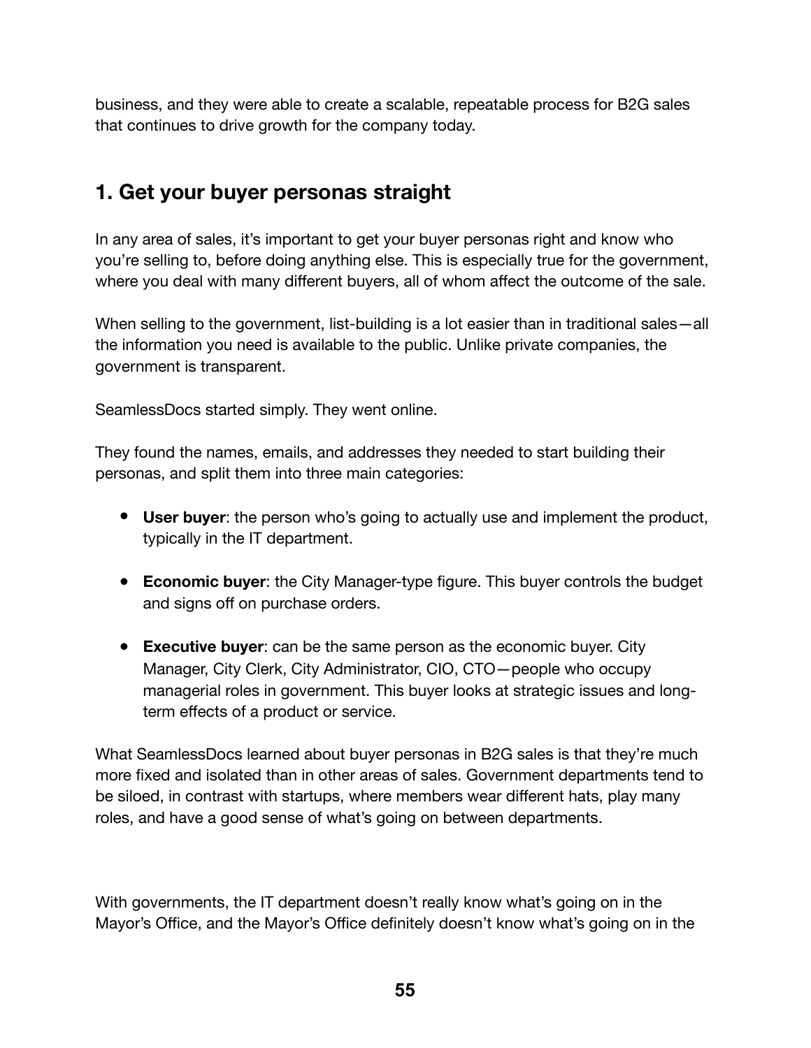business, and they were able to create a scalable, repeatable process for B2G sales that continues to drive growth for the company today.

## 1. Get your buyer personas straight

In any area of sales, it's important to get your buyer personas right and know who you're selling to, before doing anything else. This is especially true for the government, where you deal with many different buyers, all of whom affect the outcome of the sale.

When selling to the government, list-building is a lot easier than in traditional sales—all the information you need is available to the public. Unlike private companies, the government is transparent.

SeamlessDocs started simply. They went online.

They found the names, emails, and addresses they needed to start building their personas, and split them into three main categories:

- **User buyer**: the person who's going to actually use and implement the product, typically in the IT department.
- **Economic buyer**: the City Manager-type figure. This buyer controls the budget and signs off on purchase orders.
- **Executive buyer**: can be the same person as the economic buyer. City Manager, City Clerk, City Administrator, CIO, CTO—people who occupy managerial roles in government. This buyer looks at strategic issues and long-term effects of a product or service.

What SeamlessDocs learned about buyer personas in B2G sales is that they're much more fixed and isolated than in other areas of sales. Government departments tend to be siloed, in contrast with startups, where members wear different hats, play many roles, and have a good sense of what's going on between departments.

With governments, the IT department doesn't really know what's going on in the Mayor's Office, and the Mayor's Office definitely doesn't know what's going on in the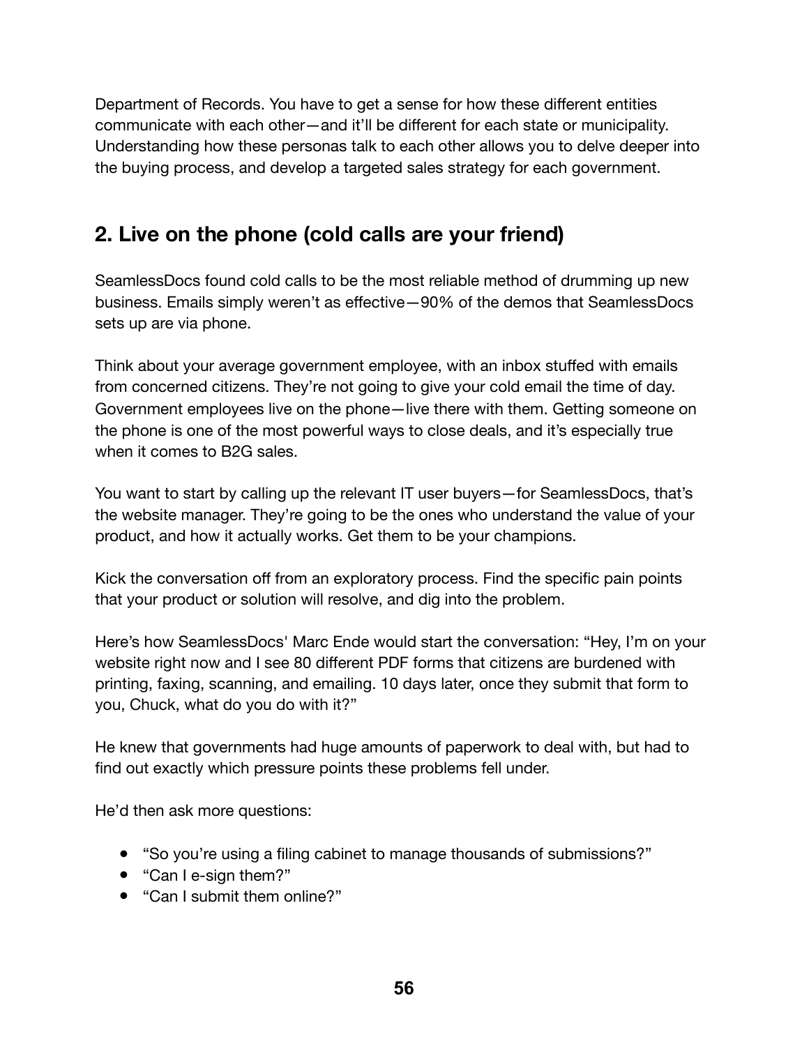Department of Records. You have to get a sense for how these different entities communicate with each other—and it'll be different for each state or municipality. Understanding how these personas talk to each other allows you to delve deeper into the buying process, and develop a targeted sales strategy for each government.

## 2. Live on the phone (cold calls are your friend)

SeamlessDocs found cold calls to be the most reliable method of drumming up new business. Emails simply weren't as effective—90% of the demos that SeamlessDocs sets up are via phone.

Think about your average government employee, with an inbox stuffed with emails from concerned citizens. They're not going to give your cold email the time of day. Government employees live on the phone—live there with them. Getting someone on the phone is one of the most powerful ways to close deals, and it's especially true when it comes to B2G sales.

You want to start by calling up the relevant IT user buyers—for SeamlessDocs, that's the website manager. They're going to be the ones who understand the value of your product, and how it actually works. Get them to be your champions.

Kick the conversation off from an exploratory process. Find the specific pain points that your product or solution will resolve, and dig into the problem.

Here's how SeamlessDocs' Marc Ende would start the conversation: "Hey, I'm on your website right now and I see 80 different PDF forms that citizens are burdened with printing, faxing, scanning, and emailing. 10 days later, once they submit that form to you, Chuck, what do you do with it?"

He knew that governments had huge amounts of paperwork to deal with, but had to find out exactly which pressure points these problems fell under.

He'd then ask more questions:

- "So you're using a filing cabinet to manage thousands of submissions?"
- "Can I e-sign them?"
- "Can I submit them online?"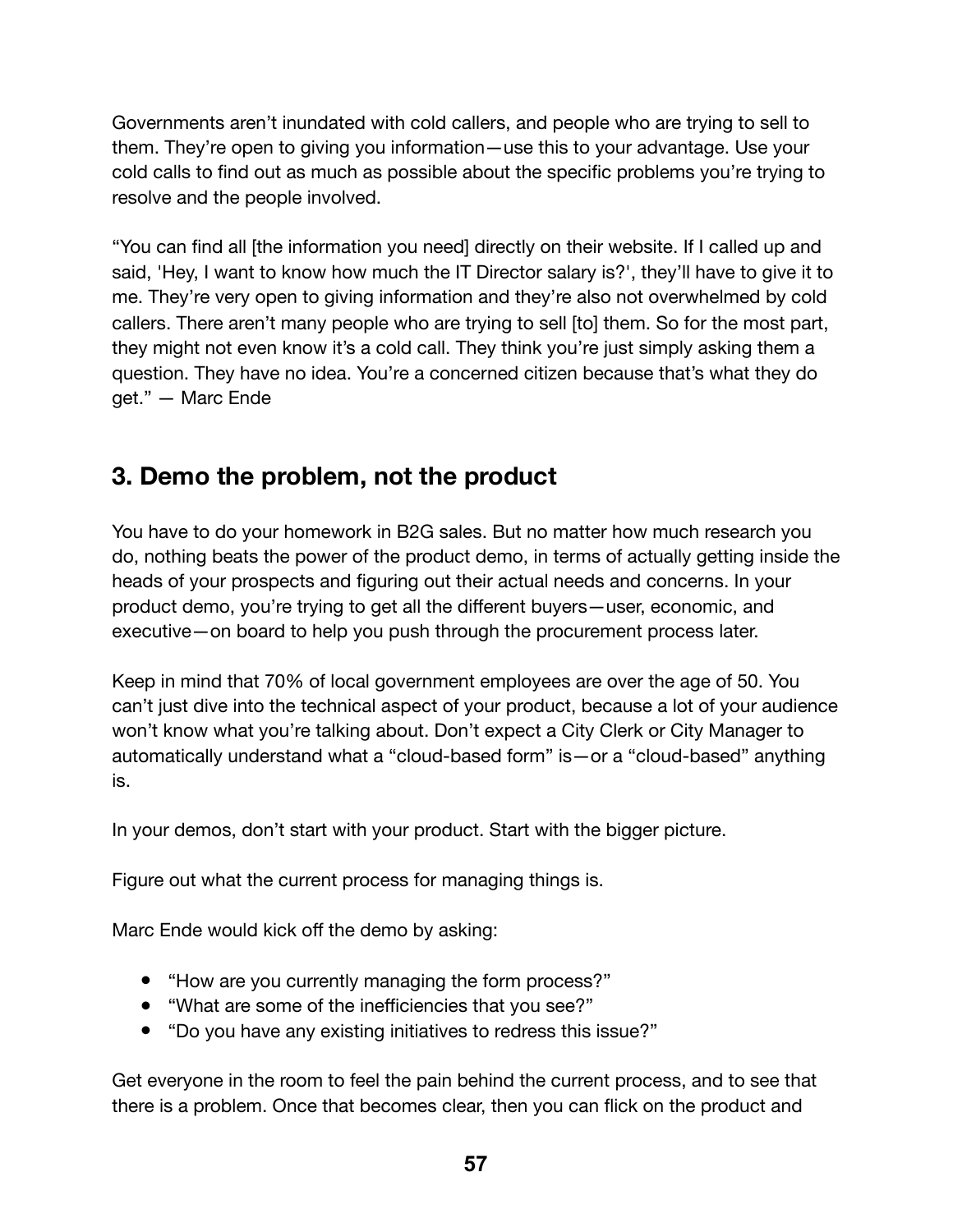Governments aren't inundated with cold callers, and people who are trying to sell to them. They're open to giving you information—use this to your advantage. Use your cold calls to find out as much as possible about the specific problems you're trying to resolve and the people involved.

"You can find all [the information you need] directly on their website. If I called up and said, 'Hey, I want to know how much the IT Director salary is?', they'll have to give it to me. They're very open to giving information and they're also not overwhelmed by cold callers. There aren't many people who are trying to sell [to] them. So for the most part, they might not even know it's a cold call. They think you're just simply asking them a question. They have no idea. You're a concerned citizen because that's what they do get." — Marc Ende

## 3. Demo the problem, not the product

You have to do your homework in B2G sales. But no matter how much research you do, nothing beats the power of the product demo, in terms of actually getting inside the heads of your prospects and figuring out their actual needs and concerns. In your product demo, you're trying to get all the different buyers—user, economic, and executive—on board to help you push through the procurement process later.

Keep in mind that 70% of local government employees are over the age of 50. You can't just dive into the technical aspect of your product, because a lot of your audience won't know what you're talking about. Don't expect a City Clerk or City Manager to automatically understand what a "cloud-based form" is—or a "cloud-based" anything is.

In your demos, don't start with your product. Start with the bigger picture.

Figure out what the current process for managing things is.

Marc Ende would kick off the demo by asking:

- "How are you currently managing the form process?"
- "What are some of the inefficiencies that you see?"
- "Do you have any existing initiatives to redress this issue?"

Get everyone in the room to feel the pain behind the current process, and to see that there is a problem. Once that becomes clear, then you can flick on the product and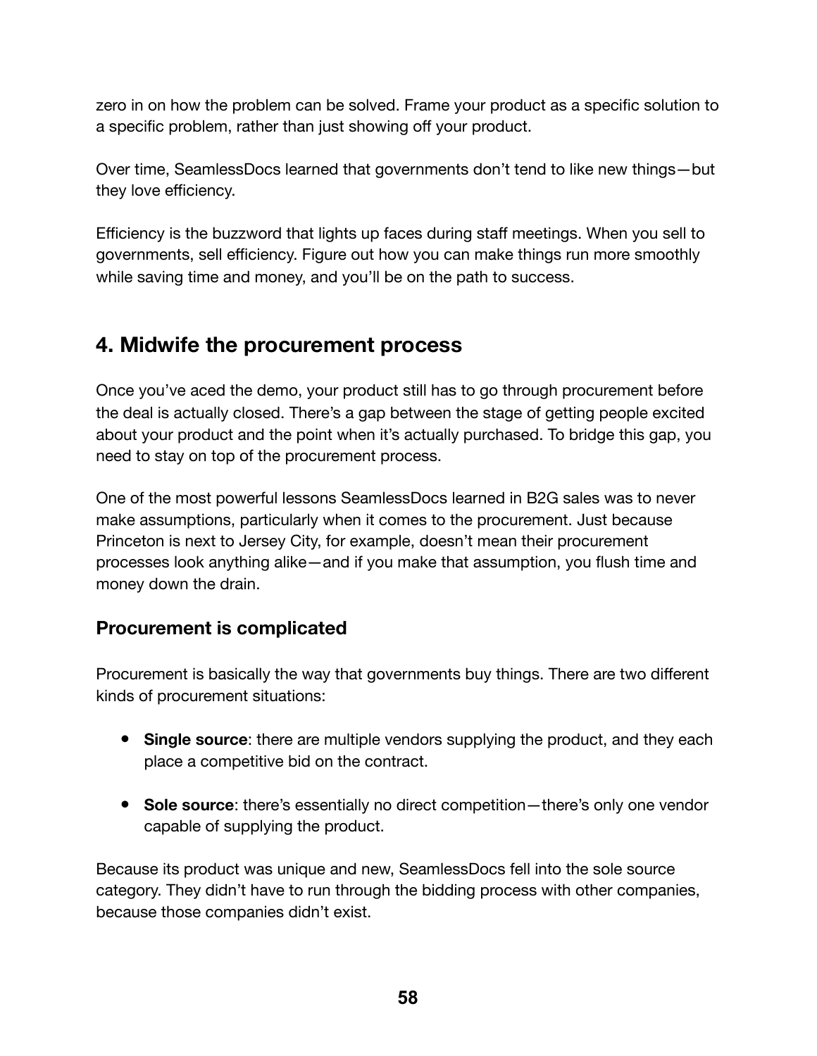zero in on how the problem can be solved. Frame your product as a specific solution to a specific problem, rather than just showing off your product.

Over time, SeamlessDocs learned that governments don't tend to like new things—but they love efficiency.

Efficiency is the buzzword that lights up faces during staff meetings. When you sell to governments, sell efficiency. Figure out how you can make things run more smoothly while saving time and money, and you'll be on the path to success.

## 4. Midwife the procurement process

Once you've aced the demo, your product still has to go through procurement before the deal is actually closed. There's a gap between the stage of getting people excited about your product and the point when it's actually purchased. To bridge this gap, you need to stay on top of the procurement process.

One of the most powerful lessons SeamlessDocs learned in B2G sales was to never make assumptions, particularly when it comes to the procurement. Just because Princeton is next to Jersey City, for example, doesn't mean their procurement processes look anything alike—and if you make that assumption, you flush time and money down the drain.

### Procurement is complicated

Procurement is basically the way that governments buy things. There are two different kinds of procurement situations:

- **Single source**: there are multiple vendors supplying the product, and they each place a competitive bid on the contract.
- **Sole source**: there's essentially no direct competition—there's only one vendor capable of supplying the product.

Because its product was unique and new, SeamlessDocs fell into the sole source category. They didn't have to run through the bidding process with other companies, because those companies didn't exist.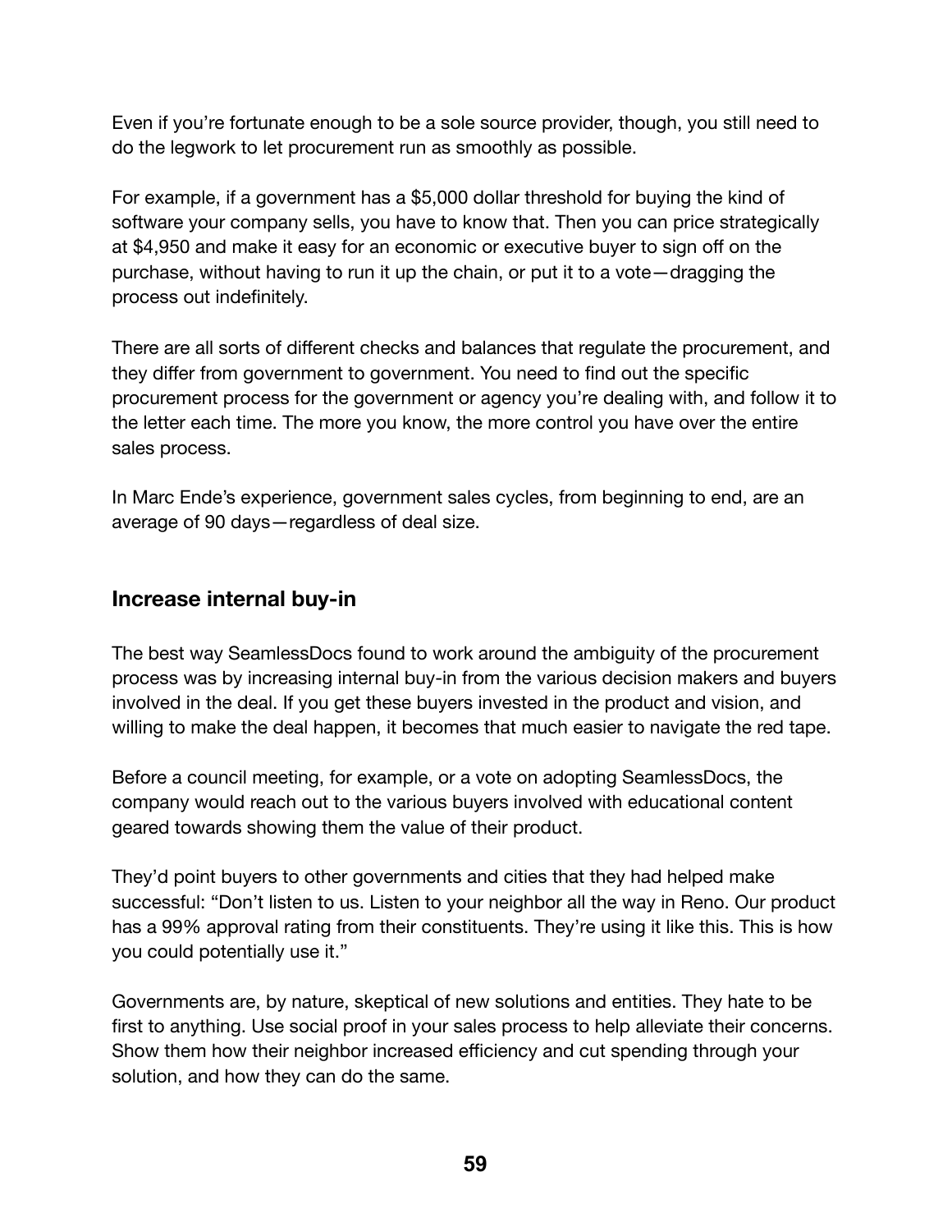Even if you're fortunate enough to be a sole source provider, though, you still need to do the legwork to let procurement run as smoothly as possible.

For example, if a government has a $5,000 dollar threshold for buying the kind of software your company sells, you have to know that. Then you can price strategically at $4,950 and make it easy for an economic or executive buyer to sign off on the purchase, without having to run it up the chain, or put it to a vote—dragging the process out indefinitely.

There are all sorts of different checks and balances that regulate the procurement, and they differ from government to government. You need to find out the specific procurement process for the government or agency you're dealing with, and follow it to the letter each time. The more you know, the more control you have over the entire sales process.

In Marc Ende's experience, government sales cycles, from beginning to end, are an average of 90 days—regardless of deal size.

### Increase internal buy-in

The best way SeamlessDocs found to work around the ambiguity of the procurement process was by increasing internal buy-in from the various decision makers and buyers involved in the deal. If you get these buyers invested in the product and vision, and willing to make the deal happen, it becomes that much easier to navigate the red tape.

Before a council meeting, for example, or a vote on adopting SeamlessDocs, the company would reach out to the various buyers involved with educational content geared towards showing them the value of their product.

They'd point buyers to other governments and cities that they had helped make successful: "Don't listen to us. Listen to your neighbor all the way in Reno. Our product has a 99% approval rating from their constituents. They're using it like this. This is how you could potentially use it."

Governments are, by nature, skeptical of new solutions and entities. They hate to be first to anything. Use social proof in your sales process to help alleviate their concerns. Show them how their neighbor increased efficiency and cut spending through your solution, and how they can do the same.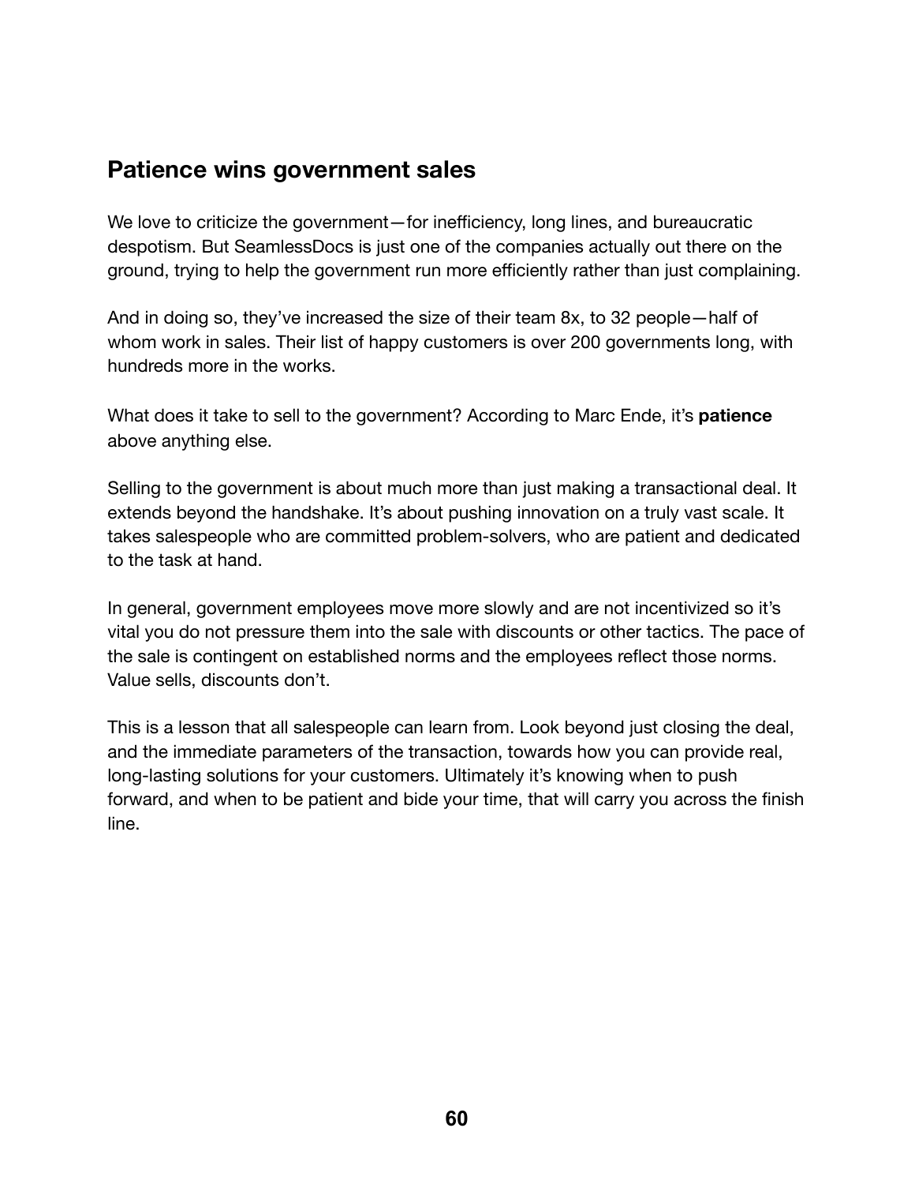## Patience wins government sales

We love to criticize the government—for inefficiency, long lines, and bureaucratic despotism. But SeamlessDocs is just one of the companies actually out there on the ground, trying to help the government run more efficiently rather than just complaining.

And in doing so, they've increased the size of their team 8x, to 32 people—half of whom work in sales. Their list of happy customers is over 200 governments long, with hundreds more in the works.

What does it take to sell to the government? According to Marc Ende, it's **patience** above anything else.

Selling to the government is about much more than just making a transactional deal. It extends beyond the handshake. It's about pushing innovation on a truly vast scale. It takes salespeople who are committed problem-solvers, who are patient and dedicated to the task at hand.

In general, government employees move more slowly and are not incentivized so it's vital you do not pressure them into the sale with discounts or other tactics. The pace of the sale is contingent on established norms and the employees reflect those norms. Value sells, discounts don't.

This is a lesson that all salespeople can learn from. Look beyond just closing the deal, and the immediate parameters of the transaction, towards how you can provide real, long-lasting solutions for your customers. Ultimately it's knowing when to push forward, and when to be patient and bide your time, that will carry you across the finish line.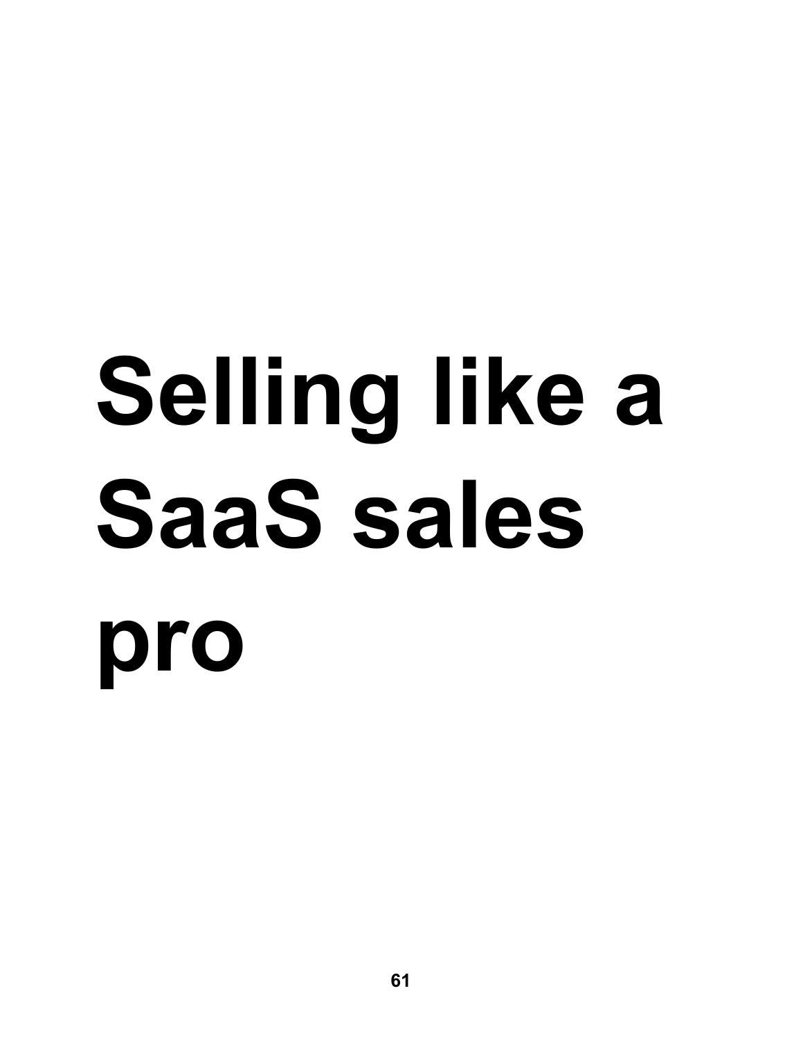# Selling like a SaaS sales pro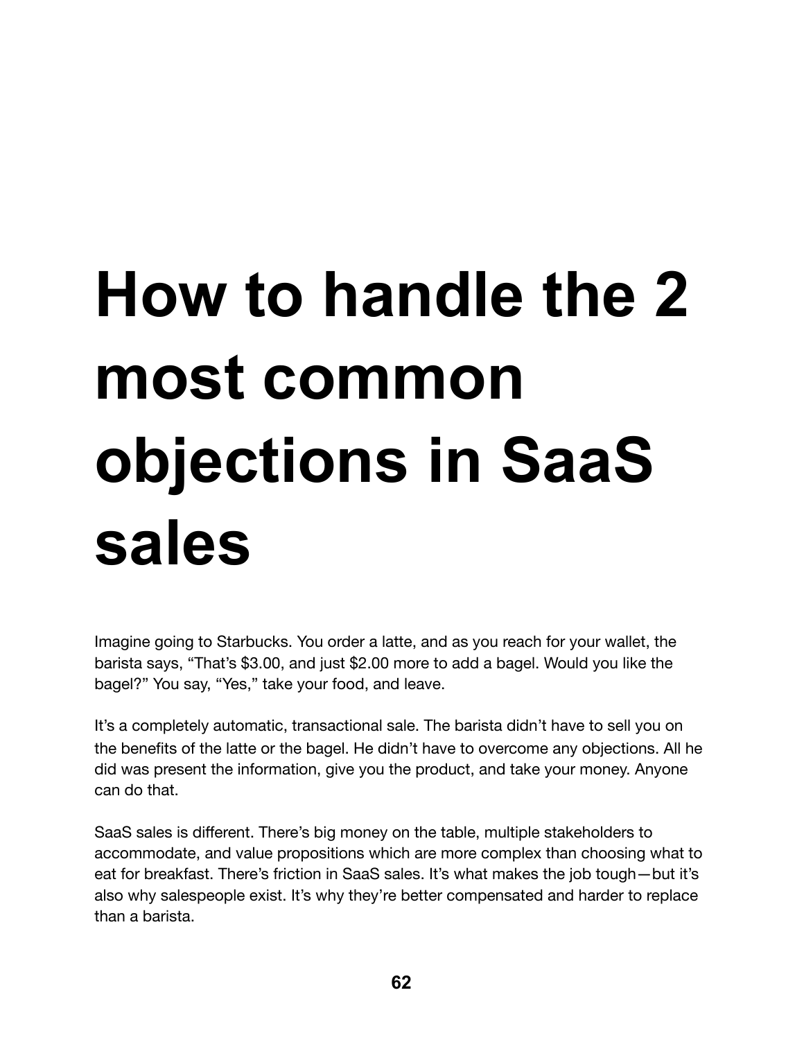# How to handle the 2 most common objections in SaaS sales

Imagine going to Starbucks. You order a latte, and as you reach for your wallet, the barista says, “That’s $3.00, and just $2.00 more to add a bagel. Would you like the bagel?” You say, “Yes,” take your food, and leave.

It’s a completely automatic, transactional sale. The barista didn’t have to sell you on the benefits of the latte or the bagel. He didn’t have to overcome any objections. All he did was present the information, give you the product, and take your money. Anyone can do that.

SaaS sales is different. There’s big money on the table, multiple stakeholders to accommodate, and value propositions which are more complex than choosing what to eat for breakfast. There’s friction in SaaS sales. It’s what makes the job tough—but it’s also why salespeople exist. It’s why they’re better compensated and harder to replace than a barista.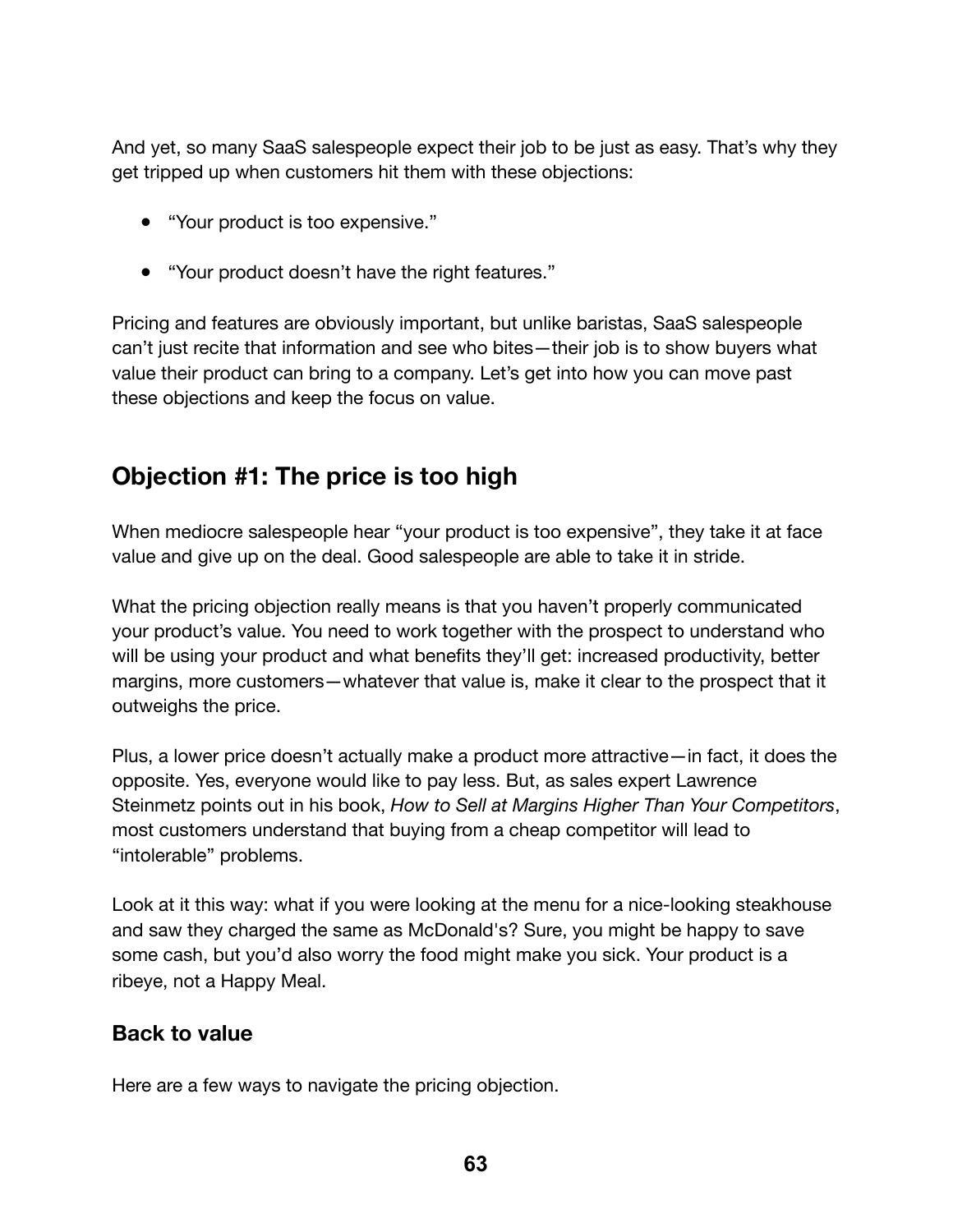And yet, so many SaaS salespeople expect their job to be just as easy. That's why they get tripped up when customers hit them with these objections:

- "Your product is too expensive."
- "Your product doesn't have the right features."

Pricing and features are obviously important, but unlike baristas, SaaS salespeople can't just recite that information and see who bites—their job is to show buyers what value their product can bring to a company. Let's get into how you can move past these objections and keep the focus on value.

## Objection #1: The price is too high

When mediocre salespeople hear "your product is too expensive", they take it at face value and give up on the deal. Good salespeople are able to take it in stride.

What the pricing objection really means is that you haven't properly communicated your product's value. You need to work together with the prospect to understand who will be using your product and what benefits they'll get: increased productivity, better margins, more customers—whatever that value is, make it clear to the prospect that it outweighs the price.

Plus, a lower price doesn't actually make a product more attractive—in fact, it does the opposite. Yes, everyone would like to pay less. But, as sales expert Lawrence Steinmetz points out in his book, *How to Sell at Margins Higher Than Your Competitors*, most customers understand that buying from a cheap competitor will lead to "intolerable" problems.

Look at it this way: what if you were looking at the menu for a nice-looking steakhouse and saw they charged the same as McDonald's? Sure, you might be happy to save some cash, but you'd also worry the food might make you sick. Your product is a ribeye, not a Happy Meal.

### Back to value

Here are a few ways to navigate the pricing objection.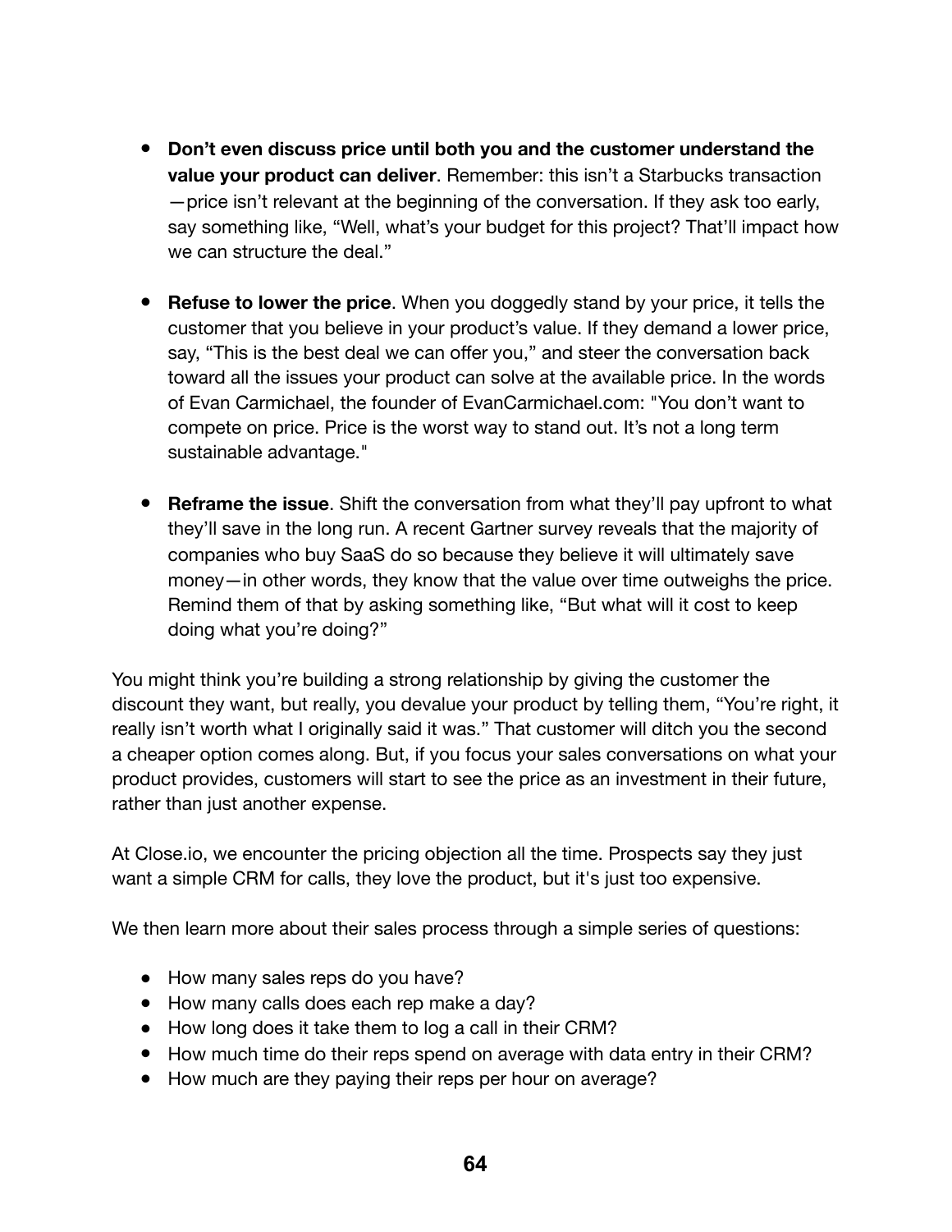- **Don't even discuss price until both you and the customer understand the value your product can deliver**. Remember: this isn't a Starbucks transaction—price isn't relevant at the beginning of the conversation. If they ask too early, say something like, "Well, what's your budget for this project? That'll impact how we can structure the deal."

- **Refuse to lower the price**. When you doggedly stand by your price, it tells the customer that you believe in your product's value. If they demand a lower price, say, "This is the best deal we can offer you," and steer the conversation back toward all the issues your product can solve at the available price. In the words of Evan Carmichael, the founder of EvanCarmichael.com: "You don't want to compete on price. Price is the worst way to stand out. It's not a long term sustainable advantage."

- **Reframe the issue**. Shift the conversation from what they'll pay upfront to what they'll save in the long run. A recent Gartner survey reveals that the majority of companies who buy SaaS do so because they believe it will ultimately save money—in other words, they know that the value over time outweighs the price. Remind them of that by asking something like, "But what will it cost to keep doing what you're doing?"

You might think you're building a strong relationship by giving the customer the discount they want, but really, you devalue your product by telling them, "You're right, it really isn't worth what I originally said it was." That customer will ditch you the second a cheaper option comes along. But, if you focus your sales conversations on what your product provides, customers will start to see the price as an investment in their future, rather than just another expense.

At Close.io, we encounter the pricing objection all the time. Prospects say they just want a simple CRM for calls, they love the product, but it's just too expensive.

We then learn more about their sales process through a simple series of questions:

- How many sales reps do you have?
- How many calls does each rep make a day?
- How long does it take them to log a call in their CRM?
- How much time do their reps spend on average with data entry in their CRM?
- How much are they paying their reps per hour on average?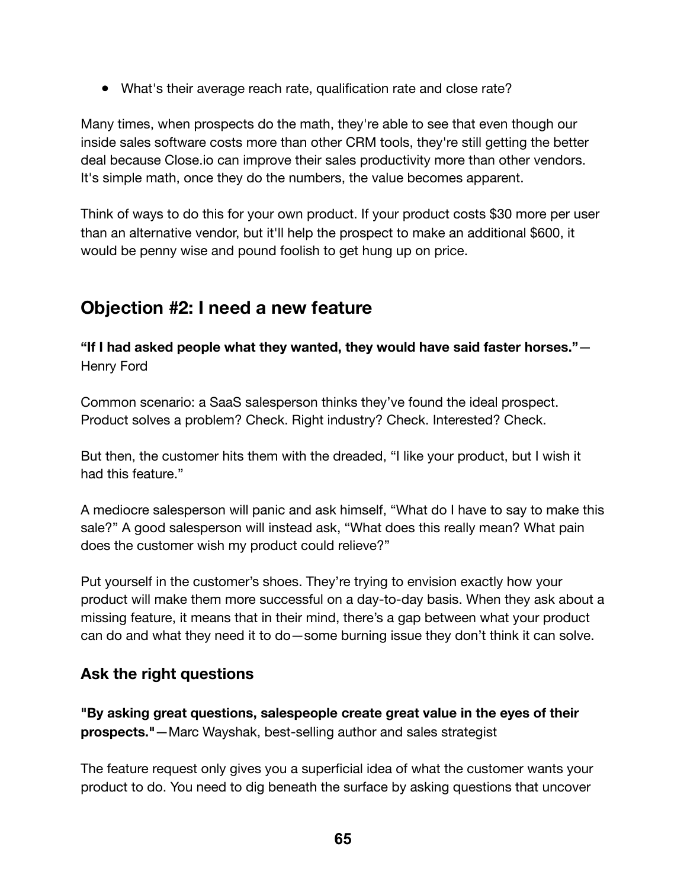- What's their average reach rate, qualification rate and close rate?

Many times, when prospects do the math, they're able to see that even though our inside sales software costs more than other CRM tools, they're still getting the better deal because Close.io can improve their sales productivity more than other vendors. It's simple math, once they do the numbers, the value becomes apparent.

Think of ways to do this for your own product. If your product costs $30 more per user than an alternative vendor, but it'll help the prospect to make an additional $600, it would be penny wise and pound foolish to get hung up on price.

## Objection #2: I need a new feature

**"If I had asked people what they wanted, they would have said faster horses."**—Henry Ford

Common scenario: a SaaS salesperson thinks they've found the ideal prospect. Product solves a problem? Check. Right industry? Check. Interested? Check.

But then, the customer hits them with the dreaded, "I like your product, but I wish it had this feature."

A mediocre salesperson will panic and ask himself, "What do I have to say to make this sale?" A good salesperson will instead ask, "What does this really mean? What pain does the customer wish my product could relieve?"

Put yourself in the customer's shoes. They're trying to envision exactly how your product will make them more successful on a day-to-day basis. When they ask about a missing feature, it means that in their mind, there's a gap between what your product can do and what they need it to do—some burning issue they don't think it can solve.

### Ask the right questions

**"By asking great questions, salespeople create great value in the eyes of their prospects."**—Marc Wayshak, best-selling author and sales strategist

The feature request only gives you a superficial idea of what the customer wants your product to do. You need to dig beneath the surface by asking questions that uncover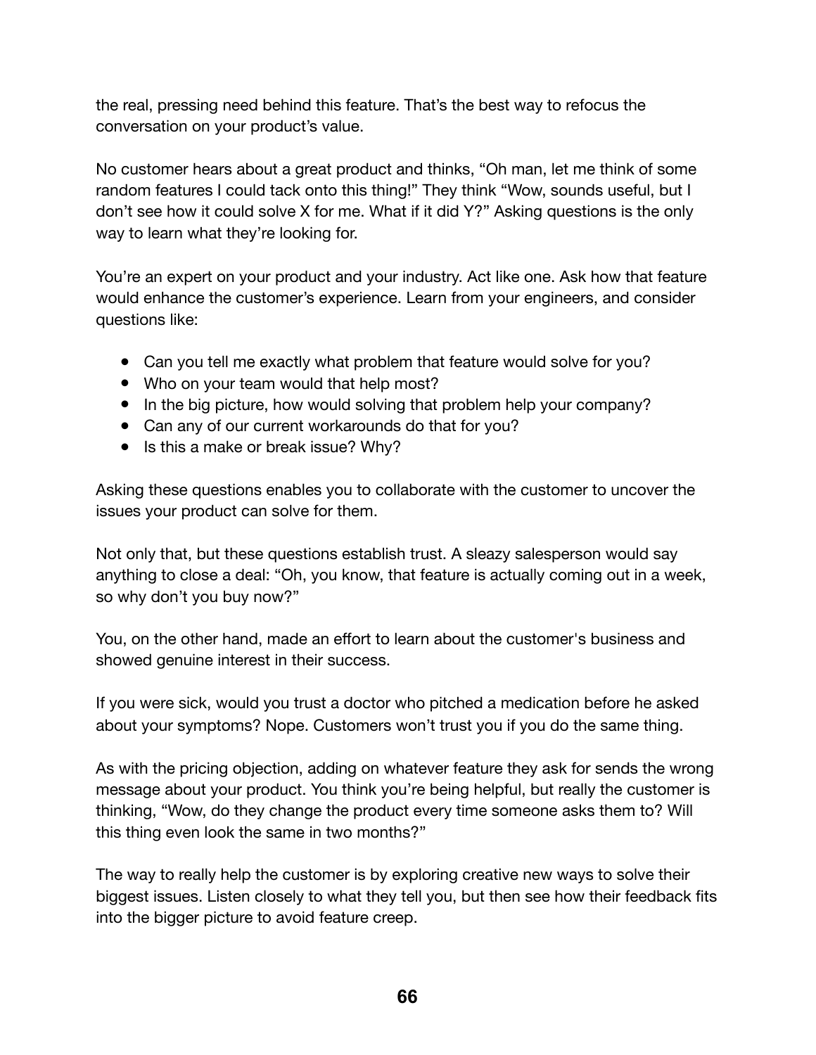the real, pressing need behind this feature. That's the best way to refocus the conversation on your product's value.

No customer hears about a great product and thinks, "Oh man, let me think of some random features I could tack onto this thing!" They think "Wow, sounds useful, but I don't see how it could solve X for me. What if it did Y?" Asking questions is the only way to learn what they're looking for.

You're an expert on your product and your industry. Act like one. Ask how that feature would enhance the customer's experience. Learn from your engineers, and consider questions like:

- Can you tell me exactly what problem that feature would solve for you?
- Who on your team would that help most?
- In the big picture, how would solving that problem help your company?
- Can any of our current workarounds do that for you?
- Is this a make or break issue? Why?

Asking these questions enables you to collaborate with the customer to uncover the issues your product can solve for them.

Not only that, but these questions establish trust. A sleazy salesperson would say anything to close a deal: "Oh, you know, that feature is actually coming out in a week, so why don't you buy now?"

You, on the other hand, made an effort to learn about the customer's business and showed genuine interest in their success.

If you were sick, would you trust a doctor who pitched a medication before he asked about your symptoms? Nope. Customers won't trust you if you do the same thing.

As with the pricing objection, adding on whatever feature they ask for sends the wrong message about your product. You think you're being helpful, but really the customer is thinking, "Wow, do they change the product every time someone asks them to? Will this thing even look the same in two months?"

The way to really help the customer is by exploring creative new ways to solve their biggest issues. Listen closely to what they tell you, but then see how their feedback fits into the bigger picture to avoid feature creep.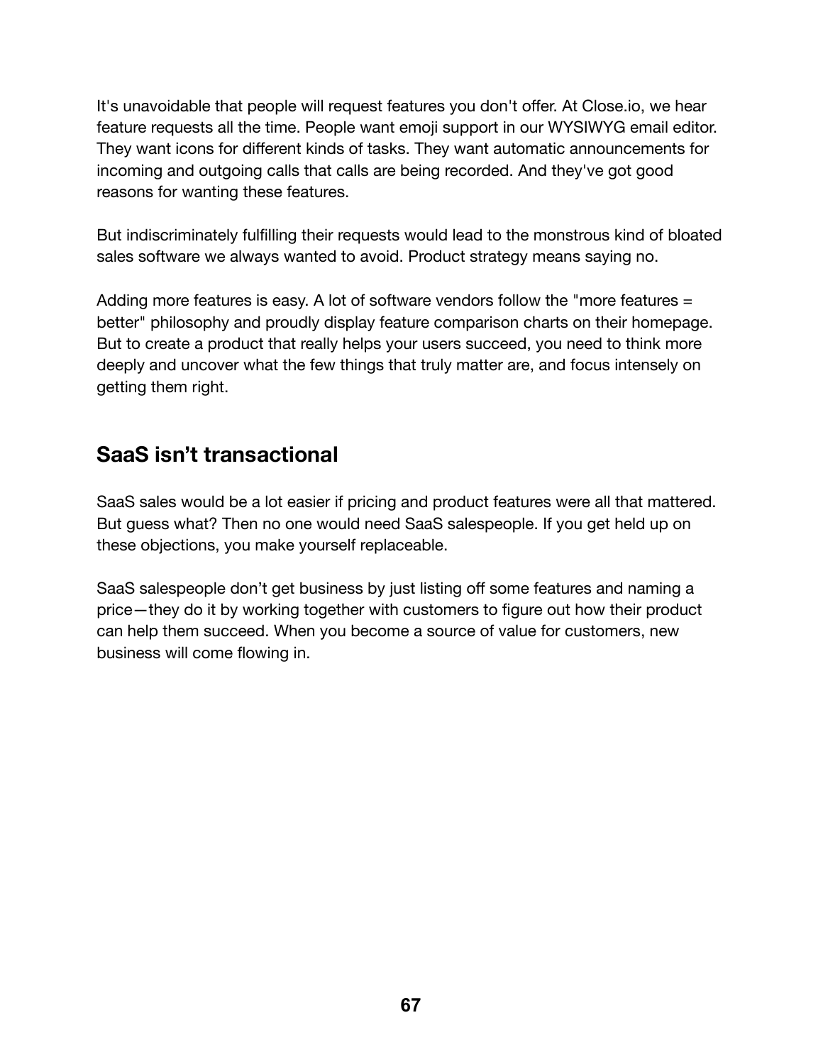It's unavoidable that people will request features you don't offer. At Close.io, we hear feature requests all the time. People want emoji support in our WYSIWYG email editor. They want icons for different kinds of tasks. They want automatic announcements for incoming and outgoing calls that calls are being recorded. And they've got good reasons for wanting these features.

But indiscriminately fulfilling their requests would lead to the monstrous kind of bloated sales software we always wanted to avoid. Product strategy means saying no.

Adding more features is easy. A lot of software vendors follow the "more features = better" philosophy and proudly display feature comparison charts on their homepage. But to create a product that really helps your users succeed, you need to think more deeply and uncover what the few things that truly matter are, and focus intensely on getting them right.

## SaaS isn't transactional

SaaS sales would be a lot easier if pricing and product features were all that mattered. But guess what? Then no one would need SaaS salespeople. If you get held up on these objections, you make yourself replaceable.

SaaS salespeople don't get business by just listing off some features and naming a price—they do it by working together with customers to figure out how their product can help them succeed. When you become a source of value for customers, new business will come flowing in.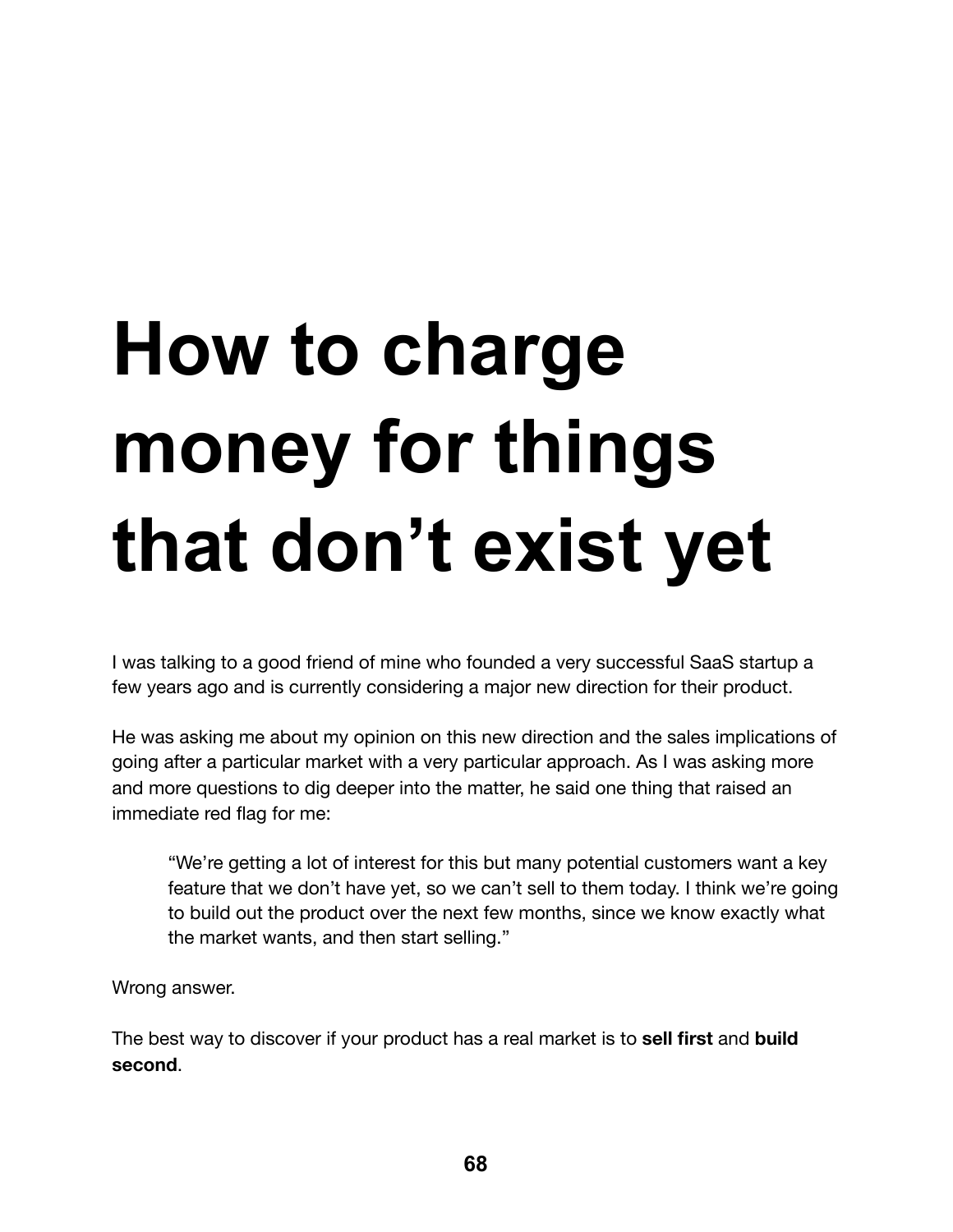# How to charge money for things that don't exist yet

I was talking to a good friend of mine who founded a very successful SaaS startup a few years ago and is currently considering a major new direction for their product.

He was asking me about my opinion on this new direction and the sales implications of going after a particular market with a very particular approach. As I was asking more and more questions to dig deeper into the matter, he said one thing that raised an immediate red flag for me:

> "We're getting a lot of interest for this but many potential customers want a key feature that we don't have yet, so we can't sell to them today. I think we're going to build out the product over the next few months, since we know exactly what the market wants, and then start selling."

Wrong answer.

The best way to discover if your product has a real market is to **sell first** and **build second**.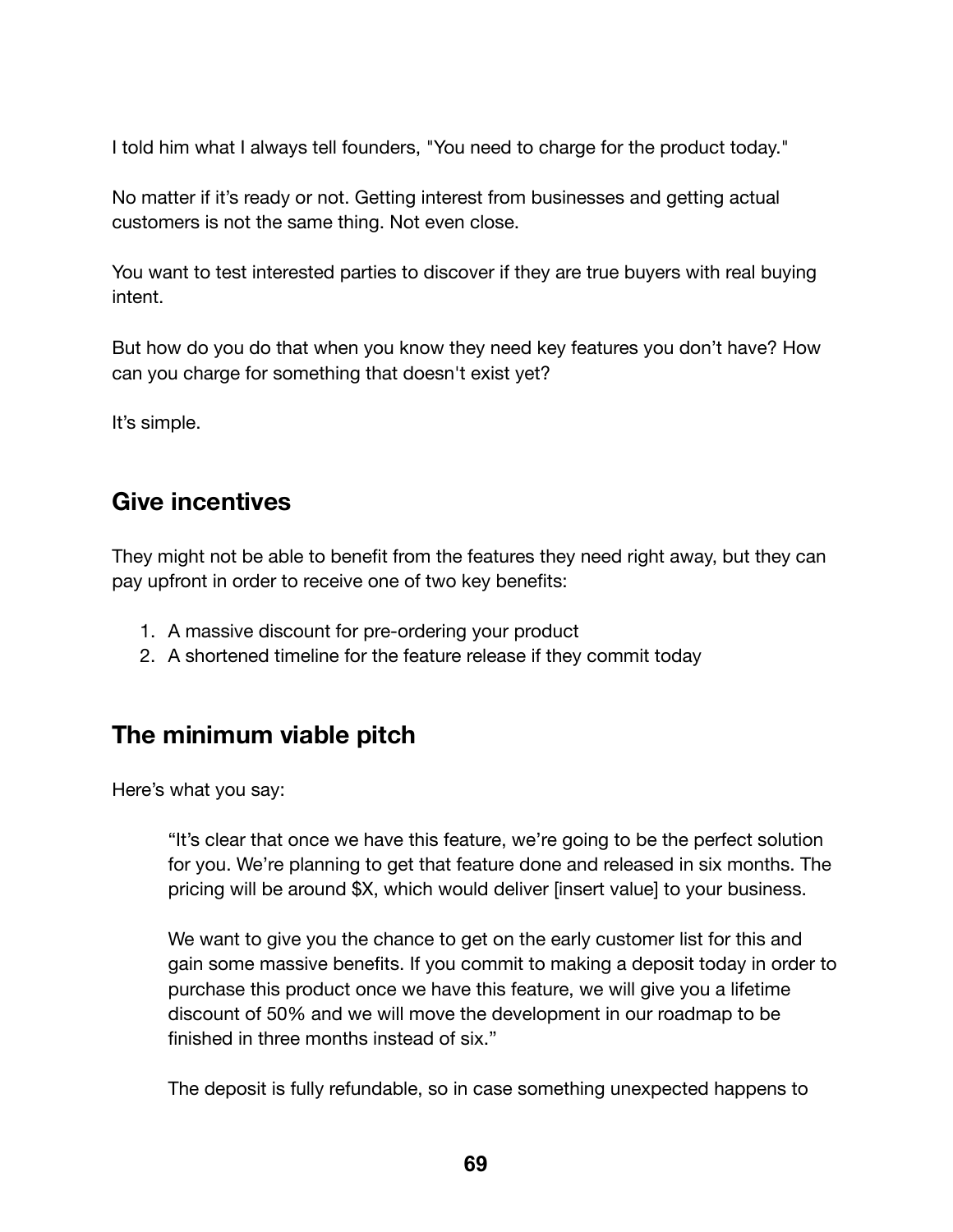I told him what I always tell founders, "You need to charge for the product today."

No matter if it's ready or not. Getting interest from businesses and getting actual customers is not the same thing. Not even close.

You want to test interested parties to discover if they are true buyers with real buying intent.

But how do you do that when you know they need key features you don't have? How can you charge for something that doesn't exist yet?

It's simple.

## Give incentives

They might not be able to benefit from the features they need right away, but they can pay upfront in order to receive one of two key benefits:

1. A massive discount for pre-ordering your product
2. A shortened timeline for the feature release if they commit today

## The minimum viable pitch

Here's what you say:

> "It's clear that once we have this feature, we're going to be the perfect solution for you. We're planning to get that feature done and released in six months. The pricing will be around $X, which would deliver [insert value] to your business.
>
> We want to give you the chance to get on the early customer list for this and gain some massive benefits. If you commit to making a deposit today in order to purchase this product once we have this feature, we will give you a lifetime discount of 50% and we will move the development in our roadmap to be finished in three months instead of six."
>
> The deposit is fully refundable, so in case something unexpected happens to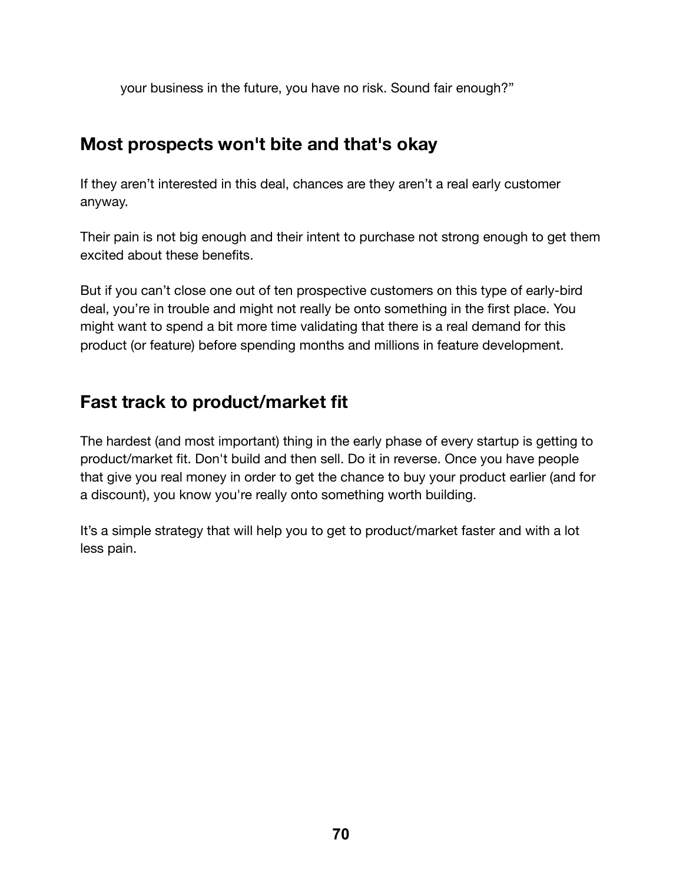your business in the future, you have no risk. Sound fair enough?”

## Most prospects won't bite and that's okay

If they aren’t interested in this deal, chances are they aren’t a real early customer anyway.

Their pain is not big enough and their intent to purchase not strong enough to get them excited about these benefits.

But if you can’t close one out of ten prospective customers on this type of early-bird deal, you’re in trouble and might not really be onto something in the first place. You might want to spend a bit more time validating that there is a real demand for this product (or feature) before spending months and millions in feature development.

## Fast track to product/market fit

The hardest (and most important) thing in the early phase of every startup is getting to product/market fit. Don't build and then sell. Do it in reverse. Once you have people that give you real money in order to get the chance to buy your product earlier (and for a discount), you know you're really onto something worth building.

It’s a simple strategy that will help you to get to product/market faster and with a lot less pain.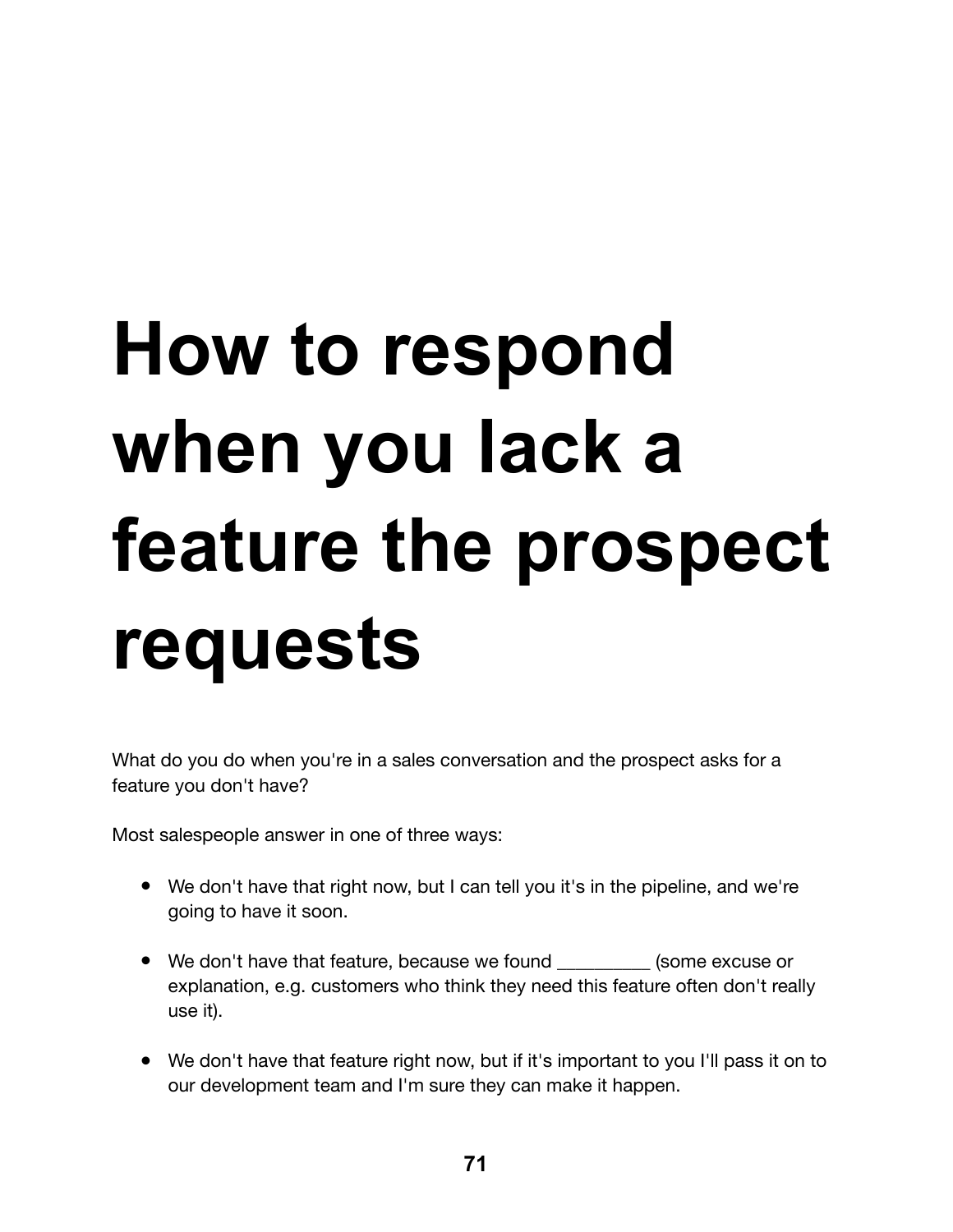# How to respond when you lack a feature the prospect requests

What do you do when you're in a sales conversation and the prospect asks for a feature you don't have?

Most salespeople answer in one of three ways:

- We don't have that right now, but I can tell you it's in the pipeline, and we're going to have it soon.
- We don't have that feature, because we found _________ (some excuse or explanation, e.g. customers who think they need this feature often don't really use it).
- We don't have that feature right now, but if it's important to you I'll pass it on to our development team and I'm sure they can make it happen.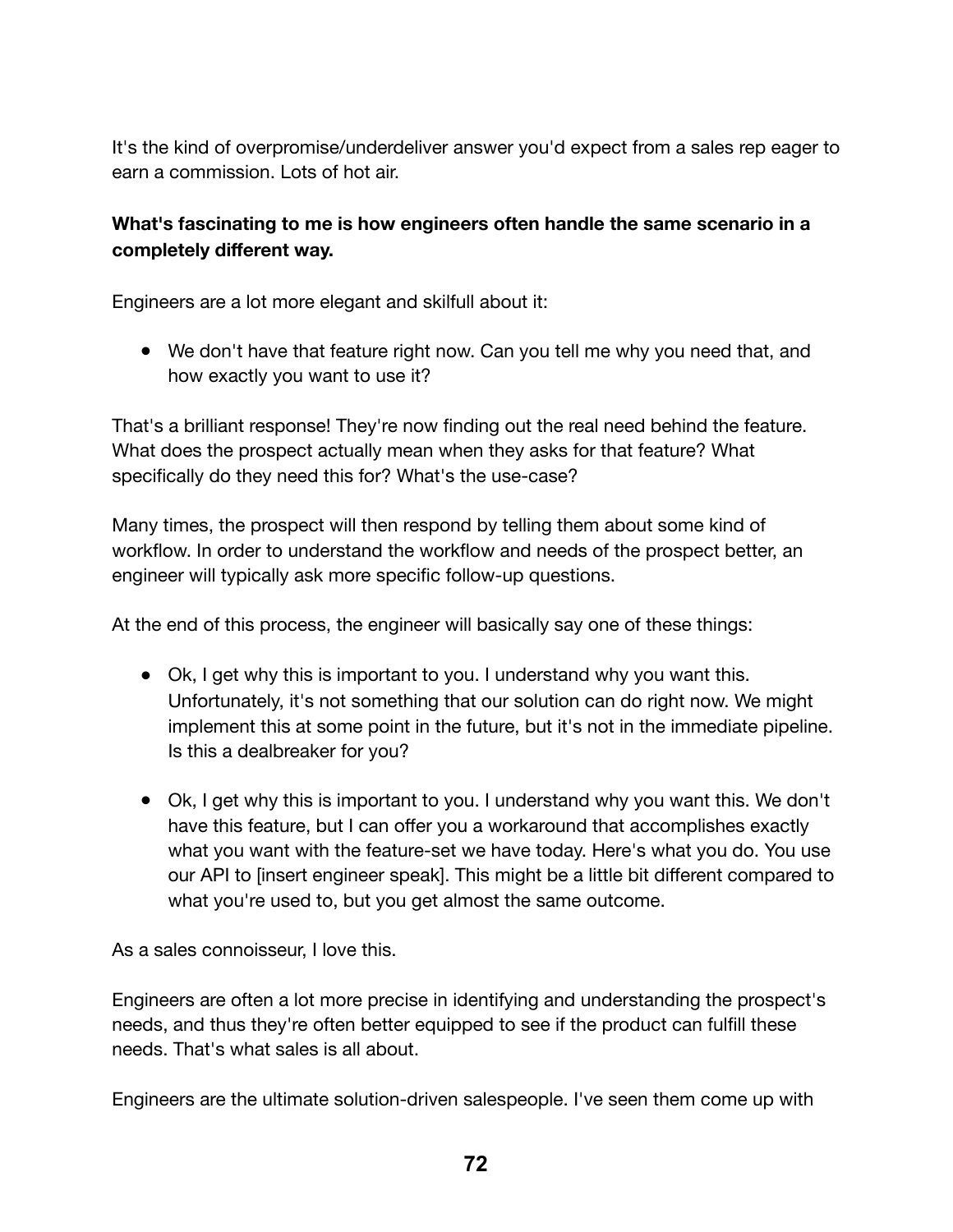It's the kind of overpromise/underdeliver answer you'd expect from a sales rep eager to earn a commission. Lots of hot air.

**What's fascinating to me is how engineers often handle the same scenario in a completely different way.**

Engineers are a lot more elegant and skilfull about it:

- We don't have that feature right now. Can you tell me why you need that, and how exactly you want to use it?

That's a brilliant response! They're now finding out the real need behind the feature. What does the prospect actually mean when they asks for that feature? What specifically do they need this for? What's the use-case?

Many times, the prospect will then respond by telling them about some kind of workflow. In order to understand the workflow and needs of the prospect better, an engineer will typically ask more specific follow-up questions.

At the end of this process, the engineer will basically say one of these things:

- Ok, I get why this is important to you. I understand why you want this. Unfortunately, it's not something that our solution can do right now. We might implement this at some point in the future, but it's not in the immediate pipeline. Is this a dealbreaker for you?

- Ok, I get why this is important to you. I understand why you want this. We don't have this feature, but I can offer you a workaround that accomplishes exactly what you want with the feature-set we have today. Here's what you do. You use our API to [insert engineer speak]. This might be a little bit different compared to what you're used to, but you get almost the same outcome.

As a sales connoisseur, I love this.

Engineers are often a lot more precise in identifying and understanding the prospect's needs, and thus they're often better equipped to see if the product can fulfill these needs. That's what sales is all about.

Engineers are the ultimate solution-driven salespeople. I've seen them come up with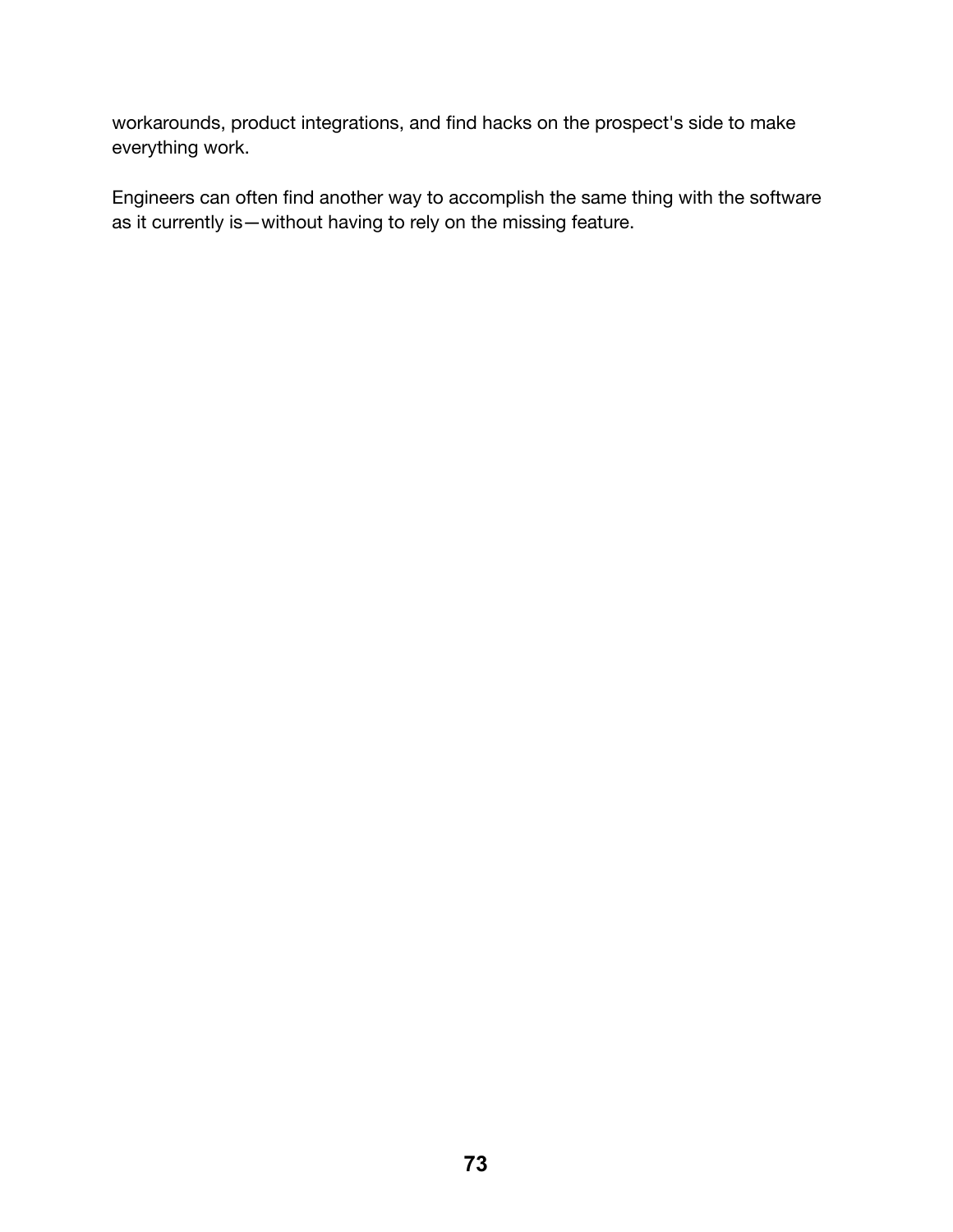workarounds, product integrations, and find hacks on the prospect's side to make everything work.

Engineers can often find another way to accomplish the same thing with the software as it currently is—without having to rely on the missing feature.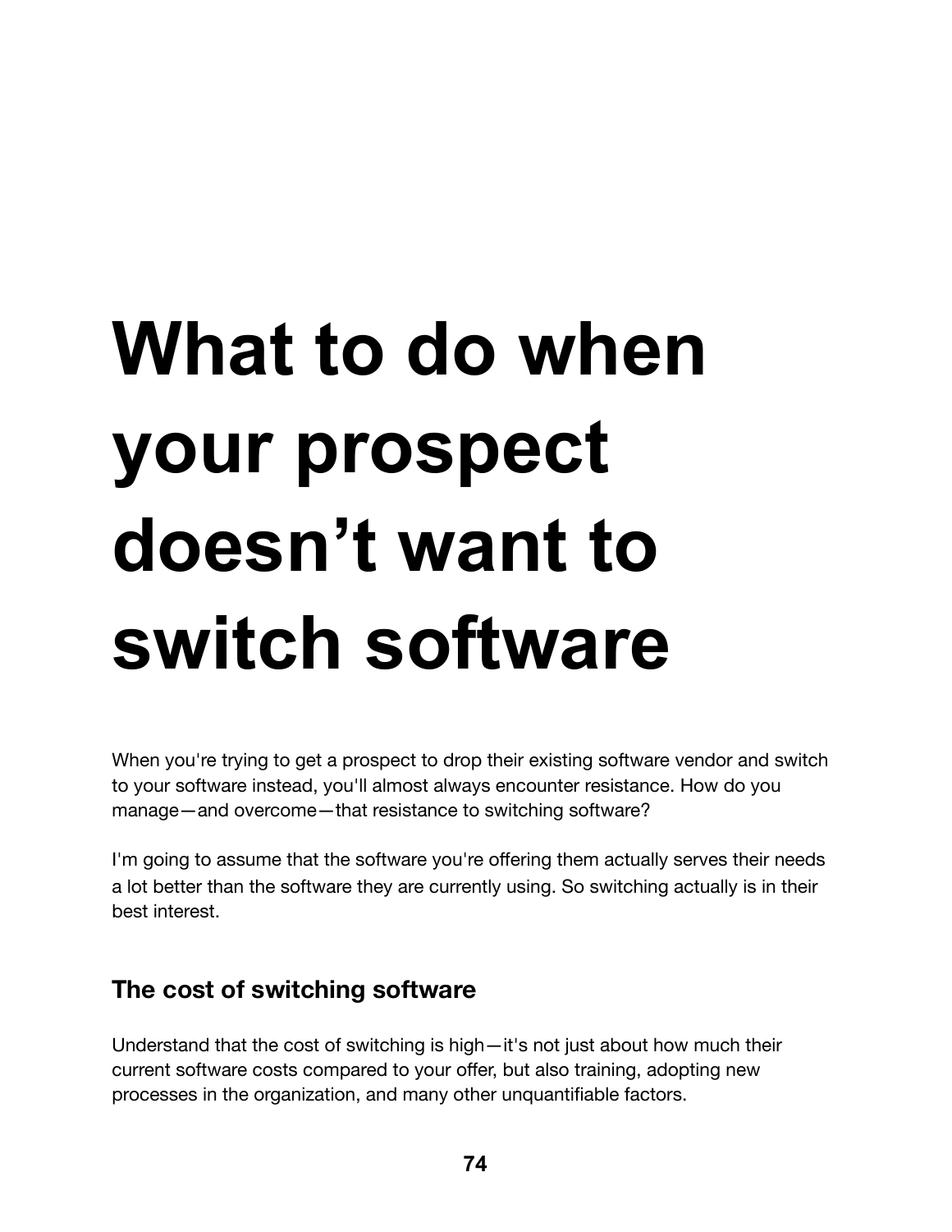# What to do when your prospect doesn't want to switch software

When you're trying to get a prospect to drop their existing software vendor and switch to your software instead, you'll almost always encounter resistance. How do you manage—and overcome—that resistance to switching software?

I'm going to assume that the software you're offering them actually serves their needs a lot better than the software they are currently using. So switching actually is in their best interest.

## The cost of switching software

Understand that the cost of switching is high—it's not just about how much their current software costs compared to your offer, but also training, adopting new processes in the organization, and many other unquantifiable factors.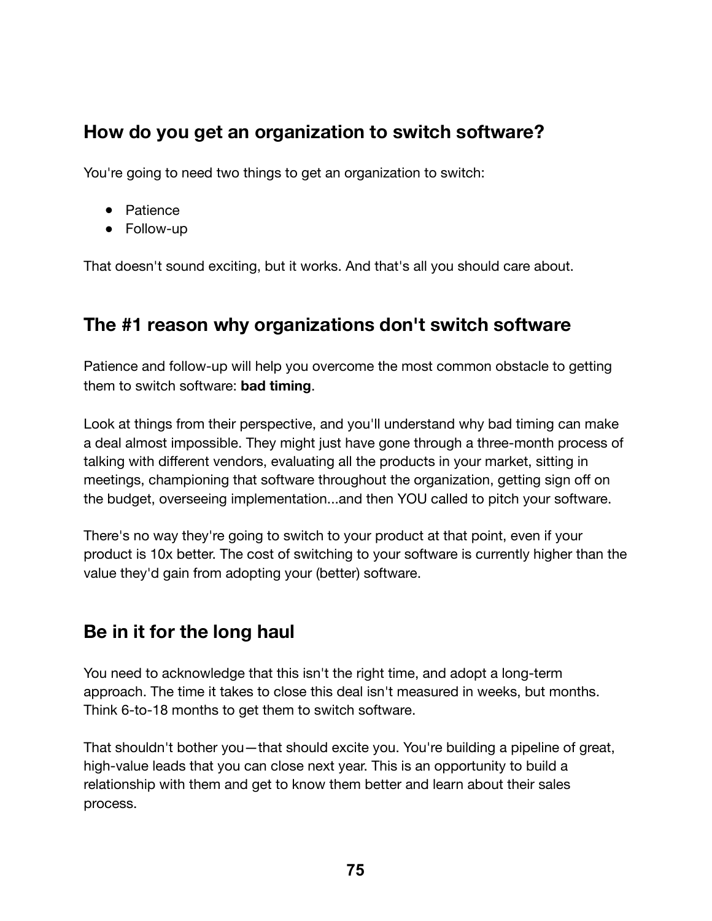## How do you get an organization to switch software?

You're going to need two things to get an organization to switch:

- Patience
- Follow-up

That doesn't sound exciting, but it works. And that's all you should care about.

## The #1 reason why organizations don't switch software

Patience and follow-up will help you overcome the most common obstacle to getting them to switch software: **bad timing**.

Look at things from their perspective, and you'll understand why bad timing can make a deal almost impossible. They might just have gone through a three-month process of talking with different vendors, evaluating all the products in your market, sitting in meetings, championing that software throughout the organization, getting sign off on the budget, overseeing implementation...and then YOU called to pitch your software.

There's no way they're going to switch to your product at that point, even if your product is 10x better. The cost of switching to your software is currently higher than the value they'd gain from adopting your (better) software.

## Be in it for the long haul

You need to acknowledge that this isn't the right time, and adopt a long-term approach. The time it takes to close this deal isn't measured in weeks, but months. Think 6-to-18 months to get them to switch software.

That shouldn't bother you—that should excite you. You're building a pipeline of great, high-value leads that you can close next year. This is an opportunity to build a relationship with them and get to know them better and learn about their sales process.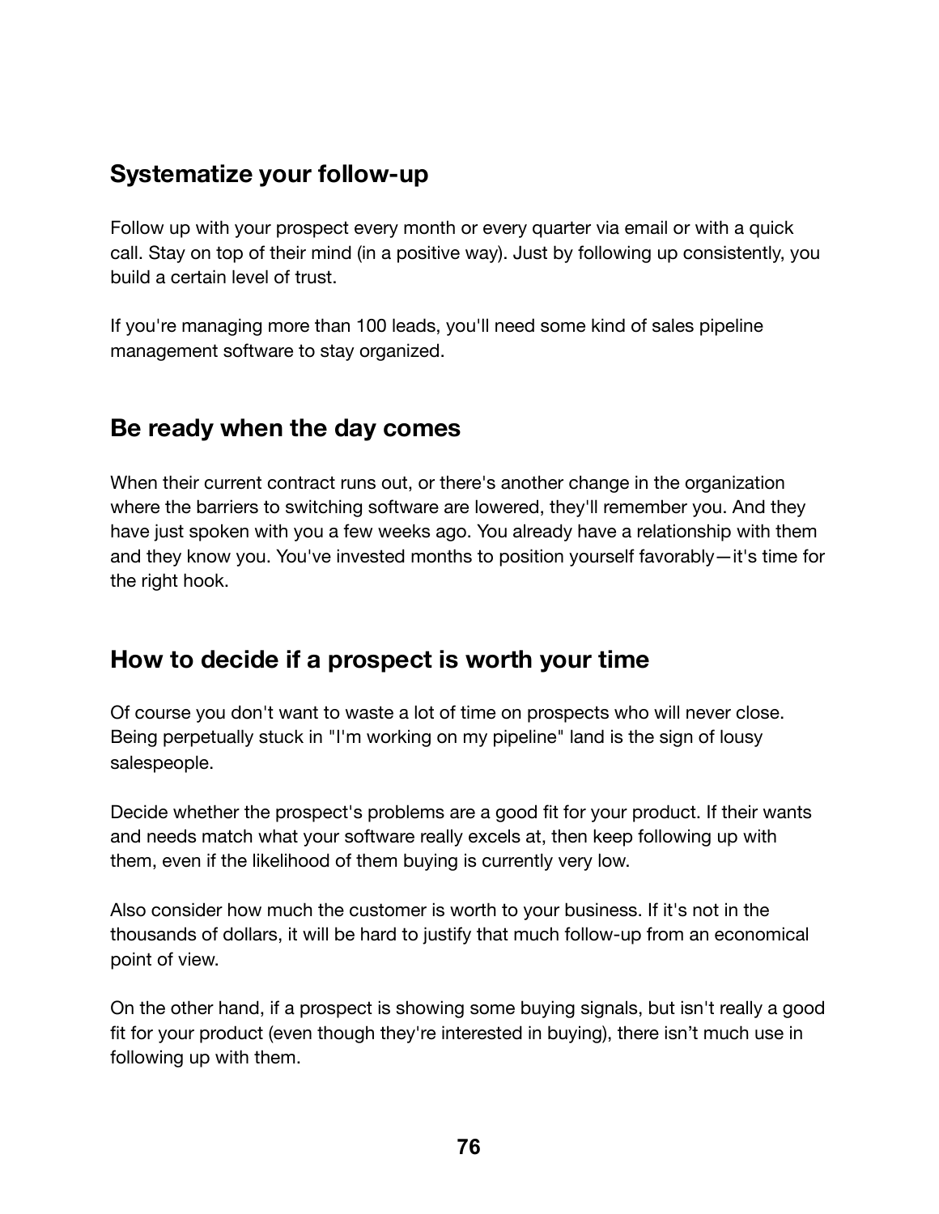## Systematize your follow-up

Follow up with your prospect every month or every quarter via email or with a quick call. Stay on top of their mind (in a positive way). Just by following up consistently, you build a certain level of trust.

If you're managing more than 100 leads, you'll need some kind of sales pipeline management software to stay organized.

## Be ready when the day comes

When their current contract runs out, or there's another change in the organization where the barriers to switching software are lowered, they'll remember you. And they have just spoken with you a few weeks ago. You already have a relationship with them and they know you. You've invested months to position yourself favorably—it's time for the right hook.

## How to decide if a prospect is worth your time

Of course you don't want to waste a lot of time on prospects who will never close. Being perpetually stuck in "I'm working on my pipeline" land is the sign of lousy salespeople.

Decide whether the prospect's problems are a good fit for your product. If their wants and needs match what your software really excels at, then keep following up with them, even if the likelihood of them buying is currently very low.

Also consider how much the customer is worth to your business. If it's not in the thousands of dollars, it will be hard to justify that much follow-up from an economical point of view.

On the other hand, if a prospect is showing some buying signals, but isn't really a good fit for your product (even though they're interested in buying), there isn’t much use in following up with them.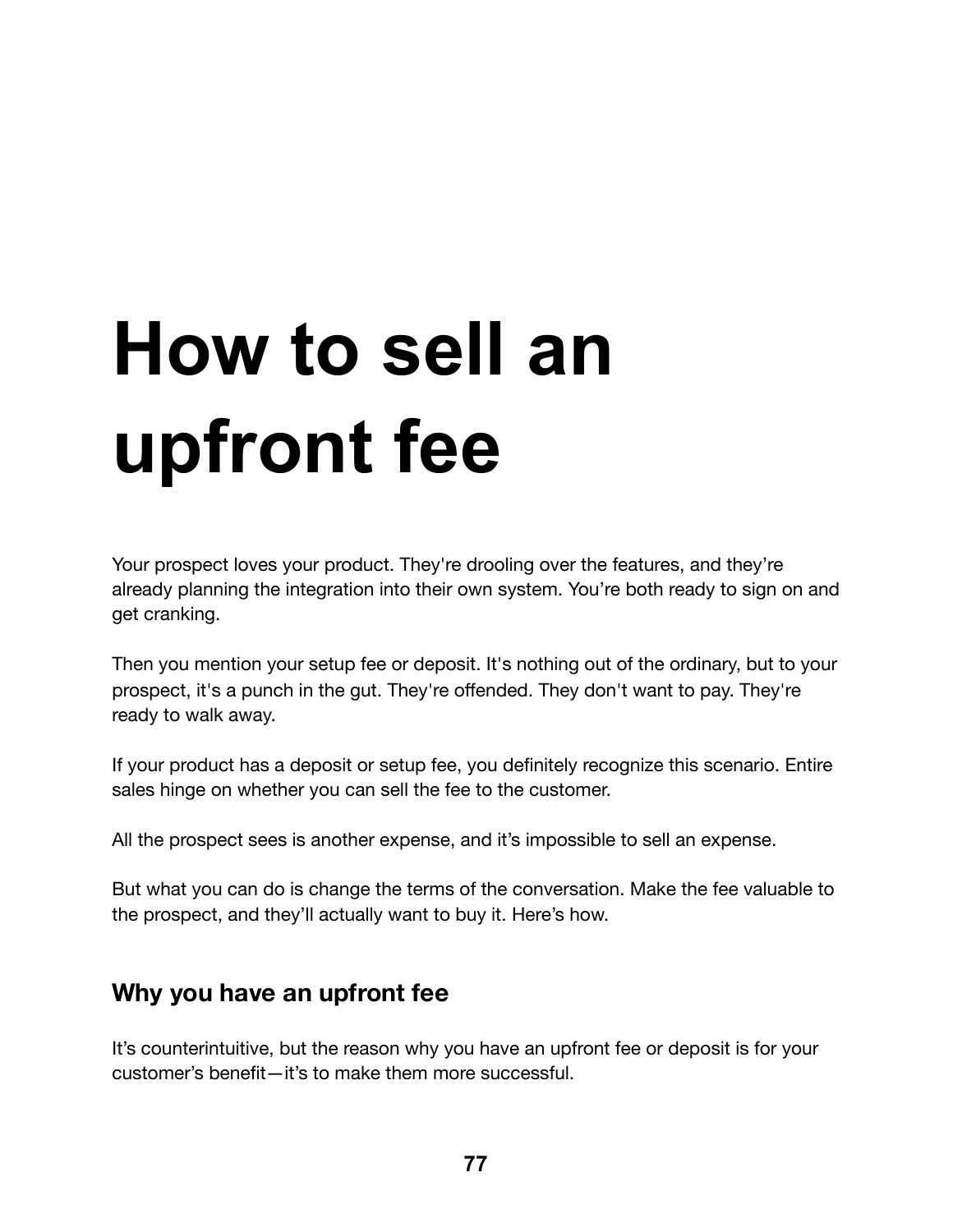# How to sell an upfront fee

Your prospect loves your product. They're drooling over the features, and they're already planning the integration into their own system. You're both ready to sign on and get cranking.

Then you mention your setup fee or deposit. It's nothing out of the ordinary, but to your prospect, it's a punch in the gut. They're offended. They don't want to pay. They're ready to walk away.

If your product has a deposit or setup fee, you definitely recognize this scenario. Entire sales hinge on whether you can sell the fee to the customer.

All the prospect sees is another expense, and it's impossible to sell an expense.

But what you can do is change the terms of the conversation. Make the fee valuable to the prospect, and they'll actually want to buy it. Here's how.

## Why you have an upfront fee

It's counterintuitive, but the reason why you have an upfront fee or deposit is for your customer's benefit—it's to make them more successful.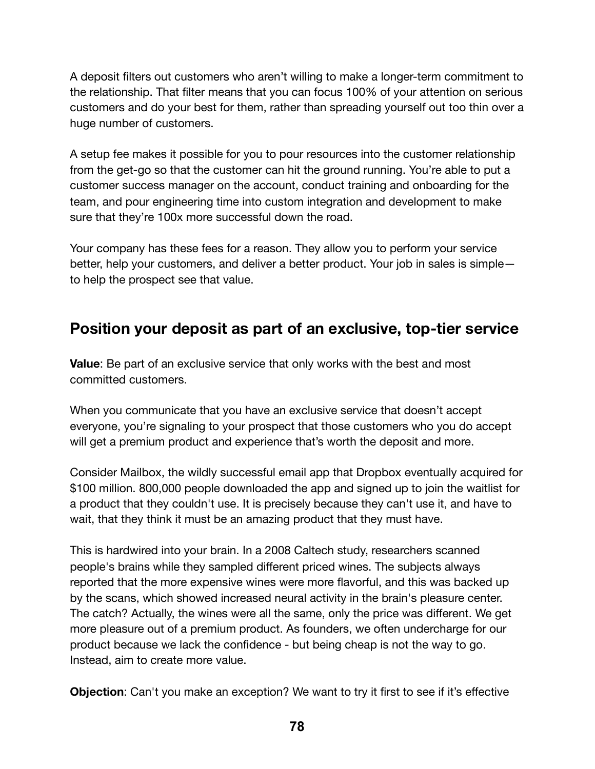A deposit filters out customers who aren't willing to make a longer-term commitment to the relationship. That filter means that you can focus 100% of your attention on serious customers and do your best for them, rather than spreading yourself out too thin over a huge number of customers.

A setup fee makes it possible for you to pour resources into the customer relationship from the get-go so that the customer can hit the ground running. You're able to put a customer success manager on the account, conduct training and onboarding for the team, and pour engineering time into custom integration and development to make sure that they're 100x more successful down the road.

Your company has these fees for a reason. They allow you to perform your service better, help your customers, and deliver a better product. Your job in sales is simple—to help the prospect see that value.

## Position your deposit as part of an exclusive, top-tier service

**Value**: Be part of an exclusive service that only works with the best and most committed customers.

When you communicate that you have an exclusive service that doesn't accept everyone, you're signaling to your prospect that those customers who you do accept will get a premium product and experience that's worth the deposit and more.

Consider Mailbox, the wildly successful email app that Dropbox eventually acquired for $100 million. 800,000 people downloaded the app and signed up to join the waitlist for a product that they couldn't use. It is precisely because they can't use it, and have to wait, that they think it must be an amazing product that they must have.

This is hardwired into your brain. In a 2008 Caltech study, researchers scanned people's brains while they sampled different priced wines. The subjects always reported that the more expensive wines were more flavorful, and this was backed up by the scans, which showed increased neural activity in the brain's pleasure center. The catch? Actually, the wines were all the same, only the price was different. We get more pleasure out of a premium product. As founders, we often undercharge for our product because we lack the confidence - but being cheap is not the way to go. Instead, aim to create more value.

**Objection**: Can't you make an exception? We want to try it first to see if it's effective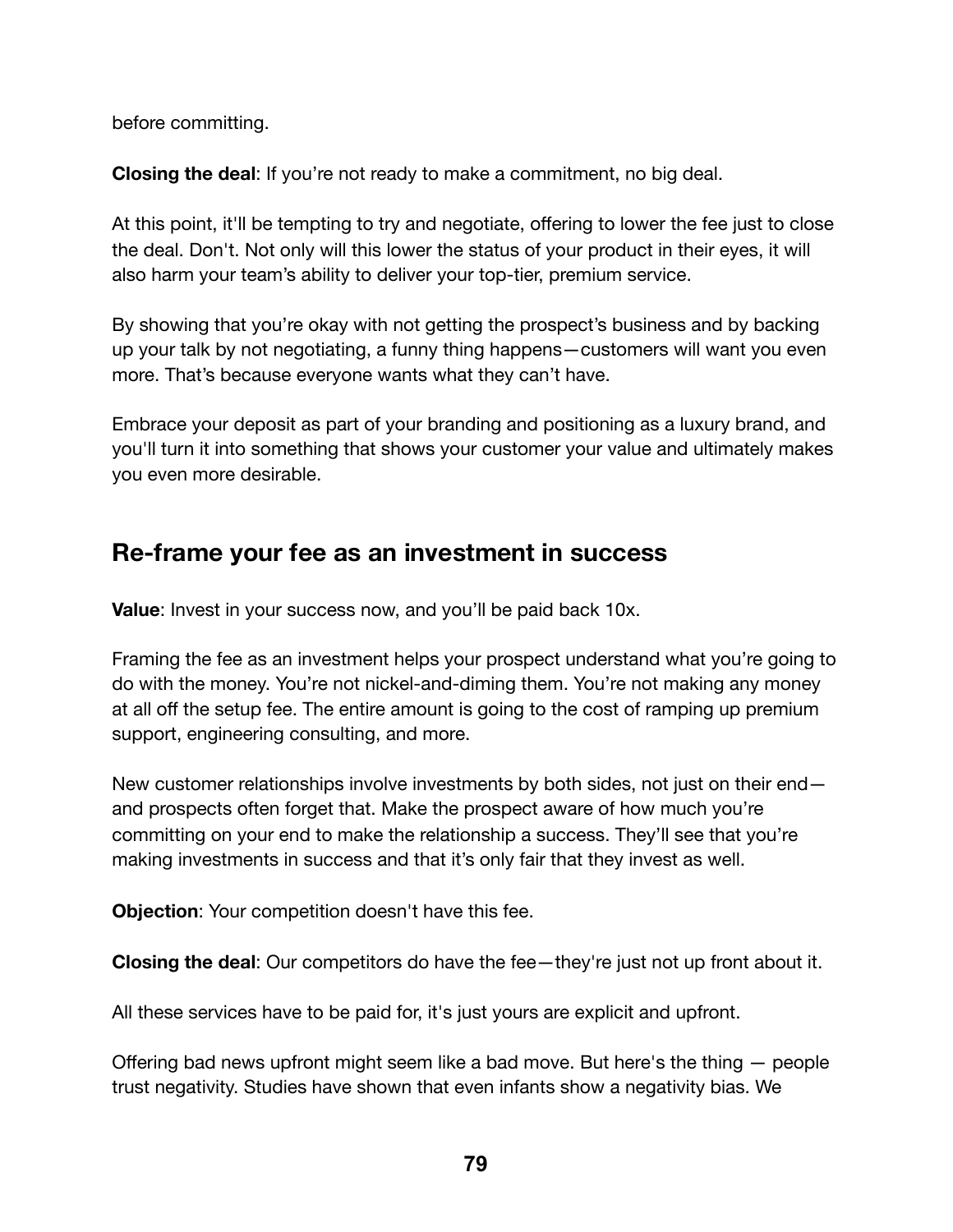before committing.

**Closing the deal**: If you're not ready to make a commitment, no big deal.

At this point, it'll be tempting to try and negotiate, offering to lower the fee just to close the deal. Don't. Not only will this lower the status of your product in their eyes, it will also harm your team's ability to deliver your top-tier, premium service.

By showing that you're okay with not getting the prospect's business and by backing up your talk by not negotiating, a funny thing happens—customers will want you even more. That's because everyone wants what they can't have.

Embrace your deposit as part of your branding and positioning as a luxury brand, and you'll turn it into something that shows your customer your value and ultimately makes you even more desirable.

## Re-frame your fee as an investment in success

**Value**: Invest in your success now, and you'll be paid back 10x.

Framing the fee as an investment helps your prospect understand what you're going to do with the money. You're not nickel-and-diming them. You're not making any money at all off the setup fee. The entire amount is going to the cost of ramping up premium support, engineering consulting, and more.

New customer relationships involve investments by both sides, not just on their end—and prospects often forget that. Make the prospect aware of how much you're committing on your end to make the relationship a success. They'll see that you're making investments in success and that it's only fair that they invest as well.

**Objection**: Your competition doesn't have this fee.

**Closing the deal**: Our competitors do have the fee—they're just not up front about it.

All these services have to be paid for, it's just yours are explicit and upfront.

Offering bad news upfront might seem like a bad move. But here's the thing — people trust negativity. Studies have shown that even infants show a negativity bias. We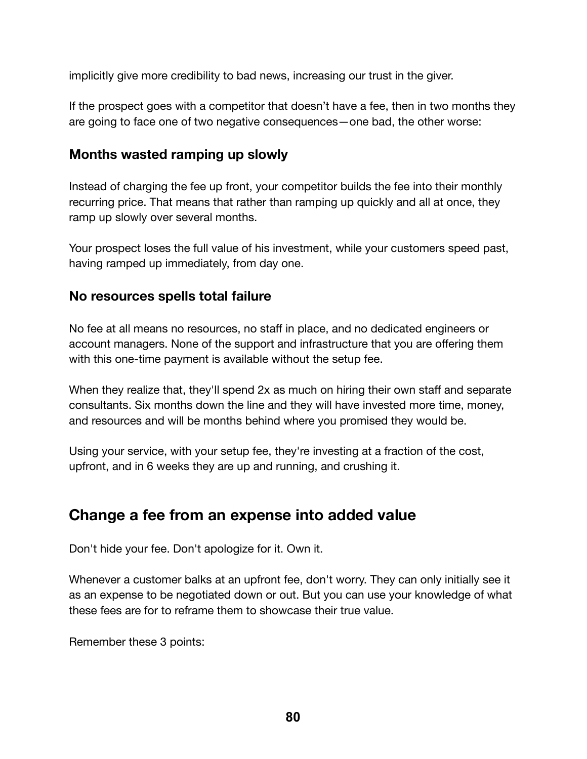implicitly give more credibility to bad news, increasing our trust in the giver.

If the prospect goes with a competitor that doesn't have a fee, then in two months they are going to face one of two negative consequences—one bad, the other worse:

### Months wasted ramping up slowly

Instead of charging the fee up front, your competitor builds the fee into their monthly recurring price. That means that rather than ramping up quickly and all at once, they ramp up slowly over several months.

Your prospect loses the full value of his investment, while your customers speed past, having ramped up immediately, from day one.

### No resources spells total failure

No fee at all means no resources, no staff in place, and no dedicated engineers or account managers. None of the support and infrastructure that you are offering them with this one-time payment is available without the setup fee.

When they realize that, they'll spend 2x as much on hiring their own staff and separate consultants. Six months down the line and they will have invested more time, money, and resources and will be months behind where you promised they would be.

Using your service, with your setup fee, they're investing at a fraction of the cost, upfront, and in 6 weeks they are up and running, and crushing it.

## Change a fee from an expense into added value

Don't hide your fee. Don't apologize for it. Own it.

Whenever a customer balks at an upfront fee, don't worry. They can only initially see it as an expense to be negotiated down or out. But you can use your knowledge of what these fees are for to reframe them to showcase their true value.

Remember these 3 points: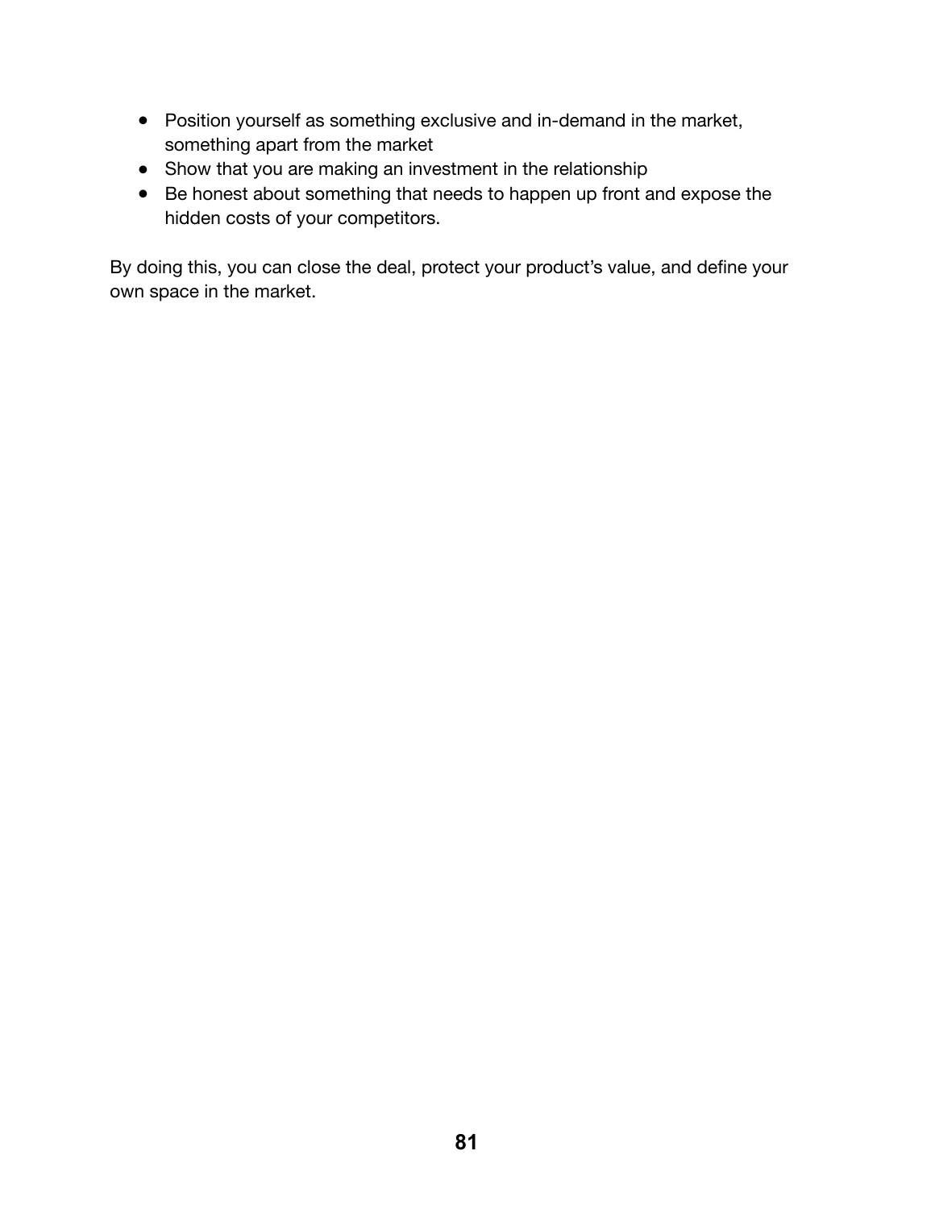- Position yourself as something exclusive and in-demand in the market, something apart from the market
- Show that you are making an investment in the relationship
- Be honest about something that needs to happen up front and expose the hidden costs of your competitors.

By doing this, you can close the deal, protect your product's value, and define your own space in the market.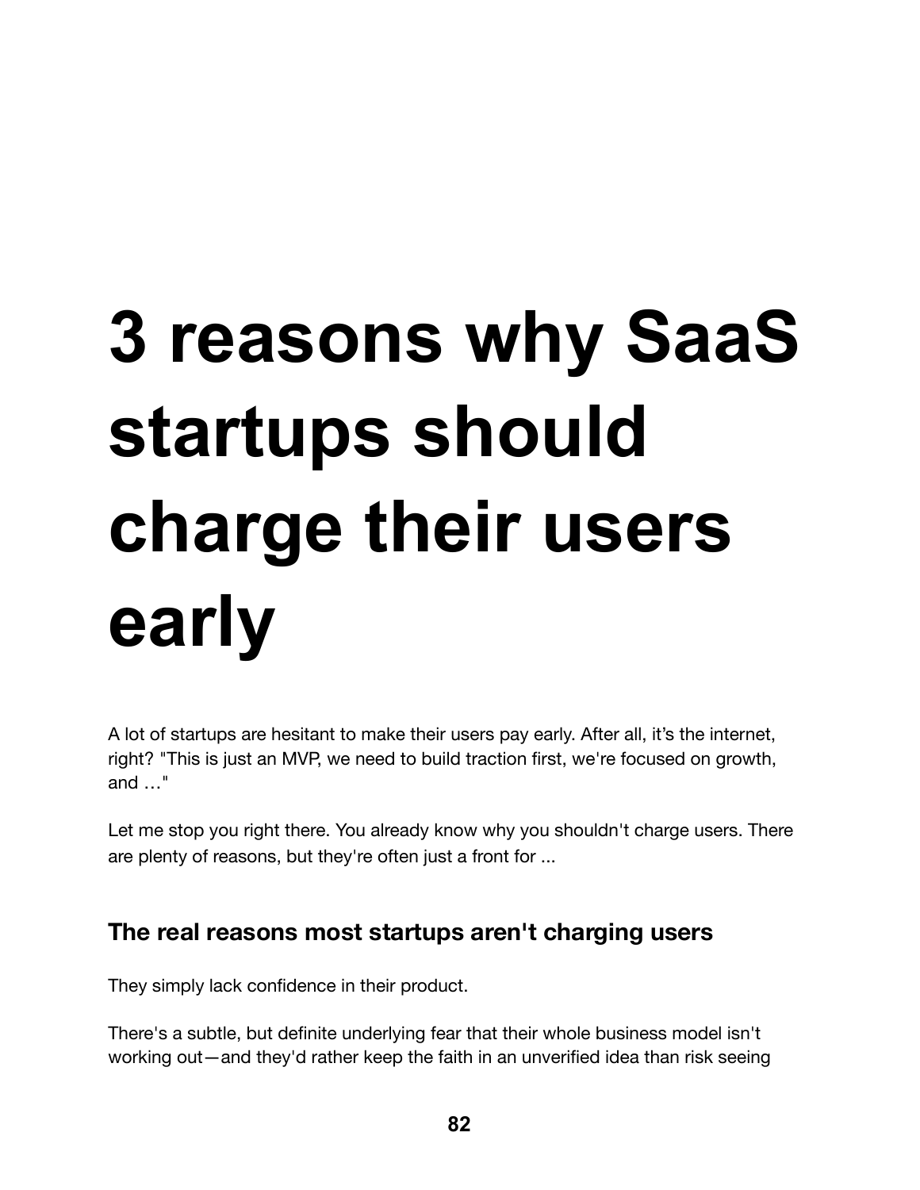# 3 reasons why SaaS startups should charge their users early

A lot of startups are hesitant to make their users pay early. After all, it's the internet, right? "This is just an MVP, we need to build traction first, we're focused on growth, and …"

Let me stop you right there. You already know why you shouldn't charge users. There are plenty of reasons, but they're often just a front for ...

## The real reasons most startups aren't charging users

They simply lack confidence in their product.

There's a subtle, but definite underlying fear that their whole business model isn't working out—and they'd rather keep the faith in an unverified idea than risk seeing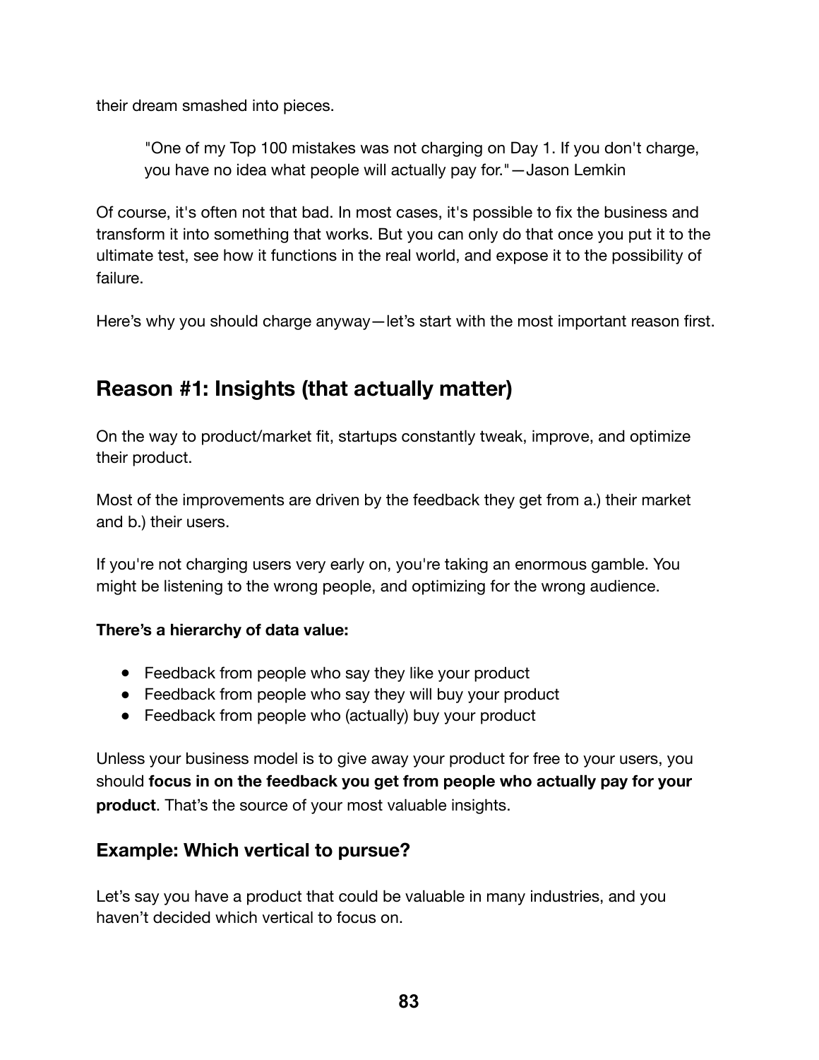their dream smashed into pieces.

> "One of my Top 100 mistakes was not charging on Day 1. If you don't charge, you have no idea what people will actually pay for."—Jason Lemkin

Of course, it's often not that bad. In most cases, it's possible to fix the business and transform it into something that works. But you can only do that once you put it to the ultimate test, see how it functions in the real world, and expose it to the possibility of failure.

Here's why you should charge anyway—let's start with the most important reason first.

## Reason #1: Insights (that actually matter)

On the way to product/market fit, startups constantly tweak, improve, and optimize their product.

Most of the improvements are driven by the feedback they get from a.) their market and b.) their users.

If you're not charging users very early on, you're taking an enormous gamble. You might be listening to the wrong people, and optimizing for the wrong audience.

**There's a hierarchy of data value:**

- Feedback from people who say they like your product
- Feedback from people who say they will buy your product
- Feedback from people who (actually) buy your product

Unless your business model is to give away your product for free to your users, you should **focus in on the feedback you get from people who actually pay for your product**. That's the source of your most valuable insights.

### Example: Which vertical to pursue?

Let's say you have a product that could be valuable in many industries, and you haven't decided which vertical to focus on.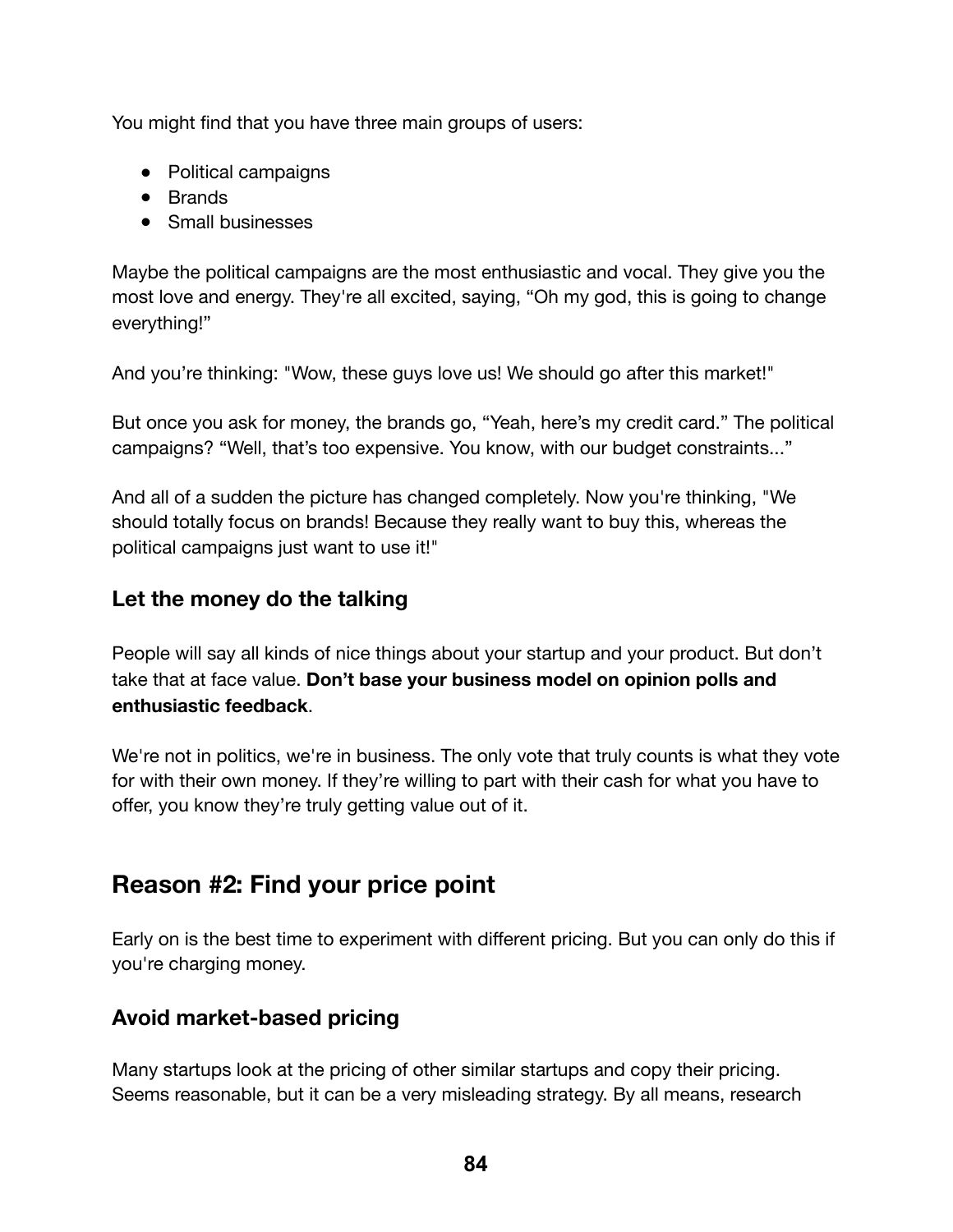You might find that you have three main groups of users:

- Political campaigns
- Brands
- Small businesses

Maybe the political campaigns are the most enthusiastic and vocal. They give you the most love and energy. They're all excited, saying, "Oh my god, this is going to change everything!"

And you're thinking: "Wow, these guys love us! We should go after this market!"

But once you ask for money, the brands go, "Yeah, here's my credit card." The political campaigns? "Well, that's too expensive. You know, with our budget constraints..."

And all of a sudden the picture has changed completely. Now you're thinking, "We should totally focus on brands! Because they really want to buy this, whereas the political campaigns just want to use it!"

### Let the money do the talking

People will say all kinds of nice things about your startup and your product. But don't take that at face value. **Don't base your business model on opinion polls and enthusiastic feedback**.

We're not in politics, we're in business. The only vote that truly counts is what they vote for with their own money. If they're willing to part with their cash for what you have to offer, you know they're truly getting value out of it.

## Reason #2: Find your price point

Early on is the best time to experiment with different pricing. But you can only do this if you're charging money.

### Avoid market-based pricing

Many startups look at the pricing of other similar startups and copy their pricing. Seems reasonable, but it can be a very misleading strategy. By all means, research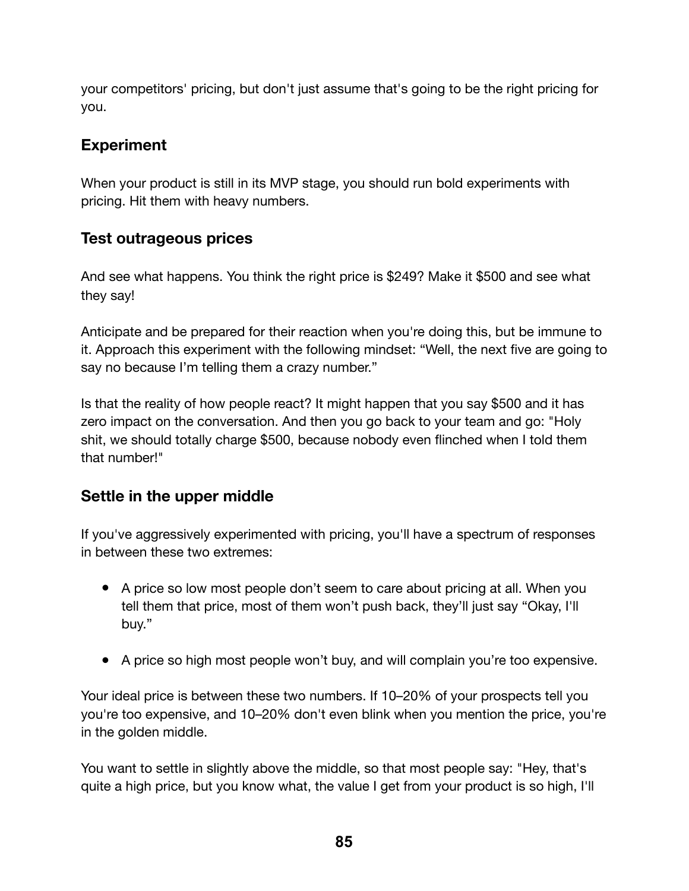your competitors' pricing, but don't just assume that's going to be the right pricing for you.

### Experiment

When your product is still in its MVP stage, you should run bold experiments with pricing. Hit them with heavy numbers.

### Test outrageous prices

And see what happens. You think the right price is $249? Make it $500 and see what they say!

Anticipate and be prepared for their reaction when you're doing this, but be immune to it. Approach this experiment with the following mindset: “Well, the next five are going to say no because I’m telling them a crazy number.”

Is that the reality of how people react? It might happen that you say $500 and it has zero impact on the conversation. And then you go back to your team and go: "Holy shit, we should totally charge $500, because nobody even flinched when I told them that number!"

### Settle in the upper middle

If you've aggressively experimented with pricing, you'll have a spectrum of responses in between these two extremes:

- A price so low most people don’t seem to care about pricing at all. When you tell them that price, most of them won’t push back, they’ll just say “Okay, I'll buy.”

- A price so high most people won’t buy, and will complain you’re too expensive.

Your ideal price is between these two numbers. If 10–20% of your prospects tell you you're too expensive, and 10–20% don't even blink when you mention the price, you're in the golden middle.

You want to settle in slightly above the middle, so that most people say: "Hey, that's quite a high price, but you know what, the value I get from your product is so high, I'll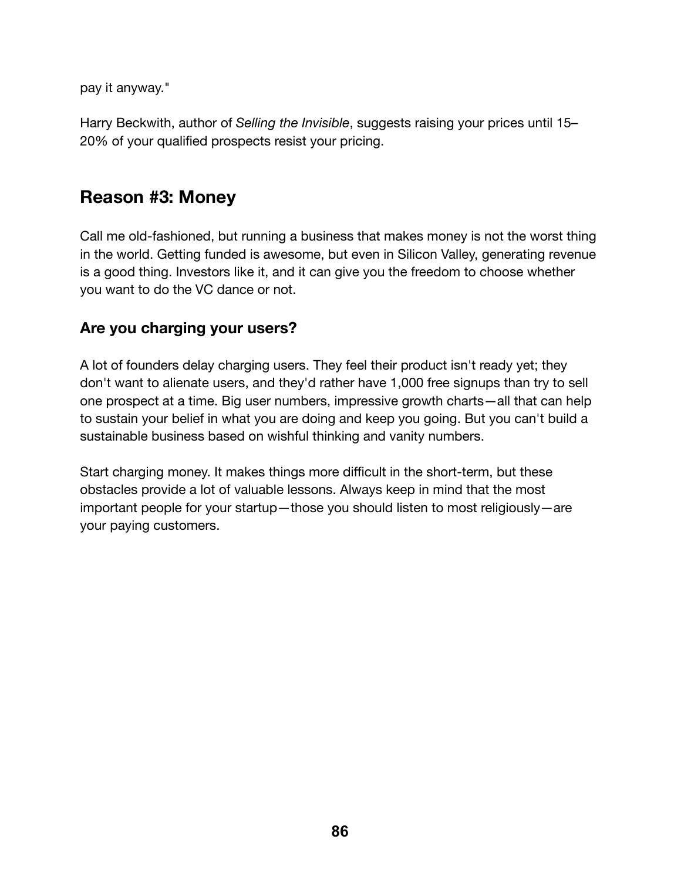pay it anyway."

Harry Beckwith, author of *Selling the Invisible*, suggests raising your prices until 15–20% of your qualified prospects resist your pricing.

## Reason #3: Money

Call me old-fashioned, but running a business that makes money is not the worst thing in the world. Getting funded is awesome, but even in Silicon Valley, generating revenue is a good thing. Investors like it, and it can give you the freedom to choose whether you want to do the VC dance or not.

### Are you charging your users?

A lot of founders delay charging users. They feel their product isn't ready yet; they don't want to alienate users, and they'd rather have 1,000 free signups than try to sell one prospect at a time. Big user numbers, impressive growth charts—all that can help to sustain your belief in what you are doing and keep you going. But you can't build a sustainable business based on wishful thinking and vanity numbers.

Start charging money. It makes things more difficult in the short-term, but these obstacles provide a lot of valuable lessons. Always keep in mind that the most important people for your startup—those you should listen to most religiously—are your paying customers.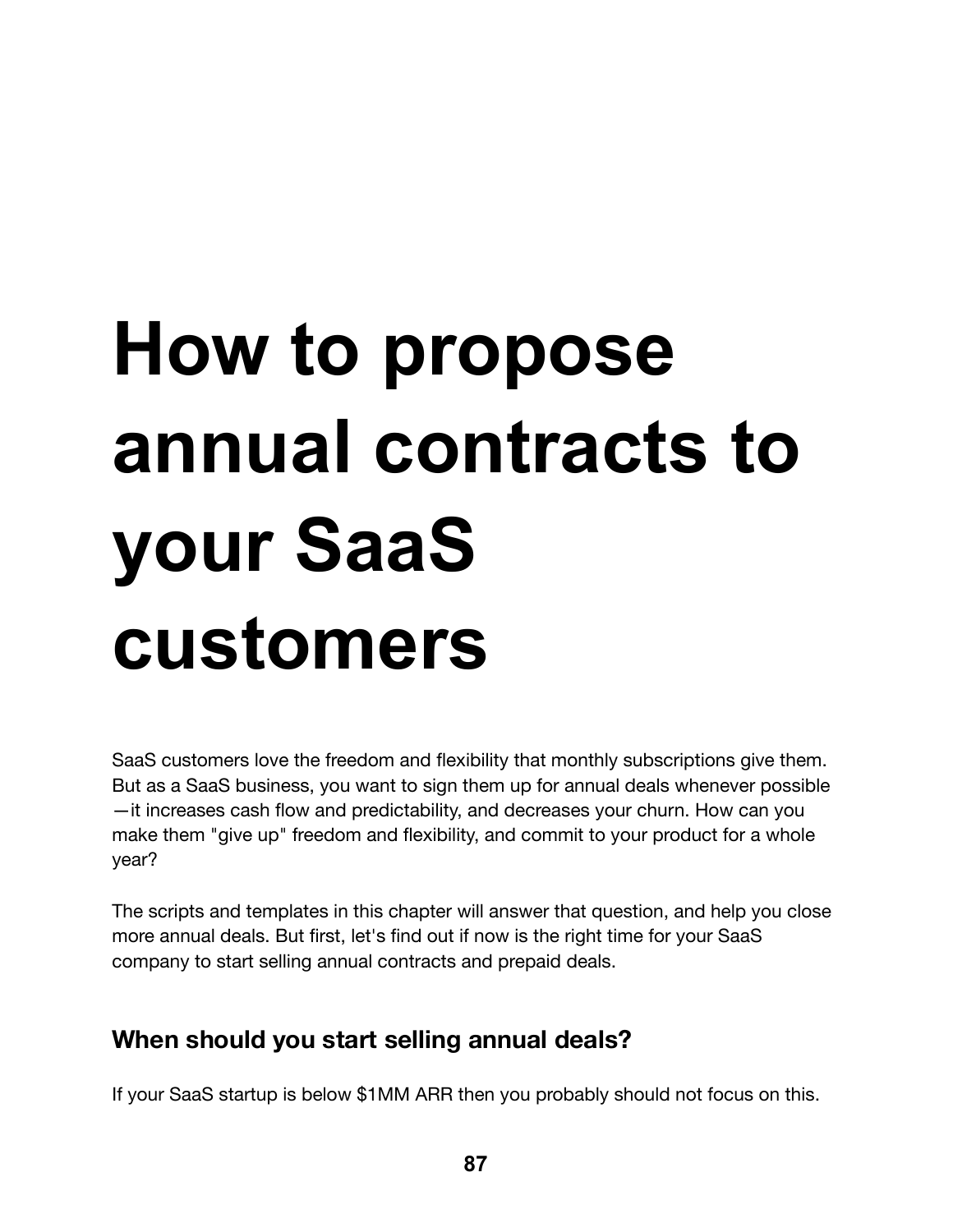# How to propose annual contracts to your SaaS customers

SaaS customers love the freedom and flexibility that monthly subscriptions give them. But as a SaaS business, you want to sign them up for annual deals whenever possible —it increases cash flow and predictability, and decreases your churn. How can you make them "give up" freedom and flexibility, and commit to your product for a whole year?

The scripts and templates in this chapter will answer that question, and help you close more annual deals. But first, let's find out if now is the right time for your SaaS company to start selling annual contracts and prepaid deals.

## When should you start selling annual deals?

If your SaaS startup is below $1MM ARR then you probably should not focus on this.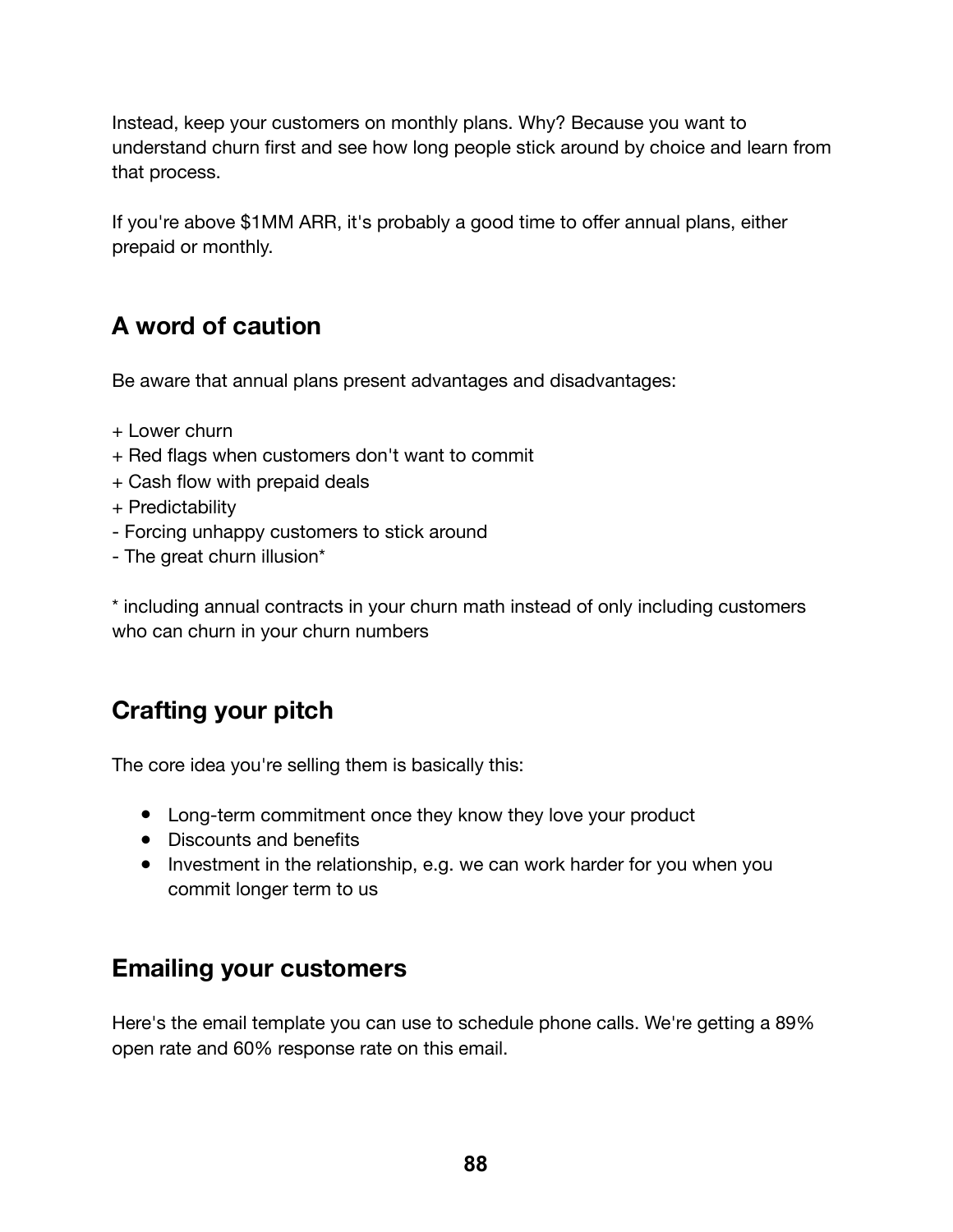Instead, keep your customers on monthly plans. Why? Because you want to understand churn first and see how long people stick around by choice and learn from that process.

If you're above $1MM ARR, it's probably a good time to offer annual plans, either prepaid or monthly.

## A word of caution

Be aware that annual plans present advantages and disadvantages:

+ Lower churn
+ Red flags when customers don't want to commit
+ Cash flow with prepaid deals
+ Predictability
- Forcing unhappy customers to stick around
- The great churn illusion*

* including annual contracts in your churn math instead of only including customers who can churn in your churn numbers

## Crafting your pitch

The core idea you're selling them is basically this:

- Long-term commitment once they know they love your product
- Discounts and benefits
- Investment in the relationship, e.g. we can work harder for you when you commit longer term to us

## Emailing your customers

Here's the email template you can use to schedule phone calls. We're getting a 89% open rate and 60% response rate on this email.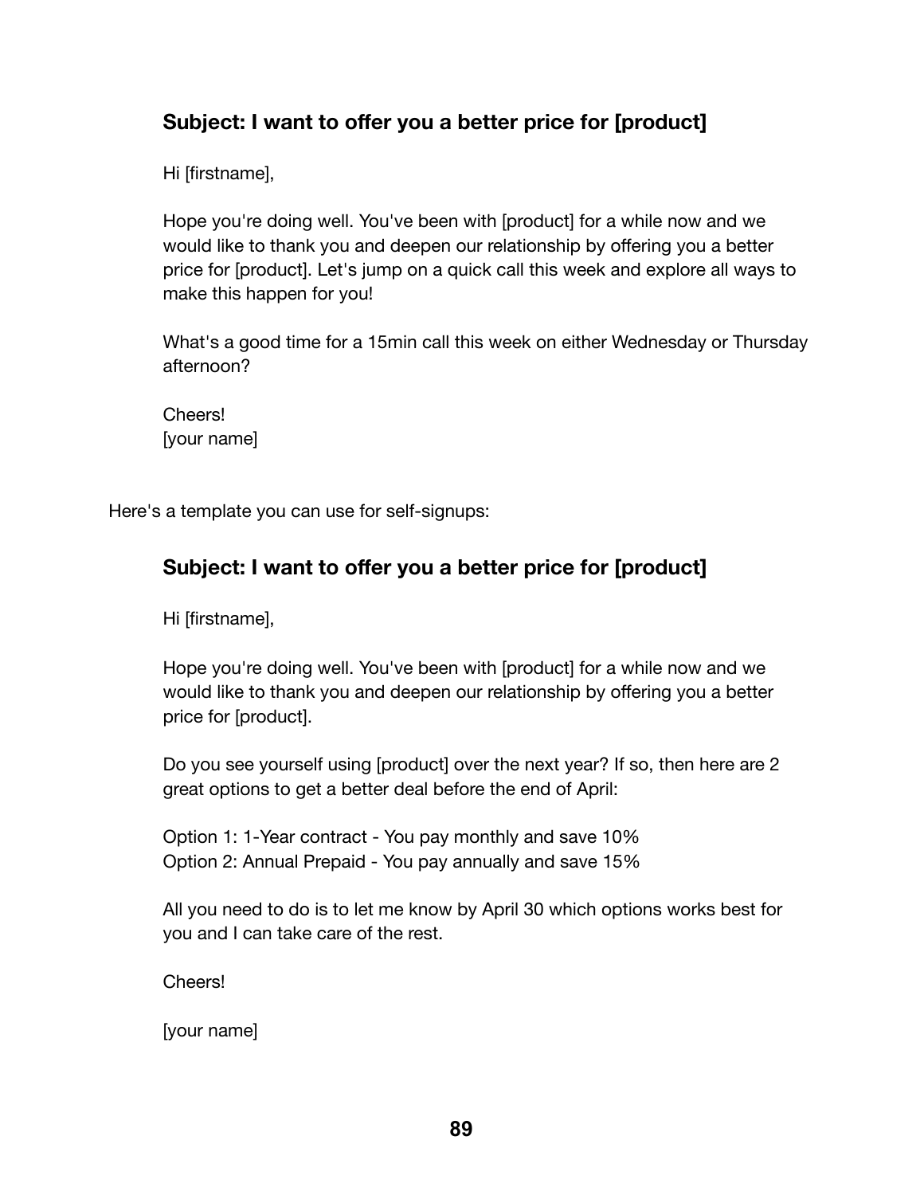### Subject: I want to offer you a better price for [product]

Hi [firstname],

Hope you're doing well. You've been with [product] for a while now and we would like to thank you and deepen our relationship by offering you a better price for [product]. Let's jump on a quick call this week and explore all ways to make this happen for you!

What's a good time for a 15min call this week on either Wednesday or Thursday afternoon?

Cheers!
[your name]

Here's a template you can use for self-signups:

### Subject: I want to offer you a better price for [product]

Hi [firstname],

Hope you're doing well. You've been with [product] for a while now and we would like to thank you and deepen our relationship by offering you a better price for [product].

Do you see yourself using [product] over the next year? If so, then here are 2 great options to get a better deal before the end of April:

Option 1: 1-Year contract - You pay monthly and save 10%
Option 2: Annual Prepaid - You pay annually and save 15%

All you need to do is to let me know by April 30 which options works best for you and I can take care of the rest.

Cheers!

[your name]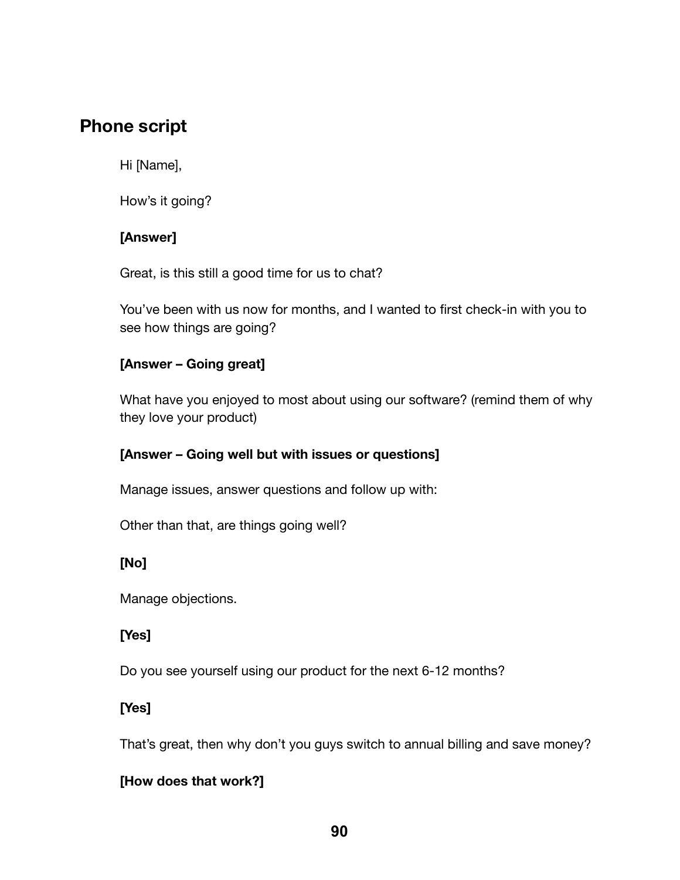## Phone script

Hi [Name],

How's it going?

**[Answer]**

Great, is this still a good time for us to chat?

You've been with us now for months, and I wanted to first check-in with you to see how things are going?

**[Answer – Going great]**

What have you enjoyed to most about using our software? (remind them of why they love your product)

**[Answer – Going well but with issues or questions]**

Manage issues, answer questions and follow up with:

Other than that, are things going well?

**[No]**

Manage objections.

**[Yes]**

Do you see yourself using our product for the next 6-12 months?

**[Yes]**

That's great, then why don't you guys switch to annual billing and save money?

**[How does that work?]**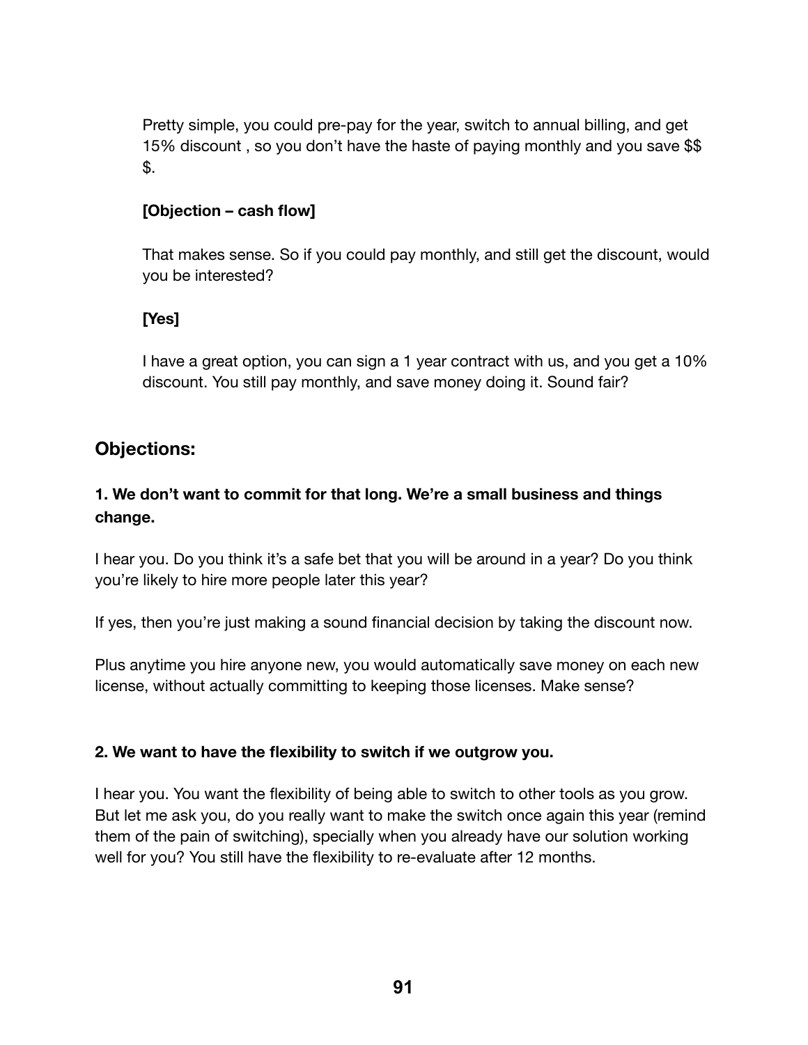Pretty simple, you could pre-pay for the year, switch to annual billing, and get 15% discount , so you don't have the haste of paying monthly and you save $$$.

**[Objection – cash flow]**

That makes sense. So if you could pay monthly, and still get the discount, would you be interested?

**[Yes]**

I have a great option, you can sign a 1 year contract with us, and you get a 10% discount. You still pay monthly, and save money doing it. Sound fair?

## Objections:

### 1. We don't want to commit for that long. We're a small business and things change.

I hear you. Do you think it's a safe bet that you will be around in a year? Do you think you're likely to hire more people later this year?

If yes, then you're just making a sound financial decision by taking the discount now.

Plus anytime you hire anyone new, you would automatically save money on each new license, without actually committing to keeping those licenses. Make sense?

### 2. We want to have the flexibility to switch if we outgrow you.

I hear you. You want the flexibility of being able to switch to other tools as you grow. But let me ask you, do you really want to make the switch once again this year (remind them of the pain of switching), specially when you already have our solution working well for you? You still have the flexibility to re-evaluate after 12 months.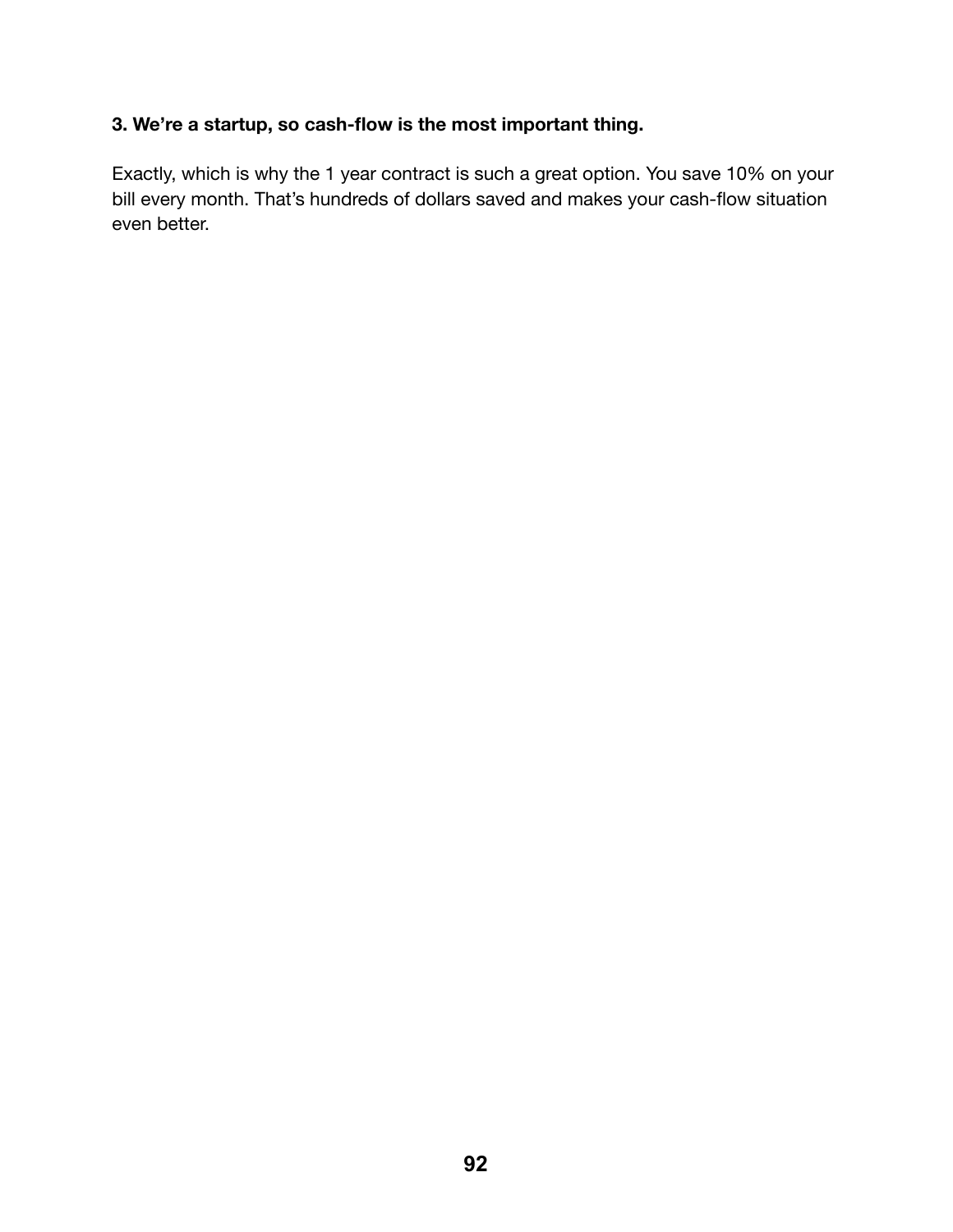**3. We're a startup, so cash-flow is the most important thing.**

Exactly, which is why the 1 year contract is such a great option. You save 10% on your bill every month. That's hundreds of dollars saved and makes your cash-flow situation even better.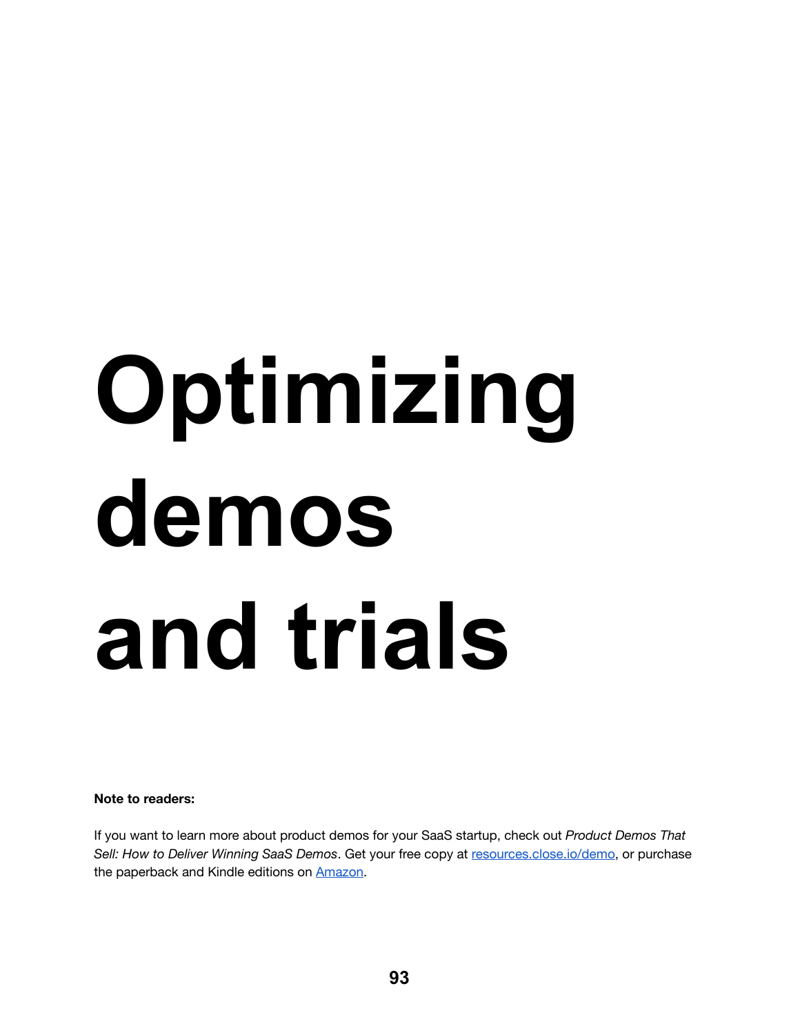# Optimizing demos and trials

**Note to readers:**

If you want to learn more about product demos for your SaaS startup, check out *Product Demos That Sell: How to Deliver Winning SaaS Demos*. Get your free copy at [resources.close.io/demo](resources.close.io/demo), or purchase the paperback and Kindle editions on [Amazon](Amazon).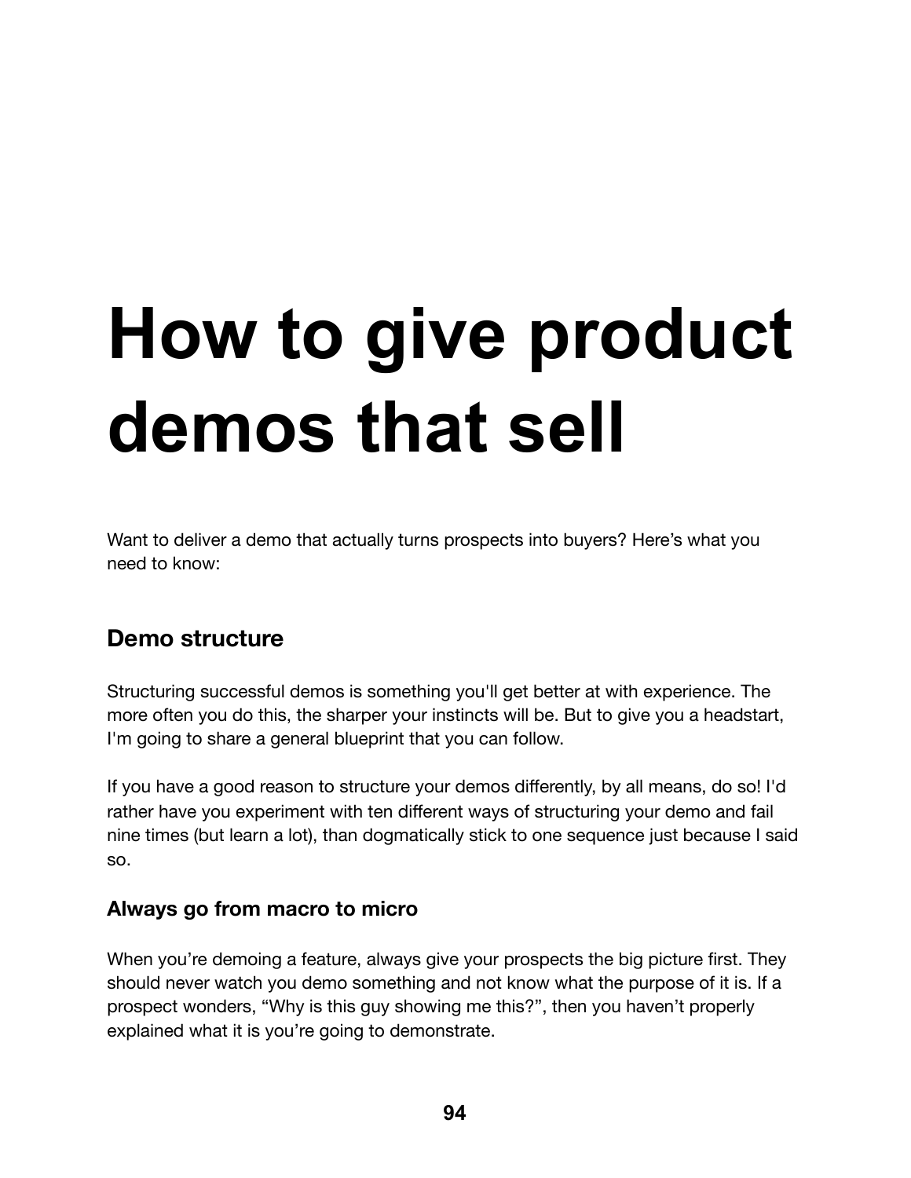# How to give product demos that sell

Want to deliver a demo that actually turns prospects into buyers? Here's what you need to know:

## Demo structure

Structuring successful demos is something you'll get better at with experience. The more often you do this, the sharper your instincts will be. But to give you a headstart, I'm going to share a general blueprint that you can follow.

If you have a good reason to structure your demos differently, by all means, do so! I'd rather have you experiment with ten different ways of structuring your demo and fail nine times (but learn a lot), than dogmatically stick to one sequence just because I said so.

### Always go from macro to micro

When you're demoing a feature, always give your prospects the big picture first. They should never watch you demo something and not know what the purpose of it is. If a prospect wonders, "Why is this guy showing me this?", then you haven't properly explained what it is you're going to demonstrate.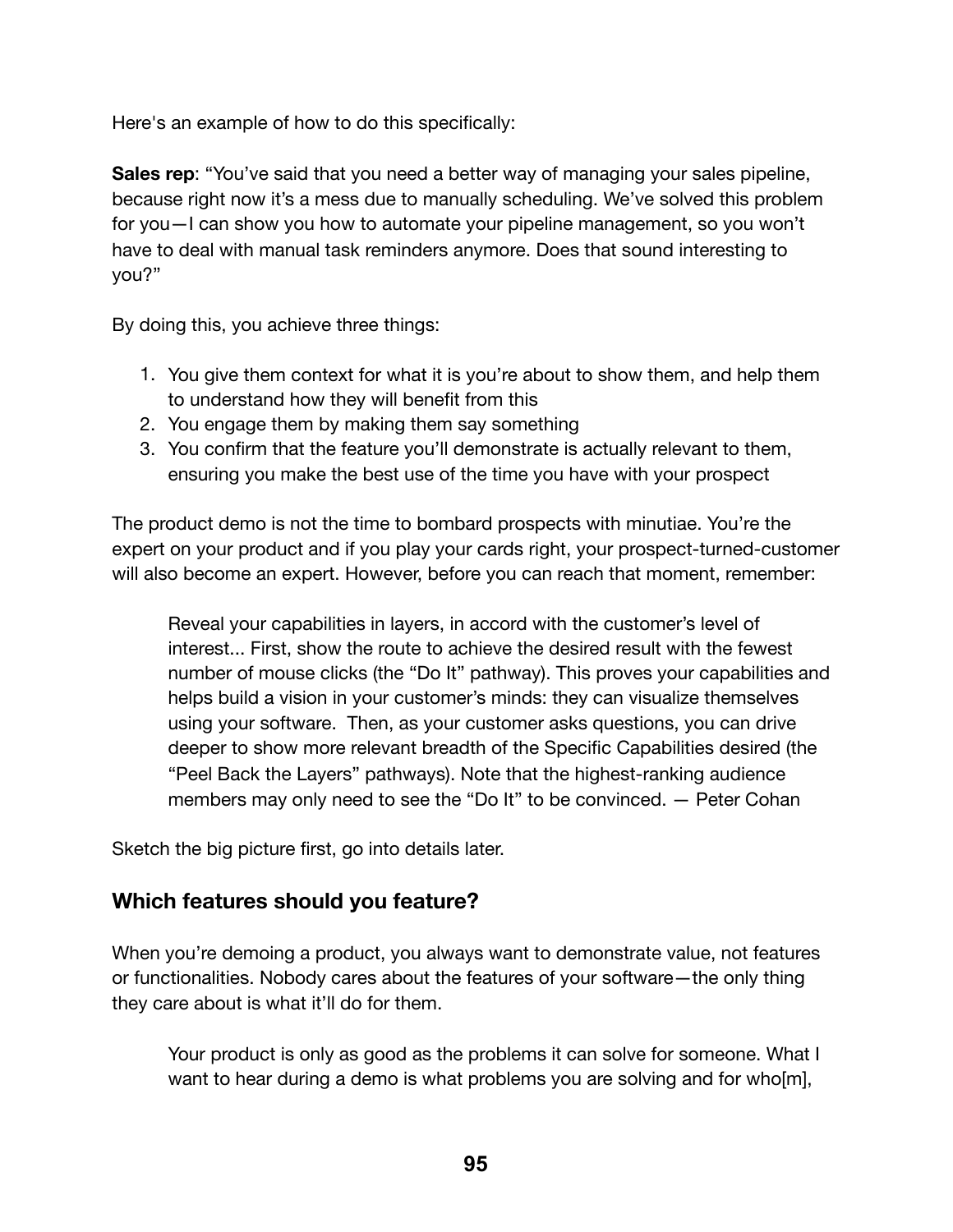Here's an example of how to do this specifically:

**Sales rep**: "You've said that you need a better way of managing your sales pipeline, because right now it's a mess due to manually scheduling. We've solved this problem for you—I can show you how to automate your pipeline management, so you won't have to deal with manual task reminders anymore. Does that sound interesting to you?"

By doing this, you achieve three things:

1. You give them context for what it is you're about to show them, and help them to understand how they will benefit from this
2. You engage them by making them say something
3. You confirm that the feature you'll demonstrate is actually relevant to them, ensuring you make the best use of the time you have with your prospect

The product demo is not the time to bombard prospects with minutiae. You're the expert on your product and if you play your cards right, your prospect-turned-customer will also become an expert. However, before you can reach that moment, remember:

> Reveal your capabilities in layers, in accord with the customer's level of interest... First, show the route to achieve the desired result with the fewest number of mouse clicks (the "Do It" pathway). This proves your capabilities and helps build a vision in your customer's minds: they can visualize themselves using your software. Then, as your customer asks questions, you can drive deeper to show more relevant breadth of the Specific Capabilities desired (the "Peel Back the Layers" pathways). Note that the highest-ranking audience members may only need to see the "Do It" to be convinced. — Peter Cohan

Sketch the big picture first, go into details later.

## Which features should you feature?

When you're demoing a product, you always want to demonstrate value, not features or functionalities. Nobody cares about the features of your software—the only thing they care about is what it'll do for them.

> Your product is only as good as the problems it can solve for someone. What I want to hear during a demo is what problems you are solving and for who[m],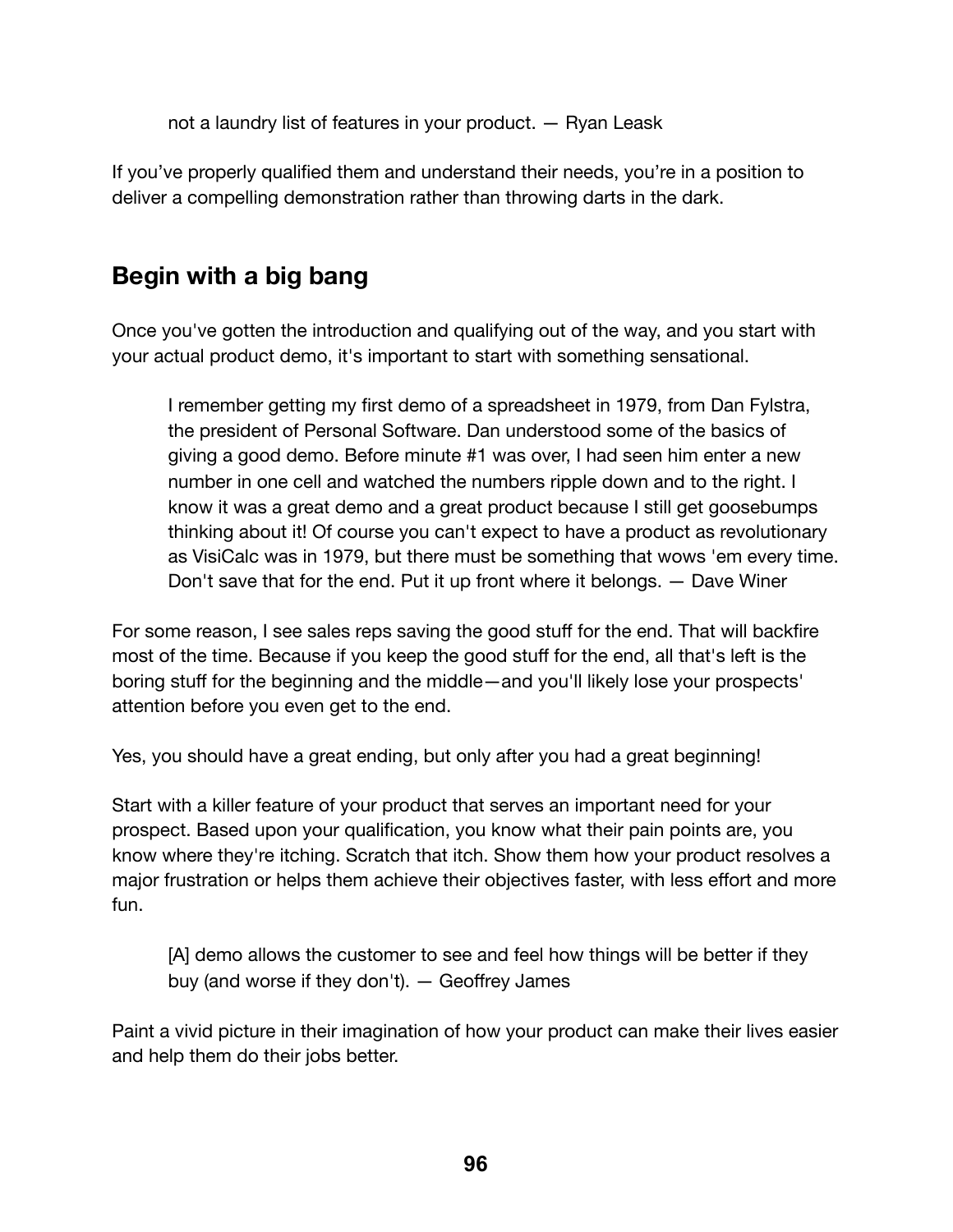> not a laundry list of features in your product. — Ryan Leask

If you've properly qualified them and understand their needs, you're in a position to deliver a compelling demonstration rather than throwing darts in the dark.

## Begin with a big bang

Once you've gotten the introduction and qualifying out of the way, and you start with your actual product demo, it's important to start with something sensational.

> I remember getting my first demo of a spreadsheet in 1979, from Dan Fylstra, the president of Personal Software. Dan understood some of the basics of giving a good demo. Before minute #1 was over, I had seen him enter a new number in one cell and watched the numbers ripple down and to the right. I know it was a great demo and a great product because I still get goosebumps thinking about it! Of course you can't expect to have a product as revolutionary as VisiCalc was in 1979, but there must be something that wows 'em every time. Don't save that for the end. Put it up front where it belongs. — Dave Winer

For some reason, I see sales reps saving the good stuff for the end. That will backfire most of the time. Because if you keep the good stuff for the end, all that's left is the boring stuff for the beginning and the middle—and you'll likely lose your prospects' attention before you even get to the end.

Yes, you should have a great ending, but only after you had a great beginning!

Start with a killer feature of your product that serves an important need for your prospect. Based upon your qualification, you know what their pain points are, you know where they're itching. Scratch that itch. Show them how your product resolves a major frustration or helps them achieve their objectives faster, with less effort and more fun.

> [A] demo allows the customer to see and feel how things will be better if they buy (and worse if they don't). — Geoffrey James

Paint a vivid picture in their imagination of how your product can make their lives easier and help them do their jobs better.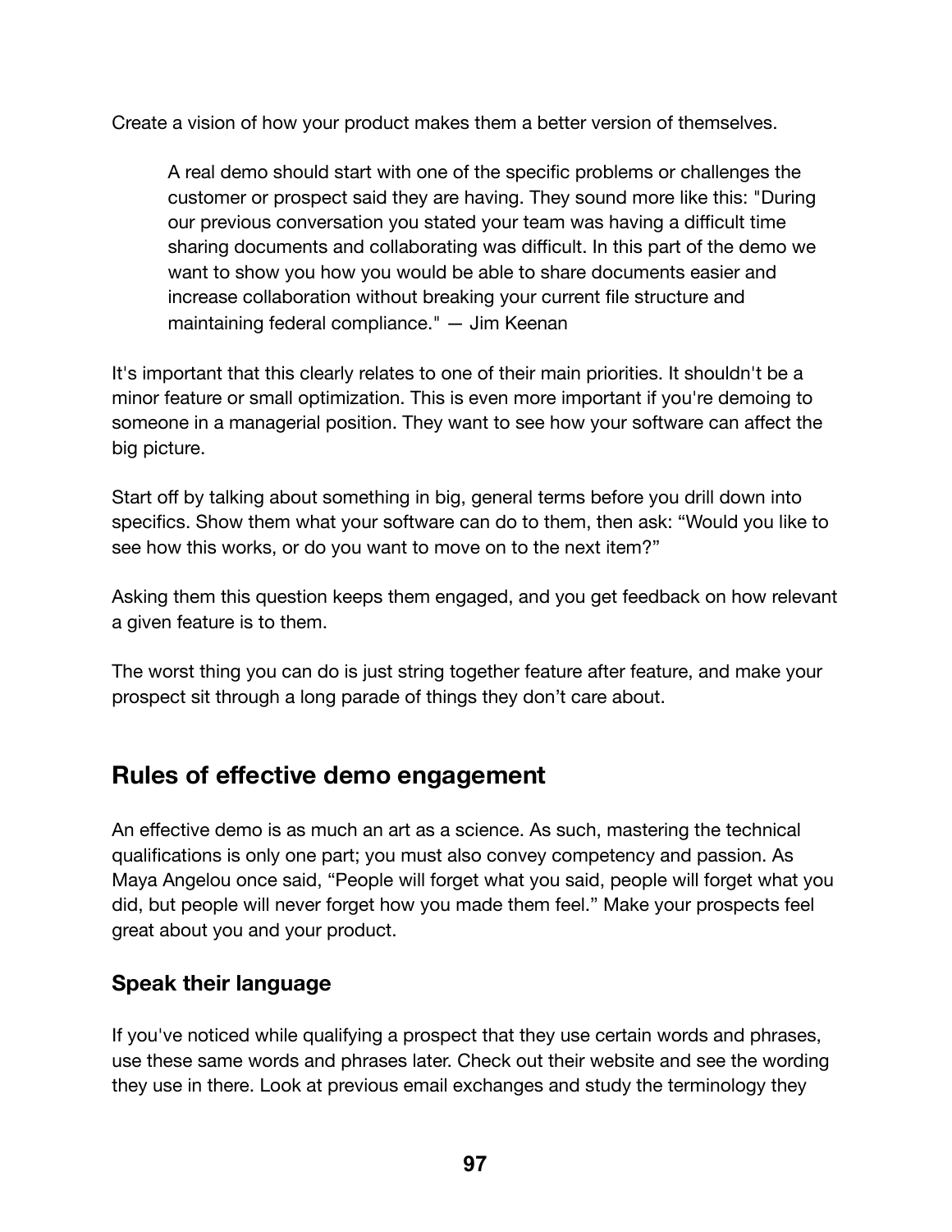Create a vision of how your product makes them a better version of themselves.

> A real demo should start with one of the specific problems or challenges the customer or prospect said they are having. They sound more like this: "During our previous conversation you stated your team was having a difficult time sharing documents and collaborating was difficult. In this part of the demo we want to show you how you would be able to share documents easier and increase collaboration without breaking your current file structure and maintaining federal compliance." — Jim Keenan

It's important that this clearly relates to one of their main priorities. It shouldn't be a minor feature or small optimization. This is even more important if you're demoing to someone in a managerial position. They want to see how your software can affect the big picture.

Start off by talking about something in big, general terms before you drill down into specifics. Show them what your software can do to them, then ask: "Would you like to see how this works, or do you want to move on to the next item?"

Asking them this question keeps them engaged, and you get feedback on how relevant a given feature is to them.

The worst thing you can do is just string together feature after feature, and make your prospect sit through a long parade of things they don't care about.

## Rules of effective demo engagement

An effective demo is as much an art as a science. As such, mastering the technical qualifications is only one part; you must also convey competency and passion. As Maya Angelou once said, "People will forget what you said, people will forget what you did, but people will never forget how you made them feel." Make your prospects feel great about you and your product.

### Speak their language

If you've noticed while qualifying a prospect that they use certain words and phrases, use these same words and phrases later. Check out their website and see the wording they use in there. Look at previous email exchanges and study the terminology they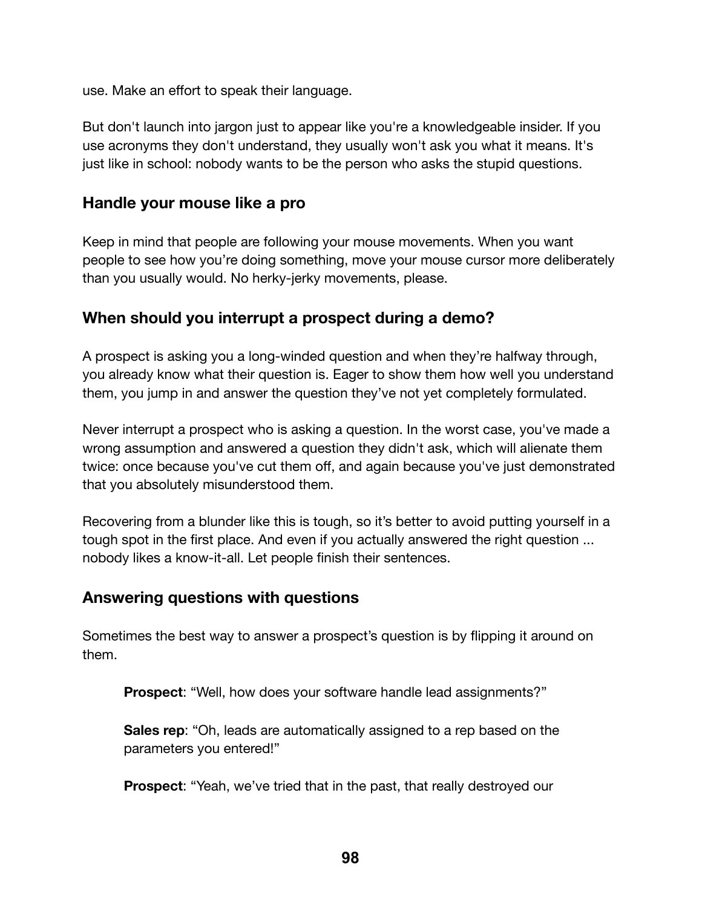use. Make an effort to speak their language.

But don't launch into jargon just to appear like you're a knowledgeable insider. If you use acronyms they don't understand, they usually won't ask you what it means. It's just like in school: nobody wants to be the person who asks the stupid questions.

### Handle your mouse like a pro

Keep in mind that people are following your mouse movements. When you want people to see how you're doing something, move your mouse cursor more deliberately than you usually would. No herky-jerky movements, please.

### When should you interrupt a prospect during a demo?

A prospect is asking you a long-winded question and when they're halfway through, you already know what their question is. Eager to show them how well you understand them, you jump in and answer the question they've not yet completely formulated.

Never interrupt a prospect who is asking a question. In the worst case, you've made a wrong assumption and answered a question they didn't ask, which will alienate them twice: once because you've cut them off, and again because you've just demonstrated that you absolutely misunderstood them.

Recovering from a blunder like this is tough, so it's better to avoid putting yourself in a tough spot in the first place. And even if you actually answered the right question ... nobody likes a know-it-all. Let people finish their sentences.

### Answering questions with questions

Sometimes the best way to answer a prospect's question is by flipping it around on them.

> **Prospect**: "Well, how does your software handle lead assignments?"
>
> **Sales rep**: "Oh, leads are automatically assigned to a rep based on the parameters you entered!"
>
> **Prospect**: "Yeah, we've tried that in the past, that really destroyed our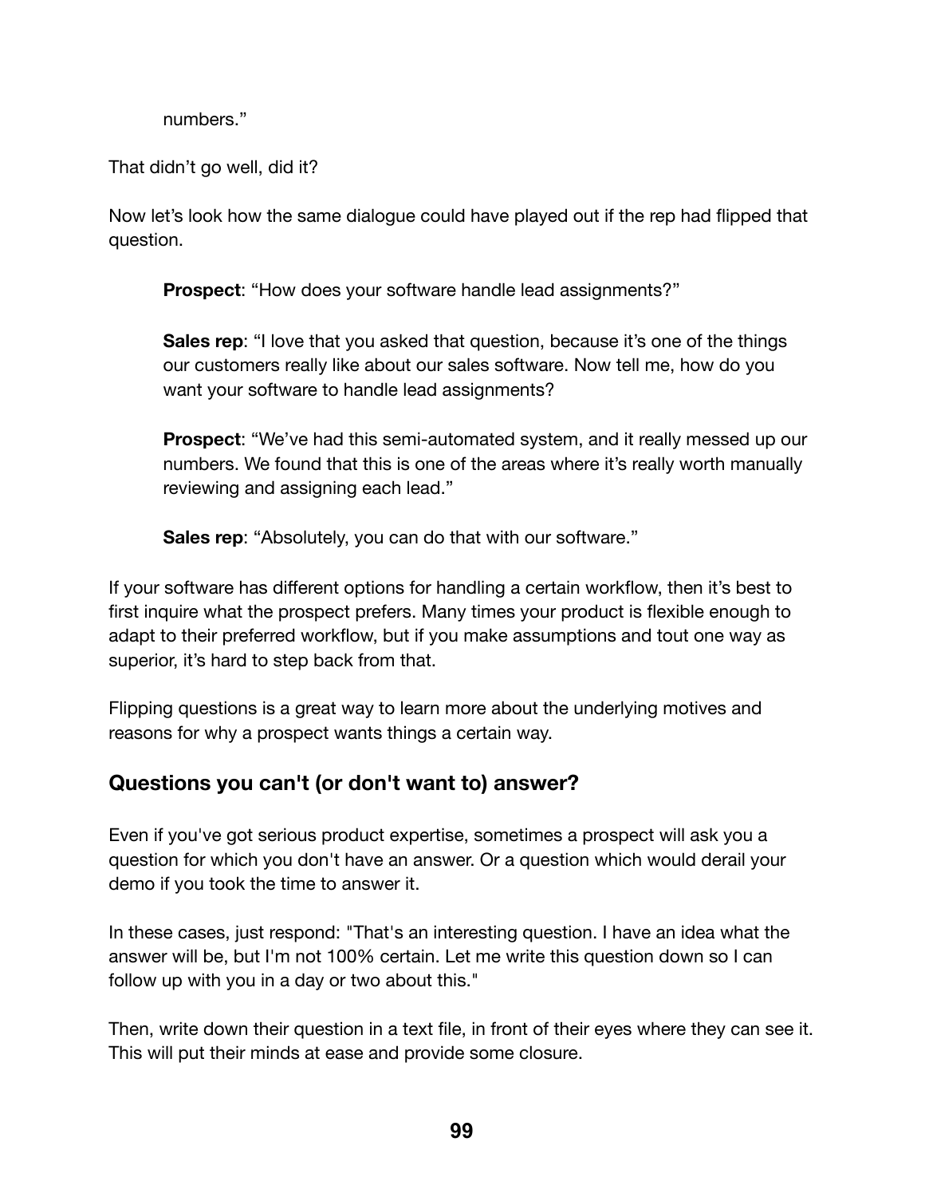numbers."

That didn't go well, did it?

Now let's look how the same dialogue could have played out if the rep had flipped that question.

> **Prospect**: "How does your software handle lead assignments?"
>
> **Sales rep**: "I love that you asked that question, because it's one of the things our customers really like about our sales software. Now tell me, how do you want your software to handle lead assignments?
>
> **Prospect**: "We've had this semi-automated system, and it really messed up our numbers. We found that this is one of the areas where it's really worth manually reviewing and assigning each lead."
>
> **Sales rep**: "Absolutely, you can do that with our software."

If your software has different options for handling a certain workflow, then it's best to first inquire what the prospect prefers. Many times your product is flexible enough to adapt to their preferred workflow, but if you make assumptions and tout one way as superior, it's hard to step back from that.

Flipping questions is a great way to learn more about the underlying motives and reasons for why a prospect wants things a certain way.

## Questions you can't (or don't want to) answer?

Even if you've got serious product expertise, sometimes a prospect will ask you a question for which you don't have an answer. Or a question which would derail your demo if you took the time to answer it.

In these cases, just respond: "That's an interesting question. I have an idea what the answer will be, but I'm not 100% certain. Let me write this question down so I can follow up with you in a day or two about this."

Then, write down their question in a text file, in front of their eyes where they can see it. This will put their minds at ease and provide some closure.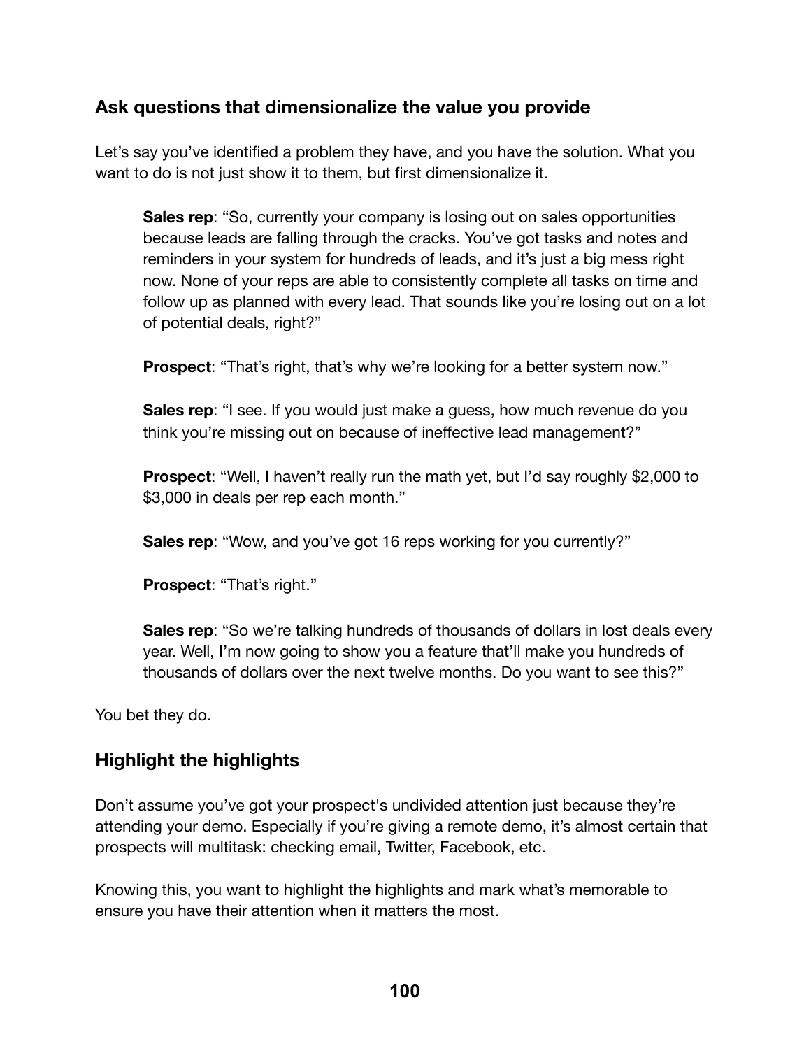### Ask questions that dimensionalize the value you provide

Let's say you've identified a problem they have, and you have the solution. What you want to do is not just show it to them, but first dimensionalize it.

> **Sales rep**: "So, currently your company is losing out on sales opportunities because leads are falling through the cracks. You've got tasks and notes and reminders in your system for hundreds of leads, and it's just a big mess right now. None of your reps are able to consistently complete all tasks on time and follow up as planned with every lead. That sounds like you're losing out on a lot of potential deals, right?"
>
> **Prospect**: "That's right, that's why we're looking for a better system now."
>
> **Sales rep**: "I see. If you would just make a guess, how much revenue do you think you're missing out on because of ineffective lead management?"
>
> **Prospect**: "Well, I haven't really run the math yet, but I'd say roughly $2,000 to $3,000 in deals per rep each month."
>
> **Sales rep**: "Wow, and you've got 16 reps working for you currently?"
>
> **Prospect**: "That's right."
>
> **Sales rep**: "So we're talking hundreds of thousands of dollars in lost deals every year. Well, I'm now going to show you a feature that'll make you hundreds of thousands of dollars over the next twelve months. Do you want to see this?"

You bet they do.

### Highlight the highlights

Don't assume you've got your prospect's undivided attention just because they're attending your demo. Especially if you're giving a remote demo, it's almost certain that prospects will multitask: checking email, Twitter, Facebook, etc.

Knowing this, you want to highlight the highlights and mark what's memorable to ensure you have their attention when it matters the most.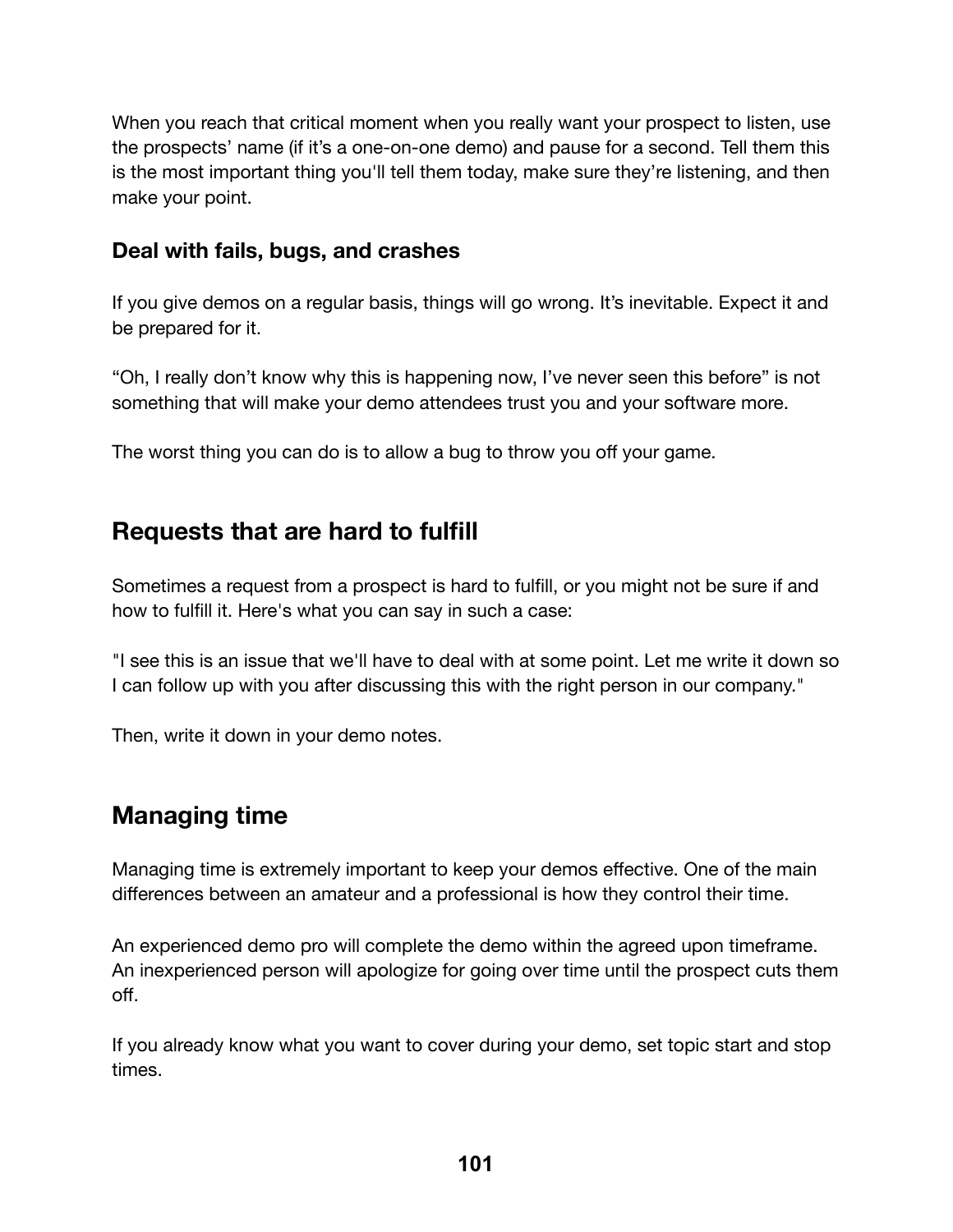When you reach that critical moment when you really want your prospect to listen, use the prospects' name (if it's a one-on-one demo) and pause for a second. Tell them this is the most important thing you'll tell them today, make sure they're listening, and then make your point.

### Deal with fails, bugs, and crashes

If you give demos on a regular basis, things will go wrong. It's inevitable. Expect it and be prepared for it.

"Oh, I really don't know why this is happening now, I've never seen this before" is not something that will make your demo attendees trust you and your software more.

The worst thing you can do is to allow a bug to throw you off your game.

## Requests that are hard to fulfill

Sometimes a request from a prospect is hard to fulfill, or you might not be sure if and how to fulfill it. Here's what you can say in such a case:

"I see this is an issue that we'll have to deal with at some point. Let me write it down so I can follow up with you after discussing this with the right person in our company."

Then, write it down in your demo notes.

## Managing time

Managing time is extremely important to keep your demos effective. One of the main differences between an amateur and a professional is how they control their time.

An experienced demo pro will complete the demo within the agreed upon timeframe. An inexperienced person will apologize for going over time until the prospect cuts them off.

If you already know what you want to cover during your demo, set topic start and stop times.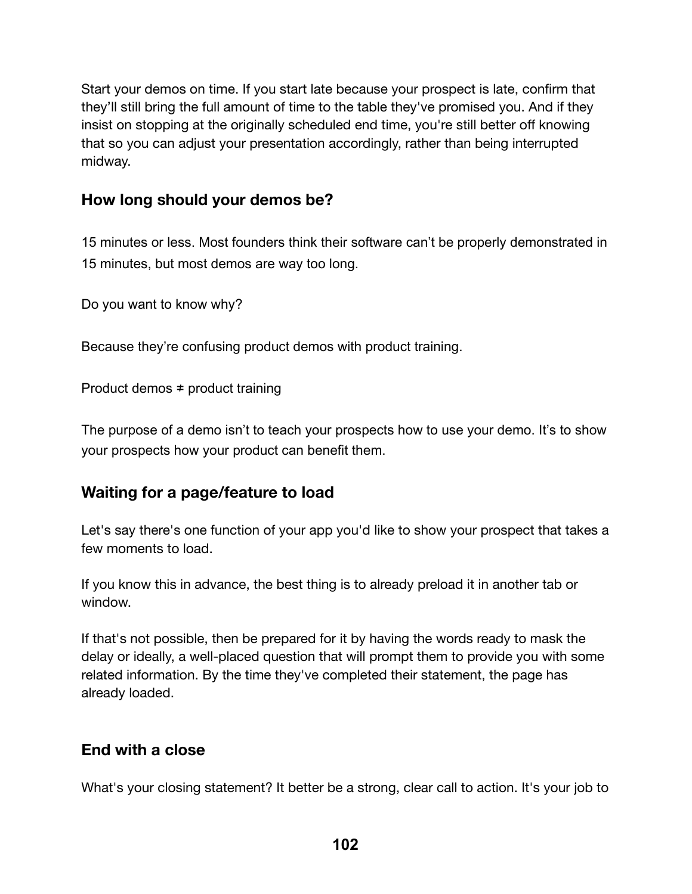Start your demos on time. If you start late because your prospect is late, confirm that they'll still bring the full amount of time to the table they've promised you. And if they insist on stopping at the originally scheduled end time, you're still better off knowing that so you can adjust your presentation accordingly, rather than being interrupted midway.

### How long should your demos be?

15 minutes or less. Most founders think their software can't be properly demonstrated in 15 minutes, but most demos are way too long.

Do you want to know why?

Because they're confusing product demos with product training.

Product demos ≠ product training

The purpose of a demo isn't to teach your prospects how to use your demo. It's to show your prospects how your product can benefit them.

### Waiting for a page/feature to load

Let's say there's one function of your app you'd like to show your prospect that takes a few moments to load.

If you know this in advance, the best thing is to already preload it in another tab or window.

If that's not possible, then be prepared for it by having the words ready to mask the delay or ideally, a well-placed question that will prompt them to provide you with some related information. By the time they've completed their statement, the page has already loaded.

### End with a close

What's your closing statement? It better be a strong, clear call to action. It's your job to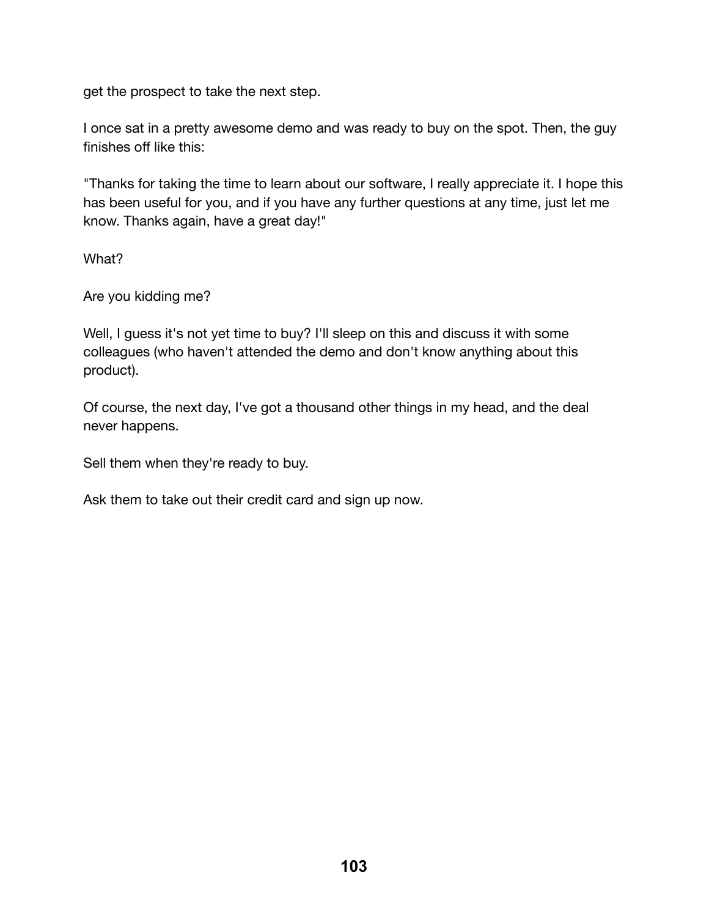get the prospect to take the next step.

I once sat in a pretty awesome demo and was ready to buy on the spot. Then, the guy finishes off like this:

"Thanks for taking the time to learn about our software, I really appreciate it. I hope this has been useful for you, and if you have any further questions at any time, just let me know. Thanks again, have a great day!"

What?

Are you kidding me?

Well, I guess it's not yet time to buy? I'll sleep on this and discuss it with some colleagues (who haven't attended the demo and don't know anything about this product).

Of course, the next day, I've got a thousand other things in my head, and the deal never happens.

Sell them when they're ready to buy.

Ask them to take out their credit card and sign up now.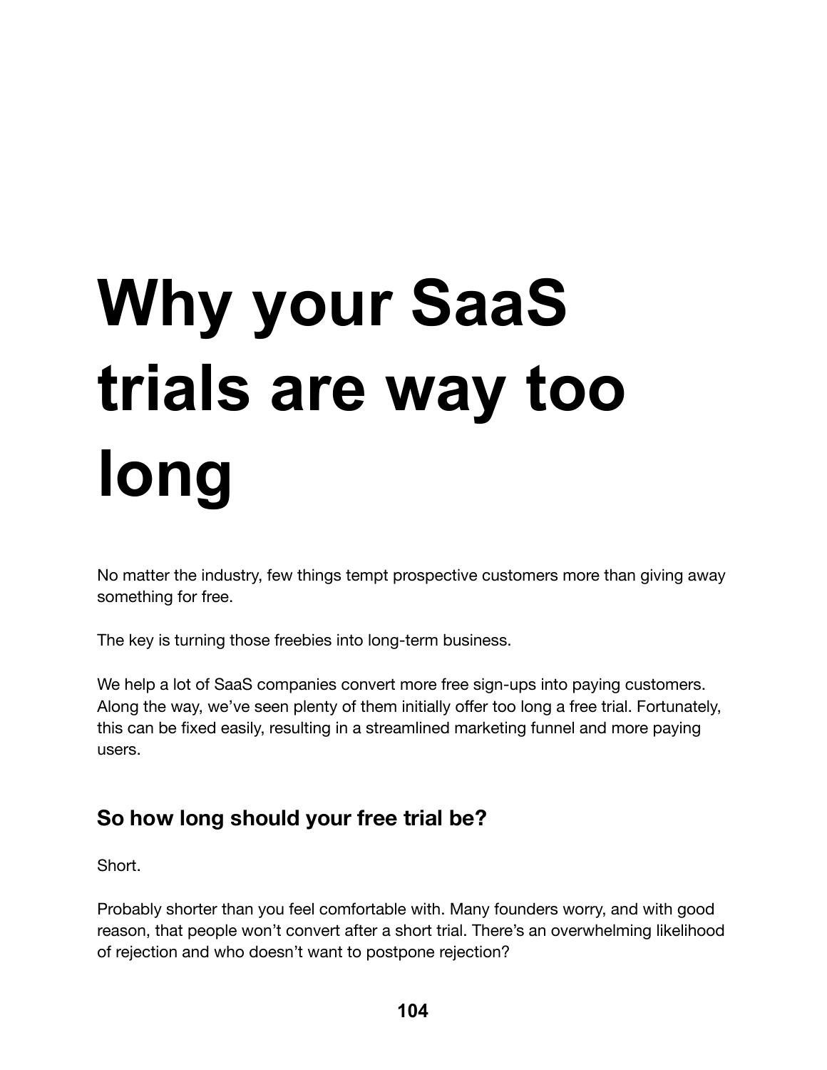# Why your SaaS trials are way too long

No matter the industry, few things tempt prospective customers more than giving away something for free.

The key is turning those freebies into long-term business.

We help a lot of SaaS companies convert more free sign-ups into paying customers. Along the way, we've seen plenty of them initially offer too long a free trial. Fortunately, this can be fixed easily, resulting in a streamlined marketing funnel and more paying users.

## So how long should your free trial be?

Short.

Probably shorter than you feel comfortable with. Many founders worry, and with good reason, that people won't convert after a short trial. There's an overwhelming likelihood of rejection and who doesn't want to postpone rejection?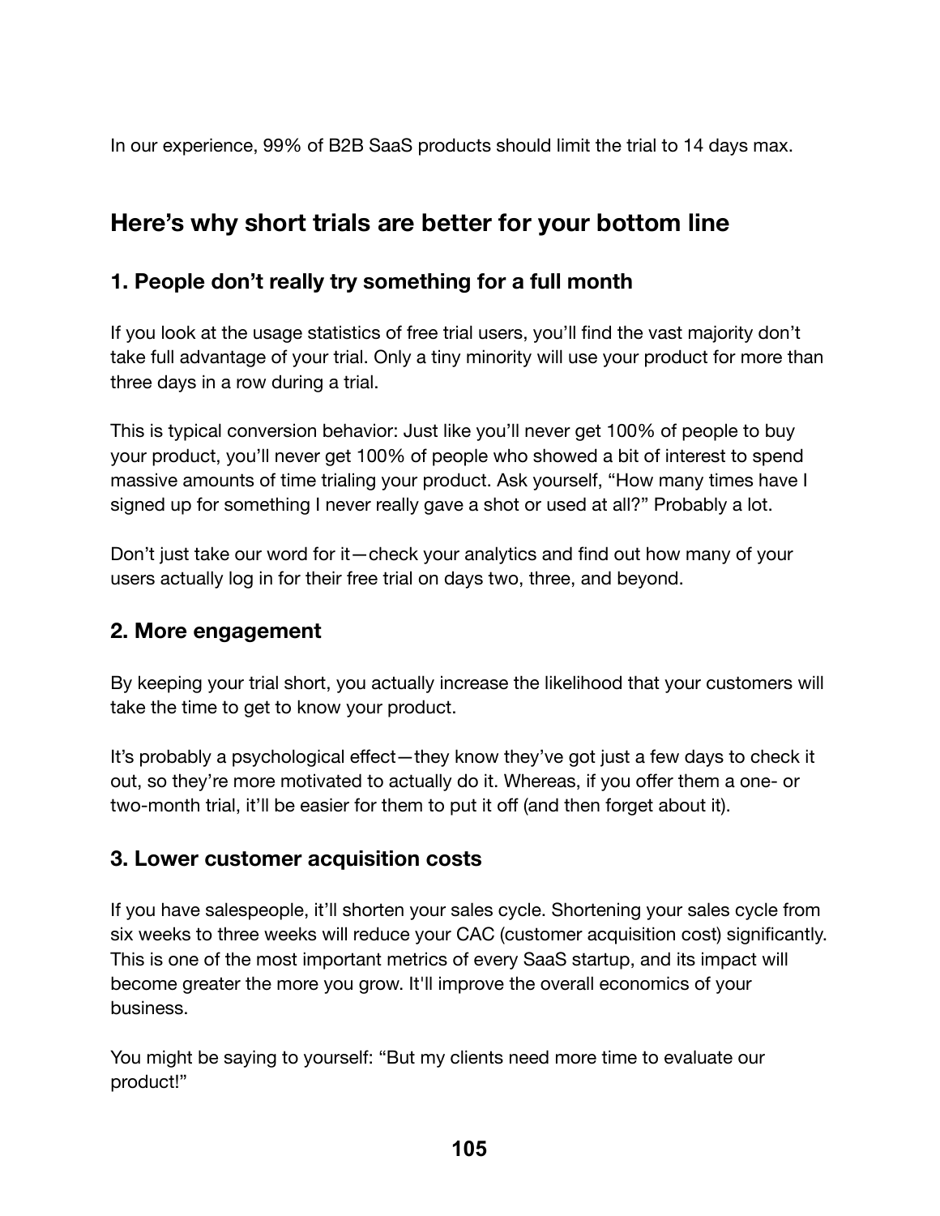In our experience, 99% of B2B SaaS products should limit the trial to 14 days max.

## Here's why short trials are better for your bottom line

### 1. People don't really try something for a full month

If you look at the usage statistics of free trial users, you'll find the vast majority don't take full advantage of your trial. Only a tiny minority will use your product for more than three days in a row during a trial.

This is typical conversion behavior: Just like you'll never get 100% of people to buy your product, you'll never get 100% of people who showed a bit of interest to spend massive amounts of time trialing your product. Ask yourself, "How many times have I signed up for something I never really gave a shot or used at all?" Probably a lot.

Don't just take our word for it—check your analytics and find out how many of your users actually log in for their free trial on days two, three, and beyond.

### 2. More engagement

By keeping your trial short, you actually increase the likelihood that your customers will take the time to get to know your product.

It's probably a psychological effect—they know they've got just a few days to check it out, so they're more motivated to actually do it. Whereas, if you offer them a one- or two-month trial, it'll be easier for them to put it off (and then forget about it).

### 3. Lower customer acquisition costs

If you have salespeople, it'll shorten your sales cycle. Shortening your sales cycle from six weeks to three weeks will reduce your CAC (customer acquisition cost) significantly. This is one of the most important metrics of every SaaS startup, and its impact will become greater the more you grow. It'll improve the overall economics of your business.

You might be saying to yourself: "But my clients need more time to evaluate our product!"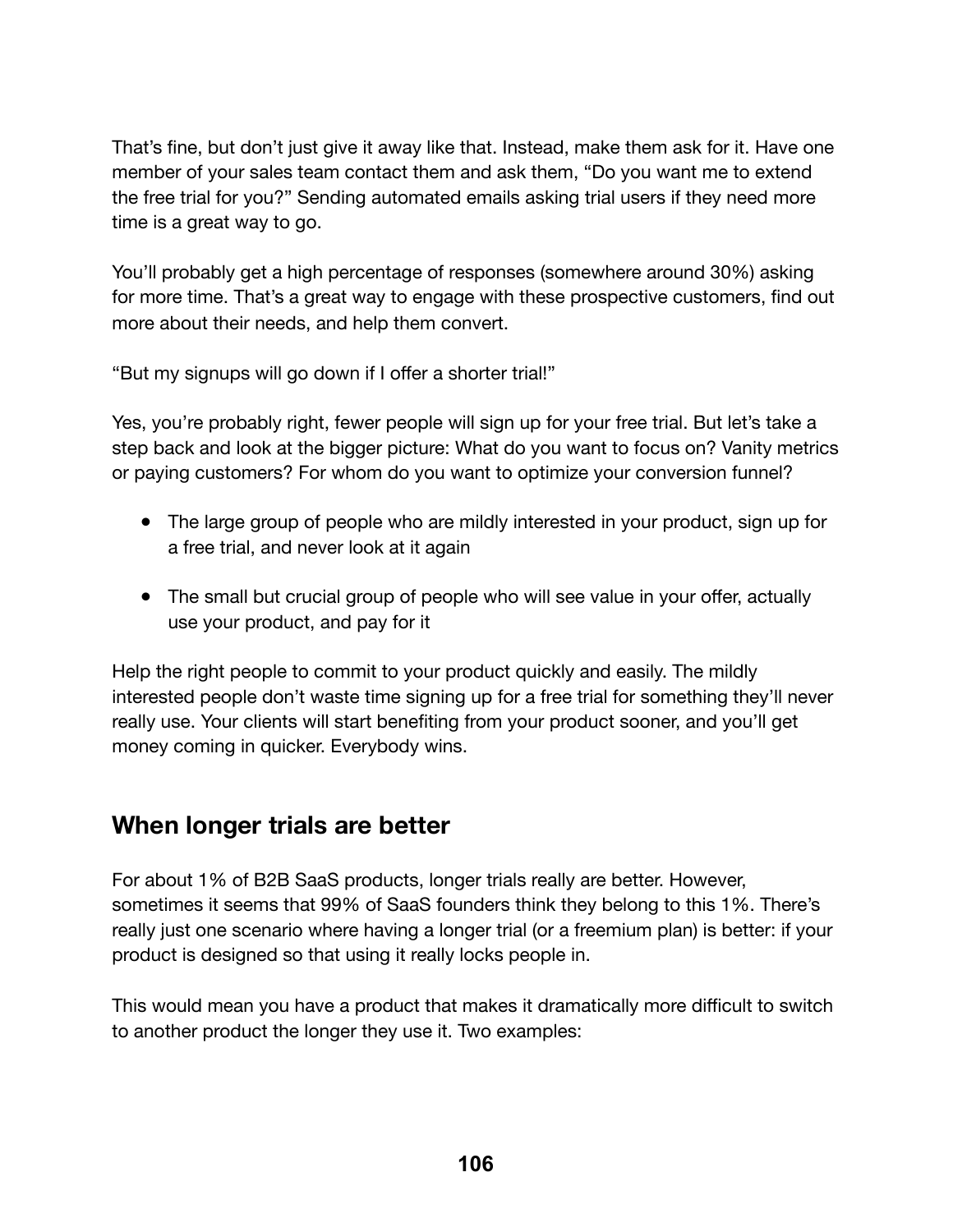That's fine, but don't just give it away like that. Instead, make them ask for it. Have one member of your sales team contact them and ask them, "Do you want me to extend the free trial for you?" Sending automated emails asking trial users if they need more time is a great way to go.

You'll probably get a high percentage of responses (somewhere around 30%) asking for more time. That's a great way to engage with these prospective customers, find out more about their needs, and help them convert.

"But my signups will go down if I offer a shorter trial!"

Yes, you're probably right, fewer people will sign up for your free trial. But let's take a step back and look at the bigger picture: What do you want to focus on? Vanity metrics or paying customers? For whom do you want to optimize your conversion funnel?

- The large group of people who are mildly interested in your product, sign up for a free trial, and never look at it again
- The small but crucial group of people who will see value in your offer, actually use your product, and pay for it

Help the right people to commit to your product quickly and easily. The mildly interested people don't waste time signing up for a free trial for something they'll never really use. Your clients will start benefiting from your product sooner, and you'll get money coming in quicker. Everybody wins.

## When longer trials are better

For about 1% of B2B SaaS products, longer trials really are better. However, sometimes it seems that 99% of SaaS founders think they belong to this 1%. There's really just one scenario where having a longer trial (or a freemium plan) is better: if your product is designed so that using it really locks people in.

This would mean you have a product that makes it dramatically more difficult to switch to another product the longer they use it. Two examples: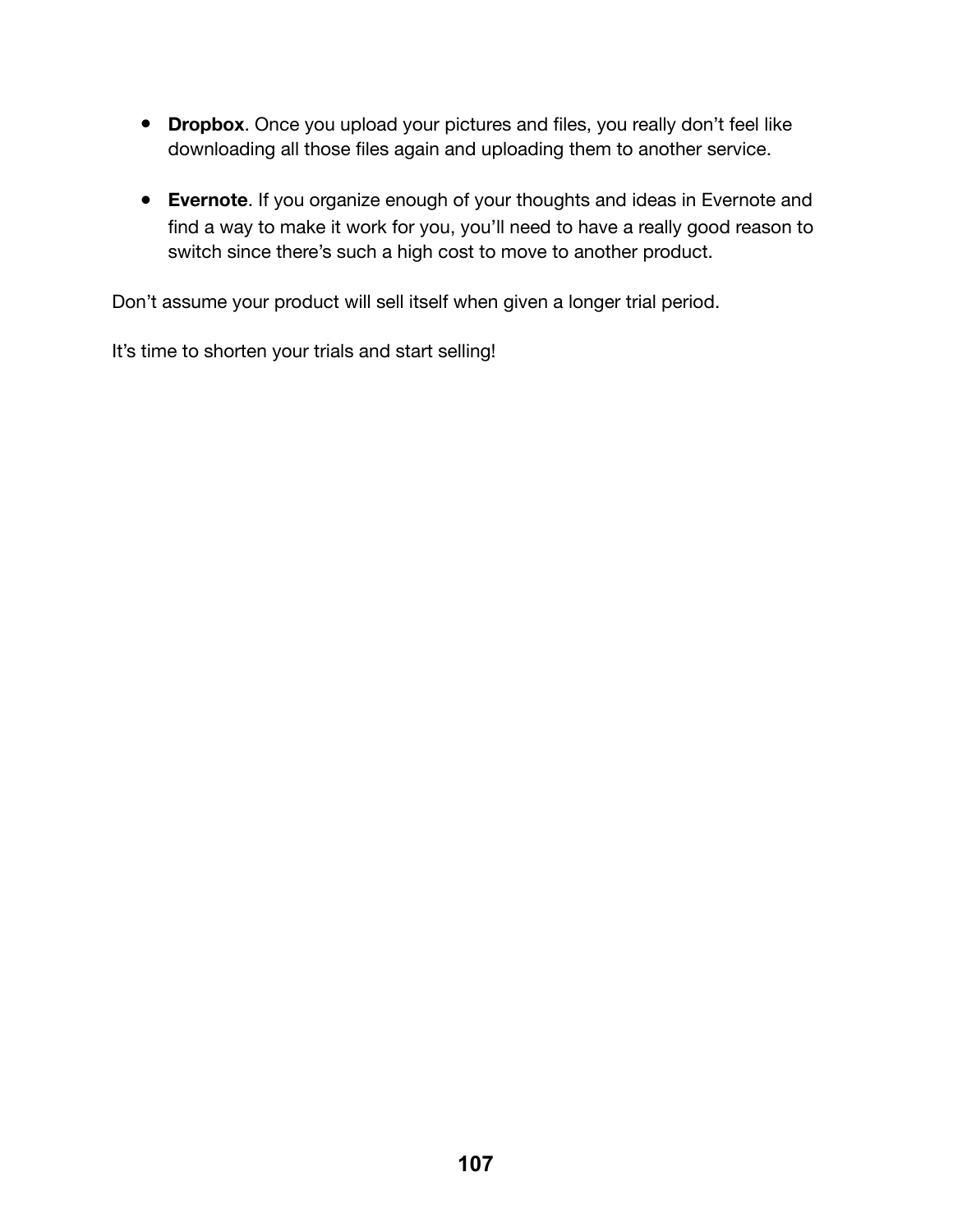- **Dropbox**. Once you upload your pictures and files, you really don't feel like downloading all those files again and uploading them to another service.

- **Evernote**. If you organize enough of your thoughts and ideas in Evernote and find a way to make it work for you, you'll need to have a really good reason to switch since there's such a high cost to move to another product.

Don't assume your product will sell itself when given a longer trial period.

It's time to shorten your trials and start selling!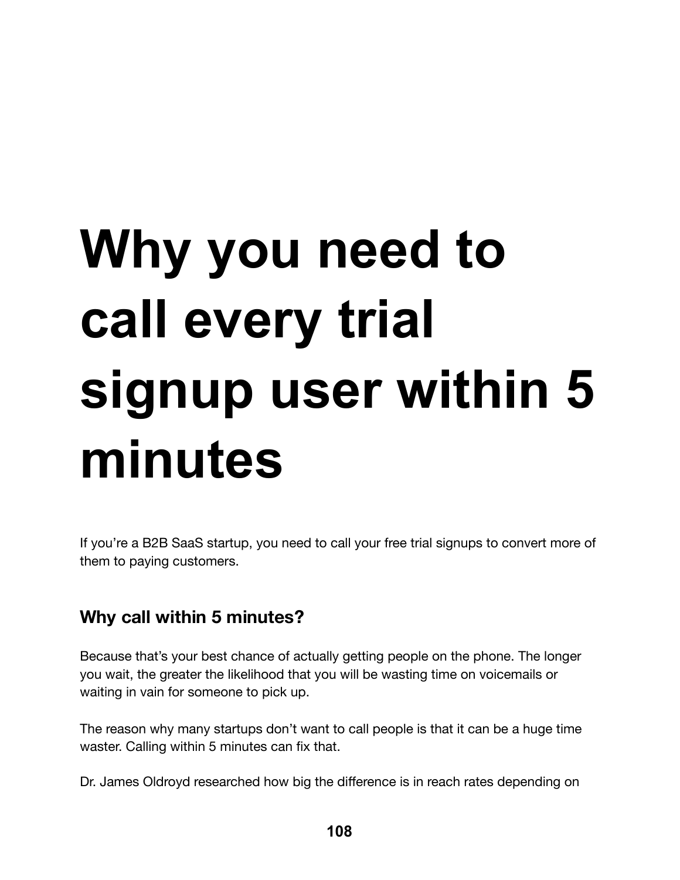# Why you need to call every trial signup user within 5 minutes

If you're a B2B SaaS startup, you need to call your free trial signups to convert more of them to paying customers.

## Why call within 5 minutes?

Because that's your best chance of actually getting people on the phone. The longer you wait, the greater the likelihood that you will be wasting time on voicemails or waiting in vain for someone to pick up.

The reason why many startups don't want to call people is that it can be a huge time waster. Calling within 5 minutes can fix that.

Dr. James Oldroyd researched how big the difference is in reach rates depending on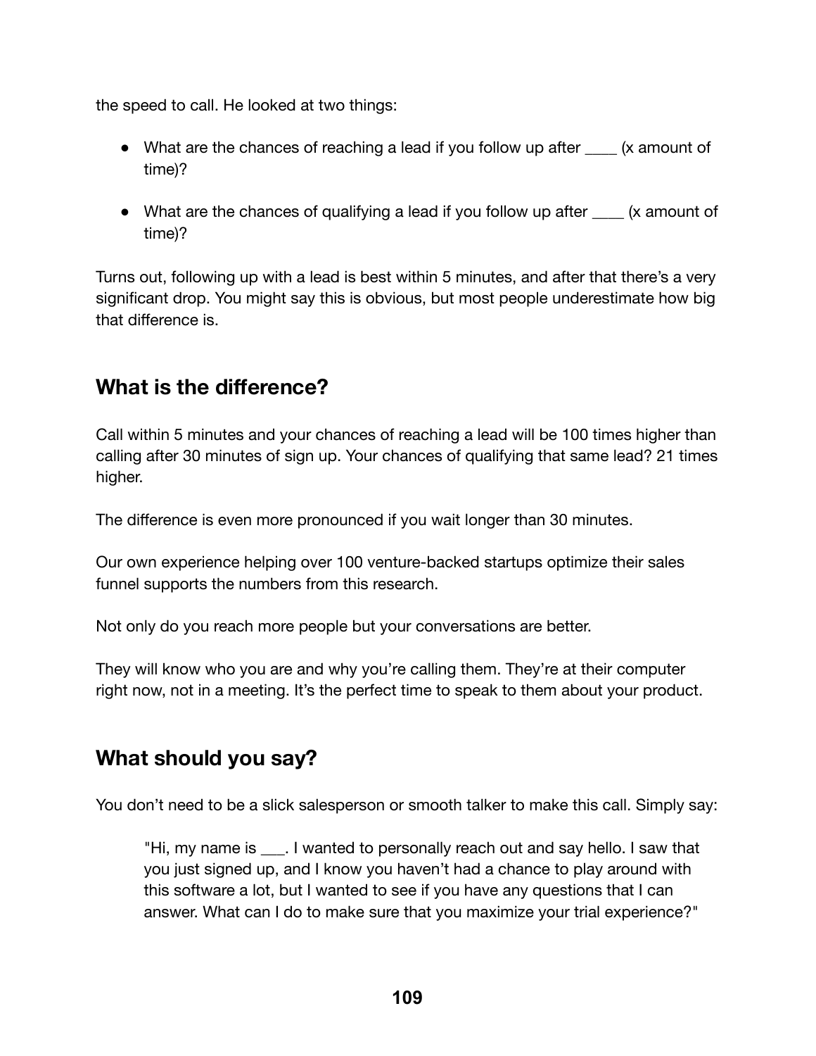the speed to call. He looked at two things:

- What are the chances of reaching a lead if you follow up after ____ (x amount of time)?
- What are the chances of qualifying a lead if you follow up after ____ (x amount of time)?

Turns out, following up with a lead is best within 5 minutes, and after that there's a very significant drop. You might say this is obvious, but most people underestimate how big that difference is.

## What is the difference?

Call within 5 minutes and your chances of reaching a lead will be 100 times higher than calling after 30 minutes of sign up. Your chances of qualifying that same lead? 21 times higher.

The difference is even more pronounced if you wait longer than 30 minutes.

Our own experience helping over 100 venture-backed startups optimize their sales funnel supports the numbers from this research.

Not only do you reach more people but your conversations are better.

They will know who you are and why you're calling them. They're at their computer right now, not in a meeting. It's the perfect time to speak to them about your product.

## What should you say?

You don't need to be a slick salesperson or smooth talker to make this call. Simply say:

> "Hi, my name is ___. I wanted to personally reach out and say hello. I saw that you just signed up, and I know you haven't had a chance to play around with this software a lot, but I wanted to see if you have any questions that I can answer. What can I do to make sure that you maximize your trial experience?"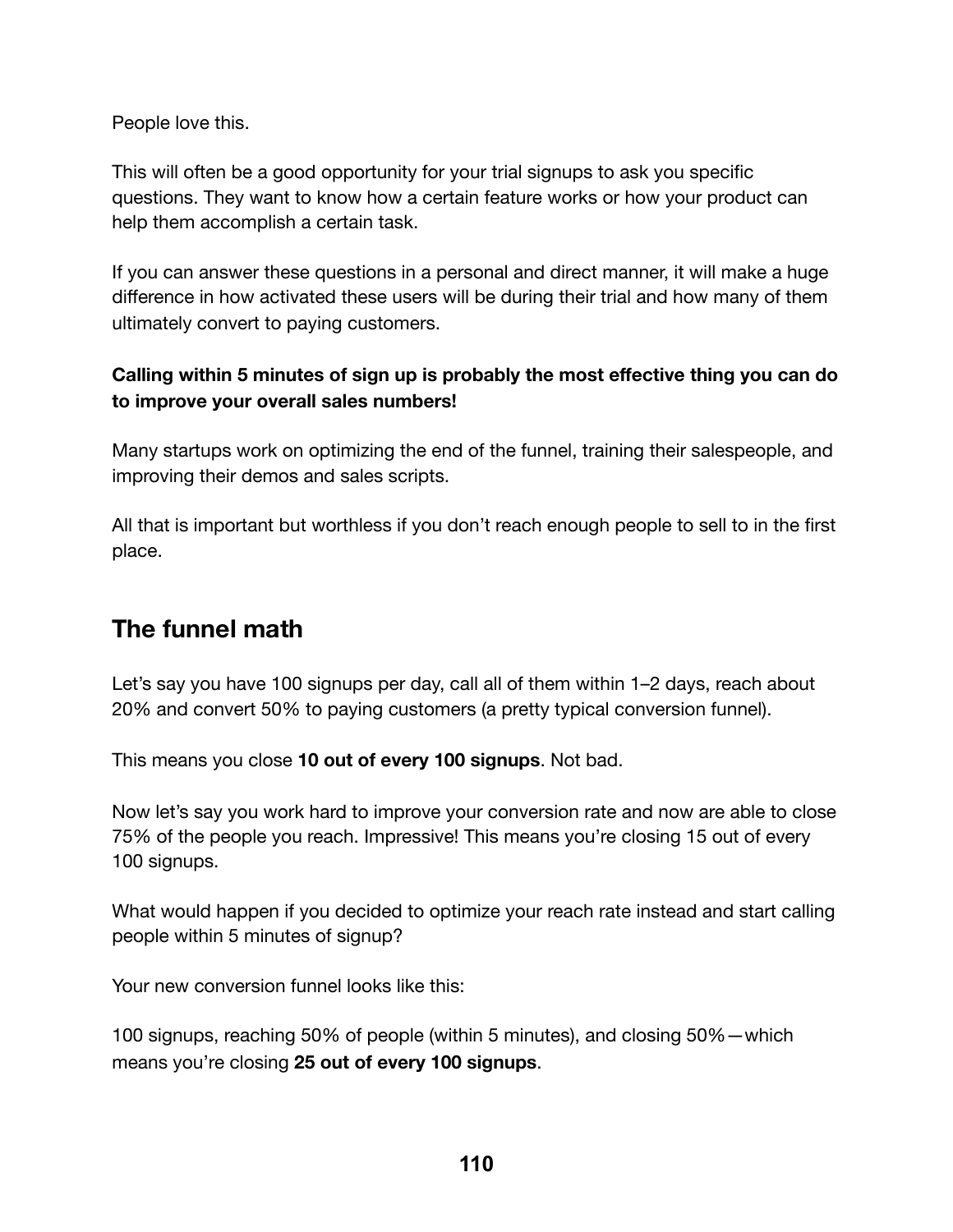People love this.

This will often be a good opportunity for your trial signups to ask you specific questions. They want to know how a certain feature works or how your product can help them accomplish a certain task.

If you can answer these questions in a personal and direct manner, it will make a huge difference in how activated these users will be during their trial and how many of them ultimately convert to paying customers.

**Calling within 5 minutes of sign up is probably the most effective thing you can do to improve your overall sales numbers!**

Many startups work on optimizing the end of the funnel, training their salespeople, and improving their demos and sales scripts.

All that is important but worthless if you don't reach enough people to sell to in the first place.

## The funnel math

Let's say you have 100 signups per day, call all of them within 1–2 days, reach about 20% and convert 50% to paying customers (a pretty typical conversion funnel).

This means you close **10 out of every 100 signups**. Not bad.

Now let's say you work hard to improve your conversion rate and now are able to close 75% of the people you reach. Impressive! This means you're closing 15 out of every 100 signups.

What would happen if you decided to optimize your reach rate instead and start calling people within 5 minutes of signup?

Your new conversion funnel looks like this:

100 signups, reaching 50% of people (within 5 minutes), and closing 50%—which means you're closing **25 out of every 100 signups**.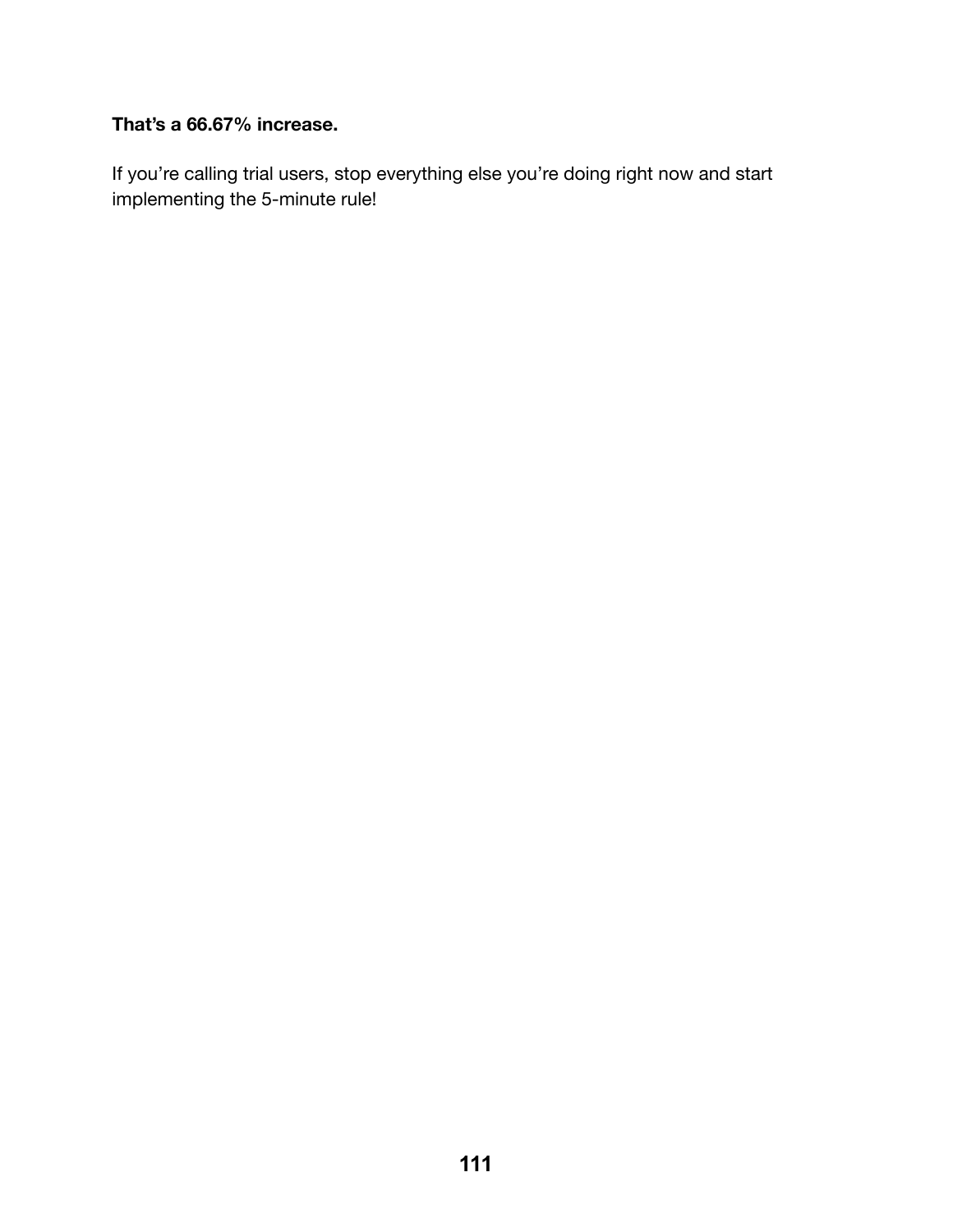**That’s a 66.67% increase.**

If you’re calling trial users, stop everything else you’re doing right now and start implementing the 5-minute rule!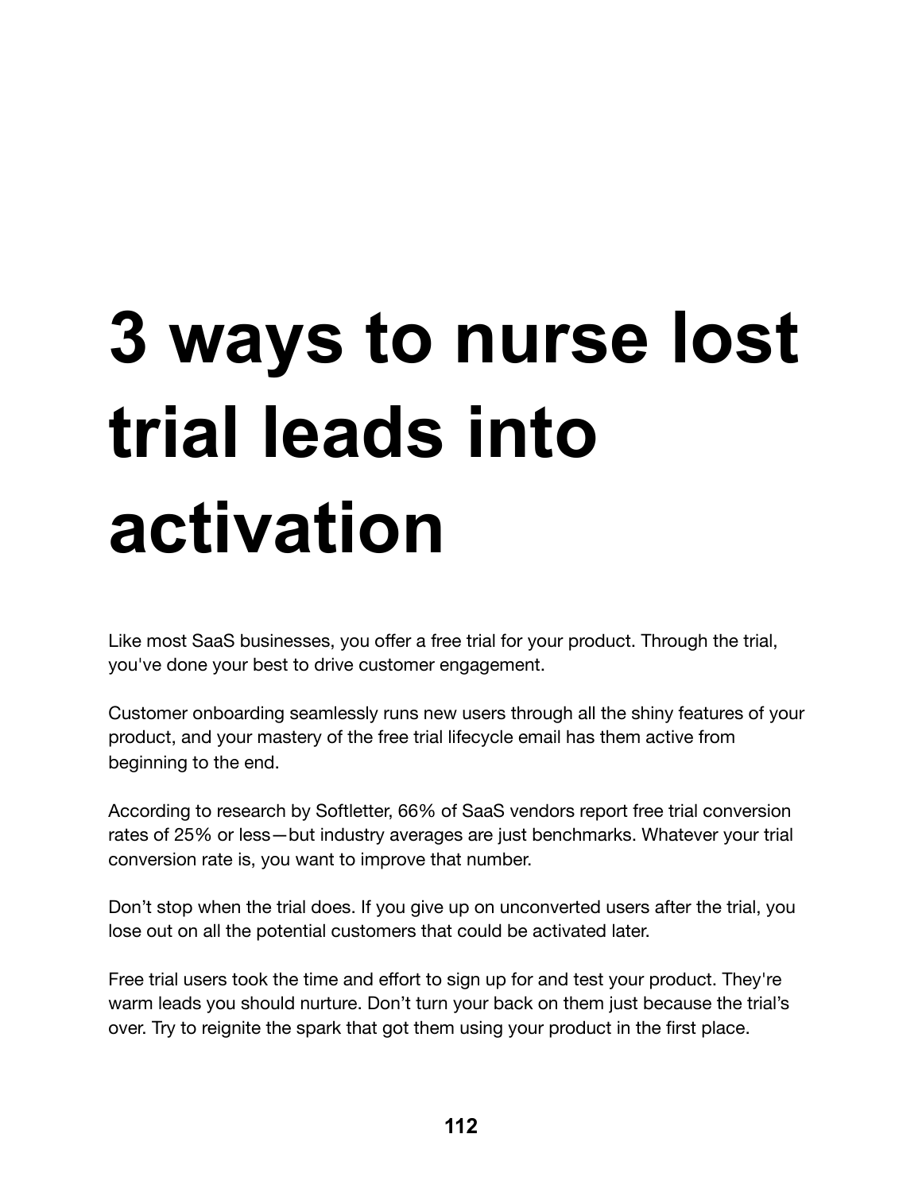# 3 ways to nurse lost trial leads into activation

Like most SaaS businesses, you offer a free trial for your product. Through the trial, you've done your best to drive customer engagement.

Customer onboarding seamlessly runs new users through all the shiny features of your product, and your mastery of the free trial lifecycle email has them active from beginning to the end.

According to research by Softletter, 66% of SaaS vendors report free trial conversion rates of 25% or less—but industry averages are just benchmarks. Whatever your trial conversion rate is, you want to improve that number.

Don't stop when the trial does. If you give up on unconverted users after the trial, you lose out on all the potential customers that could be activated later.

Free trial users took the time and effort to sign up for and test your product. They're warm leads you should nurture. Don't turn your back on them just because the trial's over. Try to reignite the spark that got them using your product in the first place.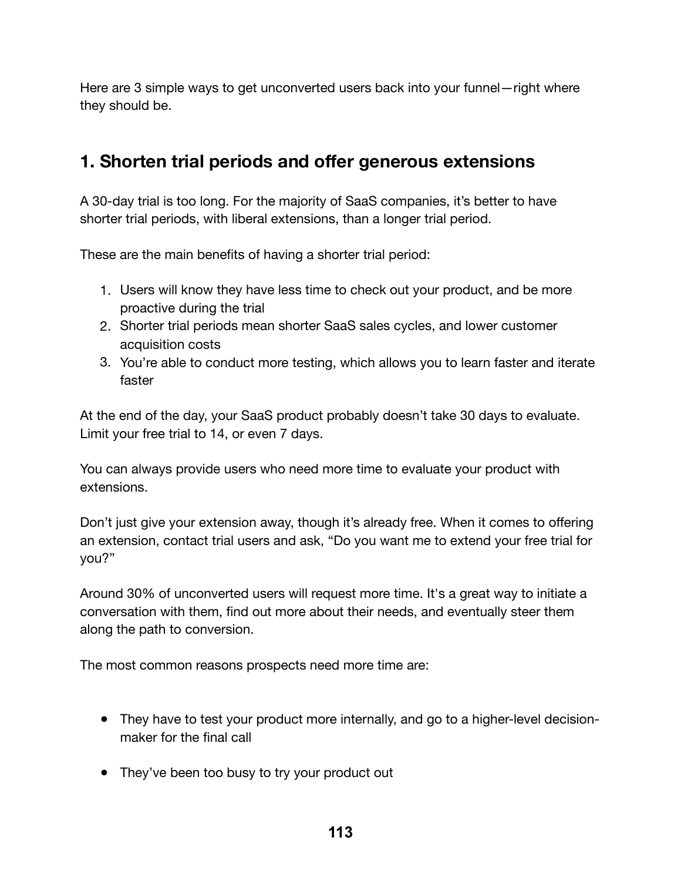Here are 3 simple ways to get unconverted users back into your funnel—right where they should be.

## 1. Shorten trial periods and offer generous extensions

A 30-day trial is too long. For the majority of SaaS companies, it's better to have shorter trial periods, with liberal extensions, than a longer trial period.

These are the main benefits of having a shorter trial period:

1. Users will know they have less time to check out your product, and be more proactive during the trial
2. Shorter trial periods mean shorter SaaS sales cycles, and lower customer acquisition costs
3. You're able to conduct more testing, which allows you to learn faster and iterate faster

At the end of the day, your SaaS product probably doesn't take 30 days to evaluate. Limit your free trial to 14, or even 7 days.

You can always provide users who need more time to evaluate your product with extensions.

Don't just give your extension away, though it's already free. When it comes to offering an extension, contact trial users and ask, "Do you want me to extend your free trial for you?"

Around 30% of unconverted users will request more time. It's a great way to initiate a conversation with them, find out more about their needs, and eventually steer them along the path to conversion.

The most common reasons prospects need more time are:

- They have to test your product more internally, and go to a higher-level decision-maker for the final call
- They've been too busy to try your product out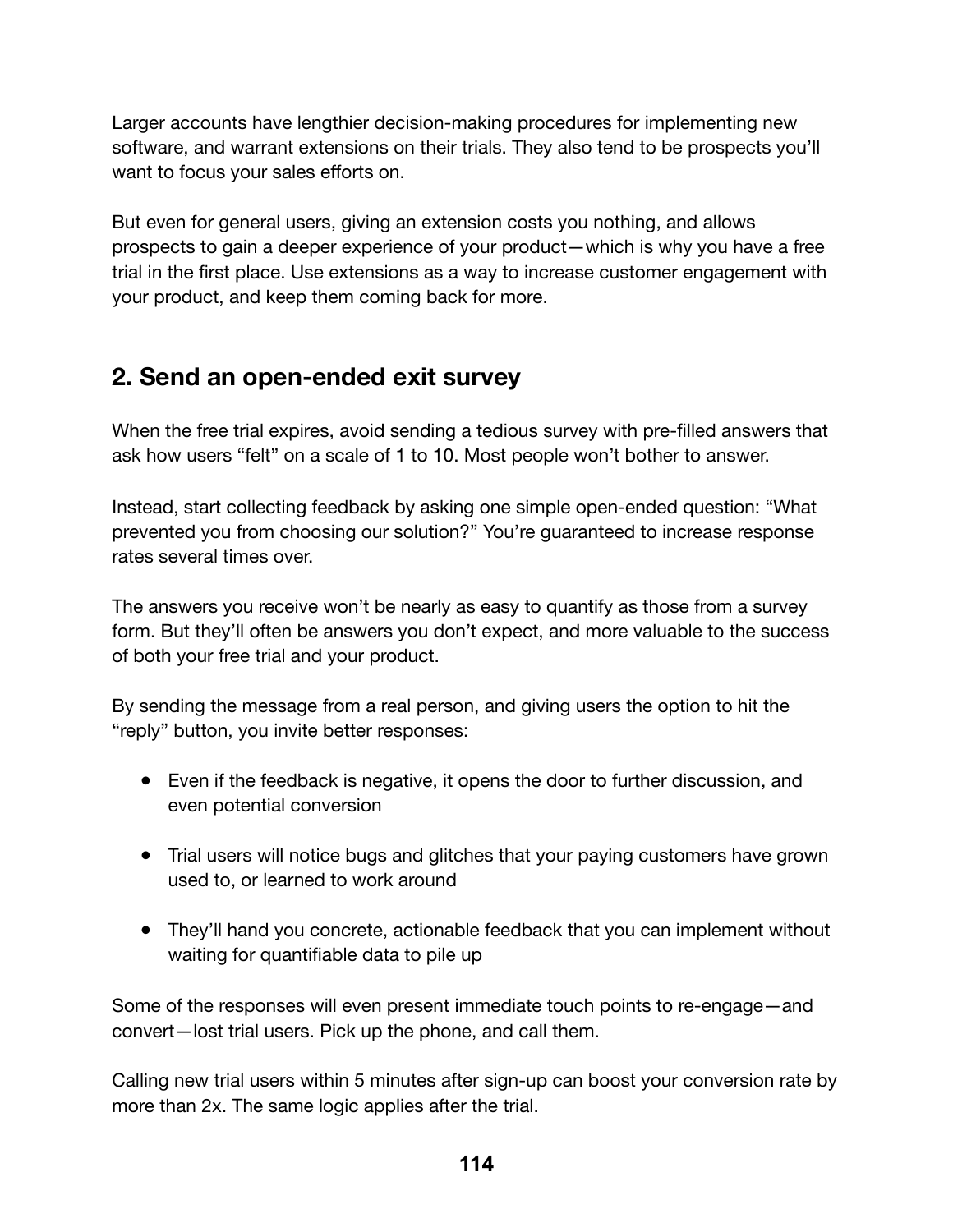Larger accounts have lengthier decision-making procedures for implementing new software, and warrant extensions on their trials. They also tend to be prospects you'll want to focus your sales efforts on.

But even for general users, giving an extension costs you nothing, and allows prospects to gain a deeper experience of your product—which is why you have a free trial in the first place. Use extensions as a way to increase customer engagement with your product, and keep them coming back for more.

## 2. Send an open-ended exit survey

When the free trial expires, avoid sending a tedious survey with pre-filled answers that ask how users "felt" on a scale of 1 to 10. Most people won't bother to answer.

Instead, start collecting feedback by asking one simple open-ended question: "What prevented you from choosing our solution?" You're guaranteed to increase response rates several times over.

The answers you receive won't be nearly as easy to quantify as those from a survey form. But they'll often be answers you don't expect, and more valuable to the success of both your free trial and your product.

By sending the message from a real person, and giving users the option to hit the "reply" button, you invite better responses:

- Even if the feedback is negative, it opens the door to further discussion, and even potential conversion
- Trial users will notice bugs and glitches that your paying customers have grown used to, or learned to work around
- They'll hand you concrete, actionable feedback that you can implement without waiting for quantifiable data to pile up

Some of the responses will even present immediate touch points to re-engage—and convert—lost trial users. Pick up the phone, and call them.

Calling new trial users within 5 minutes after sign-up can boost your conversion rate by more than 2x. The same logic applies after the trial.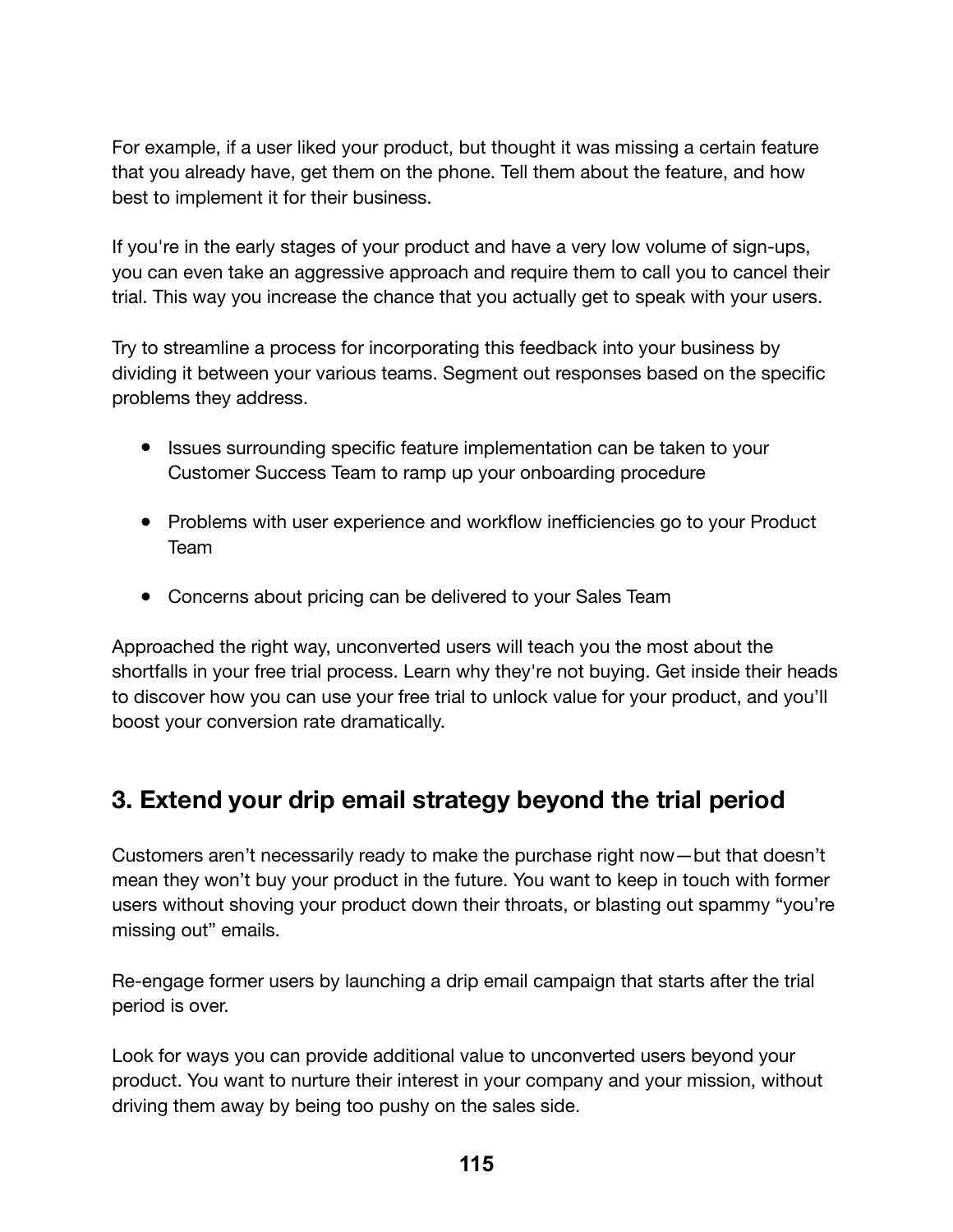For example, if a user liked your product, but thought it was missing a certain feature that you already have, get them on the phone. Tell them about the feature, and how best to implement it for their business.

If you're in the early stages of your product and have a very low volume of sign-ups, you can even take an aggressive approach and require them to call you to cancel their trial. This way you increase the chance that you actually get to speak with your users.

Try to streamline a process for incorporating this feedback into your business by dividing it between your various teams. Segment out responses based on the specific problems they address.

- Issues surrounding specific feature implementation can be taken to your Customer Success Team to ramp up your onboarding procedure
- Problems with user experience and workflow inefficiencies go to your Product Team
- Concerns about pricing can be delivered to your Sales Team

Approached the right way, unconverted users will teach you the most about the shortfalls in your free trial process. Learn why they're not buying. Get inside their heads to discover how you can use your free trial to unlock value for your product, and you'll boost your conversion rate dramatically.

## 3. Extend your drip email strategy beyond the trial period

Customers aren't necessarily ready to make the purchase right now—but that doesn't mean they won't buy your product in the future. You want to keep in touch with former users without shoving your product down their throats, or blasting out spammy "you're missing out" emails.

Re-engage former users by launching a drip email campaign that starts after the trial period is over.

Look for ways you can provide additional value to unconverted users beyond your product. You want to nurture their interest in your company and your mission, without driving them away by being too pushy on the sales side.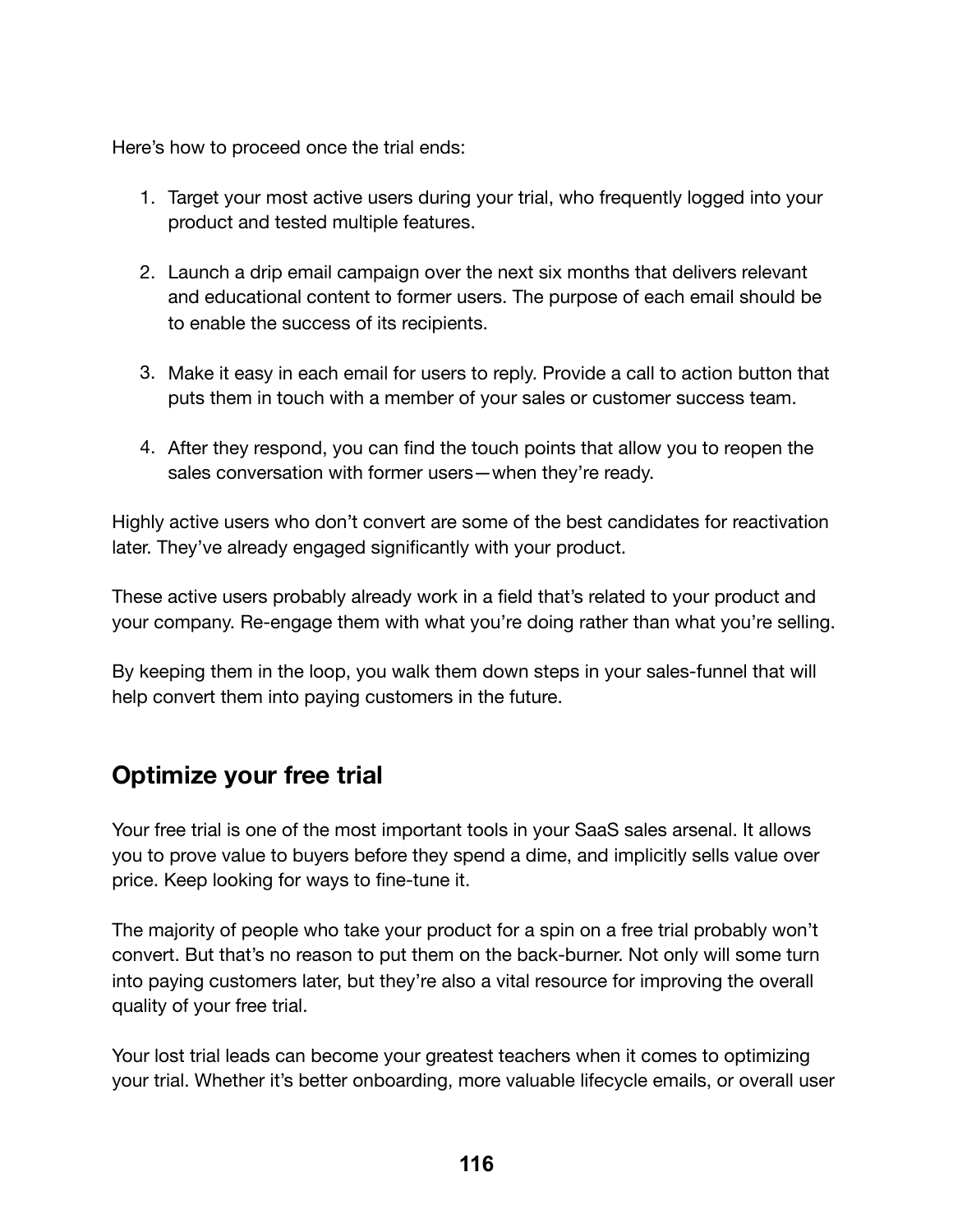Here's how to proceed once the trial ends:

1. Target your most active users during your trial, who frequently logged into your product and tested multiple features.

2. Launch a drip email campaign over the next six months that delivers relevant and educational content to former users. The purpose of each email should be to enable the success of its recipients.

3. Make it easy in each email for users to reply. Provide a call to action button that puts them in touch with a member of your sales or customer success team.

4. After they respond, you can find the touch points that allow you to reopen the sales conversation with former users—when they're ready.

Highly active users who don't convert are some of the best candidates for reactivation later. They've already engaged significantly with your product.

These active users probably already work in a field that's related to your product and your company. Re-engage them with what you're doing rather than what you're selling.

By keeping them in the loop, you walk them down steps in your sales-funnel that will help convert them into paying customers in the future.

## Optimize your free trial

Your free trial is one of the most important tools in your SaaS sales arsenal. It allows you to prove value to buyers before they spend a dime, and implicitly sells value over price. Keep looking for ways to fine-tune it.

The majority of people who take your product for a spin on a free trial probably won't convert. But that's no reason to put them on the back-burner. Not only will some turn into paying customers later, but they're also a vital resource for improving the overall quality of your free trial.

Your lost trial leads can become your greatest teachers when it comes to optimizing your trial. Whether it's better onboarding, more valuable lifecycle emails, or overall user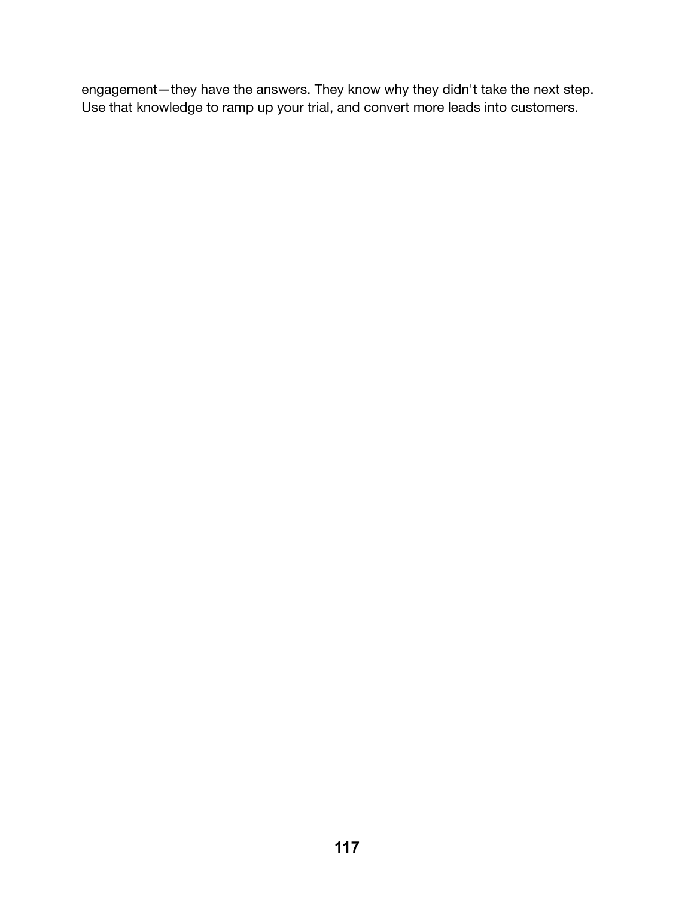engagement—they have the answers. They know why they didn't take the next step. Use that knowledge to ramp up your trial, and convert more leads into customers.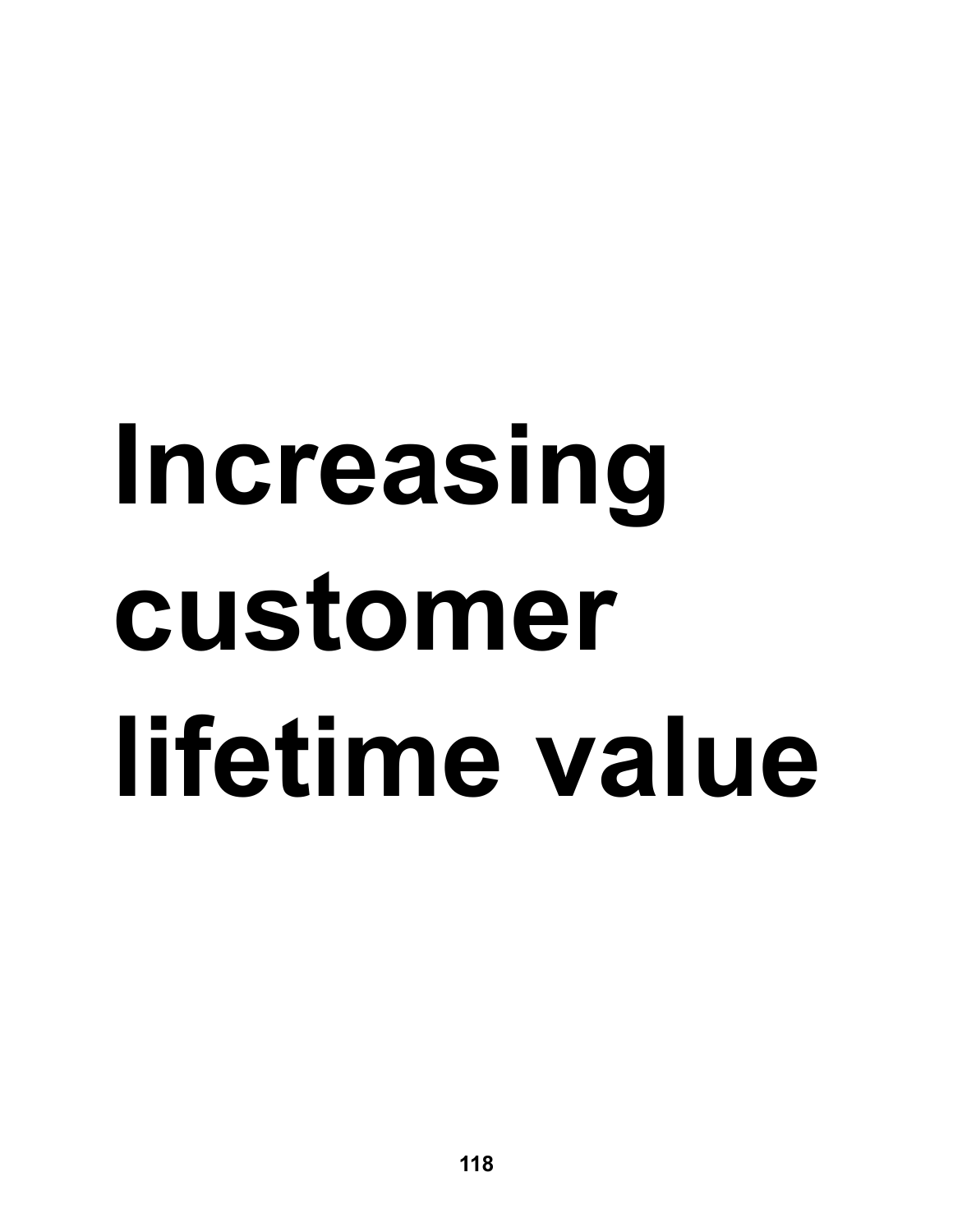# Increasing customer lifetime value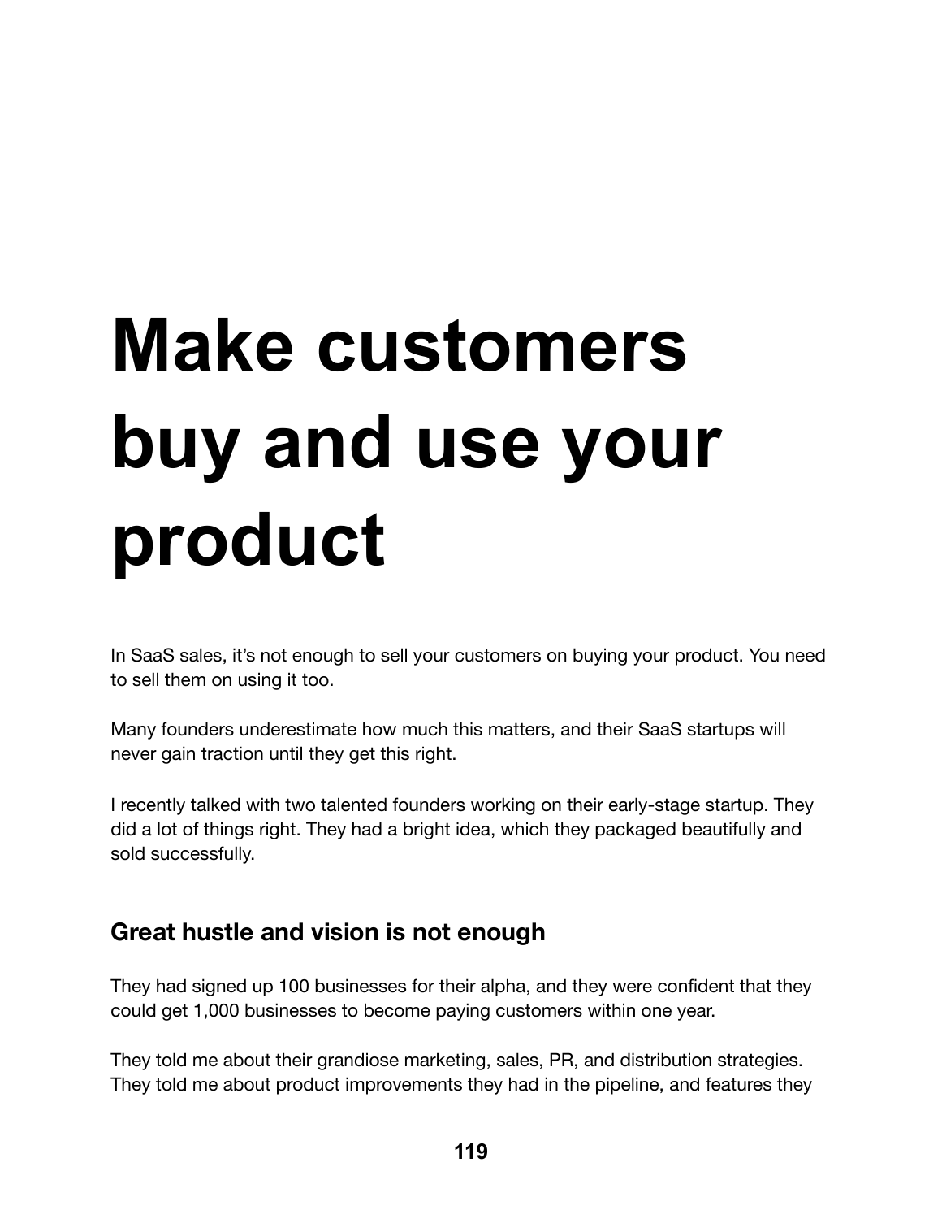# Make customers buy and use your product

In SaaS sales, it's not enough to sell your customers on buying your product. You need to sell them on using it too.

Many founders underestimate how much this matters, and their SaaS startups will never gain traction until they get this right.

I recently talked with two talented founders working on their early-stage startup. They did a lot of things right. They had a bright idea, which they packaged beautifully and sold successfully.

## Great hustle and vision is not enough

They had signed up 100 businesses for their alpha, and they were confident that they could get 1,000 businesses to become paying customers within one year.

They told me about their grandiose marketing, sales, PR, and distribution strategies. They told me about product improvements they had in the pipeline, and features they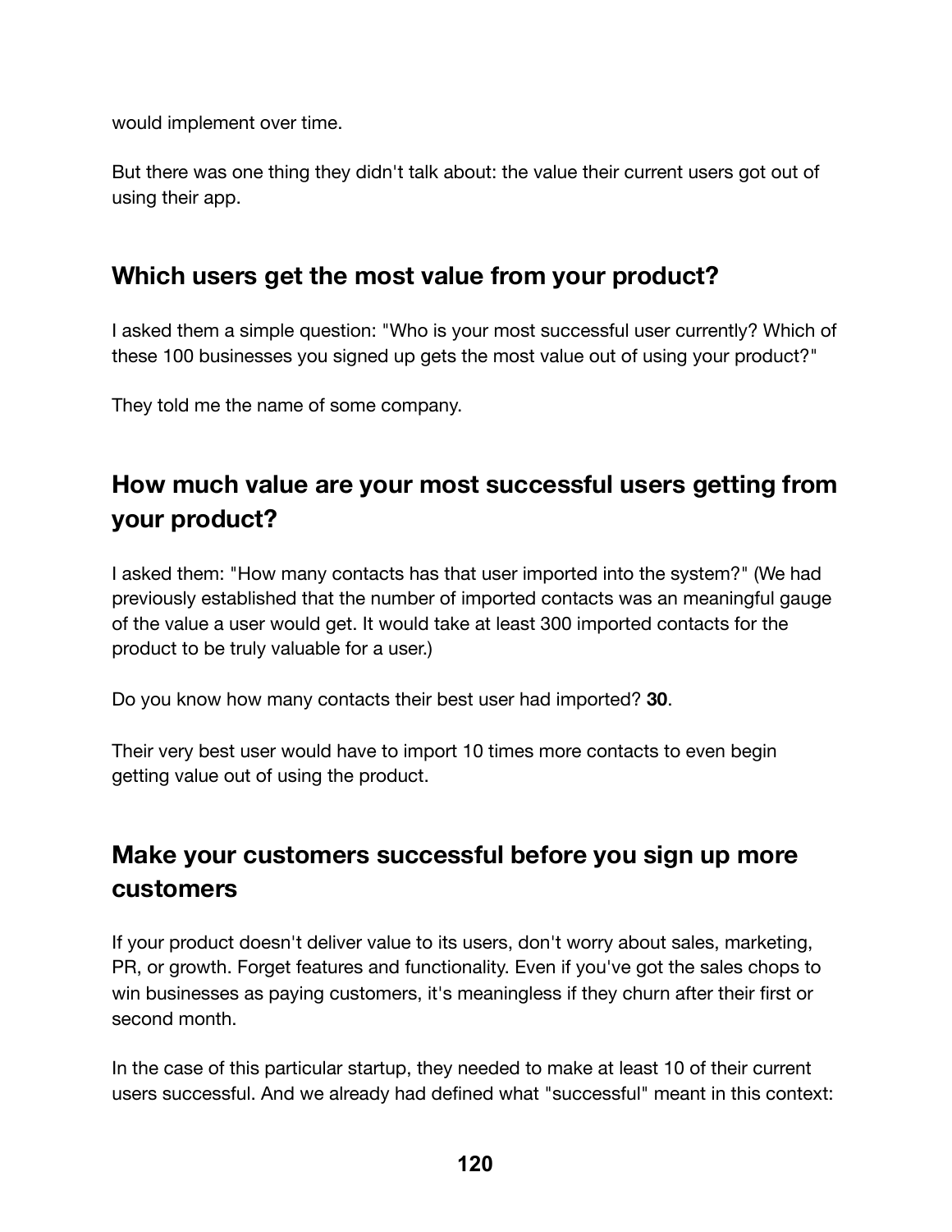would implement over time.

But there was one thing they didn't talk about: the value their current users got out of using their app.

## Which users get the most value from your product?

I asked them a simple question: "Who is your most successful user currently? Which of these 100 businesses you signed up gets the most value out of using your product?"

They told me the name of some company.

## How much value are your most successful users getting from your product?

I asked them: "How many contacts has that user imported into the system?" (We had previously established that the number of imported contacts was an meaningful gauge of the value a user would get. It would take at least 300 imported contacts for the product to be truly valuable for a user.)

Do you know how many contacts their best user had imported? **30**.

Their very best user would have to import 10 times more contacts to even begin getting value out of using the product.

## Make your customers successful before you sign up more customers

If your product doesn't deliver value to its users, don't worry about sales, marketing, PR, or growth. Forget features and functionality. Even if you've got the sales chops to win businesses as paying customers, it's meaningless if they churn after their first or second month.

In the case of this particular startup, they needed to make at least 10 of their current users successful. And we already had defined what "successful" meant in this context: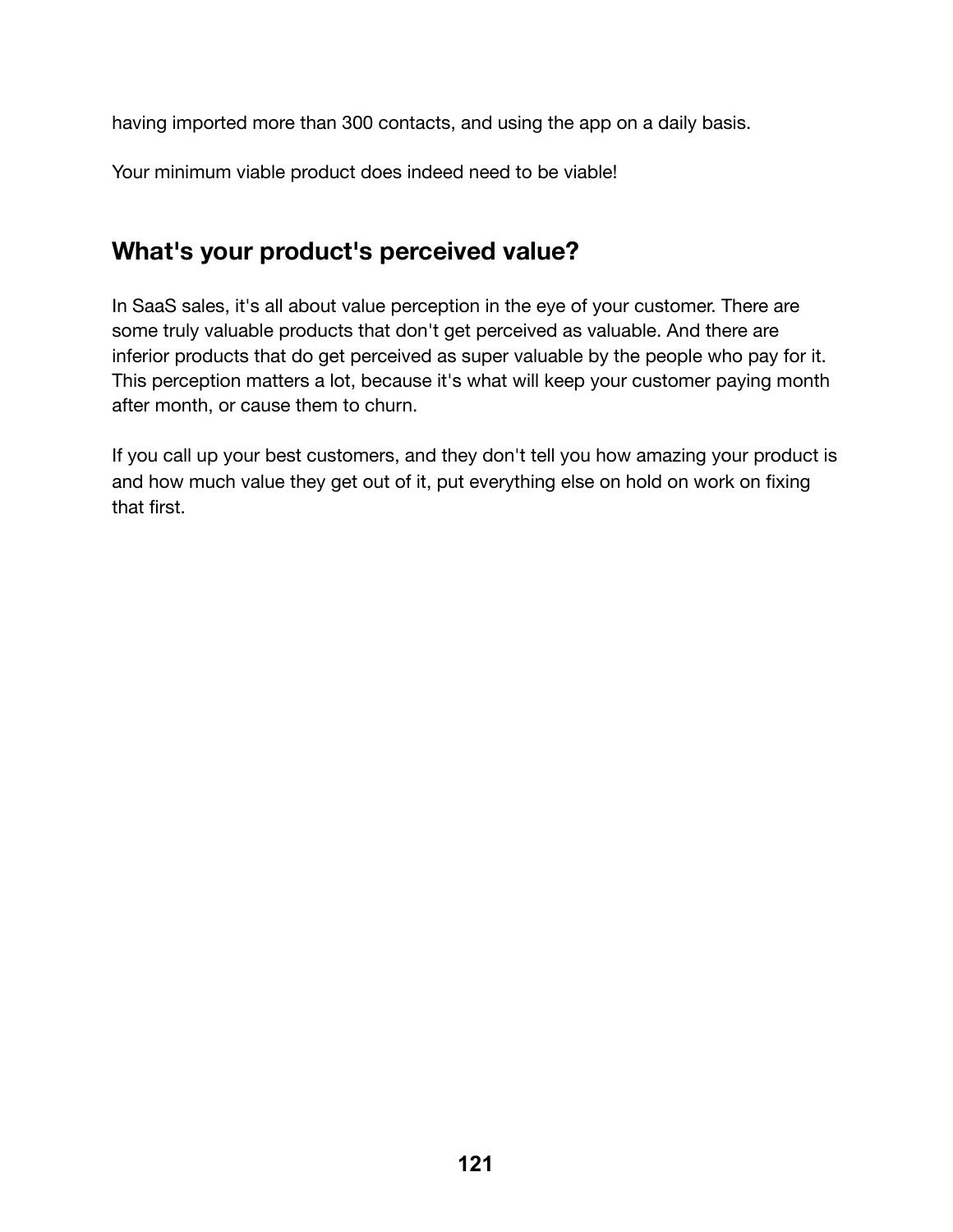having imported more than 300 contacts, and using the app on a daily basis.

Your minimum viable product does indeed need to be viable!

## What's your product's perceived value?

In SaaS sales, it's all about value perception in the eye of your customer. There are some truly valuable products that don't get perceived as valuable. And there are inferior products that do get perceived as super valuable by the people who pay for it. This perception matters a lot, because it's what will keep your customer paying month after month, or cause them to churn.

If you call up your best customers, and they don't tell you how amazing your product is and how much value they get out of it, put everything else on hold on work on fixing that first.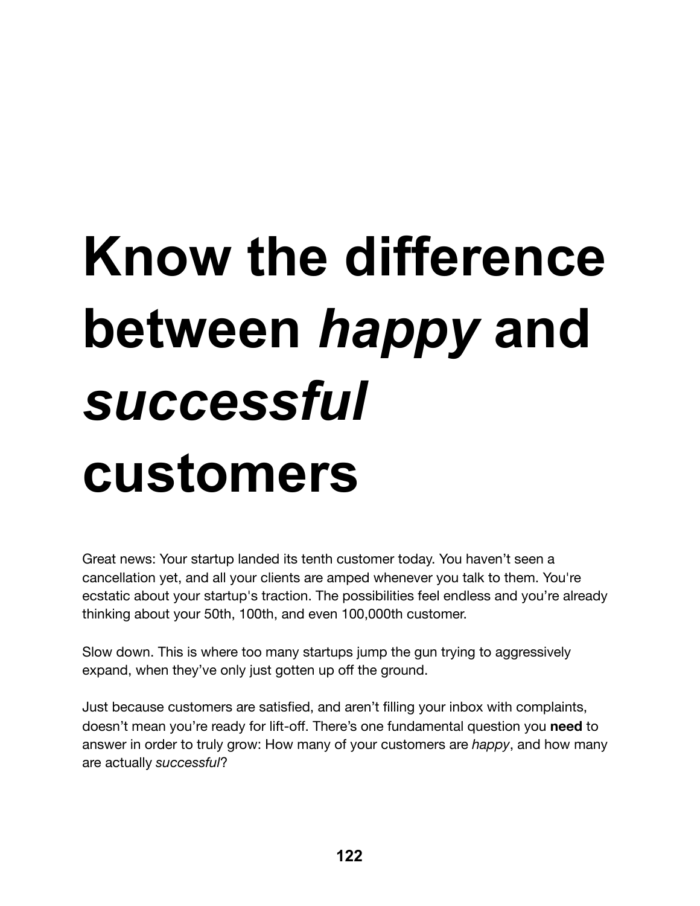# Know the difference between *happy* and *successful* customers

Great news: Your startup landed its tenth customer today. You haven’t seen a cancellation yet, and all your clients are amped whenever you talk to them. You're ecstatic about your startup's traction. The possibilities feel endless and you’re already thinking about your 50th, 100th, and even 100,000th customer.

Slow down. This is where too many startups jump the gun trying to aggressively expand, when they’ve only just gotten up off the ground.

Just because customers are satisfied, and aren’t filling your inbox with complaints, doesn’t mean you’re ready for lift-off. There’s one fundamental question you **need** to answer in order to truly grow: How many of your customers are *happy*, and how many are actually *successful*?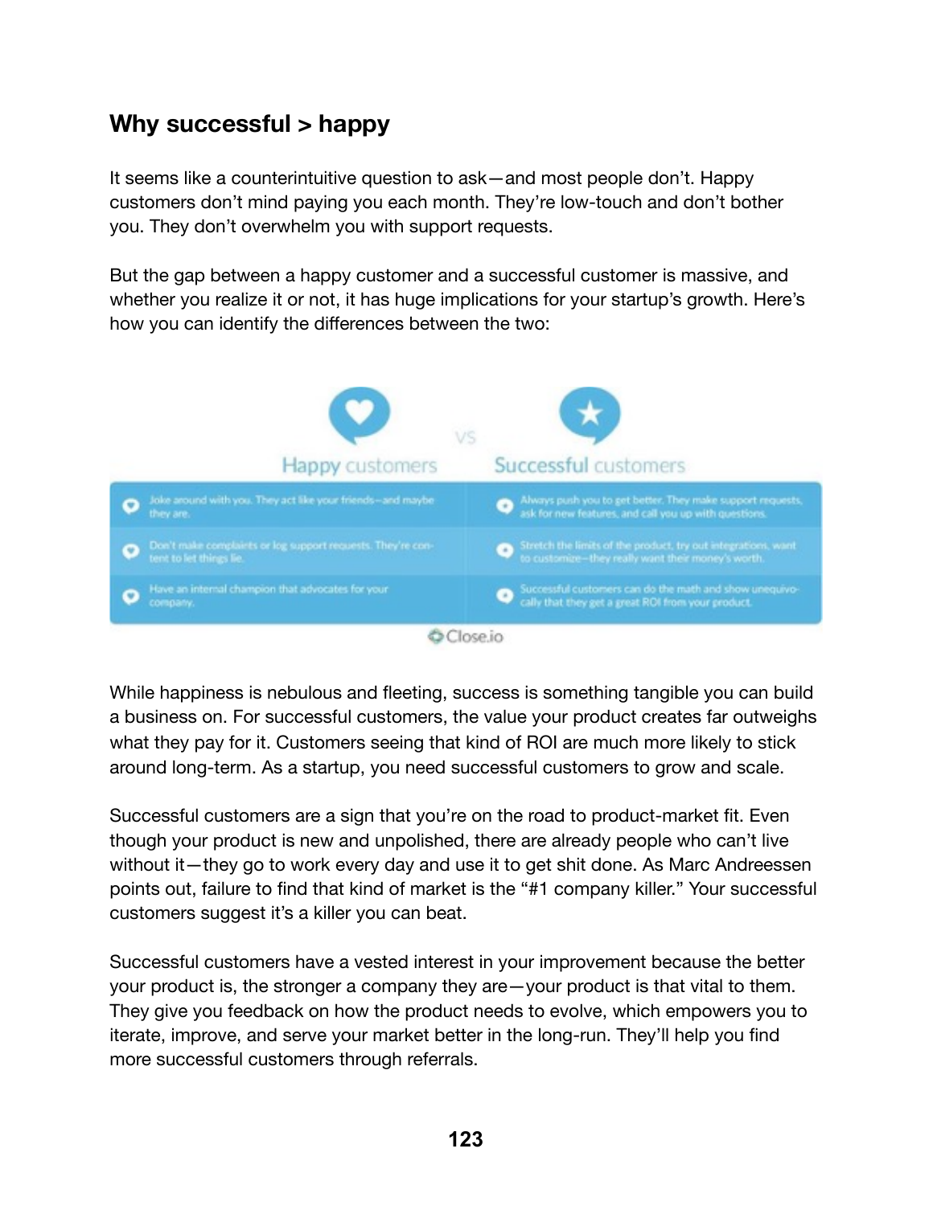## Why successful > happy

It seems like a counterintuitive question to ask—and most people don't. Happy customers don't mind paying you each month. They're low-touch and don't bother you. They don't overwhelm you with support requests.

But the gap between a happy customer and a successful customer is massive, and whether you realize it or not, it has huge implications for your startup's growth. Here's how you can identify the differences between the two:

| Happy customers | Successful customers |
|---|---|
| Joke around with you. They act like your friends—and maybe they are. | Always push you to get better. They make support requests, ask for new features, and call you up with questions. |
| Don't make complaints or log support requests. They're content to let things lie. | Stretch the limits of the product, try out integrations, want to customize—they really want their money's worth. |
| Have an internal champion that advocates for your company. | Successful customers can do the math and show unequivocally that they get a great ROI from your product. |

Close.io

While happiness is nebulous and fleeting, success is something tangible you can build a business on. For successful customers, the value your product creates far outweighs what they pay for it. Customers seeing that kind of ROI are much more likely to stick around long-term. As a startup, you need successful customers to grow and scale.

Successful customers are a sign that you're on the road to product-market fit. Even though your product is new and unpolished, there are already people who can't live without it—they go to work every day and use it to get shit done. As Marc Andreessen points out, failure to find that kind of market is the "#1 company killer." Your successful customers suggest it's a killer you can beat.

Successful customers have a vested interest in your improvement because the better your product is, the stronger a company they are—your product is that vital to them. They give you feedback on how the product needs to evolve, which empowers you to iterate, improve, and serve your market better in the long-run. They'll help you find more successful customers through referrals.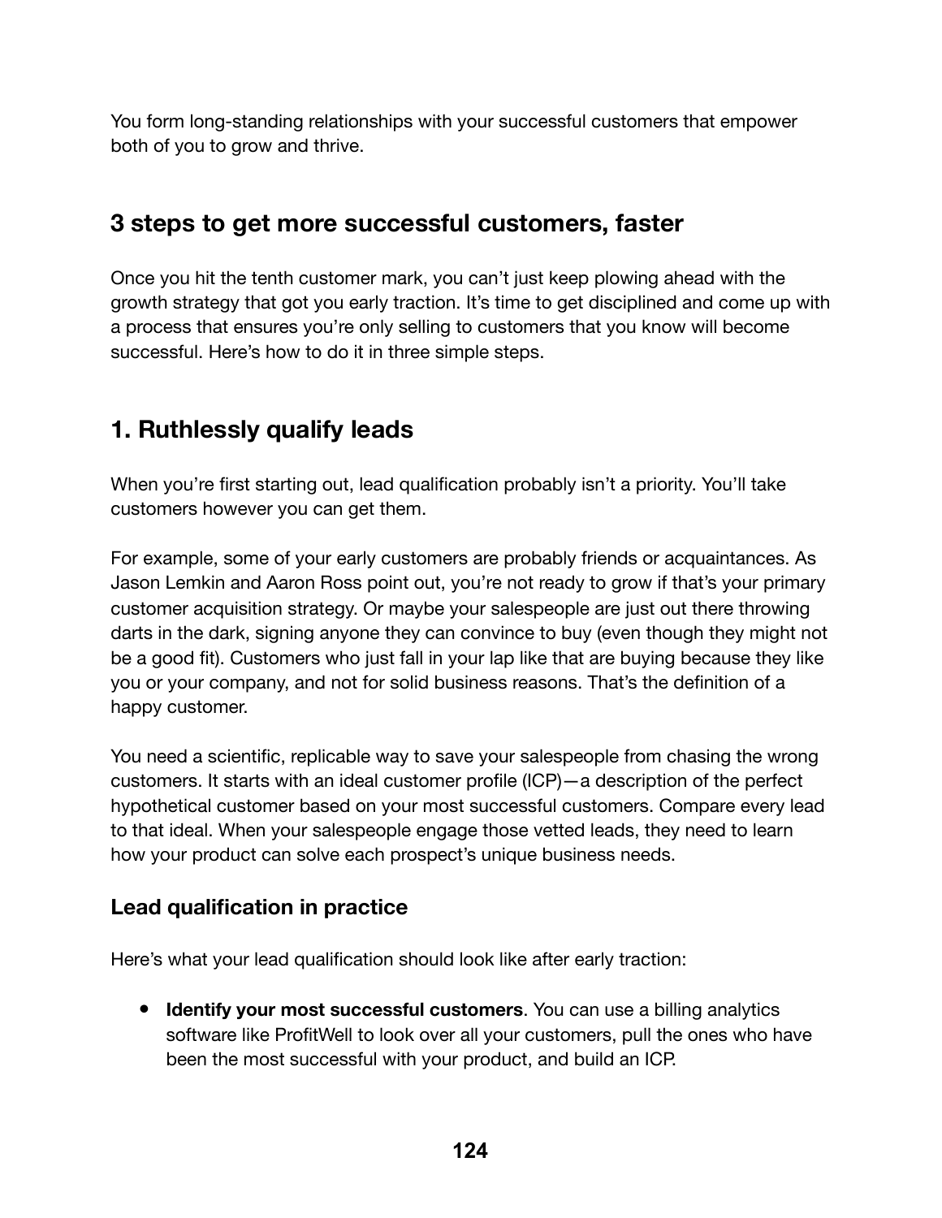You form long-standing relationships with your successful customers that empower both of you to grow and thrive.

## 3 steps to get more successful customers, faster

Once you hit the tenth customer mark, you can't just keep plowing ahead with the growth strategy that got you early traction. It's time to get disciplined and come up with a process that ensures you're only selling to customers that you know will become successful. Here's how to do it in three simple steps.

## 1. Ruthlessly qualify leads

When you're first starting out, lead qualification probably isn't a priority. You'll take customers however you can get them.

For example, some of your early customers are probably friends or acquaintances. As Jason Lemkin and Aaron Ross point out, you're not ready to grow if that's your primary customer acquisition strategy. Or maybe your salespeople are just out there throwing darts in the dark, signing anyone they can convince to buy (even though they might not be a good fit). Customers who just fall in your lap like that are buying because they like you or your company, and not for solid business reasons. That's the definition of a happy customer.

You need a scientific, replicable way to save your salespeople from chasing the wrong customers. It starts with an ideal customer profile (ICP)—a description of the perfect hypothetical customer based on your most successful customers. Compare every lead to that ideal. When your salespeople engage those vetted leads, they need to learn how your product can solve each prospect's unique business needs.

### Lead qualification in practice

Here's what your lead qualification should look like after early traction:

- **Identify your most successful customers**. You can use a billing analytics software like ProfitWell to look over all your customers, pull the ones who have been the most successful with your product, and build an ICP.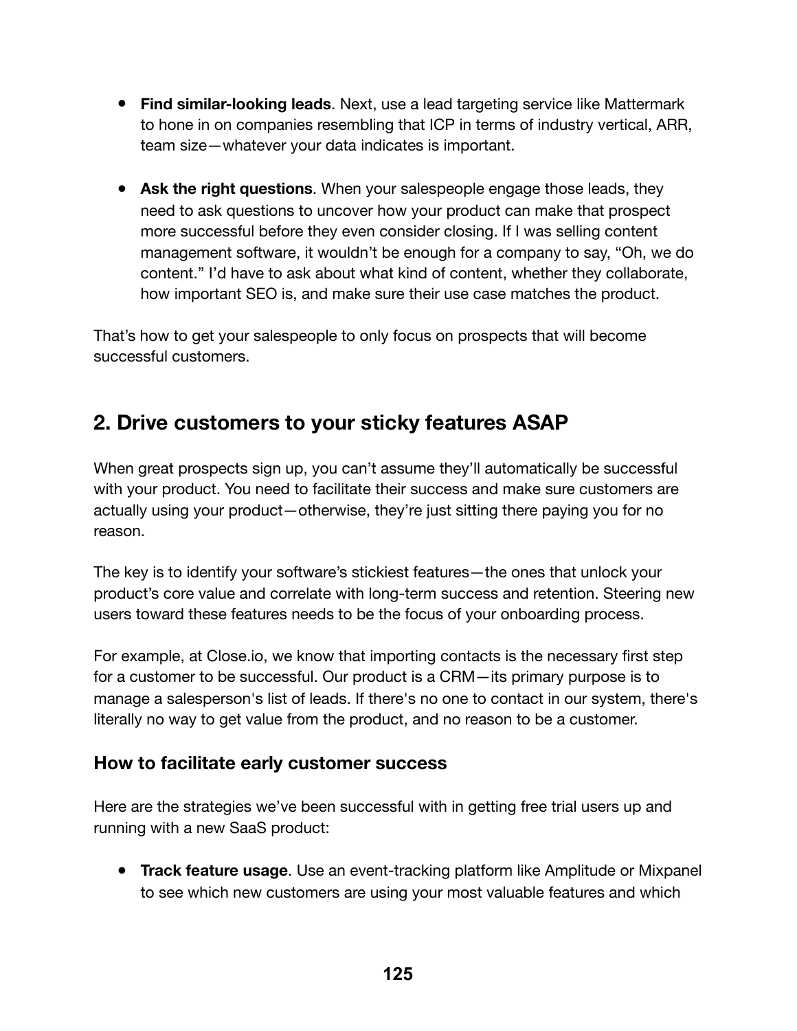- **Find similar-looking leads**. Next, use a lead targeting service like Mattermark to hone in on companies resembling that ICP in terms of industry vertical, ARR, team size—whatever your data indicates is important.

- **Ask the right questions**. When your salespeople engage those leads, they need to ask questions to uncover how your product can make that prospect more successful before they even consider closing. If I was selling content management software, it wouldn't be enough for a company to say, "Oh, we do content." I'd have to ask about what kind of content, whether they collaborate, how important SEO is, and make sure their use case matches the product.

That's how to get your salespeople to only focus on prospects that will become successful customers.

## 2. Drive customers to your sticky features ASAP

When great prospects sign up, you can't assume they'll automatically be successful with your product. You need to facilitate their success and make sure customers are actually using your product—otherwise, they're just sitting there paying you for no reason.

The key is to identify your software's stickiest features—the ones that unlock your product's core value and correlate with long-term success and retention. Steering new users toward these features needs to be the focus of your onboarding process.

For example, at Close.io, we know that importing contacts is the necessary first step for a customer to be successful. Our product is a CRM—its primary purpose is to manage a salesperson's list of leads. If there's no one to contact in our system, there's literally no way to get value from the product, and no reason to be a customer.

### How to facilitate early customer success

Here are the strategies we've been successful with in getting free trial users up and running with a new SaaS product:

- **Track feature usage**. Use an event-tracking platform like Amplitude or Mixpanel to see which new customers are using your most valuable features and which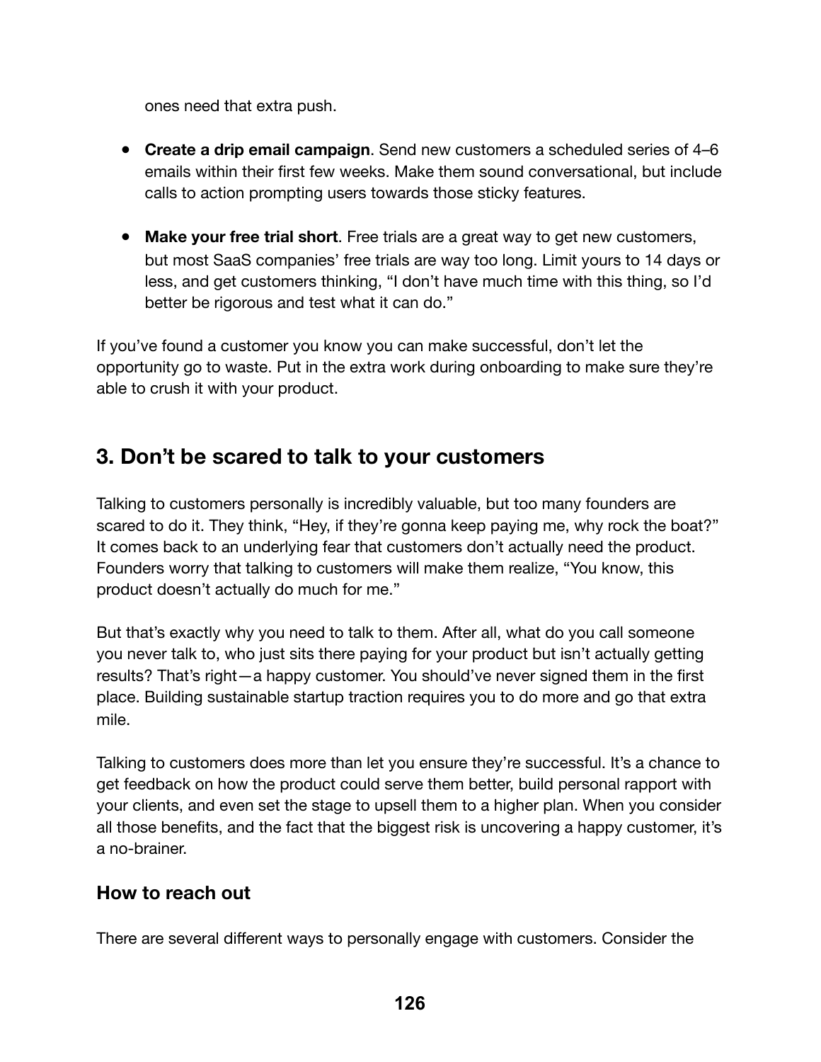ones need that extra push.

- **Create a drip email campaign**. Send new customers a scheduled series of 4–6 emails within their first few weeks. Make them sound conversational, but include calls to action prompting users towards those sticky features.

- **Make your free trial short**. Free trials are a great way to get new customers, but most SaaS companies' free trials are way too long. Limit yours to 14 days or less, and get customers thinking, "I don't have much time with this thing, so I'd better be rigorous and test what it can do."

If you've found a customer you know you can make successful, don't let the opportunity go to waste. Put in the extra work during onboarding to make sure they're able to crush it with your product.

## 3. Don't be scared to talk to your customers

Talking to customers personally is incredibly valuable, but too many founders are scared to do it. They think, "Hey, if they're gonna keep paying me, why rock the boat?" It comes back to an underlying fear that customers don't actually need the product. Founders worry that talking to customers will make them realize, "You know, this product doesn't actually do much for me."

But that's exactly why you need to talk to them. After all, what do you call someone you never talk to, who just sits there paying for your product but isn't actually getting results? That's right—a happy customer. You should've never signed them in the first place. Building sustainable startup traction requires you to do more and go that extra mile.

Talking to customers does more than let you ensure they're successful. It's a chance to get feedback on how the product could serve them better, build personal rapport with your clients, and even set the stage to upsell them to a higher plan. When you consider all those benefits, and the fact that the biggest risk is uncovering a happy customer, it's a no-brainer.

### How to reach out

There are several different ways to personally engage with customers. Consider the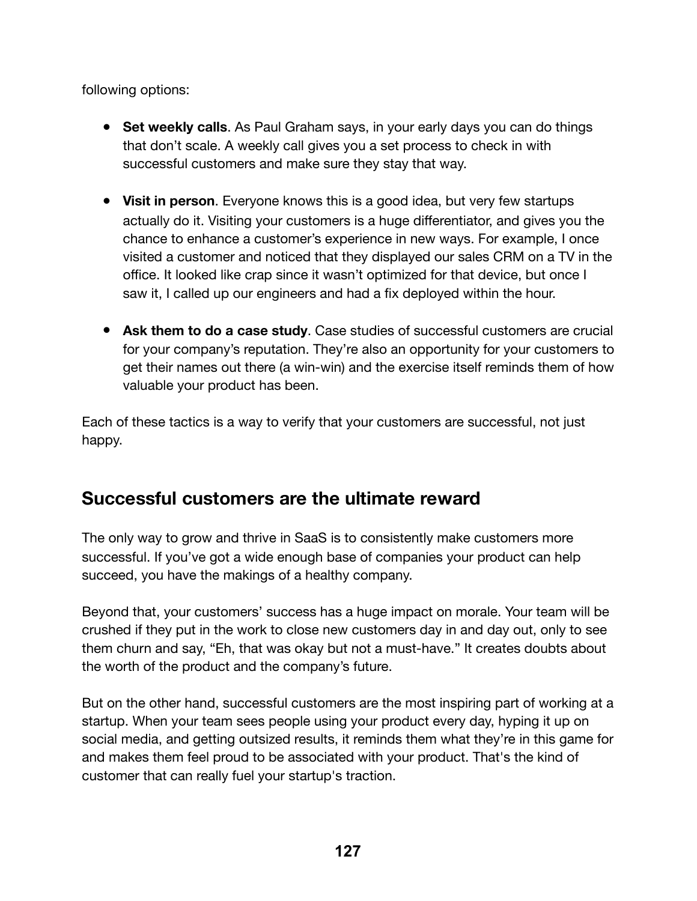following options:

- **Set weekly calls**. As Paul Graham says, in your early days you can do things that don't scale. A weekly call gives you a set process to check in with successful customers and make sure they stay that way.

- **Visit in person**. Everyone knows this is a good idea, but very few startups actually do it. Visiting your customers is a huge differentiator, and gives you the chance to enhance a customer's experience in new ways. For example, I once visited a customer and noticed that they displayed our sales CRM on a TV in the office. It looked like crap since it wasn't optimized for that device, but once I saw it, I called up our engineers and had a fix deployed within the hour.

- **Ask them to do a case study**. Case studies of successful customers are crucial for your company's reputation. They're also an opportunity for your customers to get their names out there (a win-win) and the exercise itself reminds them of how valuable your product has been.

Each of these tactics is a way to verify that your customers are successful, not just happy.

## Successful customers are the ultimate reward

The only way to grow and thrive in SaaS is to consistently make customers more successful. If you've got a wide enough base of companies your product can help succeed, you have the makings of a healthy company.

Beyond that, your customers' success has a huge impact on morale. Your team will be crushed if they put in the work to close new customers day in and day out, only to see them churn and say, "Eh, that was okay but not a must-have." It creates doubts about the worth of the product and the company's future.

But on the other hand, successful customers are the most inspiring part of working at a startup. When your team sees people using your product every day, hyping it up on social media, and getting outsized results, it reminds them what they're in this game for and makes them feel proud to be associated with your product. That's the kind of customer that can really fuel your startup's traction.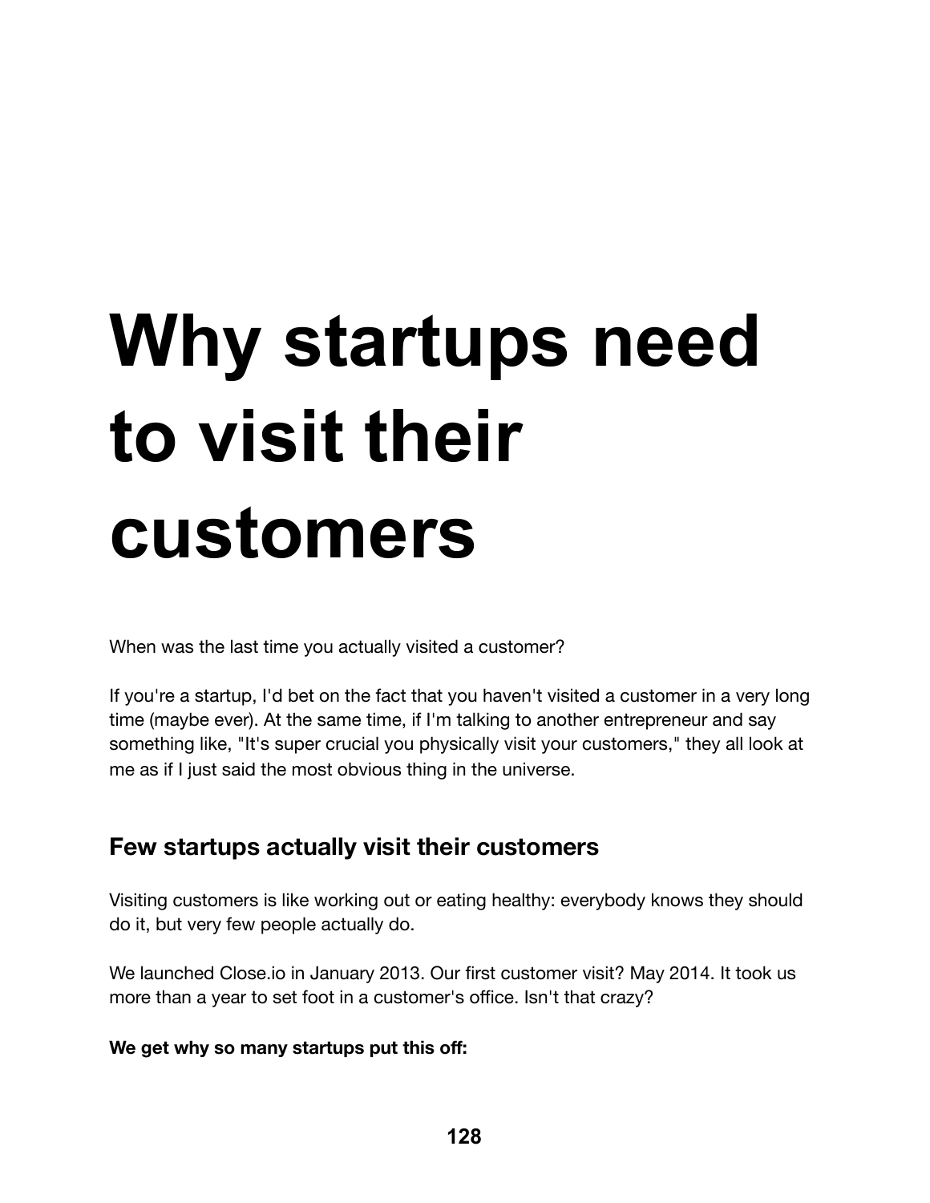# Why startups need to visit their customers

When was the last time you actually visited a customer?

If you're a startup, I'd bet on the fact that you haven't visited a customer in a very long time (maybe ever). At the same time, if I'm talking to another entrepreneur and say something like, "It's super crucial you physically visit your customers," they all look at me as if I just said the most obvious thing in the universe.

## Few startups actually visit their customers

Visiting customers is like working out or eating healthy: everybody knows they should do it, but very few people actually do.

We launched Close.io in January 2013. Our first customer visit? May 2014. It took us more than a year to set foot in a customer's office. Isn't that crazy?

**We get why so many startups put this off:**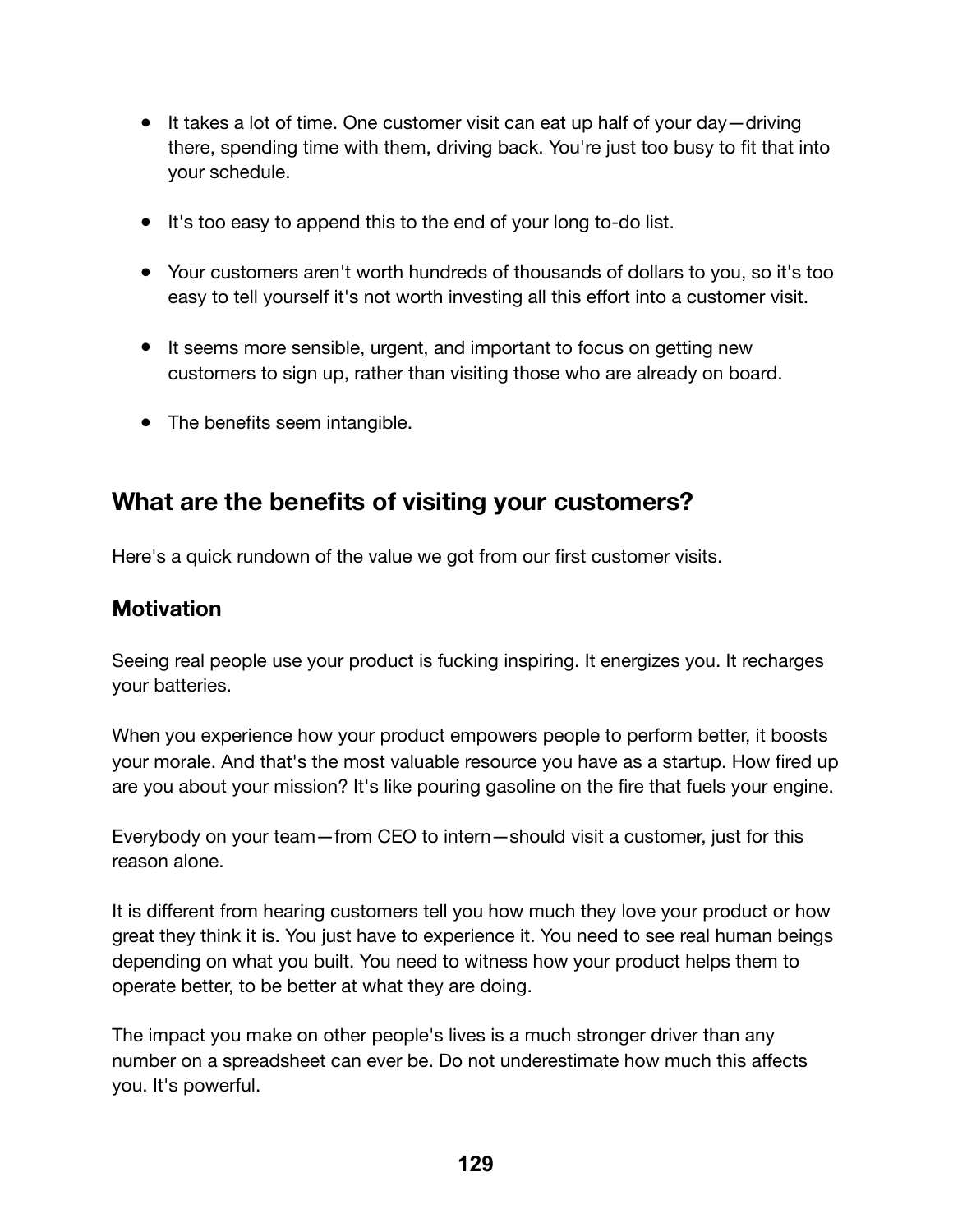- It takes a lot of time. One customer visit can eat up half of your day—driving there, spending time with them, driving back. You're just too busy to fit that into your schedule.

- It's too easy to append this to the end of your long to-do list.

- Your customers aren't worth hundreds of thousands of dollars to you, so it's too easy to tell yourself it's not worth investing all this effort into a customer visit.

- It seems more sensible, urgent, and important to focus on getting new customers to sign up, rather than visiting those who are already on board.

- The benefits seem intangible.

## What are the benefits of visiting your customers?

Here's a quick rundown of the value we got from our first customer visits.

### Motivation

Seeing real people use your product is fucking inspiring. It energizes you. It recharges your batteries.

When you experience how your product empowers people to perform better, it boosts your morale. And that's the most valuable resource you have as a startup. How fired up are you about your mission? It's like pouring gasoline on the fire that fuels your engine.

Everybody on your team—from CEO to intern—should visit a customer, just for this reason alone.

It is different from hearing customers tell you how much they love your product or how great they think it is. You just have to experience it. You need to see real human beings depending on what you built. You need to witness how your product helps them to operate better, to be better at what they are doing.

The impact you make on other people's lives is a much stronger driver than any number on a spreadsheet can ever be. Do not underestimate how much this affects you. It's powerful.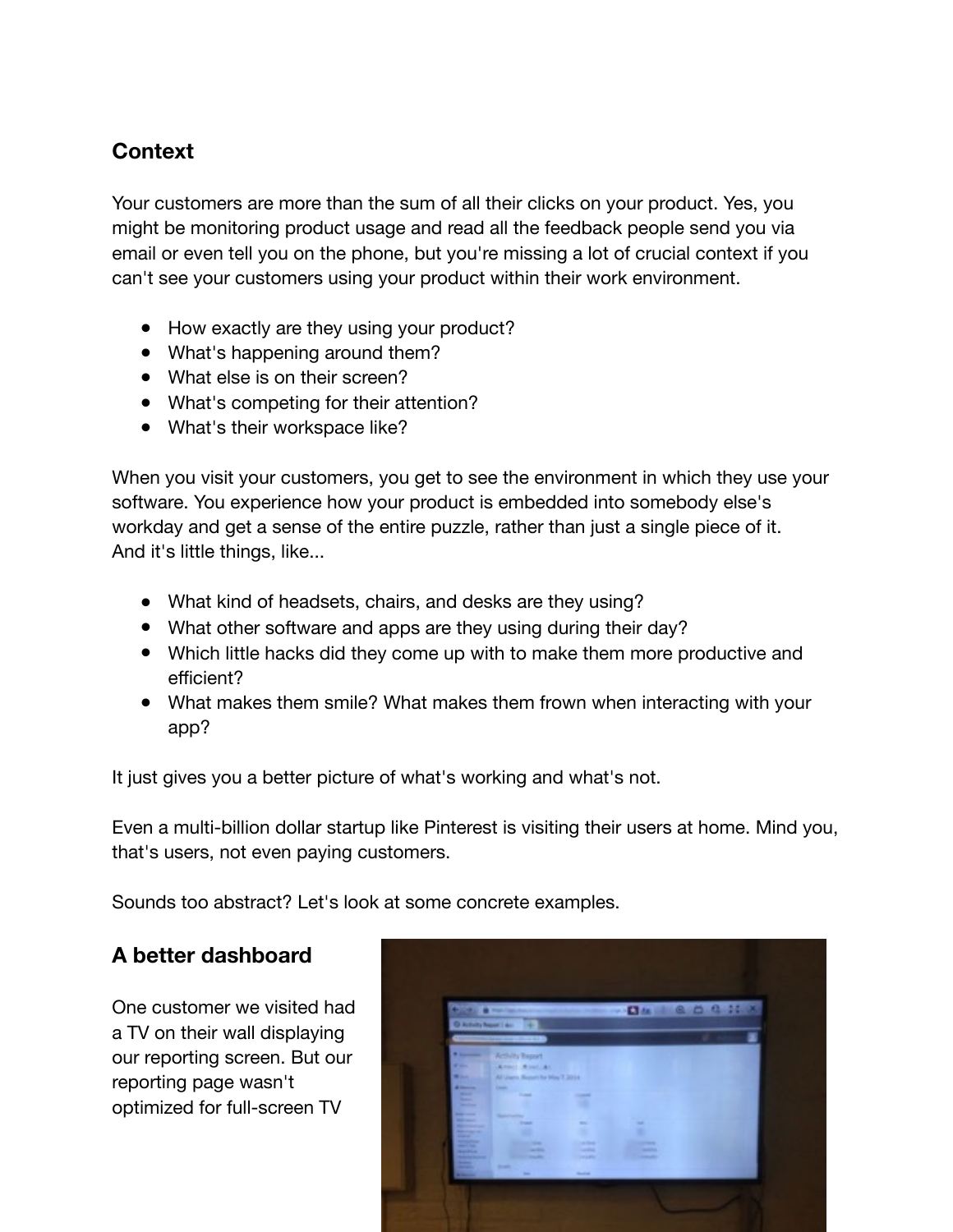## Context

Your customers are more than the sum of all their clicks on your product. Yes, you might be monitoring product usage and read all the feedback people send you via email or even tell you on the phone, but you're missing a lot of crucial context if you can't see your customers using your product within their work environment.

- How exactly are they using your product?
- What's happening around them?
- What else is on their screen?
- What's competing for their attention?
- What's their workspace like?

When you visit your customers, you get to see the environment in which they use your software. You experience how your product is embedded into somebody else's workday and get a sense of the entire puzzle, rather than just a single piece of it. And it's little things, like...

- What kind of headsets, chairs, and desks are they using?
- What other software and apps are they using during their day?
- Which little hacks did they come up with to make them more productive and efficient?
- What makes them smile? What makes them frown when interacting with your app?

It just gives you a better picture of what's working and what's not.

Even a multi-billion dollar startup like Pinterest is visiting their users at home. Mind you, that's users, not even paying customers.

Sounds too abstract? Let's look at some concrete examples.

## A better dashboard

One customer we visited had a TV on their wall displaying our reporting screen. But our reporting page wasn't optimized for full-screen TV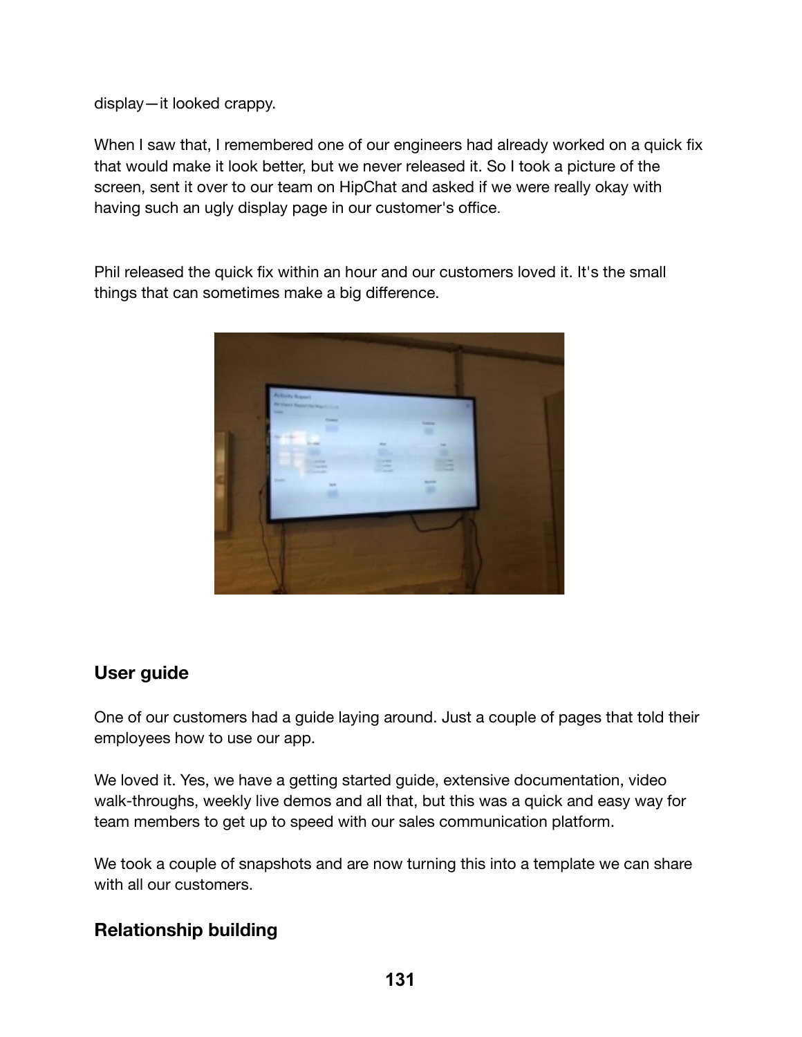display—it looked crappy.

When I saw that, I remembered one of our engineers had already worked on a quick fix that would make it look better, but we never released it. So I took a picture of the screen, sent it over to our team on HipChat and asked if we were really okay with having such an ugly display page in our customer's office.

Phil released the quick fix within an hour and our customers loved it. It's the small things that can sometimes make a big difference.

## User guide

One of our customers had a guide laying around. Just a couple of pages that told their employees how to use our app.

We loved it. Yes, we have a getting started guide, extensive documentation, video walk-throughs, weekly live demos and all that, but this was a quick and easy way for team members to get up to speed with our sales communication platform.

We took a couple of snapshots and are now turning this into a template we can share with all our customers.

## Relationship building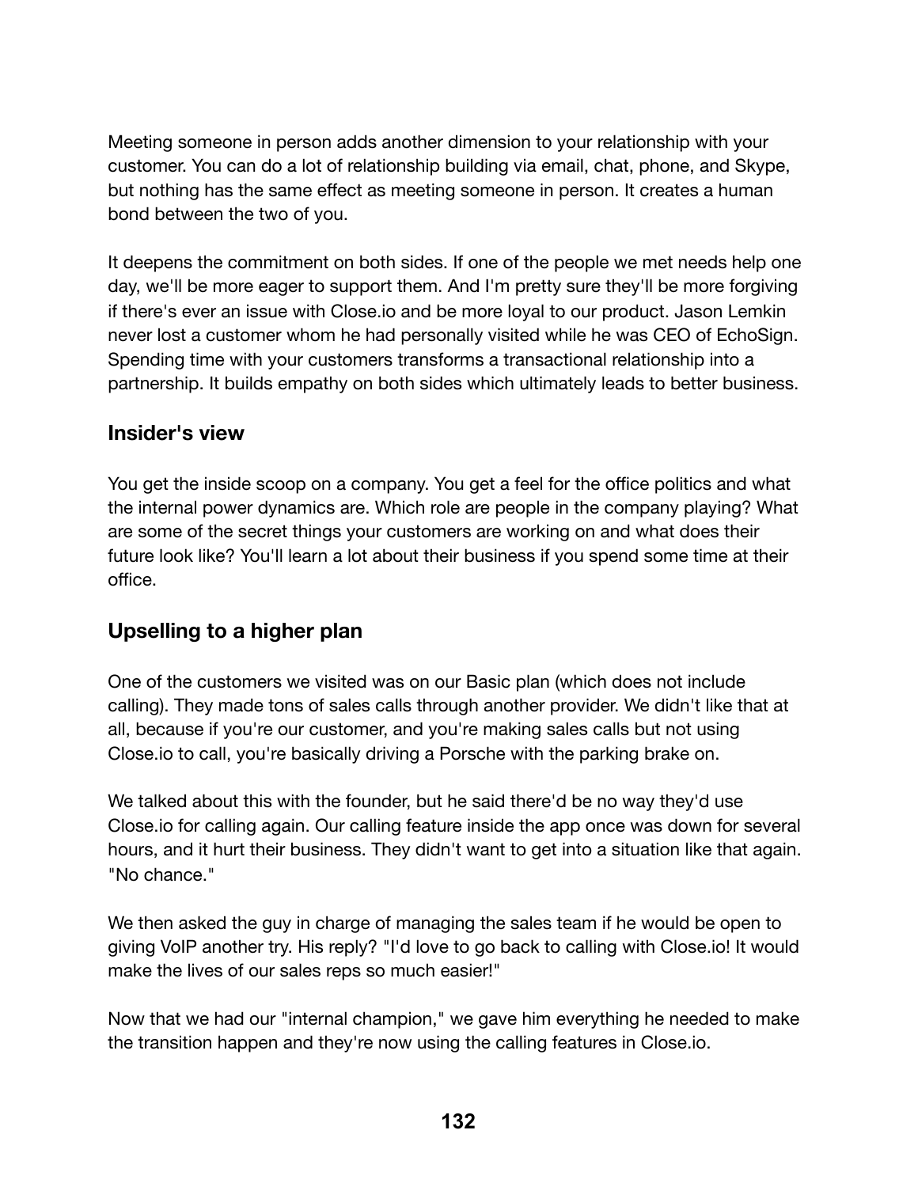Meeting someone in person adds another dimension to your relationship with your customer. You can do a lot of relationship building via email, chat, phone, and Skype, but nothing has the same effect as meeting someone in person. It creates a human bond between the two of you.

It deepens the commitment on both sides. If one of the people we met needs help one day, we'll be more eager to support them. And I'm pretty sure they'll be more forgiving if there's ever an issue with Close.io and be more loyal to our product. Jason Lemkin never lost a customer whom he had personally visited while he was CEO of EchoSign. Spending time with your customers transforms a transactional relationship into a partnership. It builds empathy on both sides which ultimately leads to better business.

### Insider's view

You get the inside scoop on a company. You get a feel for the office politics and what the internal power dynamics are. Which role are people in the company playing? What are some of the secret things your customers are working on and what does their future look like? You'll learn a lot about their business if you spend some time at their office.

### Upselling to a higher plan

One of the customers we visited was on our Basic plan (which does not include calling). They made tons of sales calls through another provider. We didn't like that at all, because if you're our customer, and you're making sales calls but not using Close.io to call, you're basically driving a Porsche with the parking brake on.

We talked about this with the founder, but he said there'd be no way they'd use Close.io for calling again. Our calling feature inside the app once was down for several hours, and it hurt their business. They didn't want to get into a situation like that again. "No chance."

We then asked the guy in charge of managing the sales team if he would be open to giving VoIP another try. His reply? "I'd love to go back to calling with Close.io! It would make the lives of our sales reps so much easier!"

Now that we had our "internal champion," we gave him everything he needed to make the transition happen and they're now using the calling features in Close.io.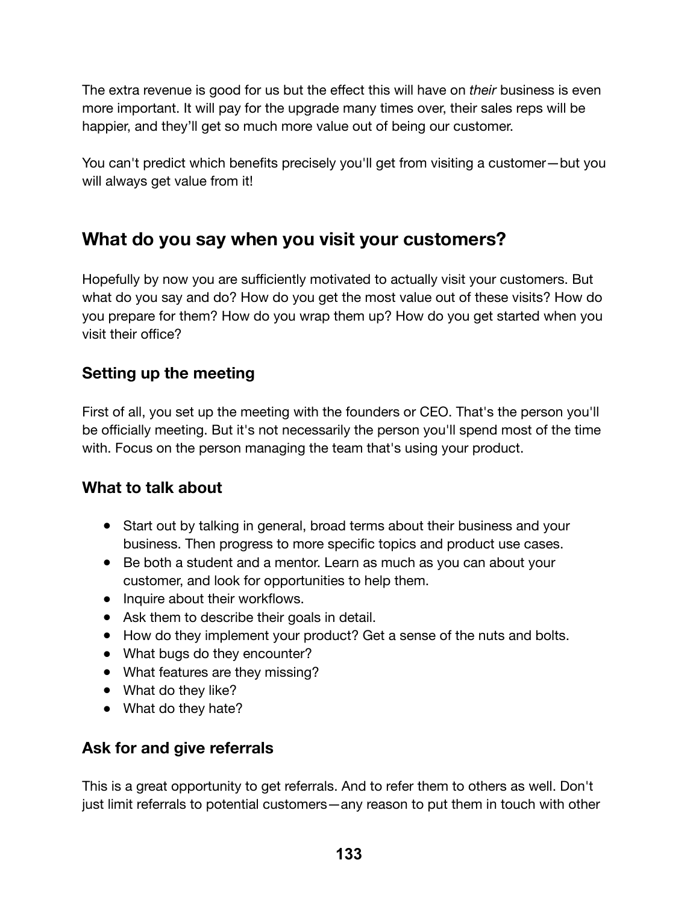The extra revenue is good for us but the effect this will have on *their* business is even more important. It will pay for the upgrade many times over, their sales reps will be happier, and they'll get so much more value out of being our customer.

You can't predict which benefits precisely you'll get from visiting a customer—but you will always get value from it!

## What do you say when you visit your customers?

Hopefully by now you are sufficiently motivated to actually visit your customers. But what do you say and do? How do you get the most value out of these visits? How do you prepare for them? How do you wrap them up? How do you get started when you visit their office?

### Setting up the meeting

First of all, you set up the meeting with the founders or CEO. That's the person you'll be officially meeting. But it's not necessarily the person you'll spend most of the time with. Focus on the person managing the team that's using your product.

### What to talk about

- Start out by talking in general, broad terms about their business and your business. Then progress to more specific topics and product use cases.
- Be both a student and a mentor. Learn as much as you can about your customer, and look for opportunities to help them.
- Inquire about their workflows.
- Ask them to describe their goals in detail.
- How do they implement your product? Get a sense of the nuts and bolts.
- What bugs do they encounter?
- What features are they missing?
- What do they like?
- What do they hate?

### Ask for and give referrals

This is a great opportunity to get referrals. And to refer them to others as well. Don't just limit referrals to potential customers—any reason to put them in touch with other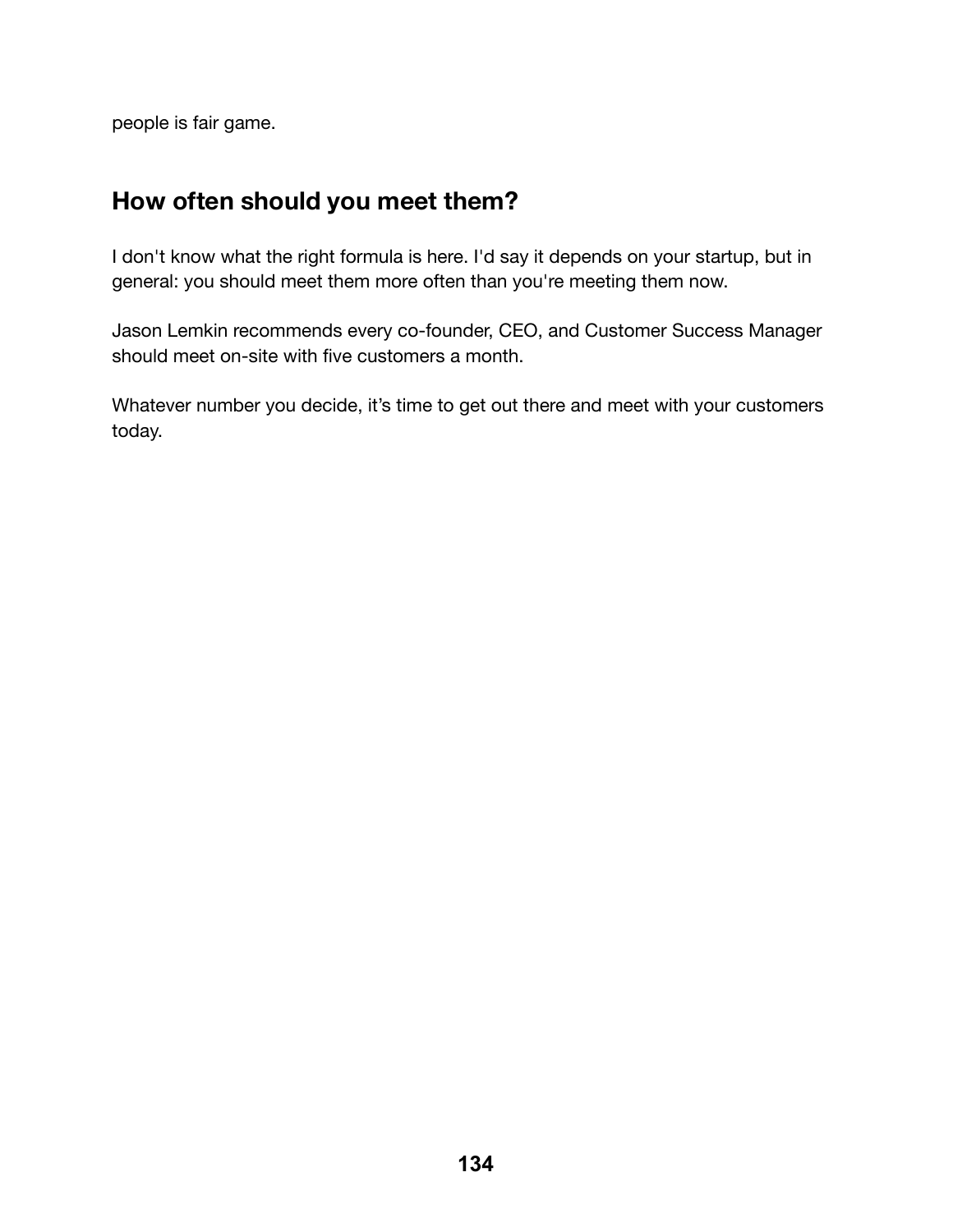people is fair game.

## How often should you meet them?

I don't know what the right formula is here. I'd say it depends on your startup, but in general: you should meet them more often than you're meeting them now.

Jason Lemkin recommends every co-founder, CEO, and Customer Success Manager should meet on-site with five customers a month.

Whatever number you decide, it's time to get out there and meet with your customers today.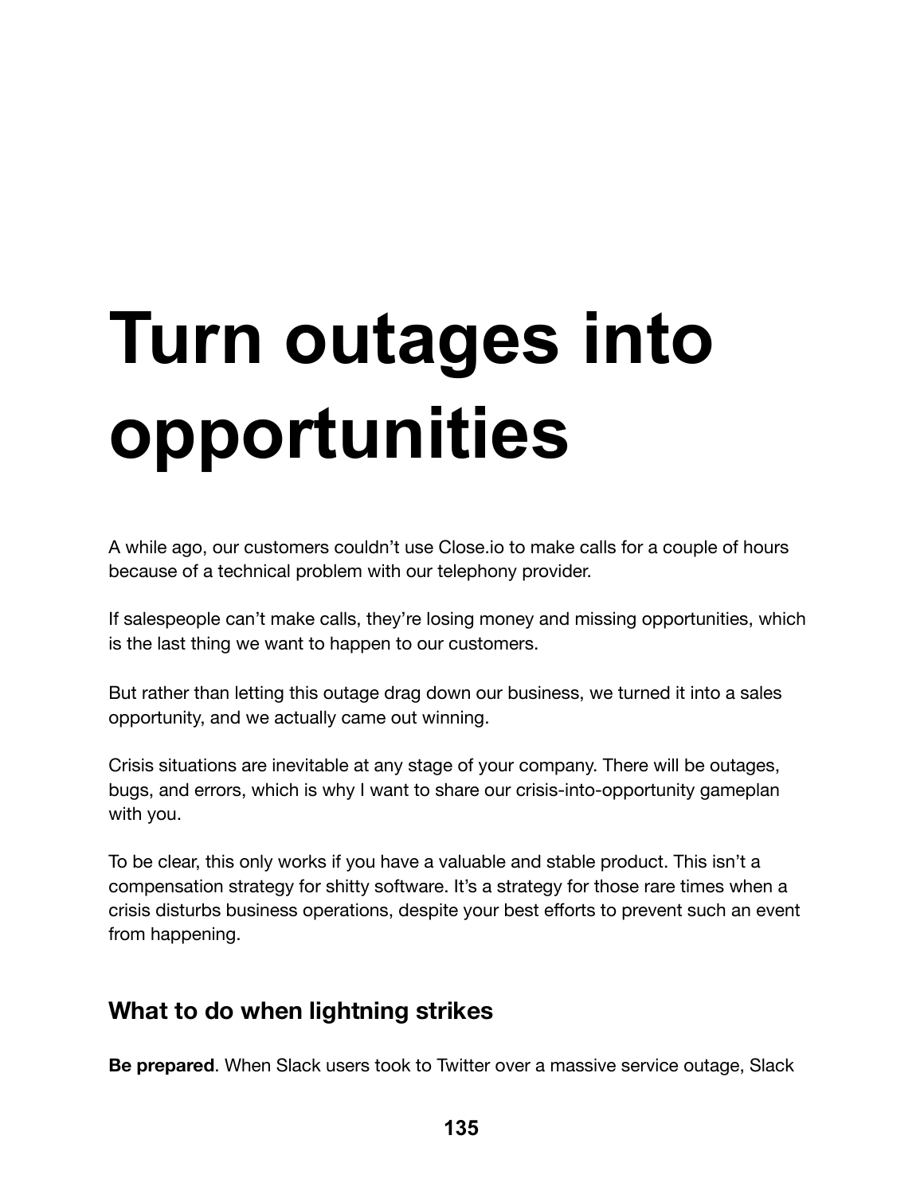# Turn outages into opportunities

A while ago, our customers couldn't use Close.io to make calls for a couple of hours because of a technical problem with our telephony provider.

If salespeople can't make calls, they're losing money and missing opportunities, which is the last thing we want to happen to our customers.

But rather than letting this outage drag down our business, we turned it into a sales opportunity, and we actually came out winning.

Crisis situations are inevitable at any stage of your company. There will be outages, bugs, and errors, which is why I want to share our crisis-into-opportunity gameplan with you.

To be clear, this only works if you have a valuable and stable product. This isn't a compensation strategy for shitty software. It's a strategy for those rare times when a crisis disturbs business operations, despite your best efforts to prevent such an event from happening.

## What to do when lightning strikes

**Be prepared**. When Slack users took to Twitter over a massive service outage, Slack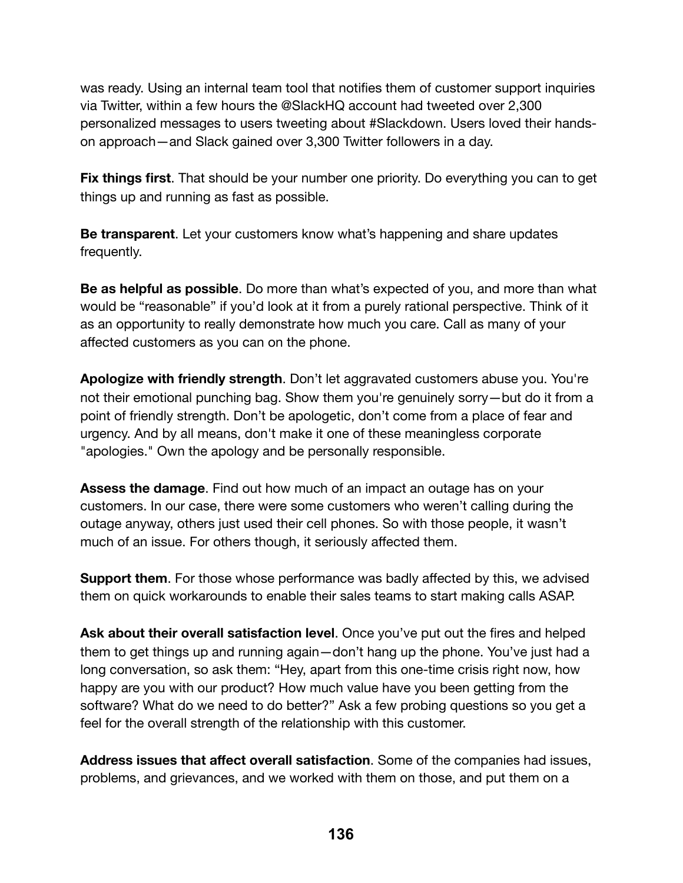was ready. Using an internal team tool that notifies them of customer support inquiries via Twitter, within a few hours the @SlackHQ account had tweeted over 2,300 personalized messages to users tweeting about #Slackdown. Users loved their hands-on approach—and Slack gained over 3,300 Twitter followers in a day.

**Fix things first**. That should be your number one priority. Do everything you can to get things up and running as fast as possible.

**Be transparent**. Let your customers know what's happening and share updates frequently.

**Be as helpful as possible**. Do more than what's expected of you, and more than what would be "reasonable" if you'd look at it from a purely rational perspective. Think of it as an opportunity to really demonstrate how much you care. Call as many of your affected customers as you can on the phone.

**Apologize with friendly strength**. Don't let aggravated customers abuse you. You're not their emotional punching bag. Show them you're genuinely sorry—but do it from a point of friendly strength. Don't be apologetic, don't come from a place of fear and urgency. And by all means, don't make it one of these meaningless corporate "apologies." Own the apology and be personally responsible.

**Assess the damage**. Find out how much of an impact an outage has on your customers. In our case, there were some customers who weren't calling during the outage anyway, others just used their cell phones. So with those people, it wasn't much of an issue. For others though, it seriously affected them.

**Support them**. For those whose performance was badly affected by this, we advised them on quick workarounds to enable their sales teams to start making calls ASAP.

**Ask about their overall satisfaction level**. Once you've put out the fires and helped them to get things up and running again—don't hang up the phone. You've just had a long conversation, so ask them: "Hey, apart from this one-time crisis right now, how happy are you with our product? How much value have you been getting from the software? What do we need to do better?" Ask a few probing questions so you get a feel for the overall strength of the relationship with this customer.

**Address issues that affect overall satisfaction**. Some of the companies had issues, problems, and grievances, and we worked with them on those, and put them on a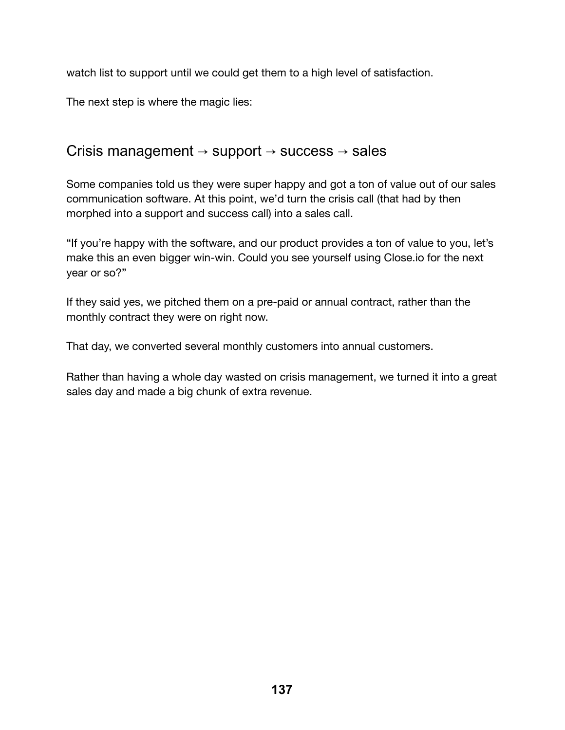watch list to support until we could get them to a high level of satisfaction.

The next step is where the magic lies:

## Crisis management → support → success → sales

Some companies told us they were super happy and got a ton of value out of our sales communication software. At this point, we'd turn the crisis call (that had by then morphed into a support and success call) into a sales call.

"If you're happy with the software, and our product provides a ton of value to you, let's make this an even bigger win-win. Could you see yourself using Close.io for the next year or so?"

If they said yes, we pitched them on a pre-paid or annual contract, rather than the monthly contract they were on right now.

That day, we converted several monthly customers into annual customers.

Rather than having a whole day wasted on crisis management, we turned it into a great sales day and made a big chunk of extra revenue.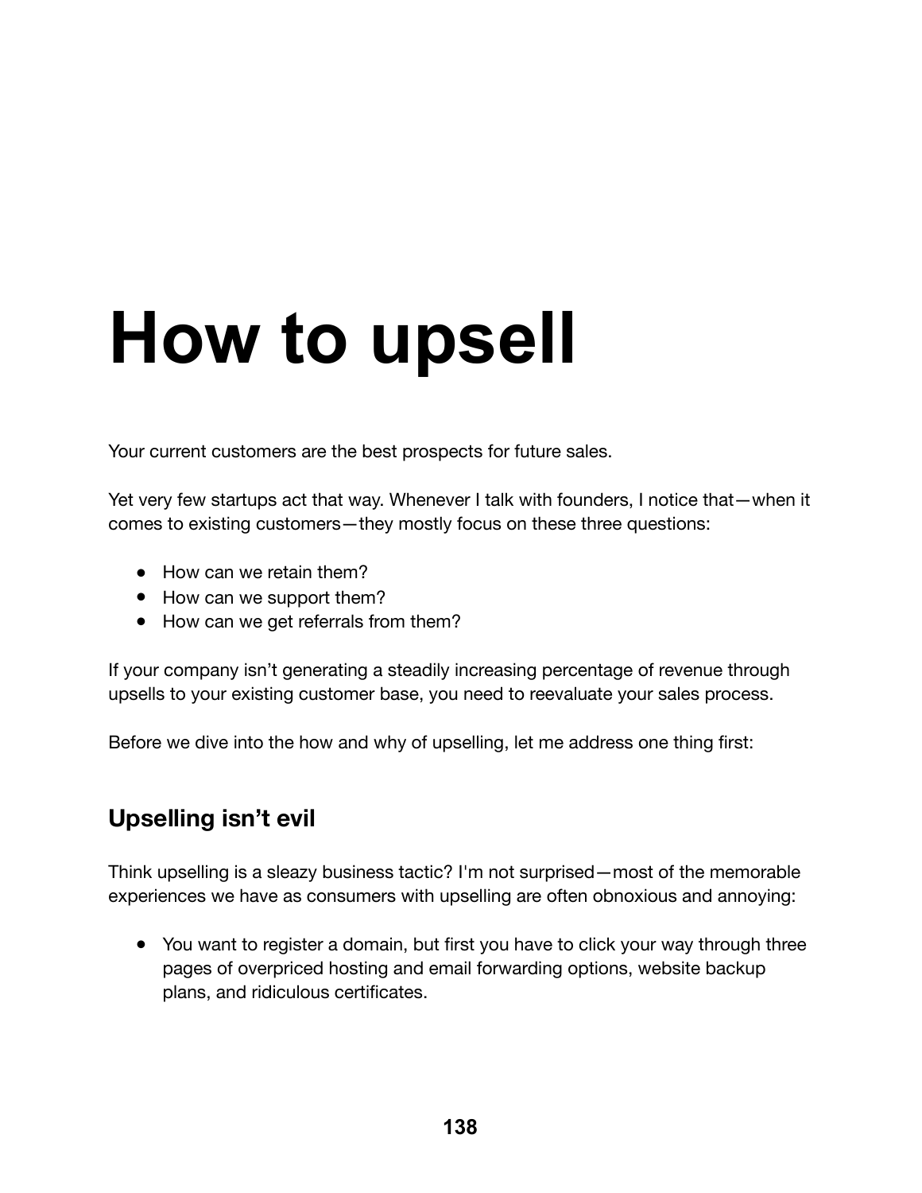# How to upsell

Your current customers are the best prospects for future sales.

Yet very few startups act that way. Whenever I talk with founders, I notice that—when it comes to existing customers—they mostly focus on these three questions:

- How can we retain them?
- How can we support them?
- How can we get referrals from them?

If your company isn't generating a steadily increasing percentage of revenue through upsells to your existing customer base, you need to reevaluate your sales process.

Before we dive into the how and why of upselling, let me address one thing first:

## Upselling isn't evil

Think upselling is a sleazy business tactic? I'm not surprised—most of the memorable experiences we have as consumers with upselling are often obnoxious and annoying:

- You want to register a domain, but first you have to click your way through three pages of overpriced hosting and email forwarding options, website backup plans, and ridiculous certificates.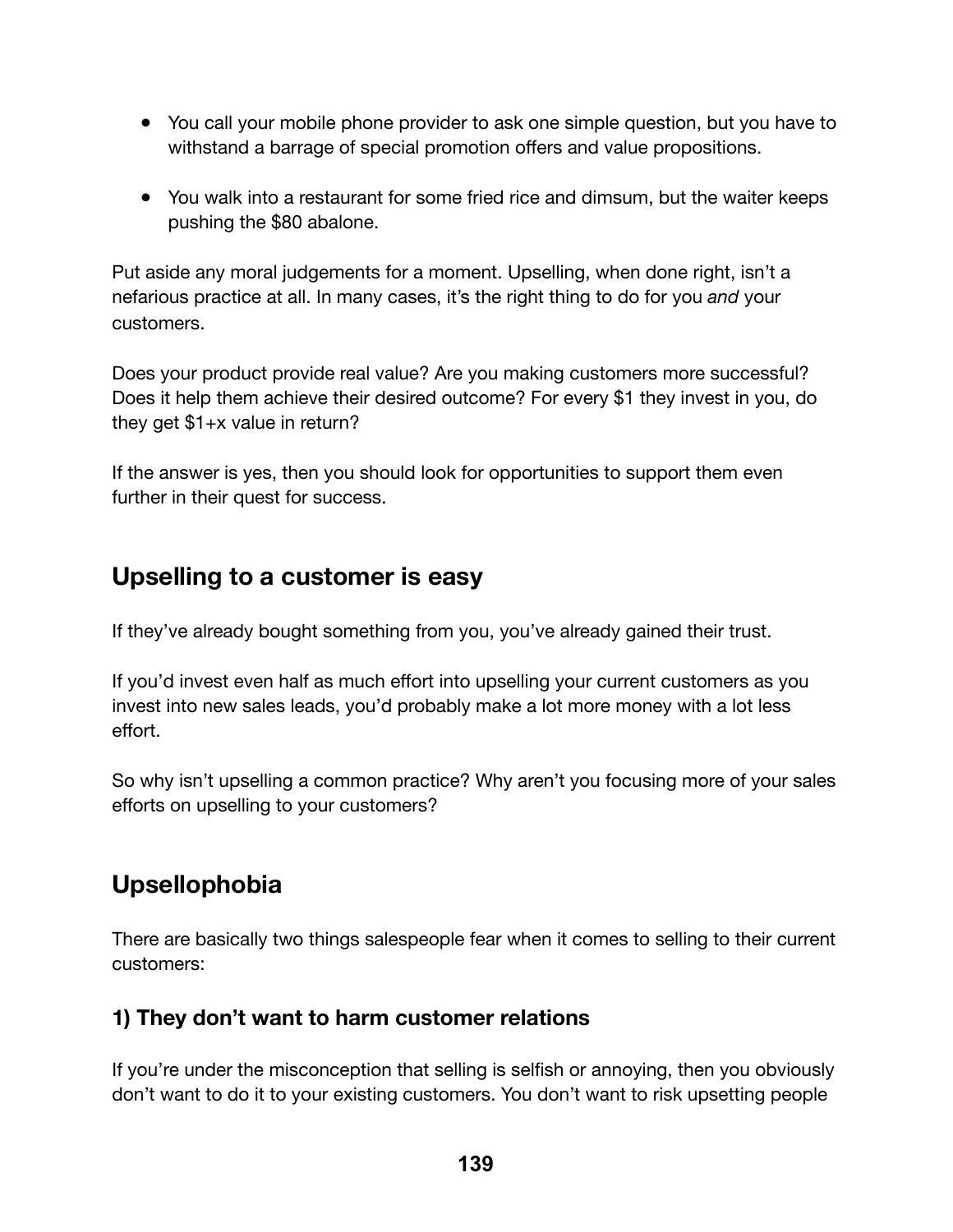- You call your mobile phone provider to ask one simple question, but you have to withstand a barrage of special promotion offers and value propositions.

- You walk into a restaurant for some fried rice and dimsum, but the waiter keeps pushing the $80 abalone.

Put aside any moral judgements for a moment. Upselling, when done right, isn't a nefarious practice at all. In many cases, it's the right thing to do for you *and* your customers.

Does your product provide real value? Are you making customers more successful? Does it help them achieve their desired outcome? For every $1 they invest in you, do they get $1+x value in return?

If the answer is yes, then you should look for opportunities to support them even further in their quest for success.

## Upselling to a customer is easy

If they've already bought something from you, you've already gained their trust.

If you'd invest even half as much effort into upselling your current customers as you invest into new sales leads, you'd probably make a lot more money with a lot less effort.

So why isn't upselling a common practice? Why aren't you focusing more of your sales efforts on upselling to your customers?

## Upsellophobia

There are basically two things salespeople fear when it comes to selling to their current customers:

### 1) They don't want to harm customer relations

If you're under the misconception that selling is selfish or annoying, then you obviously don't want to do it to your existing customers. You don't want to risk upsetting people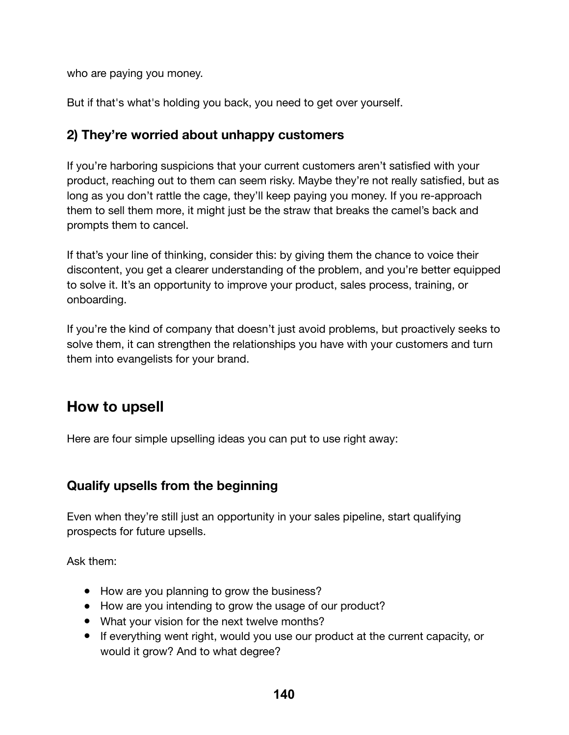who are paying you money.

But if that's what's holding you back, you need to get over yourself.

### 2) They're worried about unhappy customers

If you're harboring suspicions that your current customers aren't satisfied with your product, reaching out to them can seem risky. Maybe they're not really satisfied, but as long as you don't rattle the cage, they'll keep paying you money. If you re-approach them to sell them more, it might just be the straw that breaks the camel's back and prompts them to cancel.

If that's your line of thinking, consider this: by giving them the chance to voice their discontent, you get a clearer understanding of the problem, and you're better equipped to solve it. It's an opportunity to improve your product, sales process, training, or onboarding.

If you're the kind of company that doesn't just avoid problems, but proactively seeks to solve them, it can strengthen the relationships you have with your customers and turn them into evangelists for your brand.

## How to upsell

Here are four simple upselling ideas you can put to use right away:

### Qualify upsells from the beginning

Even when they're still just an opportunity in your sales pipeline, start qualifying prospects for future upsells.

Ask them:

- How are you planning to grow the business?
- How are you intending to grow the usage of our product?
- What your vision for the next twelve months?
- If everything went right, would you use our product at the current capacity, or would it grow? And to what degree?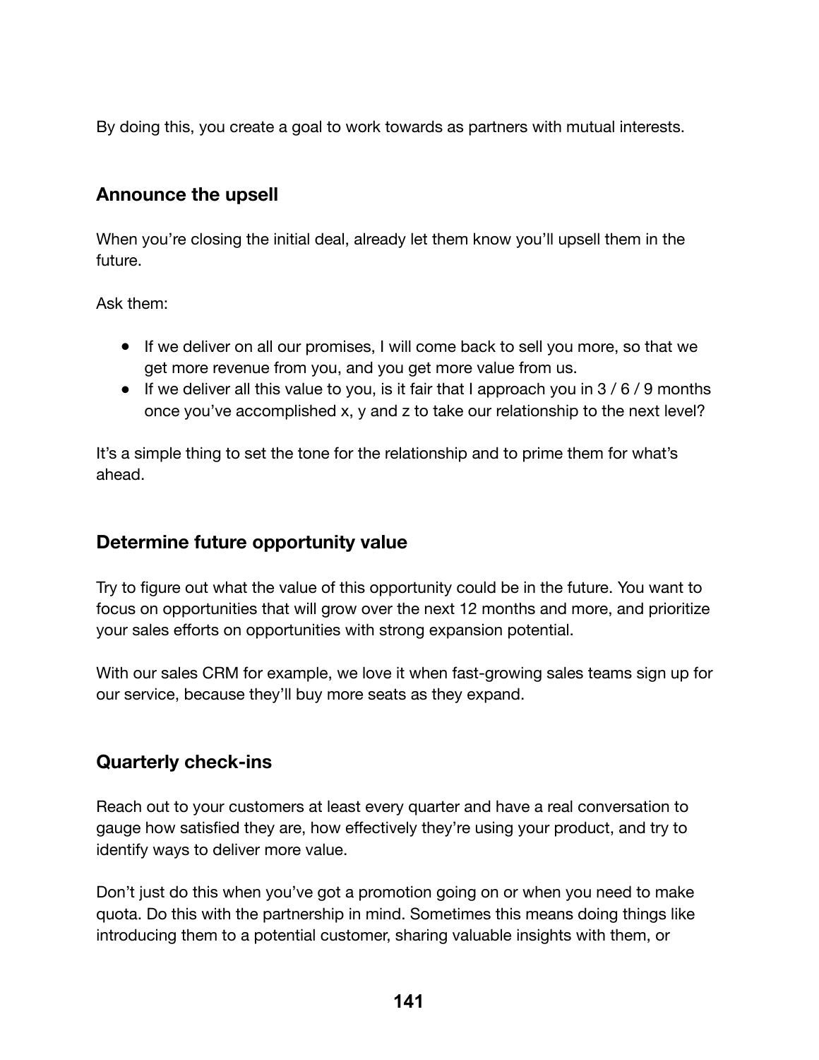By doing this, you create a goal to work towards as partners with mutual interests.

### Announce the upsell

When you're closing the initial deal, already let them know you'll upsell them in the future.

Ask them:

- If we deliver on all our promises, I will come back to sell you more, so that we get more revenue from you, and you get more value from us.
- If we deliver all this value to you, is it fair that I approach you in 3 / 6 / 9 months once you've accomplished x, y and z to take our relationship to the next level?

It's a simple thing to set the tone for the relationship and to prime them for what's ahead.

### Determine future opportunity value

Try to figure out what the value of this opportunity could be in the future. You want to focus on opportunities that will grow over the next 12 months and more, and prioritize your sales efforts on opportunities with strong expansion potential.

With our sales CRM for example, we love it when fast-growing sales teams sign up for our service, because they'll buy more seats as they expand.

### Quarterly check-ins

Reach out to your customers at least every quarter and have a real conversation to gauge how satisfied they are, how effectively they're using your product, and try to identify ways to deliver more value.

Don't just do this when you've got a promotion going on or when you need to make quota. Do this with the partnership in mind. Sometimes this means doing things like introducing them to a potential customer, sharing valuable insights with them, or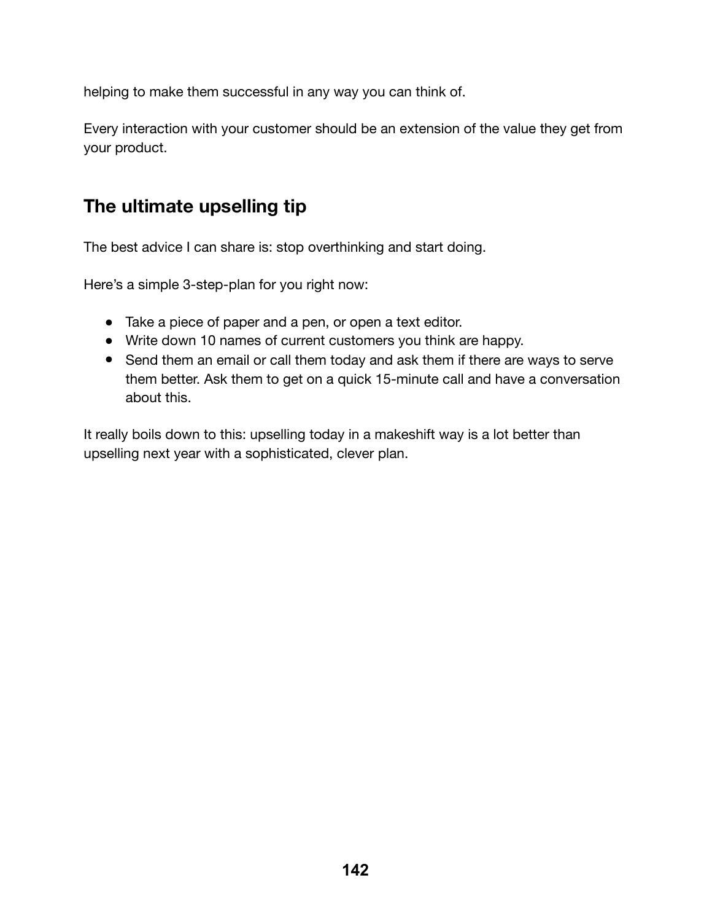helping to make them successful in any way you can think of.

Every interaction with your customer should be an extension of the value they get from your product.

## The ultimate upselling tip

The best advice I can share is: stop overthinking and start doing.

Here's a simple 3-step-plan for you right now:

- Take a piece of paper and a pen, or open a text editor.
- Write down 10 names of current customers you think are happy.
- Send them an email or call them today and ask them if there are ways to serve them better. Ask them to get on a quick 15-minute call and have a conversation about this.

It really boils down to this: upselling today in a makeshift way is a lot better than upselling next year with a sophisticated, clever plan.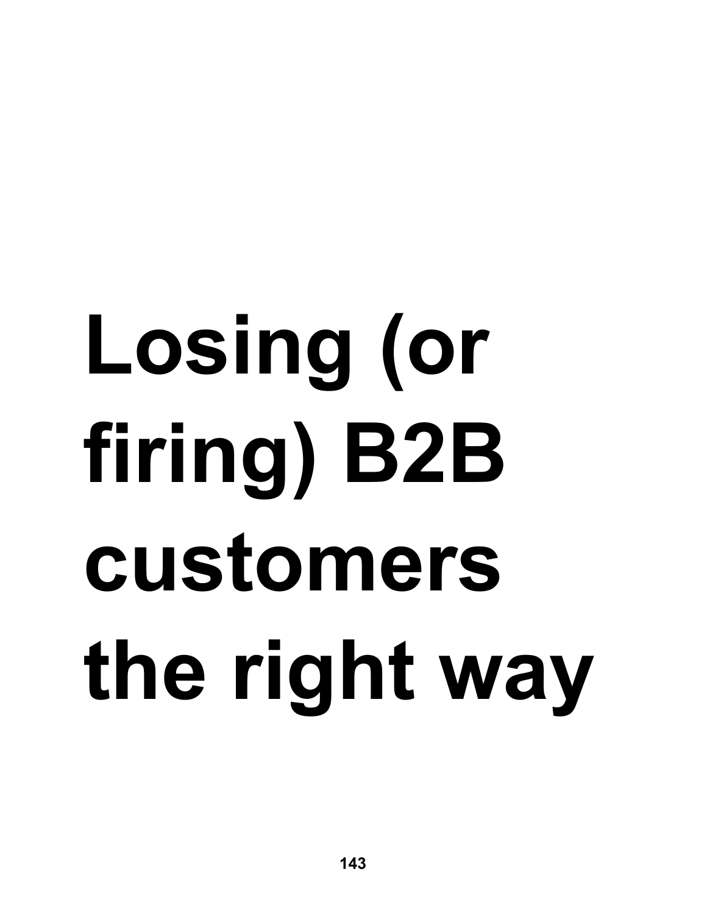# Losing (or firing) B2B customers the right way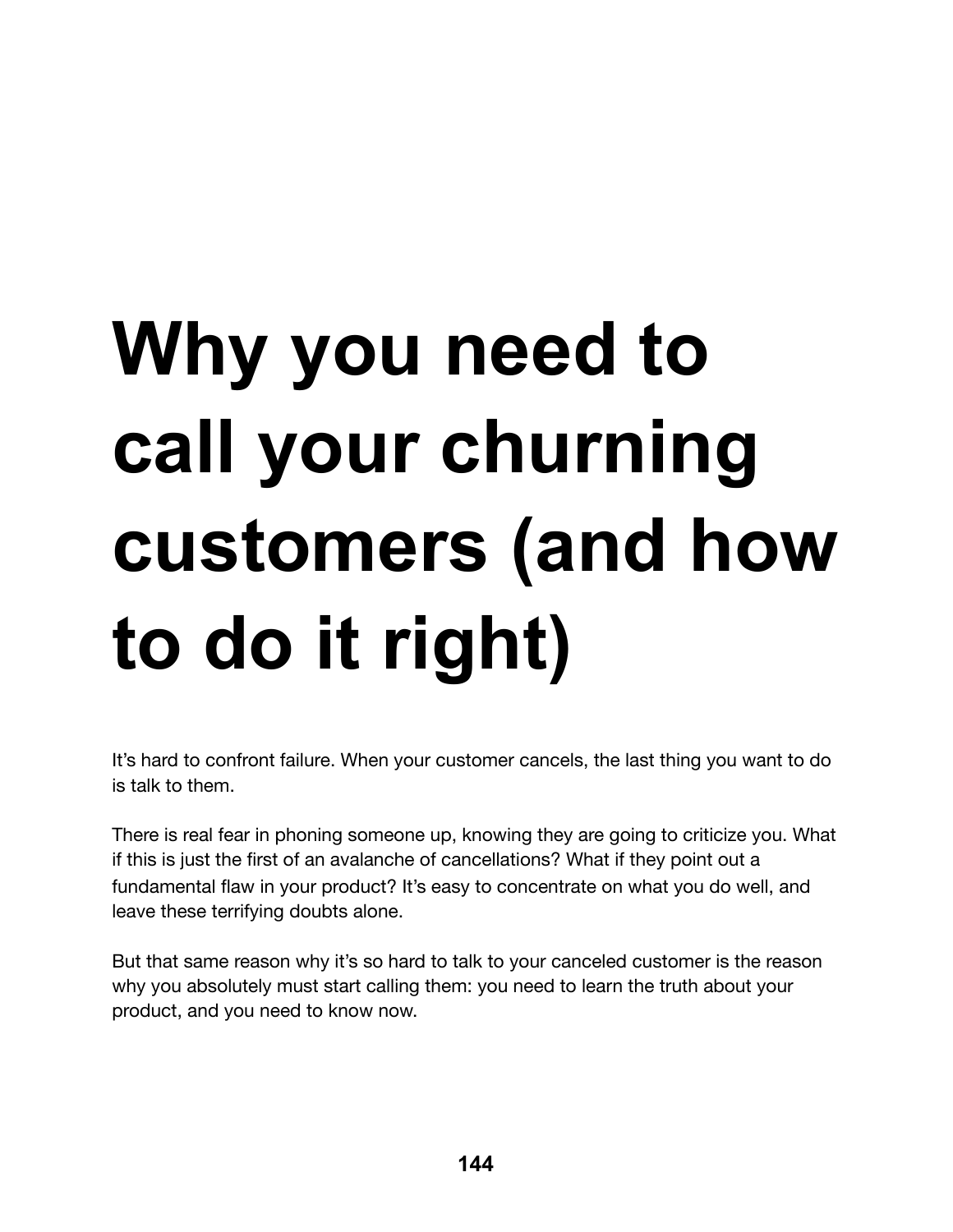# Why you need to call your churning customers (and how to do it right)

It's hard to confront failure. When your customer cancels, the last thing you want to do is talk to them.

There is real fear in phoning someone up, knowing they are going to criticize you. What if this is just the first of an avalanche of cancellations? What if they point out a fundamental flaw in your product? It's easy to concentrate on what you do well, and leave these terrifying doubts alone.

But that same reason why it's so hard to talk to your canceled customer is the reason why you absolutely must start calling them: you need to learn the truth about your product, and you need to know now.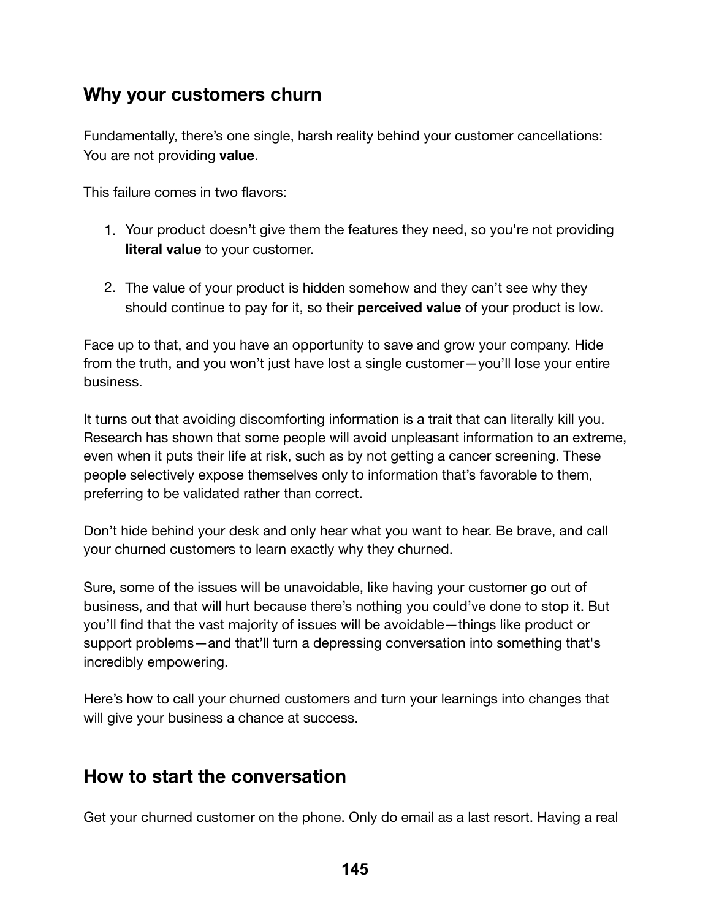## Why your customers churn

Fundamentally, there's one single, harsh reality behind your customer cancellations: You are not providing **value**.

This failure comes in two flavors:

1. Your product doesn't give them the features they need, so you're not providing **literal value** to your customer.

2. The value of your product is hidden somehow and they can't see why they should continue to pay for it, so their **perceived value** of your product is low.

Face up to that, and you have an opportunity to save and grow your company. Hide from the truth, and you won't just have lost a single customer—you'll lose your entire business.

It turns out that avoiding discomforting information is a trait that can literally kill you. Research has shown that some people will avoid unpleasant information to an extreme, even when it puts their life at risk, such as by not getting a cancer screening. These people selectively expose themselves only to information that's favorable to them, preferring to be validated rather than correct.

Don't hide behind your desk and only hear what you want to hear. Be brave, and call your churned customers to learn exactly why they churned.

Sure, some of the issues will be unavoidable, like having your customer go out of business, and that will hurt because there's nothing you could've done to stop it. But you'll find that the vast majority of issues will be avoidable—things like product or support problems—and that'll turn a depressing conversation into something that's incredibly empowering.

Here's how to call your churned customers and turn your learnings into changes that will give your business a chance at success.

## How to start the conversation

Get your churned customer on the phone. Only do email as a last resort. Having a real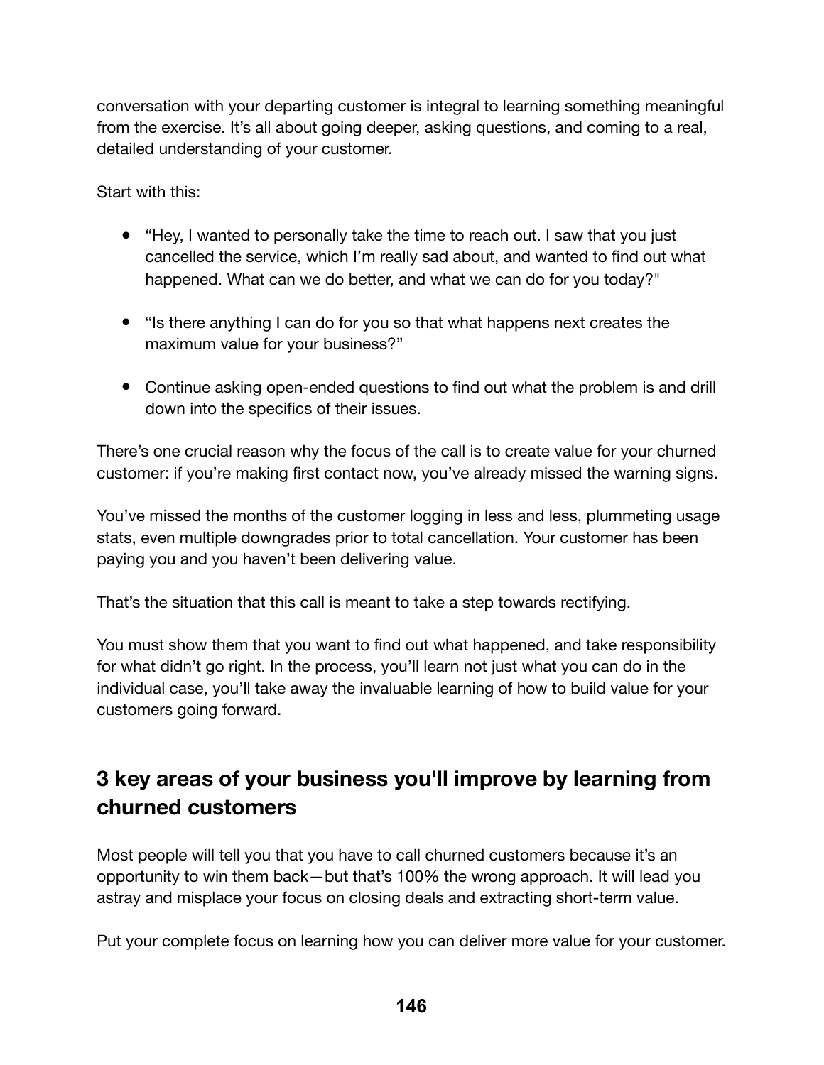conversation with your departing customer is integral to learning something meaningful from the exercise. It's all about going deeper, asking questions, and coming to a real, detailed understanding of your customer.

Start with this:

- "Hey, I wanted to personally take the time to reach out. I saw that you just cancelled the service, which I'm really sad about, and wanted to find out what happened. What can we do better, and what we can do for you today?"
- "Is there anything I can do for you so that what happens next creates the maximum value for your business?"
- Continue asking open-ended questions to find out what the problem is and drill down into the specifics of their issues.

There's one crucial reason why the focus of the call is to create value for your churned customer: if you're making first contact now, you've already missed the warning signs.

You've missed the months of the customer logging in less and less, plummeting usage stats, even multiple downgrades prior to total cancellation. Your customer has been paying you and you haven't been delivering value.

That's the situation that this call is meant to take a step towards rectifying.

You must show them that you want to find out what happened, and take responsibility for what didn't go right. In the process, you'll learn not just what you can do in the individual case, you'll take away the invaluable learning of how to build value for your customers going forward.

## 3 key areas of your business you'll improve by learning from churned customers

Most people will tell you that you have to call churned customers because it's an opportunity to win them back—but that's 100% the wrong approach. It will lead you astray and misplace your focus on closing deals and extracting short-term value.

Put your complete focus on learning how you can deliver more value for your customer.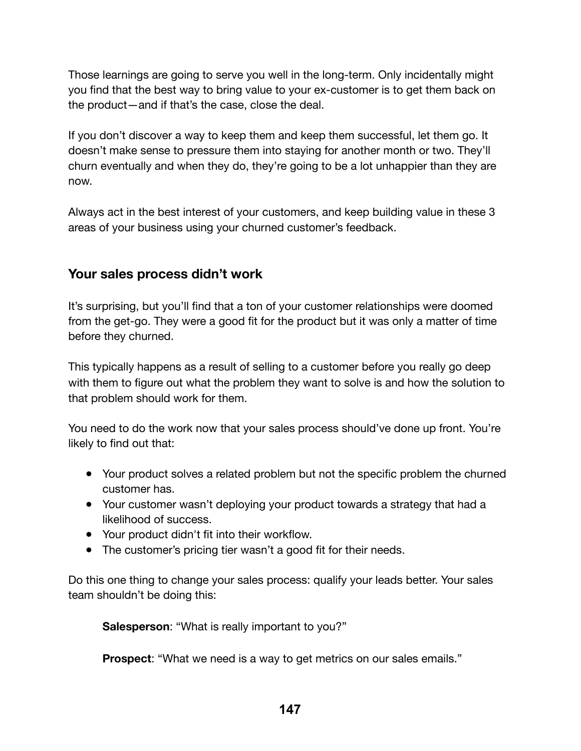Those learnings are going to serve you well in the long-term. Only incidentally might you find that the best way to bring value to your ex-customer is to get them back on the product—and if that's the case, close the deal.

If you don't discover a way to keep them and keep them successful, let them go. It doesn't make sense to pressure them into staying for another month or two. They'll churn eventually and when they do, they're going to be a lot unhappier than they are now.

Always act in the best interest of your customers, and keep building value in these 3 areas of your business using your churned customer's feedback.

### Your sales process didn't work

It's surprising, but you'll find that a ton of your customer relationships were doomed from the get-go. They were a good fit for the product but it was only a matter of time before they churned.

This typically happens as a result of selling to a customer before you really go deep with them to figure out what the problem they want to solve is and how the solution to that problem should work for them.

You need to do the work now that your sales process should've done up front. You're likely to find out that:

- Your product solves a related problem but not the specific problem the churned customer has.
- Your customer wasn't deploying your product towards a strategy that had a likelihood of success.
- Your product didn't fit into their workflow.
- The customer's pricing tier wasn't a good fit for their needs.

Do this one thing to change your sales process: qualify your leads better. Your sales team shouldn't be doing this:

> **Salesperson**: "What is really important to you?"
>
> **Prospect**: "What we need is a way to get metrics on our sales emails."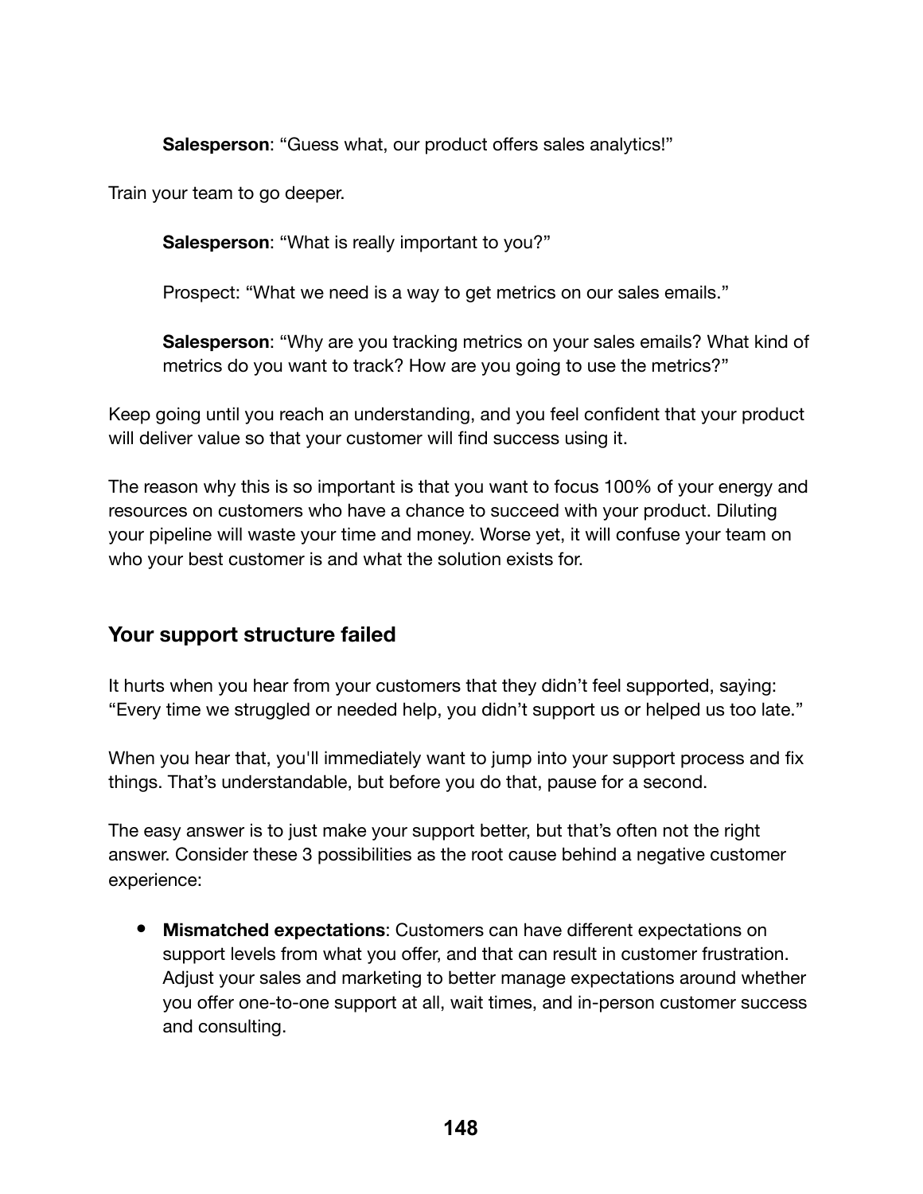> **Salesperson**: “Guess what, our product offers sales analytics!”

Train your team to go deeper.

> **Salesperson**: “What is really important to you?”
>
> Prospect: “What we need is a way to get metrics on our sales emails.”
>
> **Salesperson**: “Why are you tracking metrics on your sales emails? What kind of metrics do you want to track? How are you going to use the metrics?”

Keep going until you reach an understanding, and you feel confident that your product will deliver value so that your customer will find success using it.

The reason why this is so important is that you want to focus 100% of your energy and resources on customers who have a chance to succeed with your product. Diluting your pipeline will waste your time and money. Worse yet, it will confuse your team on who your best customer is and what the solution exists for.

## Your support structure failed

It hurts when you hear from your customers that they didn't feel supported, saying: “Every time we struggled or needed help, you didn't support us or helped us too late.”

When you hear that, you'll immediately want to jump into your support process and fix things. That's understandable, but before you do that, pause for a second.

The easy answer is to just make your support better, but that's often not the right answer. Consider these 3 possibilities as the root cause behind a negative customer experience:

- **Mismatched expectations**: Customers can have different expectations on support levels from what you offer, and that can result in customer frustration. Adjust your sales and marketing to better manage expectations around whether you offer one-to-one support at all, wait times, and in-person customer success and consulting.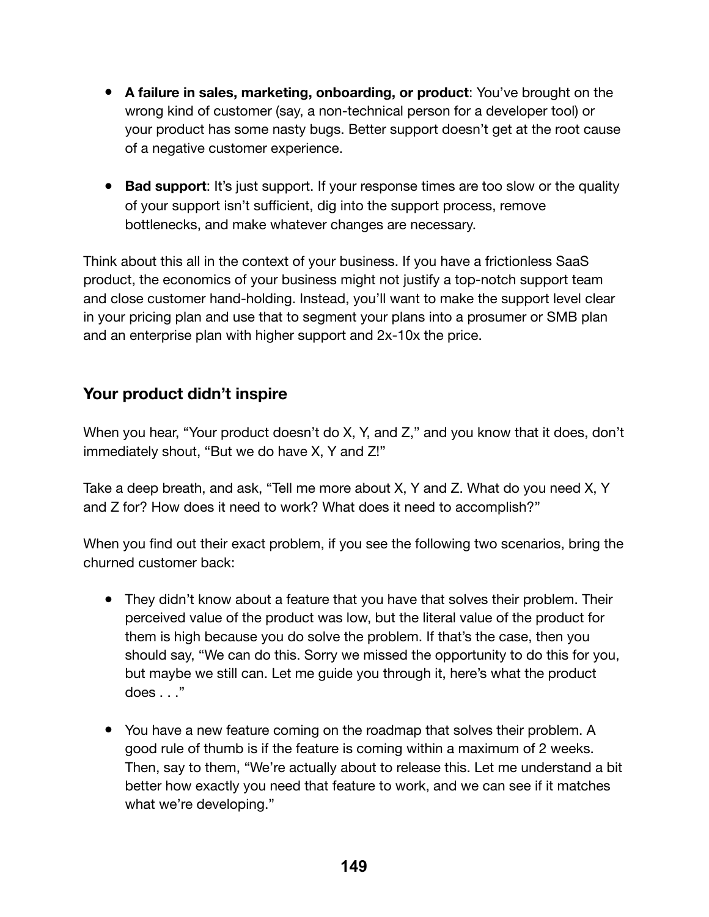- **A failure in sales, marketing, onboarding, or product**: You've brought on the wrong kind of customer (say, a non-technical person for a developer tool) or your product has some nasty bugs. Better support doesn't get at the root cause of a negative customer experience.

- **Bad support**: It's just support. If your response times are too slow or the quality of your support isn't sufficient, dig into the support process, remove bottlenecks, and make whatever changes are necessary.

Think about this all in the context of your business. If you have a frictionless SaaS product, the economics of your business might not justify a top-notch support team and close customer hand-holding. Instead, you'll want to make the support level clear in your pricing plan and use that to segment your plans into a prosumer or SMB plan and an enterprise plan with higher support and 2x-10x the price.

## Your product didn't inspire

When you hear, "Your product doesn't do X, Y, and Z," and you know that it does, don't immediately shout, "But we do have X, Y and Z!"

Take a deep breath, and ask, "Tell me more about X, Y and Z. What do you need X, Y and Z for? How does it need to work? What does it need to accomplish?"

When you find out their exact problem, if you see the following two scenarios, bring the churned customer back:

- They didn't know about a feature that you have that solves their problem. Their perceived value of the product was low, but the literal value of the product for them is high because you do solve the problem. If that's the case, then you should say, "We can do this. Sorry we missed the opportunity to do this for you, but maybe we still can. Let me guide you through it, here's what the product does . . ."

- You have a new feature coming on the roadmap that solves their problem. A good rule of thumb is if the feature is coming within a maximum of 2 weeks. Then, say to them, "We're actually about to release this. Let me understand a bit better how exactly you need that feature to work, and we can see if it matches what we're developing."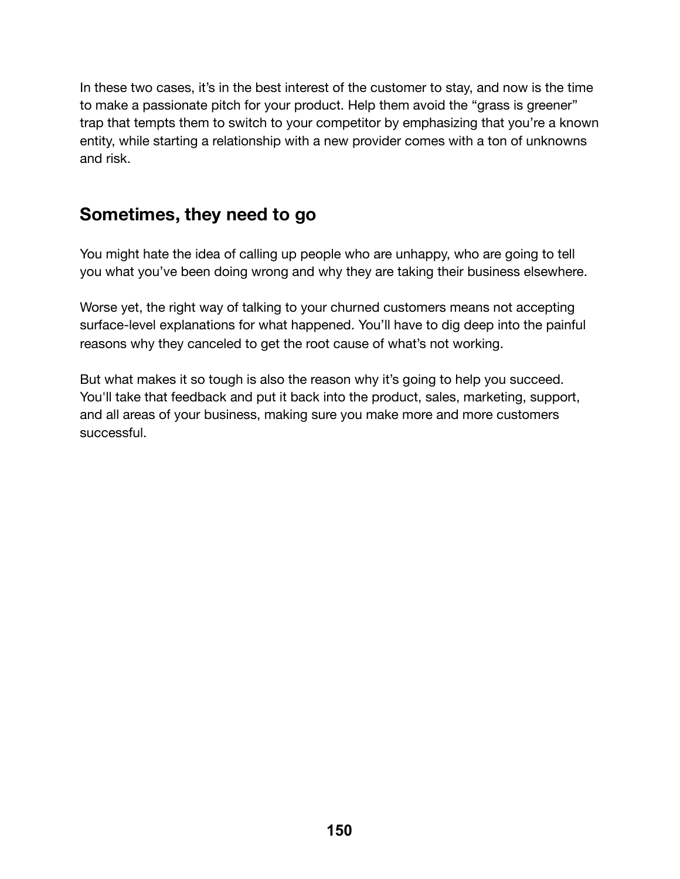In these two cases, it's in the best interest of the customer to stay, and now is the time to make a passionate pitch for your product. Help them avoid the "grass is greener" trap that tempts them to switch to your competitor by emphasizing that you're a known entity, while starting a relationship with a new provider comes with a ton of unknowns and risk.

## Sometimes, they need to go

You might hate the idea of calling up people who are unhappy, who are going to tell you what you've been doing wrong and why they are taking their business elsewhere.

Worse yet, the right way of talking to your churned customers means not accepting surface-level explanations for what happened. You'll have to dig deep into the painful reasons why they canceled to get the root cause of what's not working.

But what makes it so tough is also the reason why it's going to help you succeed. You'll take that feedback and put it back into the product, sales, marketing, support, and all areas of your business, making sure you make more and more customers successful.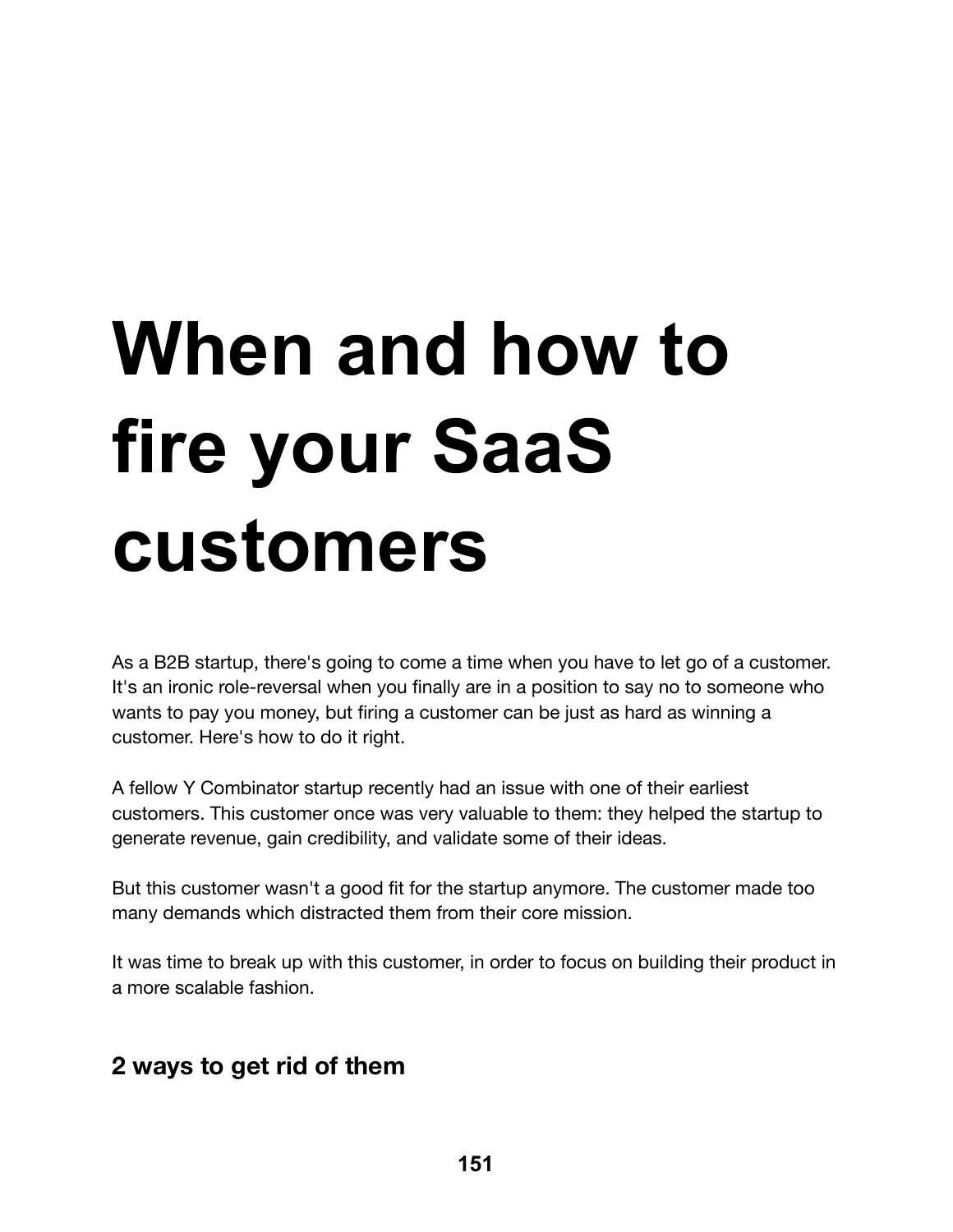# When and how to fire your SaaS customers

As a B2B startup, there's going to come a time when you have to let go of a customer. It's an ironic role-reversal when you finally are in a position to say no to someone who wants to pay you money, but firing a customer can be just as hard as winning a customer. Here's how to do it right.

A fellow Y Combinator startup recently had an issue with one of their earliest customers. This customer once was very valuable to them: they helped the startup to generate revenue, gain credibility, and validate some of their ideas.

But this customer wasn't a good fit for the startup anymore. The customer made too many demands which distracted them from their core mission.

It was time to break up with this customer, in order to focus on building their product in a more scalable fashion.

## 2 ways to get rid of them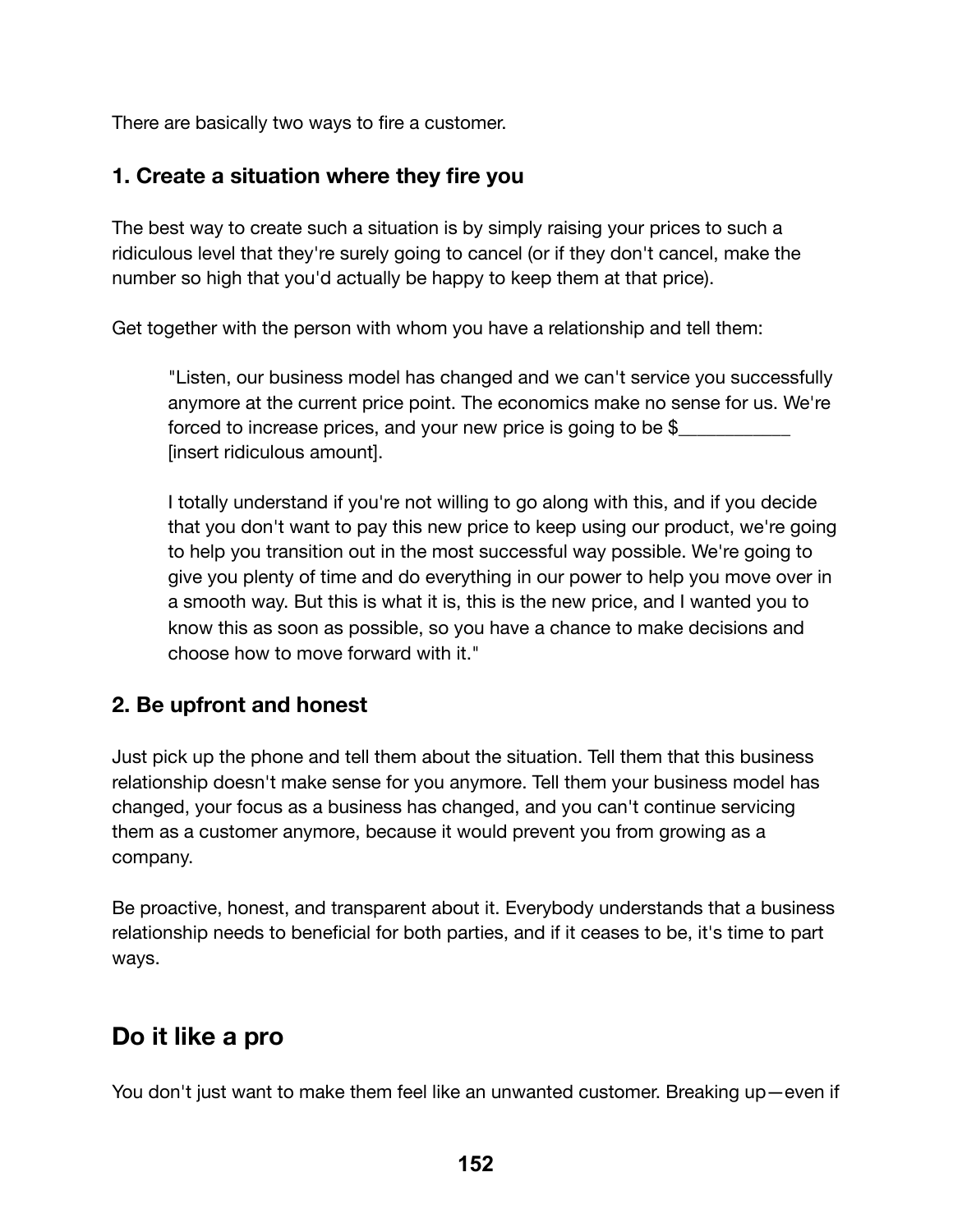There are basically two ways to fire a customer.

### 1. Create a situation where they fire you

The best way to create such a situation is by simply raising your prices to such a ridiculous level that they're surely going to cancel (or if they don't cancel, make the number so high that you'd actually be happy to keep them at that price).

Get together with the person with whom you have a relationship and tell them:

> "Listen, our business model has changed and we can't service you successfully anymore at the current price point. The economics make no sense for us. We're forced to increase prices, and your new price is going to be $___________ [insert ridiculous amount].
>
> I totally understand if you're not willing to go along with this, and if you decide that you don't want to pay this new price to keep using our product, we're going to help you transition out in the most successful way possible. We're going to give you plenty of time and do everything in our power to help you move over in a smooth way. But this is what it is, this is the new price, and I wanted you to know this as soon as possible, so you have a chance to make decisions and choose how to move forward with it."

### 2. Be upfront and honest

Just pick up the phone and tell them about the situation. Tell them that this business relationship doesn't make sense for you anymore. Tell them your business model has changed, your focus as a business has changed, and you can't continue servicing them as a customer anymore, because it would prevent you from growing as a company.

Be proactive, honest, and transparent about it. Everybody understands that a business relationship needs to beneficial for both parties, and if it ceases to be, it's time to part ways.

## Do it like a pro

You don't just want to make them feel like an unwanted customer. Breaking up—even if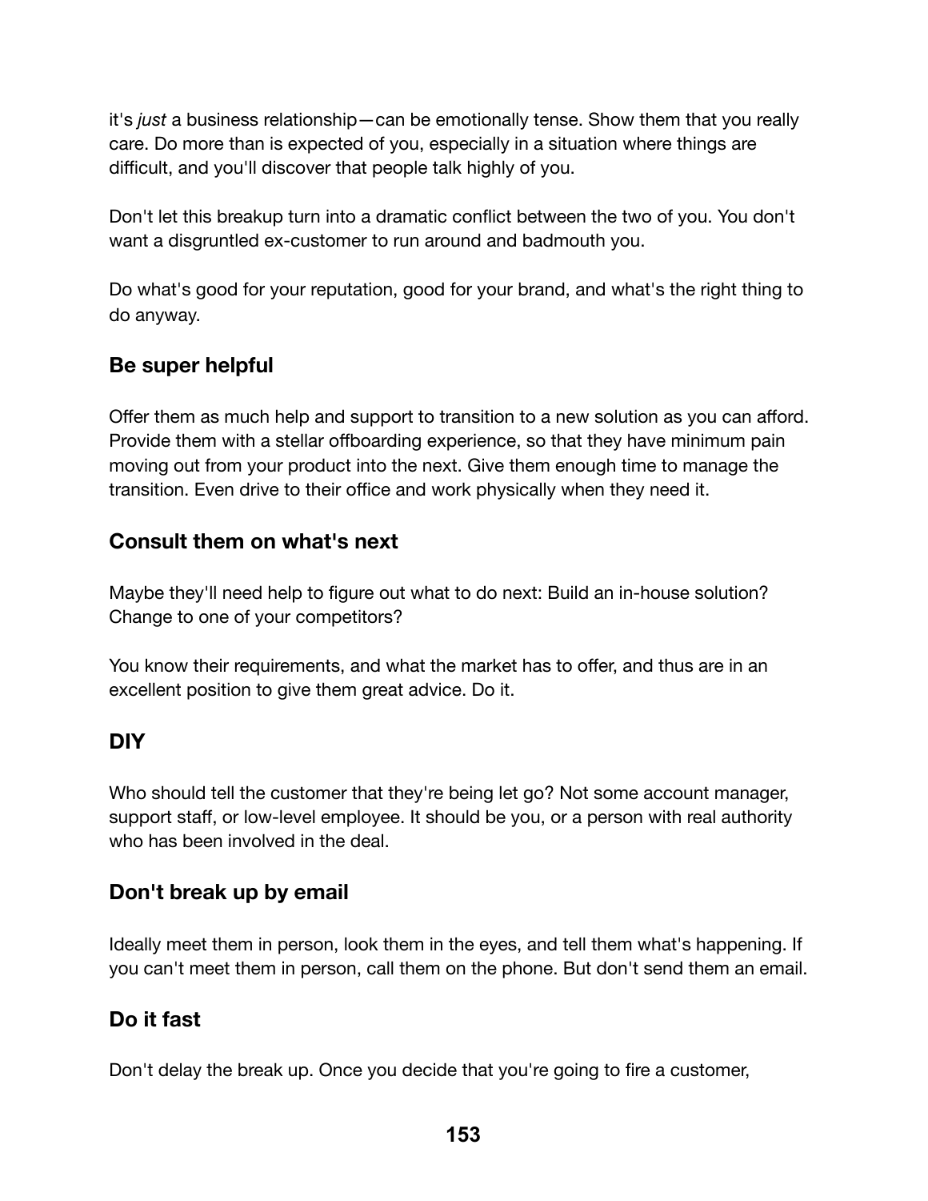it's *just* a business relationship—can be emotionally tense. Show them that you really care. Do more than is expected of you, especially in a situation where things are difficult, and you'll discover that people talk highly of you.

Don't let this breakup turn into a dramatic conflict between the two of you. You don't want a disgruntled ex-customer to run around and badmouth you.

Do what's good for your reputation, good for your brand, and what's the right thing to do anyway.

### Be super helpful

Offer them as much help and support to transition to a new solution as you can afford. Provide them with a stellar offboarding experience, so that they have minimum pain moving out from your product into the next. Give them enough time to manage the transition. Even drive to their office and work physically when they need it.

### Consult them on what's next

Maybe they'll need help to figure out what to do next: Build an in-house solution? Change to one of your competitors?

You know their requirements, and what the market has to offer, and thus are in an excellent position to give them great advice. Do it.

### DIY

Who should tell the customer that they're being let go? Not some account manager, support staff, or low-level employee. It should be you, or a person with real authority who has been involved in the deal.

### Don't break up by email

Ideally meet them in person, look them in the eyes, and tell them what's happening. If you can't meet them in person, call them on the phone. But don't send them an email.

### Do it fast

Don't delay the break up. Once you decide that you're going to fire a customer,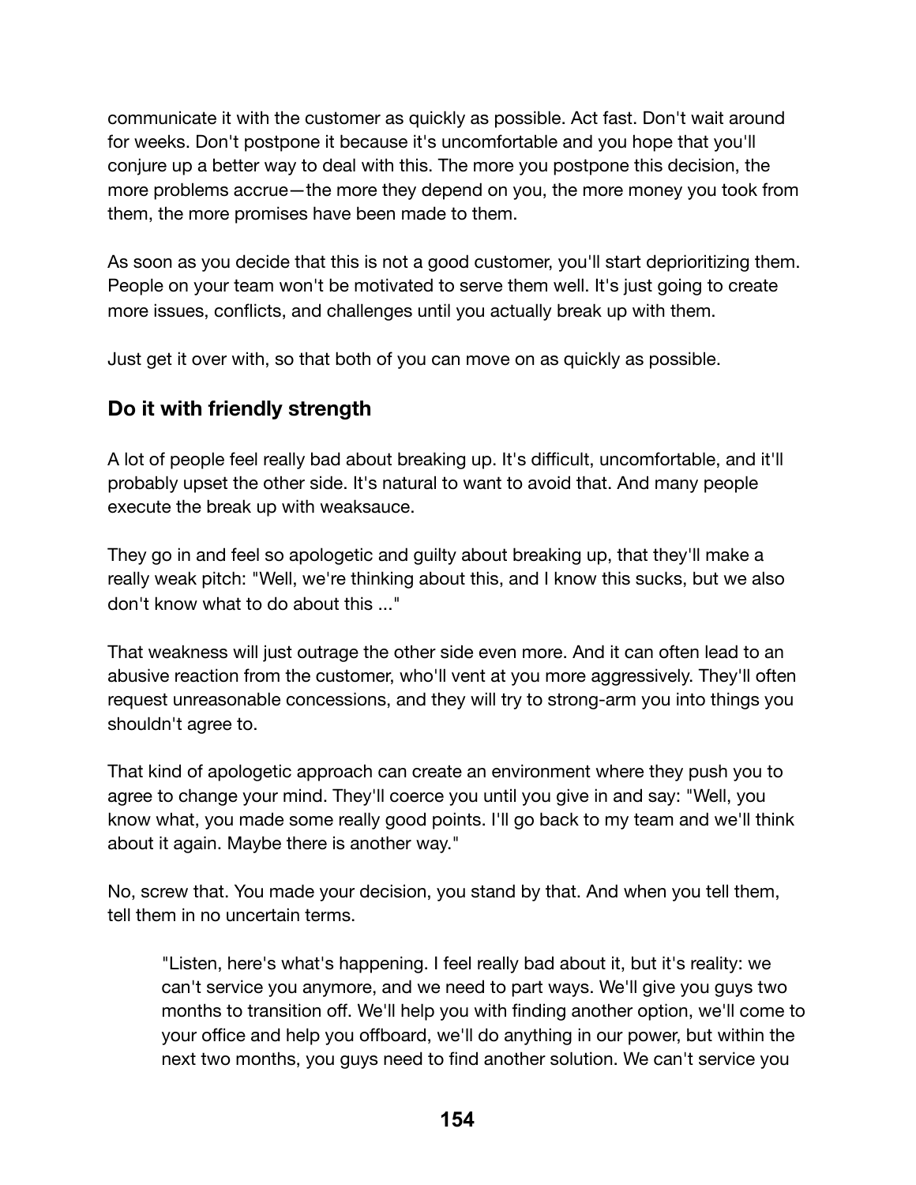communicate it with the customer as quickly as possible. Act fast. Don't wait around for weeks. Don't postpone it because it's uncomfortable and you hope that you'll conjure up a better way to deal with this. The more you postpone this decision, the more problems accrue—the more they depend on you, the more money you took from them, the more promises have been made to them.

As soon as you decide that this is not a good customer, you'll start deprioritizing them. People on your team won't be motivated to serve them well. It's just going to create more issues, conflicts, and challenges until you actually break up with them.

Just get it over with, so that both of you can move on as quickly as possible.

## Do it with friendly strength

A lot of people feel really bad about breaking up. It's difficult, uncomfortable, and it'll probably upset the other side. It's natural to want to avoid that. And many people execute the break up with weaksauce.

They go in and feel so apologetic and guilty about breaking up, that they'll make a really weak pitch: "Well, we're thinking about this, and I know this sucks, but we also don't know what to do about this ..."

That weakness will just outrage the other side even more. And it can often lead to an abusive reaction from the customer, who'll vent at you more aggressively. They'll often request unreasonable concessions, and they will try to strong-arm you into things you shouldn't agree to.

That kind of apologetic approach can create an environment where they push you to agree to change your mind. They'll coerce you until you give in and say: "Well, you know what, you made some really good points. I'll go back to my team and we'll think about it again. Maybe there is another way."

No, screw that. You made your decision, you stand by that. And when you tell them, tell them in no uncertain terms.

> "Listen, here's what's happening. I feel really bad about it, but it's reality: we can't service you anymore, and we need to part ways. We'll give you guys two months to transition off. We'll help you with finding another option, we'll come to your office and help you offboard, we'll do anything in our power, but within the next two months, you guys need to find another solution. We can't service you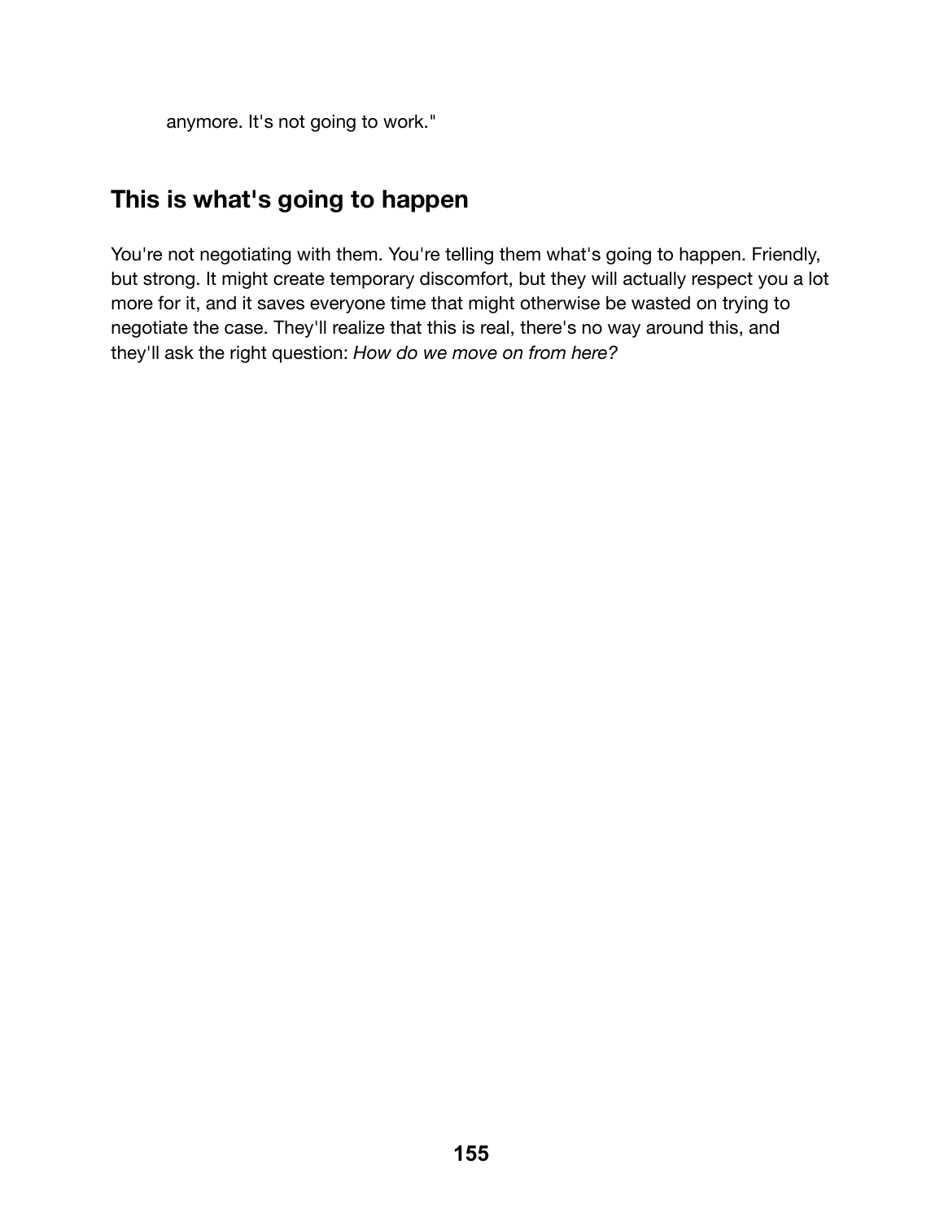anymore. It's not going to work."

## This is what's going to happen

You're not negotiating with them. You're telling them what's going to happen. Friendly, but strong. It might create temporary discomfort, but they will actually respect you a lot more for it, and it saves everyone time that might otherwise be wasted on trying to negotiate the case. They'll realize that this is real, there's no way around this, and they'll ask the right question: *How do we move on from here?*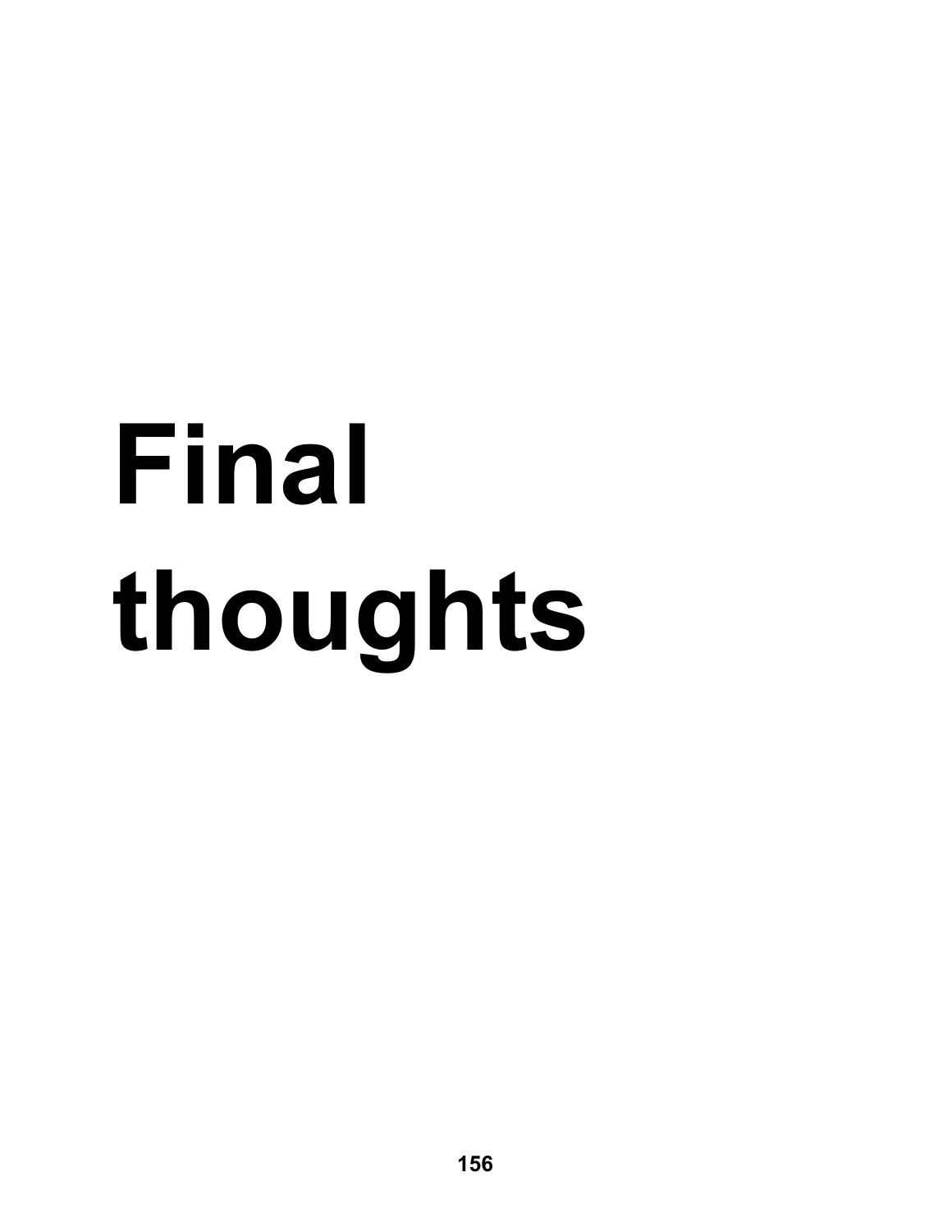# Final thoughts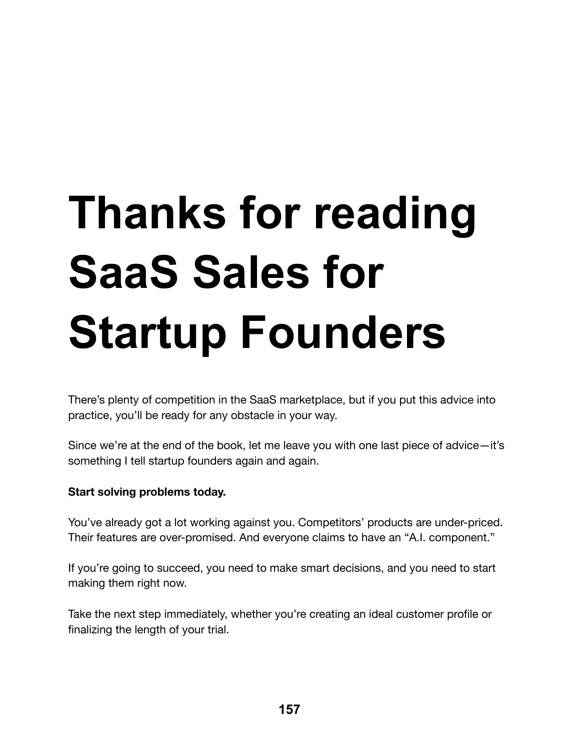# Thanks for reading SaaS Sales for Startup Founders

There's plenty of competition in the SaaS marketplace, but if you put this advice into practice, you'll be ready for any obstacle in your way.

Since we're at the end of the book, let me leave you with one last piece of advice—it's something I tell startup founders again and again.

**Start solving problems today.**

You've already got a lot working against you. Competitors' products are under-priced. Their features are over-promised. And everyone claims to have an "A.I. component."

If you're going to succeed, you need to make smart decisions, and you need to start making them right now.

Take the next step immediately, whether you're creating an ideal customer profile or finalizing the length of your trial.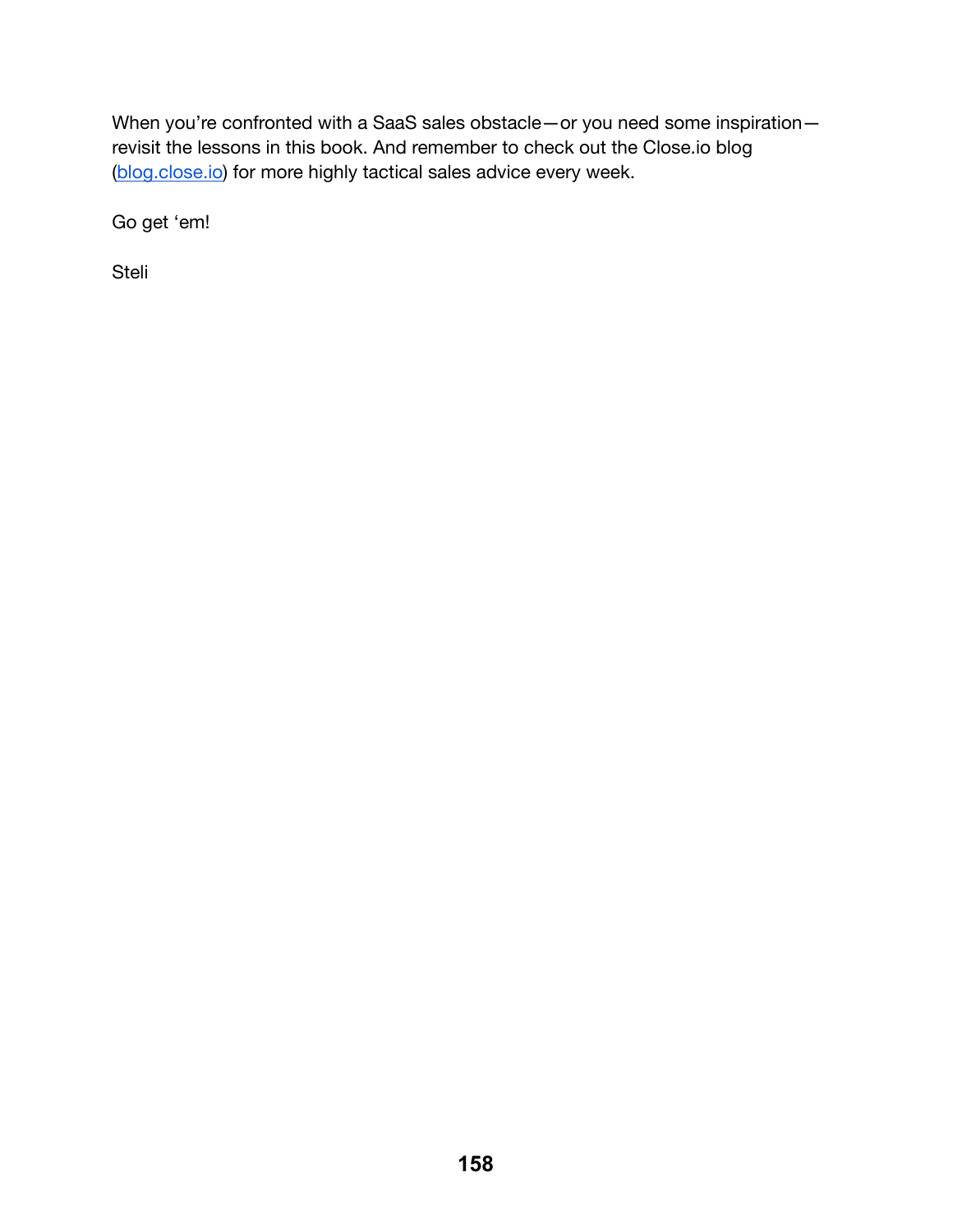When you're confronted with a SaaS sales obstacle—or you need some inspiration—revisit the lessons in this book. And remember to check out the Close.io blog (blog.close.io) for more highly tactical sales advice every week.

Go get 'em!

Steli